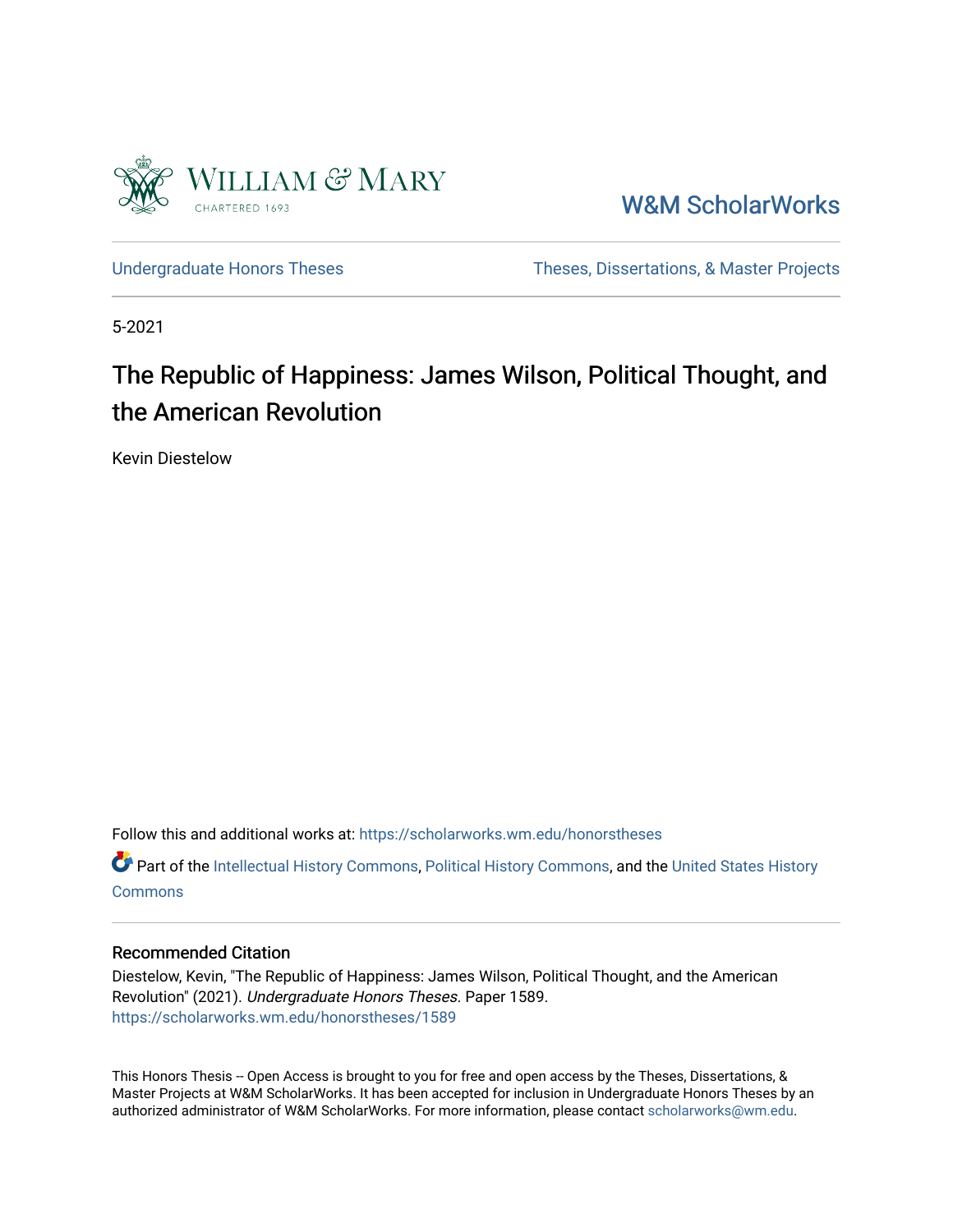William & Mary
CHARTERED 1693

W&M ScholarWorks

Undergraduate Honors Theses | Theses, Dissertations, & Master Projects

5-2021

# The Republic of Happiness: James Wilson, Political Thought, and the American Revolution

Kevin Diestelow

Follow this and additional works at: https://scholarworks.wm.edu/honorstheses

Part of the Intellectual History Commons, Political History Commons, and the United States History Commons

## Recommended Citation

Diestelow, Kevin, "The Republic of Happiness: James Wilson, Political Thought, and the American Revolution" (2021). *Undergraduate Honors Theses.* Paper 1589.
https://scholarworks.wm.edu/honorstheses/1589

This Honors Thesis -- Open Access is brought to you for free and open access by the Theses, Dissertations, & Master Projects at W&M ScholarWorks. It has been accepted for inclusion in Undergraduate Honors Theses by an authorized administrator of W&M ScholarWorks. For more information, please contact scholarworks@wm.edu.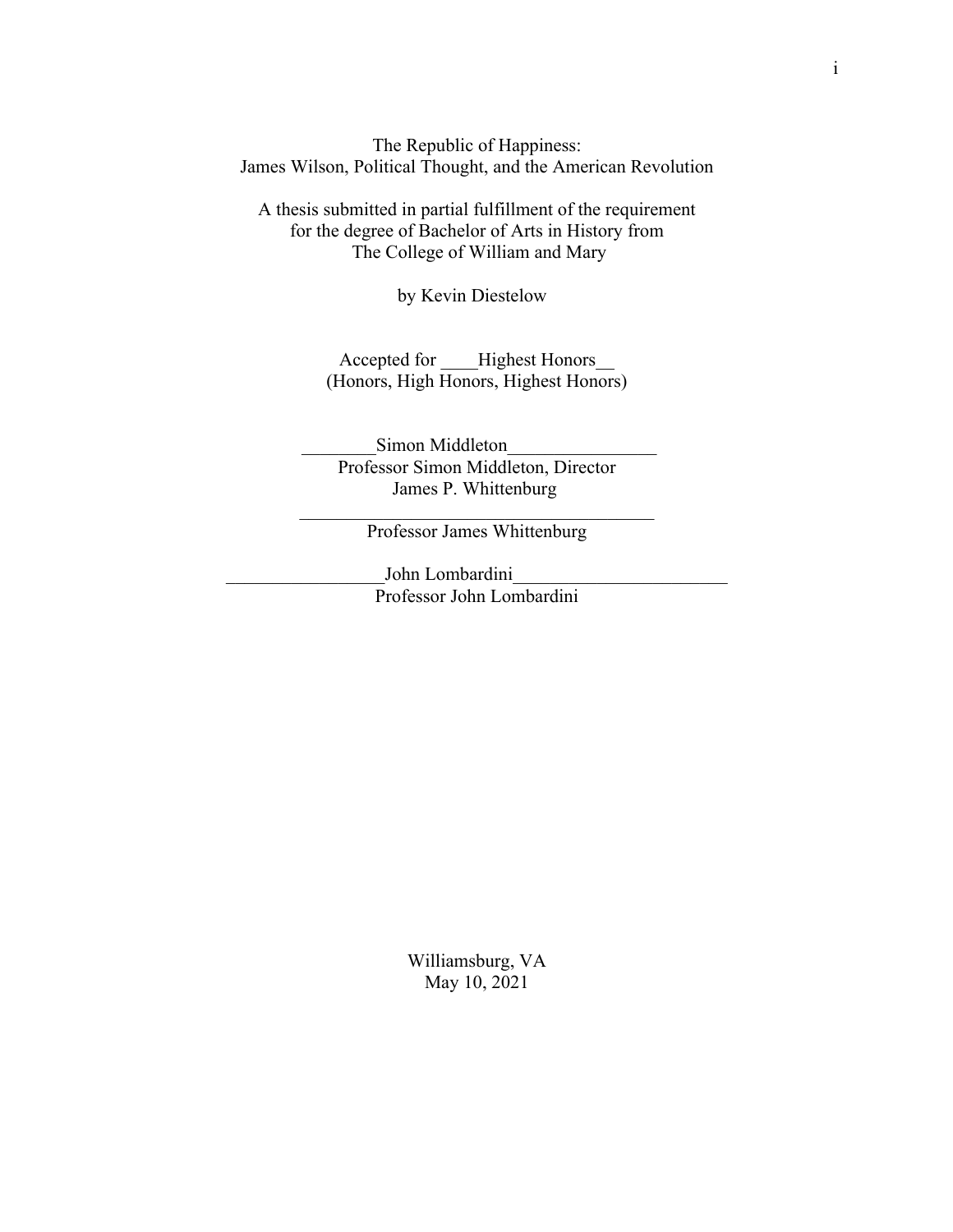The Republic of Happiness:
James Wilson, Political Thought, and the American Revolution

A thesis submitted in partial fulfillment of the requirement
for the degree of Bachelor of Arts in History from
The College of William and Mary

by Kevin Diestelow

Accepted for ____Highest Honors__
(Honors, High Honors, Highest Honors)

________Simon Middleton________________
Professor Simon Middleton, Director

James P. Whittenburg
______________________________________
Professor James Whittenburg

_________________John Lombardini_______________________
Professor John Lombardini

Williamsburg, VA
May 10, 2021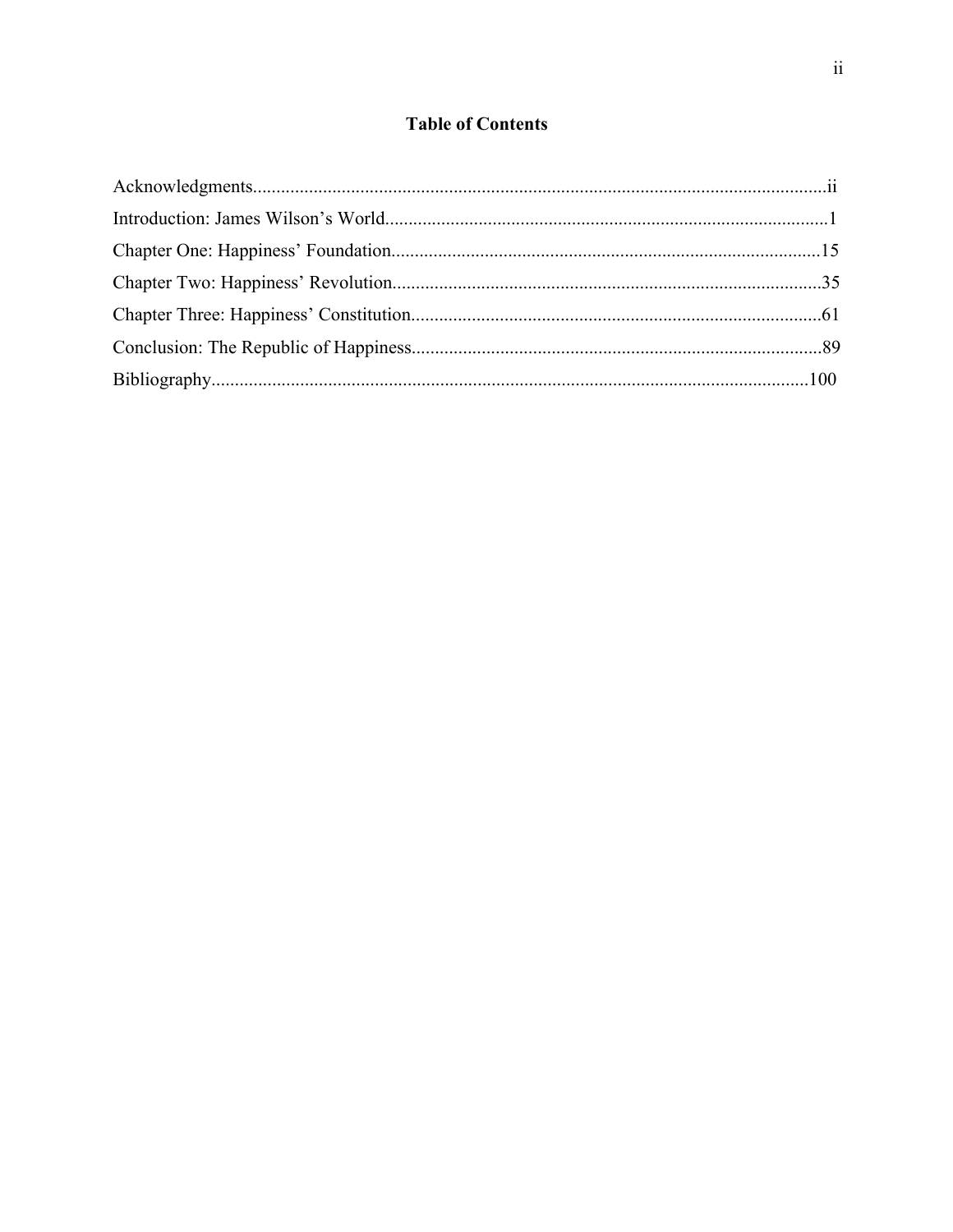## Table of Contents

Acknowledgments..........................................................................................................................ii

Introduction: James Wilson's World..............................................................................................1

Chapter One: Happiness' Foundation...........................................................................................15

Chapter Two: Happiness' Revolution...........................................................................................35

Chapter Three: Happiness' Constitution.......................................................................................61

Conclusion: The Republic of Happiness.......................................................................................89

Bibliography..............................................................................................................................100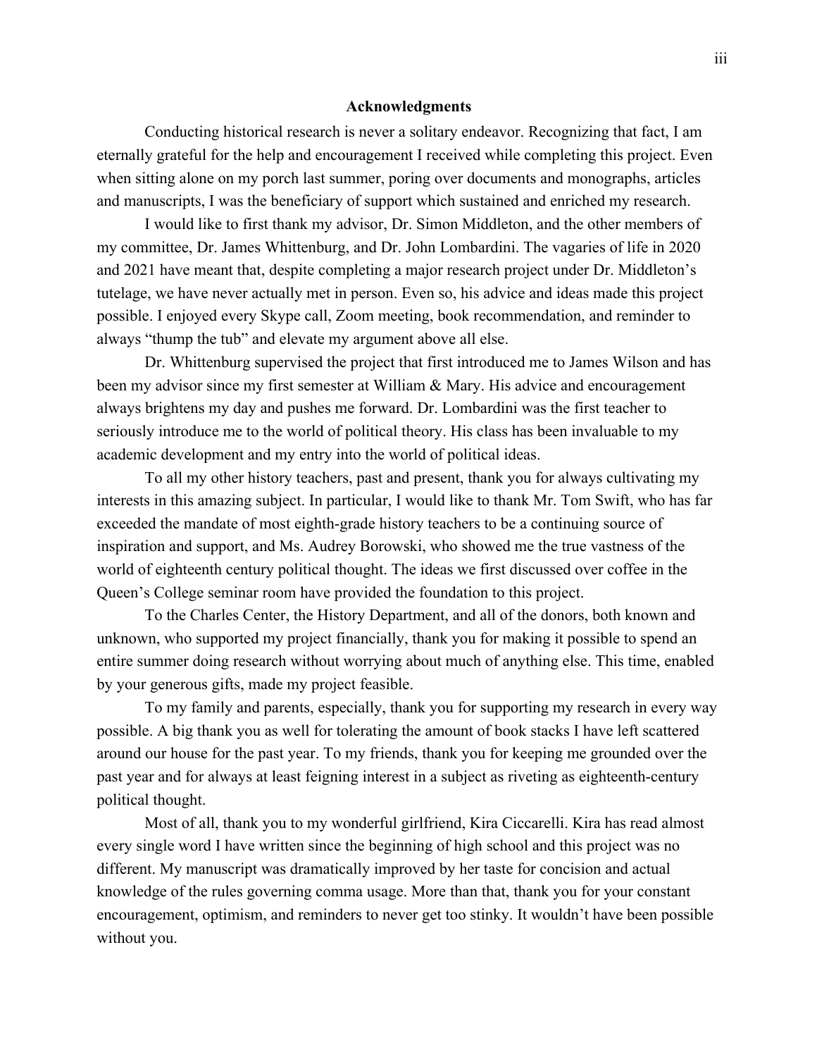## Acknowledgments

Conducting historical research is never a solitary endeavor. Recognizing that fact, I am eternally grateful for the help and encouragement I received while completing this project. Even when sitting alone on my porch last summer, poring over documents and monographs, articles and manuscripts, I was the beneficiary of support which sustained and enriched my research.

I would like to first thank my advisor, Dr. Simon Middleton, and the other members of my committee, Dr. James Whittenburg, and Dr. John Lombardini. The vagaries of life in 2020 and 2021 have meant that, despite completing a major research project under Dr. Middleton's tutelage, we have never actually met in person. Even so, his advice and ideas made this project possible. I enjoyed every Skype call, Zoom meeting, book recommendation, and reminder to always "thump the tub" and elevate my argument above all else.

Dr. Whittenburg supervised the project that first introduced me to James Wilson and has been my advisor since my first semester at William & Mary. His advice and encouragement always brightens my day and pushes me forward. Dr. Lombardini was the first teacher to seriously introduce me to the world of political theory. His class has been invaluable to my academic development and my entry into the world of political ideas.

To all my other history teachers, past and present, thank you for always cultivating my interests in this amazing subject. In particular, I would like to thank Mr. Tom Swift, who has far exceeded the mandate of most eighth-grade history teachers to be a continuing source of inspiration and support, and Ms. Audrey Borowski, who showed me the true vastness of the world of eighteenth century political thought. The ideas we first discussed over coffee in the Queen's College seminar room have provided the foundation to this project.

To the Charles Center, the History Department, and all of the donors, both known and unknown, who supported my project financially, thank you for making it possible to spend an entire summer doing research without worrying about much of anything else. This time, enabled by your generous gifts, made my project feasible.

To my family and parents, especially, thank you for supporting my research in every way possible. A big thank you as well for tolerating the amount of book stacks I have left scattered around our house for the past year. To my friends, thank you for keeping me grounded over the past year and for always at least feigning interest in a subject as riveting as eighteenth-century political thought.

Most of all, thank you to my wonderful girlfriend, Kira Ciccarelli. Kira has read almost every single word I have written since the beginning of high school and this project was no different. My manuscript was dramatically improved by her taste for concision and actual knowledge of the rules governing comma usage. More than that, thank you for your constant encouragement, optimism, and reminders to never get too stinky. It wouldn't have been possible without you.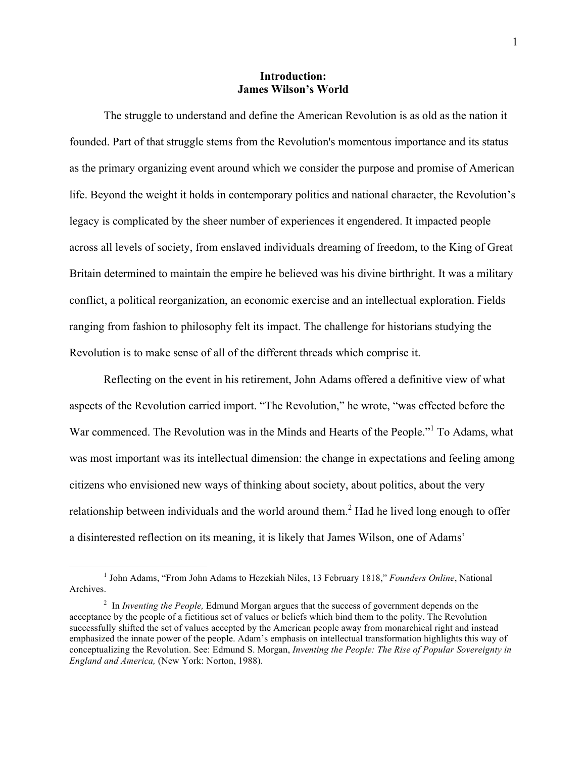# Introduction: James Wilson's World

The struggle to understand and define the American Revolution is as old as the nation it founded. Part of that struggle stems from the Revolution's momentous importance and its status as the primary organizing event around which we consider the purpose and promise of American life. Beyond the weight it holds in contemporary politics and national character, the Revolution's legacy is complicated by the sheer number of experiences it engendered. It impacted people across all levels of society, from enslaved individuals dreaming of freedom, to the King of Great Britain determined to maintain the empire he believed was his divine birthright. It was a military conflict, a political reorganization, an economic exercise and an intellectual exploration. Fields ranging from fashion to philosophy felt its impact. The challenge for historians studying the Revolution is to make sense of all of the different threads which comprise it.

Reflecting on the event in his retirement, John Adams offered a definitive view of what aspects of the Revolution carried import. "The Revolution," he wrote, "was effected before the War commenced. The Revolution was in the Minds and Hearts of the People."[1] To Adams, what was most important was its intellectual dimension: the change in expectations and feeling among citizens who envisioned new ways of thinking about society, about politics, about the very relationship between individuals and the world around them.[2] Had he lived long enough to offer a disinterested reflection on its meaning, it is likely that James Wilson, one of Adams'

---

[1] John Adams, "From John Adams to Hezekiah Niles, 13 February 1818," *Founders Online*, National Archives.

[2] In *Inventing the People,* Edmund Morgan argues that the success of government depends on the acceptance by the people of a fictitious set of values or beliefs which bind them to the polity. The Revolution successfully shifted the set of values accepted by the American people away from monarchical right and instead emphasized the innate power of the people. Adam's emphasis on intellectual transformation highlights this way of conceptualizing the Revolution. See: Edmund S. Morgan, *Inventing the People: The Rise of Popular Sovereignty in England and America,* (New York: Norton, 1988).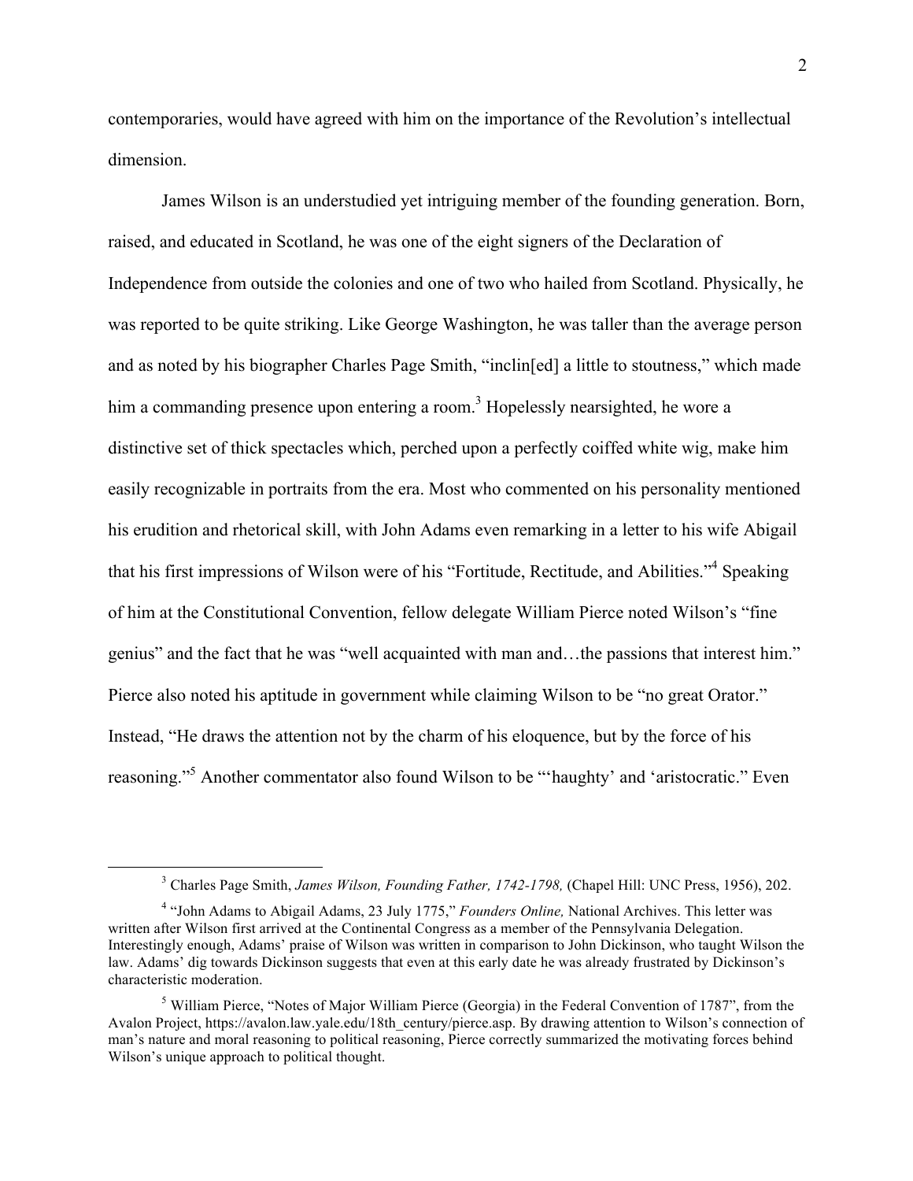contemporaries, would have agreed with him on the importance of the Revolution's intellectual dimension.

James Wilson is an understudied yet intriguing member of the founding generation. Born, raised, and educated in Scotland, he was one of the eight signers of the Declaration of Independence from outside the colonies and one of two who hailed from Scotland. Physically, he was reported to be quite striking. Like George Washington, he was taller than the average person and as noted by his biographer Charles Page Smith, "inclin[ed] a little to stoutness," which made him a commanding presence upon entering a room.[3] Hopelessly nearsighted, he wore a distinctive set of thick spectacles which, perched upon a perfectly coiffed white wig, make him easily recognizable in portraits from the era. Most who commented on his personality mentioned his erudition and rhetorical skill, with John Adams even remarking in a letter to his wife Abigail that his first impressions of Wilson were of his "Fortitude, Rectitude, and Abilities."[4] Speaking of him at the Constitutional Convention, fellow delegate William Pierce noted Wilson's "fine genius" and the fact that he was "well acquainted with man and…the passions that interest him." Pierce also noted his aptitude in government while claiming Wilson to be "no great Orator." Instead, "He draws the attention not by the charm of his eloquence, but by the force of his reasoning."[5] Another commentator also found Wilson to be "'haughty' and 'aristocratic." Even

---

[3] Charles Page Smith, *James Wilson, Founding Father, 1742-1798,* (Chapel Hill: UNC Press, 1956), 202.

[4] "John Adams to Abigail Adams, 23 July 1775," *Founders Online,* National Archives. This letter was written after Wilson first arrived at the Continental Congress as a member of the Pennsylvania Delegation. Interestingly enough, Adams' praise of Wilson was written in comparison to John Dickinson, who taught Wilson the law. Adams' dig towards Dickinson suggests that even at this early date he was already frustrated by Dickinson's characteristic moderation.

[5] William Pierce, "Notes of Major William Pierce (Georgia) in the Federal Convention of 1787", from the Avalon Project, https://avalon.law.yale.edu/18th_century/pierce.asp. By drawing attention to Wilson's connection of man's nature and moral reasoning to political reasoning, Pierce correctly summarized the motivating forces behind Wilson's unique approach to political thought.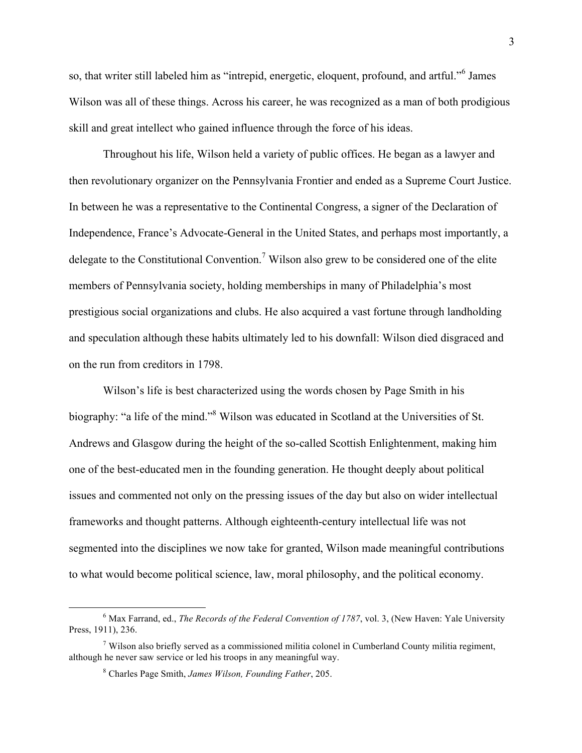so, that writer still labeled him as "intrepid, energetic, eloquent, profound, and artful."[6] James Wilson was all of these things. Across his career, he was recognized as a man of both prodigious skill and great intellect who gained influence through the force of his ideas.

Throughout his life, Wilson held a variety of public offices. He began as a lawyer and then revolutionary organizer on the Pennsylvania Frontier and ended as a Supreme Court Justice. In between he was a representative to the Continental Congress, a signer of the Declaration of Independence, France's Advocate-General in the United States, and perhaps most importantly, a delegate to the Constitutional Convention.[7] Wilson also grew to be considered one of the elite members of Pennsylvania society, holding memberships in many of Philadelphia's most prestigious social organizations and clubs. He also acquired a vast fortune through landholding and speculation although these habits ultimately led to his downfall: Wilson died disgraced and on the run from creditors in 1798.

Wilson's life is best characterized using the words chosen by Page Smith in his biography: "a life of the mind."[8] Wilson was educated in Scotland at the Universities of St. Andrews and Glasgow during the height of the so-called Scottish Enlightenment, making him one of the best-educated men in the founding generation. He thought deeply about political issues and commented not only on the pressing issues of the day but also on wider intellectual frameworks and thought patterns. Although eighteenth-century intellectual life was not segmented into the disciplines we now take for granted, Wilson made meaningful contributions to what would become political science, law, moral philosophy, and the political economy.

---

[6] Max Farrand, ed., *The Records of the Federal Convention of 1787*, vol. 3, (New Haven: Yale University Press, 1911), 236.

[7] Wilson also briefly served as a commissioned militia colonel in Cumberland County militia regiment, although he never saw service or led his troops in any meaningful way.

[8] Charles Page Smith, *James Wilson, Founding Father*, 205.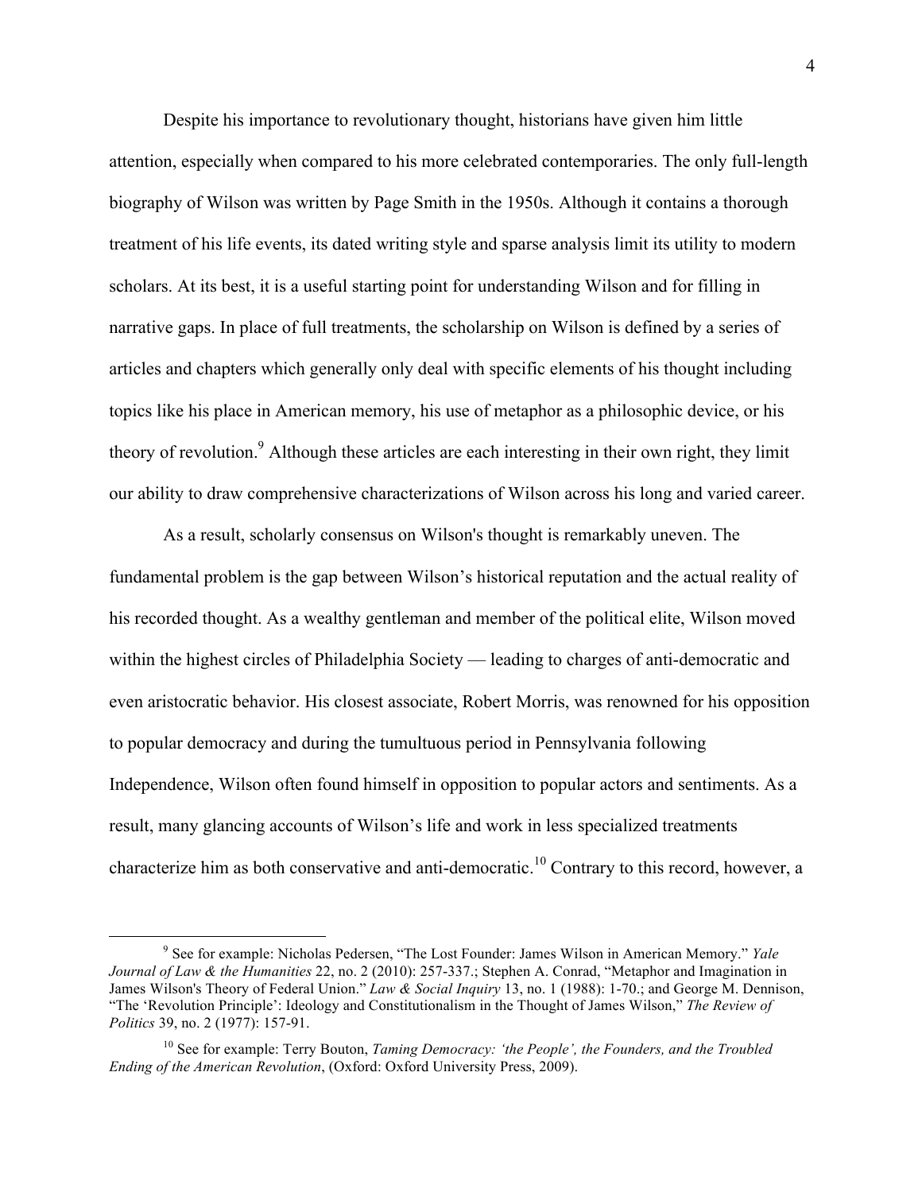Despite his importance to revolutionary thought, historians have given him little attention, especially when compared to his more celebrated contemporaries. The only full-length biography of Wilson was written by Page Smith in the 1950s. Although it contains a thorough treatment of his life events, its dated writing style and sparse analysis limit its utility to modern scholars. At its best, it is a useful starting point for understanding Wilson and for filling in narrative gaps. In place of full treatments, the scholarship on Wilson is defined by a series of articles and chapters which generally only deal with specific elements of his thought including topics like his place in American memory, his use of metaphor as a philosophic device, or his theory of revolution.[9] Although these articles are each interesting in their own right, they limit our ability to draw comprehensive characterizations of Wilson across his long and varied career.

As a result, scholarly consensus on Wilson's thought is remarkably uneven. The fundamental problem is the gap between Wilson's historical reputation and the actual reality of his recorded thought. As a wealthy gentleman and member of the political elite, Wilson moved within the highest circles of Philadelphia Society — leading to charges of anti-democratic and even aristocratic behavior. His closest associate, Robert Morris, was renowned for his opposition to popular democracy and during the tumultuous period in Pennsylvania following Independence, Wilson often found himself in opposition to popular actors and sentiments. As a result, many glancing accounts of Wilson's life and work in less specialized treatments characterize him as both conservative and anti-democratic.[10] Contrary to this record, however, a

---

[9] See for example: Nicholas Pedersen, "The Lost Founder: James Wilson in American Memory." *Yale Journal of Law & the Humanities* 22, no. 2 (2010): 257-337.; Stephen A. Conrad, "Metaphor and Imagination in James Wilson's Theory of Federal Union." *Law & Social Inquiry* 13, no. 1 (1988): 1-70.; and George M. Dennison, "The 'Revolution Principle': Ideology and Constitutionalism in the Thought of James Wilson," *The Review of Politics* 39, no. 2 (1977): 157-91.

[10] See for example: Terry Bouton, *Taming Democracy: 'the People', the Founders, and the Troubled Ending of the American Revolution*, (Oxford: Oxford University Press, 2009).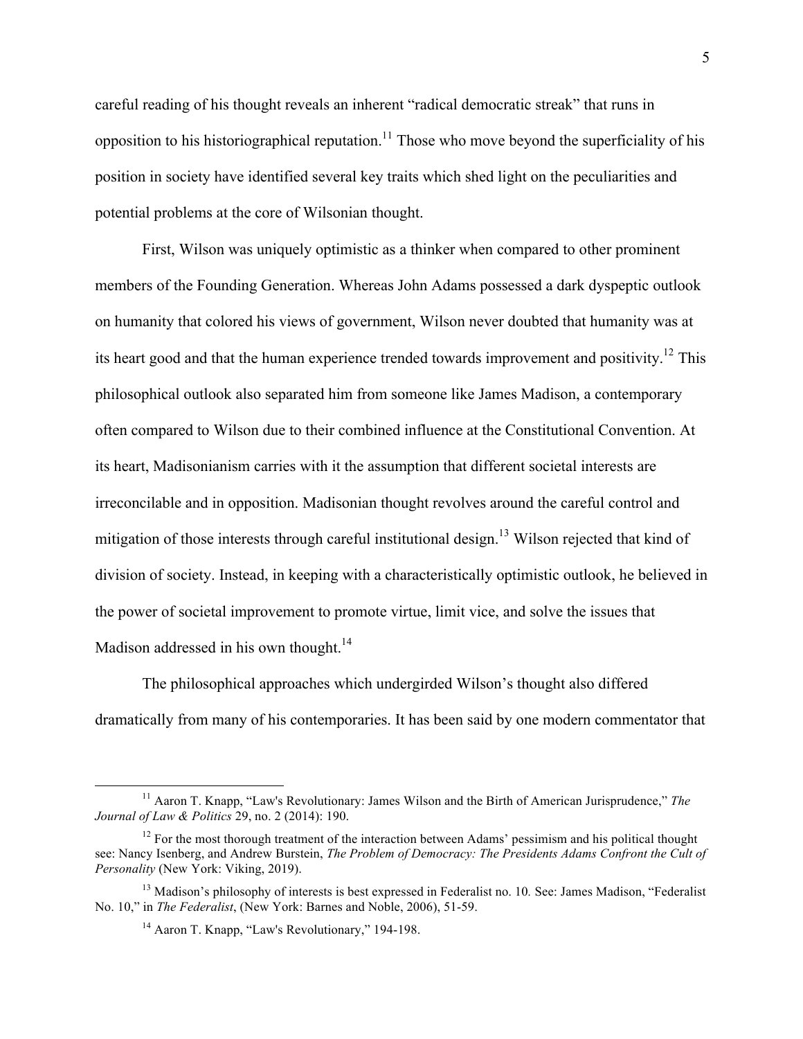careful reading of his thought reveals an inherent "radical democratic streak" that runs in opposition to his historiographical reputation.[11] Those who move beyond the superficiality of his position in society have identified several key traits which shed light on the peculiarities and potential problems at the core of Wilsonian thought.

First, Wilson was uniquely optimistic as a thinker when compared to other prominent members of the Founding Generation. Whereas John Adams possessed a dark dyspeptic outlook on humanity that colored his views of government, Wilson never doubted that humanity was at its heart good and that the human experience trended towards improvement and positivity.[12] This philosophical outlook also separated him from someone like James Madison, a contemporary often compared to Wilson due to their combined influence at the Constitutional Convention. At its heart, Madisonianism carries with it the assumption that different societal interests are irreconcilable and in opposition. Madisonian thought revolves around the careful control and mitigation of those interests through careful institutional design.[13] Wilson rejected that kind of division of society. Instead, in keeping with a characteristically optimistic outlook, he believed in the power of societal improvement to promote virtue, limit vice, and solve the issues that Madison addressed in his own thought.[14]

The philosophical approaches which undergirded Wilson's thought also differed dramatically from many of his contemporaries. It has been said by one modern commentator that

---

[11] Aaron T. Knapp, "Law's Revolutionary: James Wilson and the Birth of American Jurisprudence," *The Journal of Law & Politics* 29, no. 2 (2014): 190.

[12] For the most thorough treatment of the interaction between Adams' pessimism and his political thought see: Nancy Isenberg, and Andrew Burstein, *The Problem of Democracy: The Presidents Adams Confront the Cult of Personality* (New York: Viking, 2019).

[13] Madison's philosophy of interests is best expressed in Federalist no. 10. See: James Madison, "Federalist No. 10," in *The Federalist*, (New York: Barnes and Noble, 2006), 51-59.

[14] Aaron T. Knapp, "Law's Revolutionary," 194-198.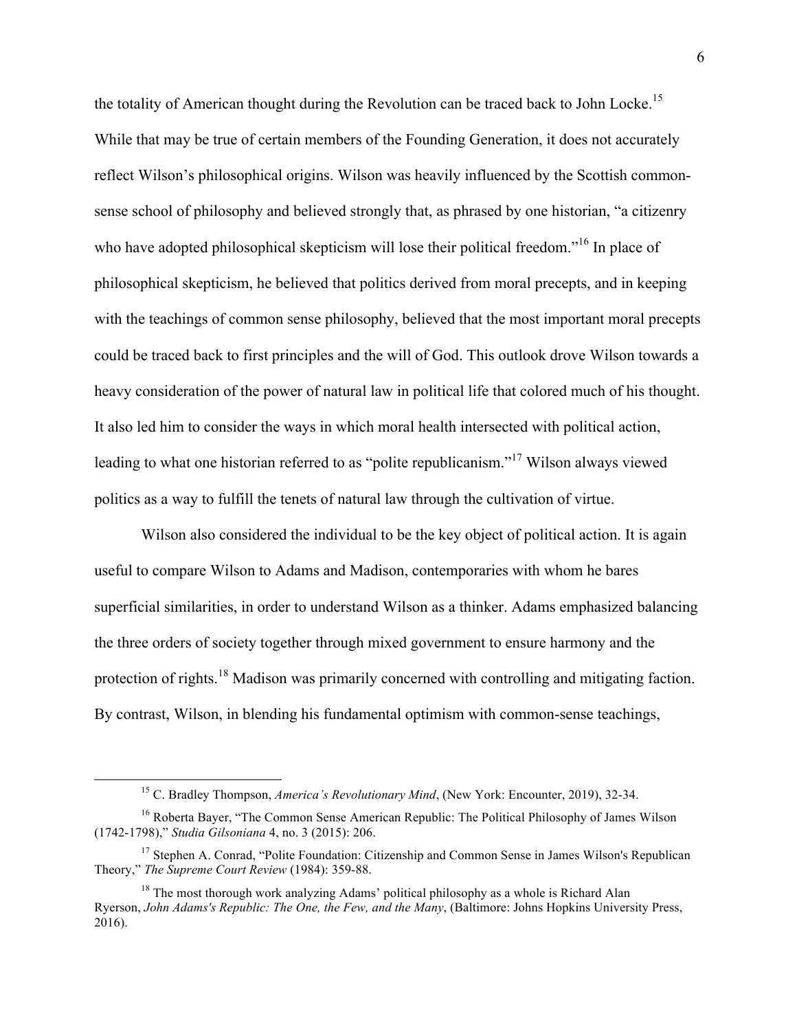the totality of American thought during the Revolution can be traced back to John Locke.[15] While that may be true of certain members of the Founding Generation, it does not accurately reflect Wilson's philosophical origins. Wilson was heavily influenced by the Scottish common-sense school of philosophy and believed strongly that, as phrased by one historian, "a citizenry who have adopted philosophical skepticism will lose their political freedom."[16] In place of philosophical skepticism, he believed that politics derived from moral precepts, and in keeping with the teachings of common sense philosophy, believed that the most important moral precepts could be traced back to first principles and the will of God. This outlook drove Wilson towards a heavy consideration of the power of natural law in political life that colored much of his thought. It also led him to consider the ways in which moral health intersected with political action, leading to what one historian referred to as "polite republicanism."[17] Wilson always viewed politics as a way to fulfill the tenets of natural law through the cultivation of virtue.

Wilson also considered the individual to be the key object of political action. It is again useful to compare Wilson to Adams and Madison, contemporaries with whom he bares superficial similarities, in order to understand Wilson as a thinker. Adams emphasized balancing the three orders of society together through mixed government to ensure harmony and the protection of rights.[18] Madison was primarily concerned with controlling and mitigating faction. By contrast, Wilson, in blending his fundamental optimism with common-sense teachings,

---

[15] C. Bradley Thompson, *America's Revolutionary Mind*, (New York: Encounter, 2019), 32-34.

[16] Roberta Bayer, "The Common Sense American Republic: The Political Philosophy of James Wilson (1742-1798)," *Studia Gilsoniana* 4, no. 3 (2015): 206.

[17] Stephen A. Conrad, "Polite Foundation: Citizenship and Common Sense in James Wilson's Republican Theory," *The Supreme Court Review* (1984): 359-88.

[18] The most thorough work analyzing Adams' political philosophy as a whole is Richard Alan Ryerson, *John Adams's Republic: The One, the Few, and the Many*, (Baltimore: Johns Hopkins University Press, 2016).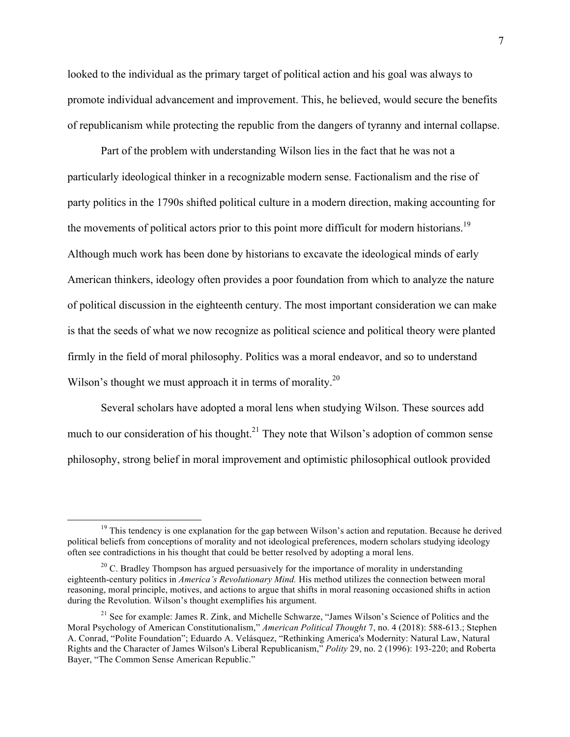looked to the individual as the primary target of political action and his goal was always to promote individual advancement and improvement. This, he believed, would secure the benefits of republicanism while protecting the republic from the dangers of tyranny and internal collapse.

Part of the problem with understanding Wilson lies in the fact that he was not a particularly ideological thinker in a recognizable modern sense. Factionalism and the rise of party politics in the 1790s shifted political culture in a modern direction, making accounting for the movements of political actors prior to this point more difficult for modern historians.[19] Although much work has been done by historians to excavate the ideological minds of early American thinkers, ideology often provides a poor foundation from which to analyze the nature of political discussion in the eighteenth century. The most important consideration we can make is that the seeds of what we now recognize as political science and political theory were planted firmly in the field of moral philosophy. Politics was a moral endeavor, and so to understand Wilson's thought we must approach it in terms of morality.[20]

Several scholars have adopted a moral lens when studying Wilson. These sources add much to our consideration of his thought.[21] They note that Wilson's adoption of common sense philosophy, strong belief in moral improvement and optimistic philosophical outlook provided

---

[19] This tendency is one explanation for the gap between Wilson's action and reputation. Because he derived political beliefs from conceptions of morality and not ideological preferences, modern scholars studying ideology often see contradictions in his thought that could be better resolved by adopting a moral lens.

[20] C. Bradley Thompson has argued persuasively for the importance of morality in understanding eighteenth-century politics in *America's Revolutionary Mind.* His method utilizes the connection between moral reasoning, moral principle, motives, and actions to argue that shifts in moral reasoning occasioned shifts in action during the Revolution. Wilson's thought exemplifies his argument.

[21] See for example: James R. Zink, and Michelle Schwarze, "James Wilson's Science of Politics and the Moral Psychology of American Constitutionalism," *American Political Thought* 7, no. 4 (2018): 588-613.; Stephen A. Conrad, "Polite Foundation"; Eduardo A. Velásquez, "Rethinking America's Modernity: Natural Law, Natural Rights and the Character of James Wilson's Liberal Republicanism," *Polity* 29, no. 2 (1996): 193-220; and Roberta Bayer, "The Common Sense American Republic."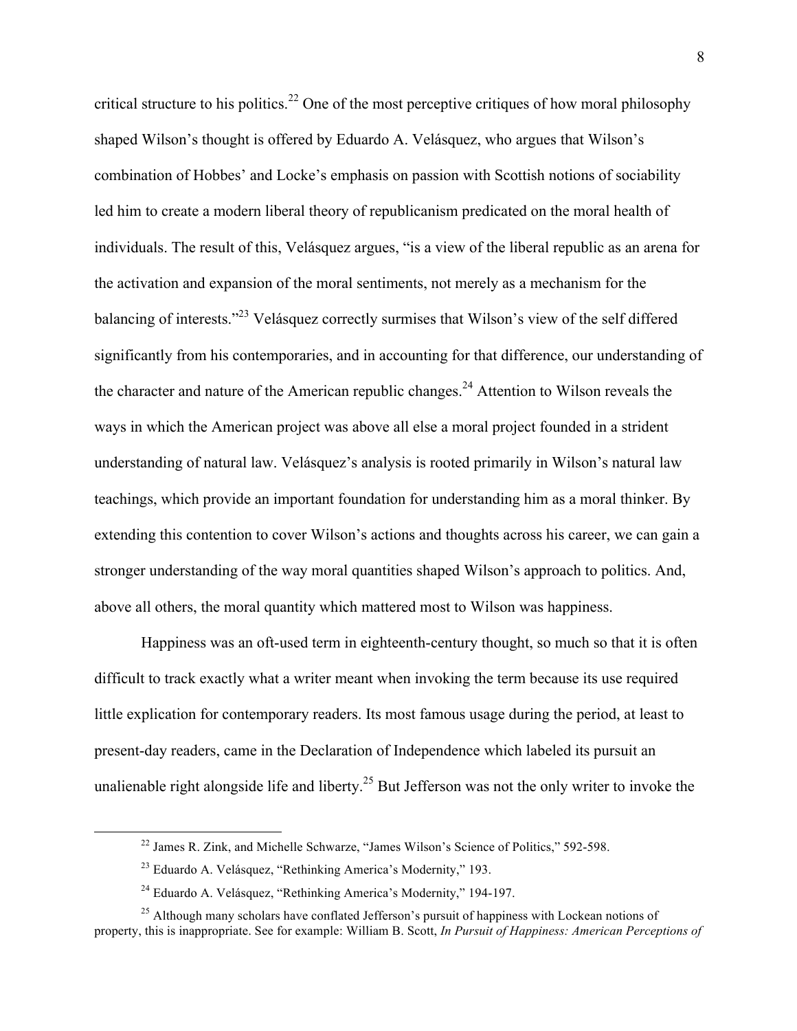critical structure to his politics.[22] One of the most perceptive critiques of how moral philosophy shaped Wilson's thought is offered by Eduardo A. Velásquez, who argues that Wilson's combination of Hobbes' and Locke's emphasis on passion with Scottish notions of sociability led him to create a modern liberal theory of republicanism predicated on the moral health of individuals. The result of this, Velásquez argues, "is a view of the liberal republic as an arena for the activation and expansion of the moral sentiments, not merely as a mechanism for the balancing of interests."[23] Velásquez correctly surmises that Wilson's view of the self differed significantly from his contemporaries, and in accounting for that difference, our understanding of the character and nature of the American republic changes.[24] Attention to Wilson reveals the ways in which the American project was above all else a moral project founded in a strident understanding of natural law. Velásquez's analysis is rooted primarily in Wilson's natural law teachings, which provide an important foundation for understanding him as a moral thinker. By extending this contention to cover Wilson's actions and thoughts across his career, we can gain a stronger understanding of the way moral quantities shaped Wilson's approach to politics. And, above all others, the moral quantity which mattered most to Wilson was happiness.

Happiness was an oft-used term in eighteenth-century thought, so much so that it is often difficult to track exactly what a writer meant when invoking the term because its use required little explication for contemporary readers. Its most famous usage during the period, at least to present-day readers, came in the Declaration of Independence which labeled its pursuit an unalienable right alongside life and liberty.[25] But Jefferson was not the only writer to invoke the

---

[22] James R. Zink, and Michelle Schwarze, "James Wilson's Science of Politics," 592-598.

[23] Eduardo A. Velásquez, "Rethinking America's Modernity," 193.

[24] Eduardo A. Velásquez, "Rethinking America's Modernity," 194-197.

[25] Although many scholars have conflated Jefferson's pursuit of happiness with Lockean notions of property, this is inappropriate. See for example: William B. Scott, *In Pursuit of Happiness: American Perceptions of*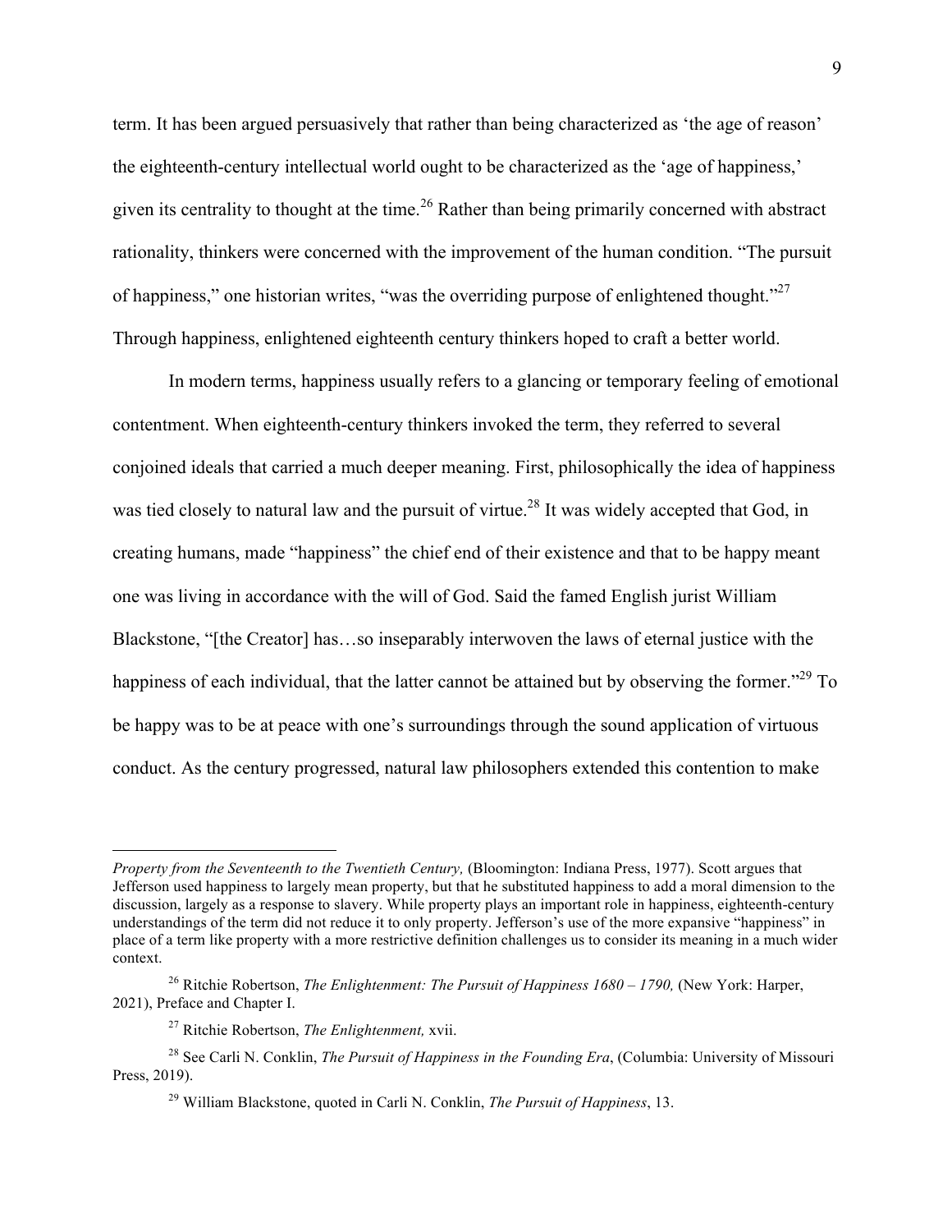term. It has been argued persuasively that rather than being characterized as 'the age of reason' the eighteenth-century intellectual world ought to be characterized as the 'age of happiness,' given its centrality to thought at the time.[26] Rather than being primarily concerned with abstract rationality, thinkers were concerned with the improvement of the human condition. "The pursuit of happiness," one historian writes, "was the overriding purpose of enlightened thought."[27] Through happiness, enlightened eighteenth century thinkers hoped to craft a better world.

In modern terms, happiness usually refers to a glancing or temporary feeling of emotional contentment. When eighteenth-century thinkers invoked the term, they referred to several conjoined ideals that carried a much deeper meaning. First, philosophically the idea of happiness was tied closely to natural law and the pursuit of virtue.[28] It was widely accepted that God, in creating humans, made "happiness" the chief end of their existence and that to be happy meant one was living in accordance with the will of God. Said the famed English jurist William Blackstone, "[the Creator] has…so inseparably interwoven the laws of eternal justice with the happiness of each individual, that the latter cannot be attained but by observing the former."[29] To be happy was to be at peace with one's surroundings through the sound application of virtuous conduct. As the century progressed, natural law philosophers extended this contention to make

---

*Property from the Seventeenth to the Twentieth Century,* (Bloomington: Indiana Press, 1977). Scott argues that Jefferson used happiness to largely mean property, but that he substituted happiness to add a moral dimension to the discussion, largely as a response to slavery. While property plays an important role in happiness, eighteenth-century understandings of the term did not reduce it to only property. Jefferson's use of the more expansive "happiness" in place of a term like property with a more restrictive definition challenges us to consider its meaning in a much wider context.

[26] Ritchie Robertson, *The Enlightenment: The Pursuit of Happiness 1680 – 1790,* (New York: Harper, 2021), Preface and Chapter I.

[27] Ritchie Robertson, *The Enlightenment,* xvii.

[28] See Carli N. Conklin, *The Pursuit of Happiness in the Founding Era*, (Columbia: University of Missouri Press, 2019).

[29] William Blackstone, quoted in Carli N. Conklin, *The Pursuit of Happiness*, 13.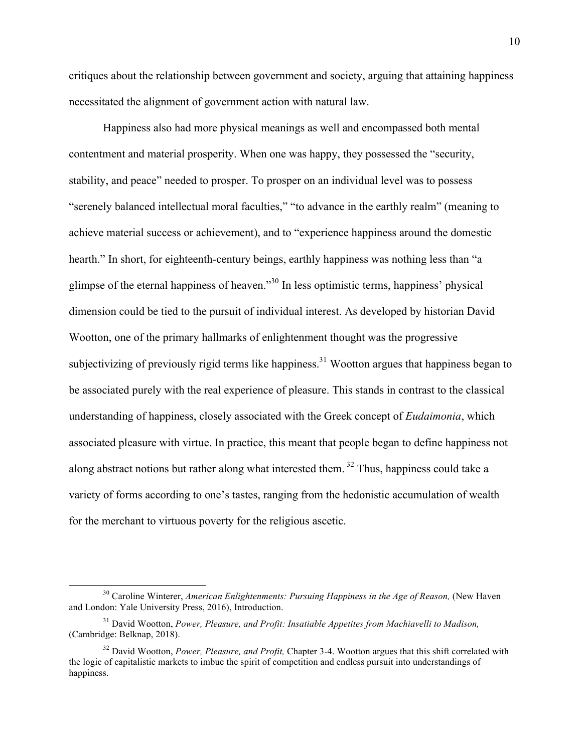critiques about the relationship between government and society, arguing that attaining happiness necessitated the alignment of government action with natural law.

Happiness also had more physical meanings as well and encompassed both mental contentment and material prosperity. When one was happy, they possessed the "security, stability, and peace" needed to prosper. To prosper on an individual level was to possess "serenely balanced intellectual moral faculties," "to advance in the earthly realm" (meaning to achieve material success or achievement), and to "experience happiness around the domestic hearth." In short, for eighteenth-century beings, earthly happiness was nothing less than "a glimpse of the eternal happiness of heaven."[30] In less optimistic terms, happiness' physical dimension could be tied to the pursuit of individual interest. As developed by historian David Wootton, one of the primary hallmarks of enlightenment thought was the progressive subjectivizing of previously rigid terms like happiness.[31] Wootton argues that happiness began to be associated purely with the real experience of pleasure. This stands in contrast to the classical understanding of happiness, closely associated with the Greek concept of *Eudaimonia*, which associated pleasure with virtue. In practice, this meant that people began to define happiness not along abstract notions but rather along what interested them.[32] Thus, happiness could take a variety of forms according to one's tastes, ranging from the hedonistic accumulation of wealth for the merchant to virtuous poverty for the religious ascetic.

---

[30] Caroline Winterer, *American Enlightenments: Pursuing Happiness in the Age of Reason,* (New Haven and London: Yale University Press, 2016), Introduction.

[31] David Wootton, *Power, Pleasure, and Profit: Insatiable Appetites from Machiavelli to Madison,* (Cambridge: Belknap, 2018).

[32] David Wootton, *Power, Pleasure, and Profit,* Chapter 3-4. Wootton argues that this shift correlated with the logic of capitalistic markets to imbue the spirit of competition and endless pursuit into understandings of happiness.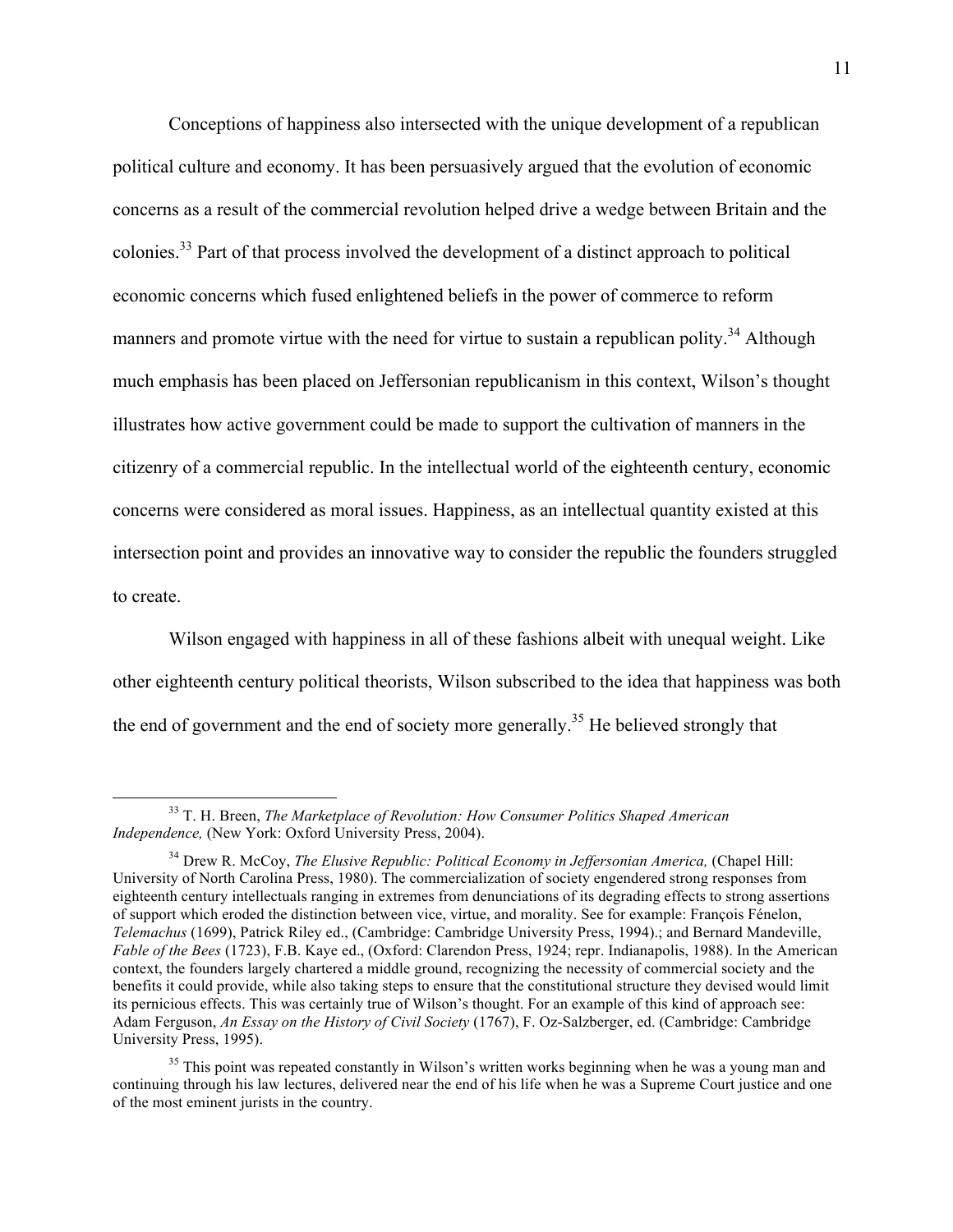Conceptions of happiness also intersected with the unique development of a republican political culture and economy. It has been persuasively argued that the evolution of economic concerns as a result of the commercial revolution helped drive a wedge between Britain and the colonies.[33] Part of that process involved the development of a distinct approach to political economic concerns which fused enlightened beliefs in the power of commerce to reform manners and promote virtue with the need for virtue to sustain a republican polity.[34] Although much emphasis has been placed on Jeffersonian republicanism in this context, Wilson's thought illustrates how active government could be made to support the cultivation of manners in the citizenry of a commercial republic. In the intellectual world of the eighteenth century, economic concerns were considered as moral issues. Happiness, as an intellectual quantity existed at this intersection point and provides an innovative way to consider the republic the founders struggled to create.

Wilson engaged with happiness in all of these fashions albeit with unequal weight. Like other eighteenth century political theorists, Wilson subscribed to the idea that happiness was both the end of government and the end of society more generally.[35] He believed strongly that

---

[33] T. H. Breen, *The Marketplace of Revolution: How Consumer Politics Shaped American Independence,* (New York: Oxford University Press, 2004).

[34] Drew R. McCoy, *The Elusive Republic: Political Economy in Jeffersonian America,* (Chapel Hill: University of North Carolina Press, 1980). The commercialization of society engendered strong responses from eighteenth century intellectuals ranging in extremes from denunciations of its degrading effects to strong assertions of support which eroded the distinction between vice, virtue, and morality. See for example: François Fénelon, *Telemachus* (1699), Patrick Riley ed., (Cambridge: Cambridge University Press, 1994).; and Bernard Mandeville, *Fable of the Bees* (1723), F.B. Kaye ed., (Oxford: Clarendon Press, 1924; repr. Indianapolis, 1988). In the American context, the founders largely chartered a middle ground, recognizing the necessity of commercial society and the benefits it could provide, while also taking steps to ensure that the constitutional structure they devised would limit its pernicious effects. This was certainly true of Wilson's thought. For an example of this kind of approach see: Adam Ferguson, *An Essay on the History of Civil Society* (1767), F. Oz-Salzberger, ed. (Cambridge: Cambridge University Press, 1995).

[35] This point was repeated constantly in Wilson's written works beginning when he was a young man and continuing through his law lectures, delivered near the end of his life when he was a Supreme Court justice and one of the most eminent jurists in the country.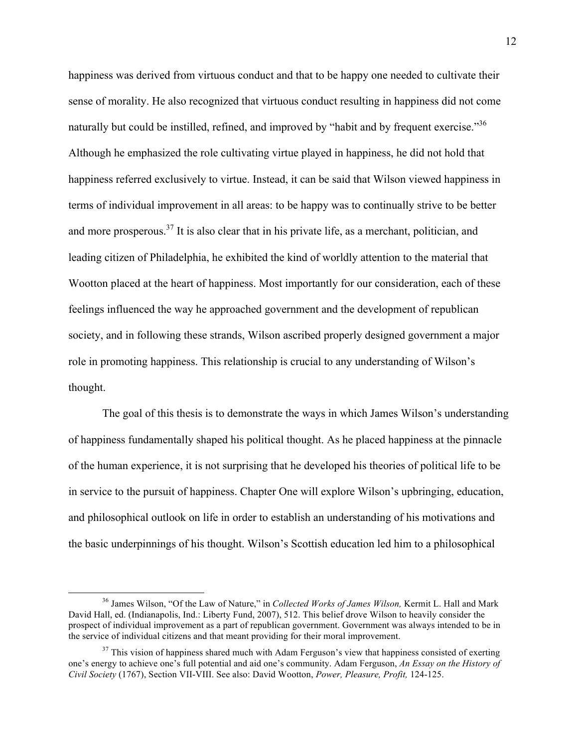happiness was derived from virtuous conduct and that to be happy one needed to cultivate their sense of morality. He also recognized that virtuous conduct resulting in happiness did not come naturally but could be instilled, refined, and improved by "habit and by frequent exercise."[36] Although he emphasized the role cultivating virtue played in happiness, he did not hold that happiness referred exclusively to virtue. Instead, it can be said that Wilson viewed happiness in terms of individual improvement in all areas: to be happy was to continually strive to be better and more prosperous.[37] It is also clear that in his private life, as a merchant, politician, and leading citizen of Philadelphia, he exhibited the kind of worldly attention to the material that Wootton placed at the heart of happiness. Most importantly for our consideration, each of these feelings influenced the way he approached government and the development of republican society, and in following these strands, Wilson ascribed properly designed government a major role in promoting happiness. This relationship is crucial to any understanding of Wilson's thought.

The goal of this thesis is to demonstrate the ways in which James Wilson's understanding of happiness fundamentally shaped his political thought. As he placed happiness at the pinnacle of the human experience, it is not surprising that he developed his theories of political life to be in service to the pursuit of happiness. Chapter One will explore Wilson's upbringing, education, and philosophical outlook on life in order to establish an understanding of his motivations and the basic underpinnings of his thought. Wilson's Scottish education led him to a philosophical

---

[36] James Wilson, "Of the Law of Nature," in *Collected Works of James Wilson,* Kermit L. Hall and Mark David Hall, ed. (Indianapolis, Ind.: Liberty Fund, 2007), 512. This belief drove Wilson to heavily consider the prospect of individual improvement as a part of republican government. Government was always intended to be in the service of individual citizens and that meant providing for their moral improvement.

[37] This vision of happiness shared much with Adam Ferguson's view that happiness consisted of exerting one's energy to achieve one's full potential and aid one's community. Adam Ferguson, *An Essay on the History of Civil Society* (1767), Section VII-VIII. See also: David Wootton, *Power, Pleasure, Profit,* 124-125.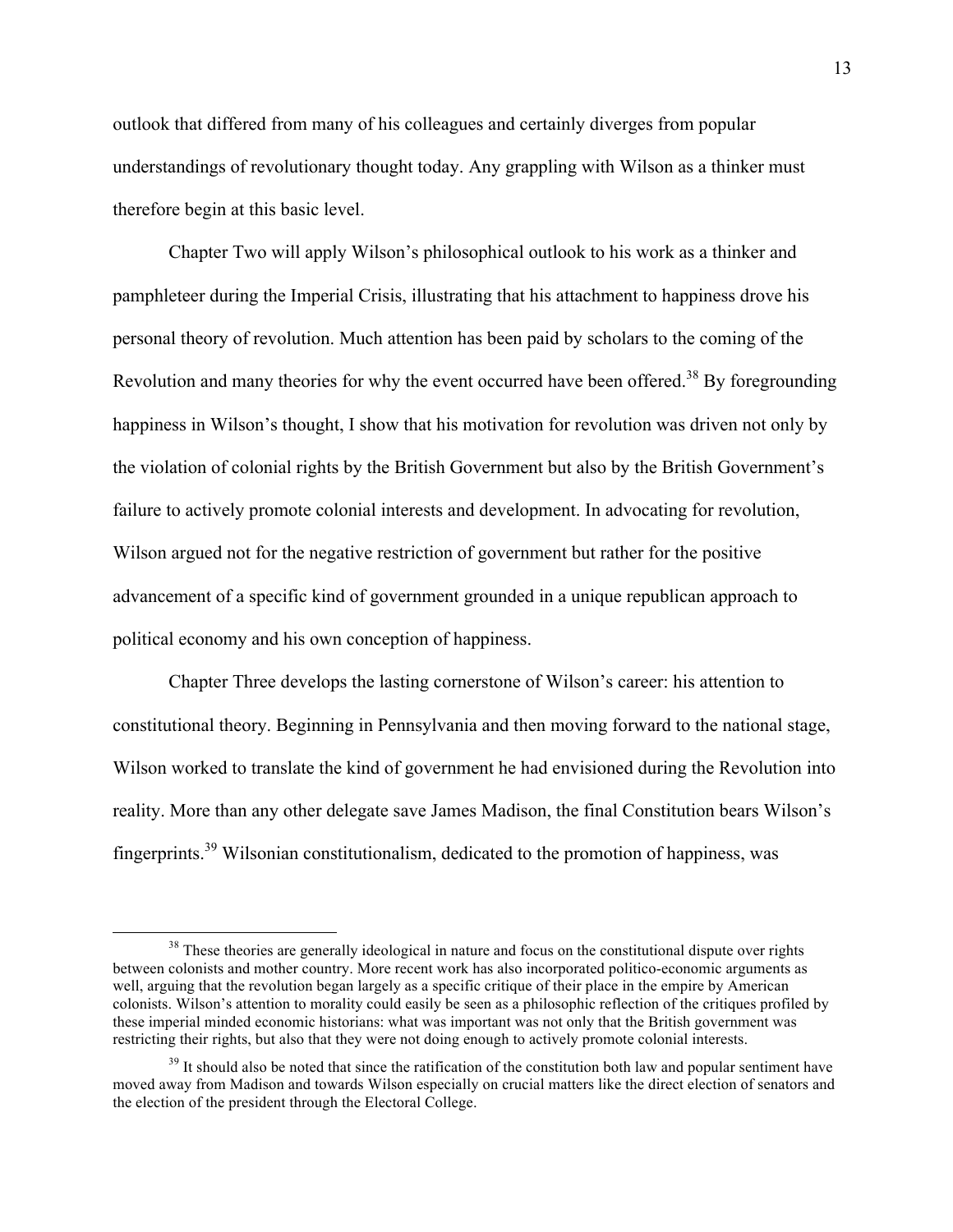outlook that differed from many of his colleagues and certainly diverges from popular understandings of revolutionary thought today. Any grappling with Wilson as a thinker must therefore begin at this basic level.

Chapter Two will apply Wilson's philosophical outlook to his work as a thinker and pamphleteer during the Imperial Crisis, illustrating that his attachment to happiness drove his personal theory of revolution. Much attention has been paid by scholars to the coming of the Revolution and many theories for why the event occurred have been offered.[38] By foregrounding happiness in Wilson's thought, I show that his motivation for revolution was driven not only by the violation of colonial rights by the British Government but also by the British Government's failure to actively promote colonial interests and development. In advocating for revolution, Wilson argued not for the negative restriction of government but rather for the positive advancement of a specific kind of government grounded in a unique republican approach to political economy and his own conception of happiness.

Chapter Three develops the lasting cornerstone of Wilson's career: his attention to constitutional theory. Beginning in Pennsylvania and then moving forward to the national stage, Wilson worked to translate the kind of government he had envisioned during the Revolution into reality. More than any other delegate save James Madison, the final Constitution bears Wilson's fingerprints.[39] Wilsonian constitutionalism, dedicated to the promotion of happiness, was

[38] These theories are generally ideological in nature and focus on the constitutional dispute over rights between colonists and mother country. More recent work has also incorporated politico-economic arguments as well, arguing that the revolution began largely as a specific critique of their place in the empire by American colonists. Wilson's attention to morality could easily be seen as a philosophic reflection of the critiques profiled by these imperial minded economic historians: what was important was not only that the British government was restricting their rights, but also that they were not doing enough to actively promote colonial interests.

[39] It should also be noted that since the ratification of the constitution both law and popular sentiment have moved away from Madison and towards Wilson especially on crucial matters like the direct election of senators and the election of the president through the Electoral College.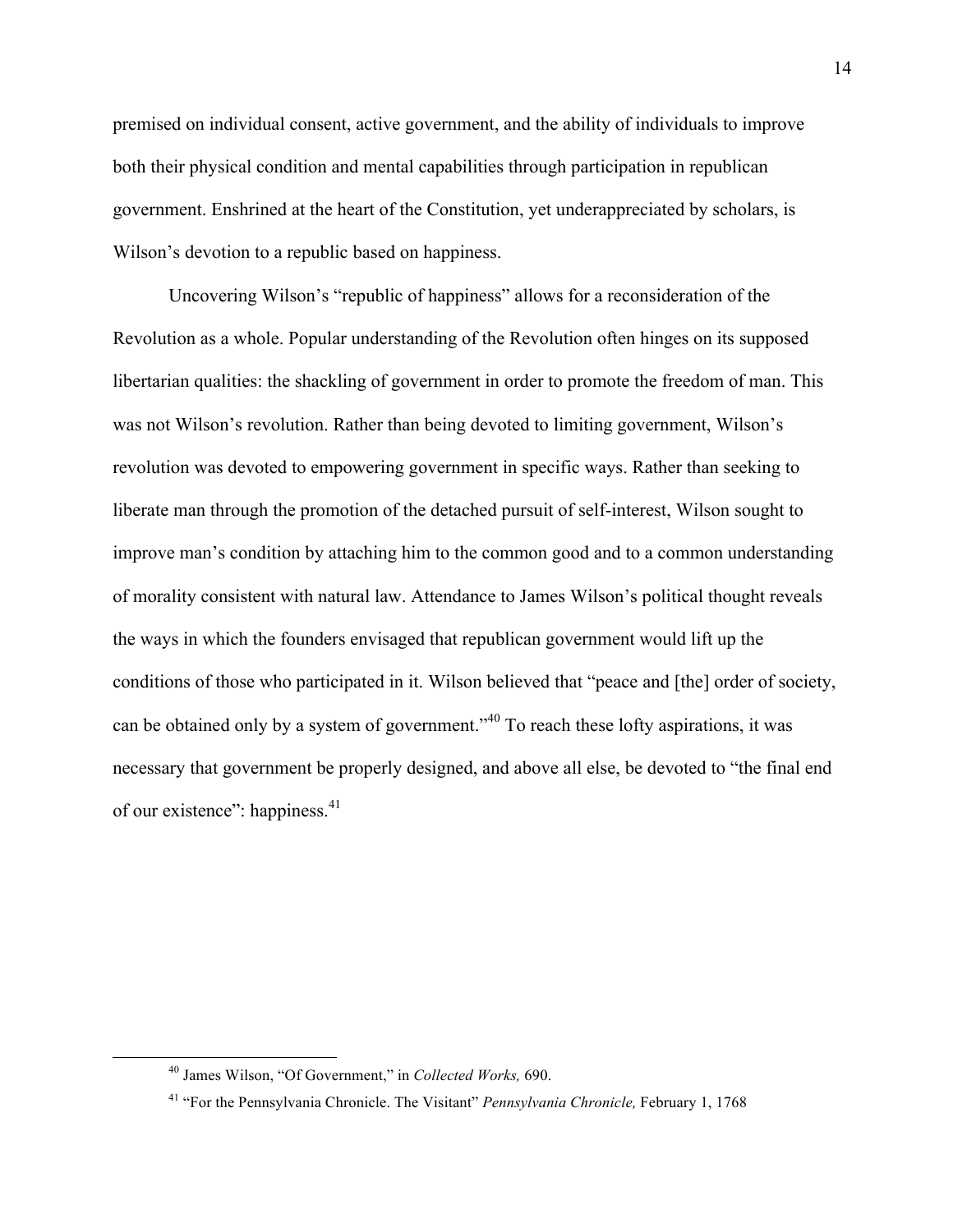premised on individual consent, active government, and the ability of individuals to improve both their physical condition and mental capabilities through participation in republican government. Enshrined at the heart of the Constitution, yet underappreciated by scholars, is Wilson's devotion to a republic based on happiness.

Uncovering Wilson's "republic of happiness" allows for a reconsideration of the Revolution as a whole. Popular understanding of the Revolution often hinges on its supposed libertarian qualities: the shackling of government in order to promote the freedom of man. This was not Wilson's revolution. Rather than being devoted to limiting government, Wilson's revolution was devoted to empowering government in specific ways. Rather than seeking to liberate man through the promotion of the detached pursuit of self-interest, Wilson sought to improve man's condition by attaching him to the common good and to a common understanding of morality consistent with natural law. Attendance to James Wilson's political thought reveals the ways in which the founders envisaged that republican government would lift up the conditions of those who participated in it. Wilson believed that "peace and [the] order of society, can be obtained only by a system of government."[40] To reach these lofty aspirations, it was necessary that government be properly designed, and above all else, be devoted to "the final end of our existence": happiness.[41]

---

[40] James Wilson, "Of Government," in *Collected Works,* 690.

[41] "For the Pennsylvania Chronicle. The Visitant" *Pennsylvania Chronicle,* February 1, 1768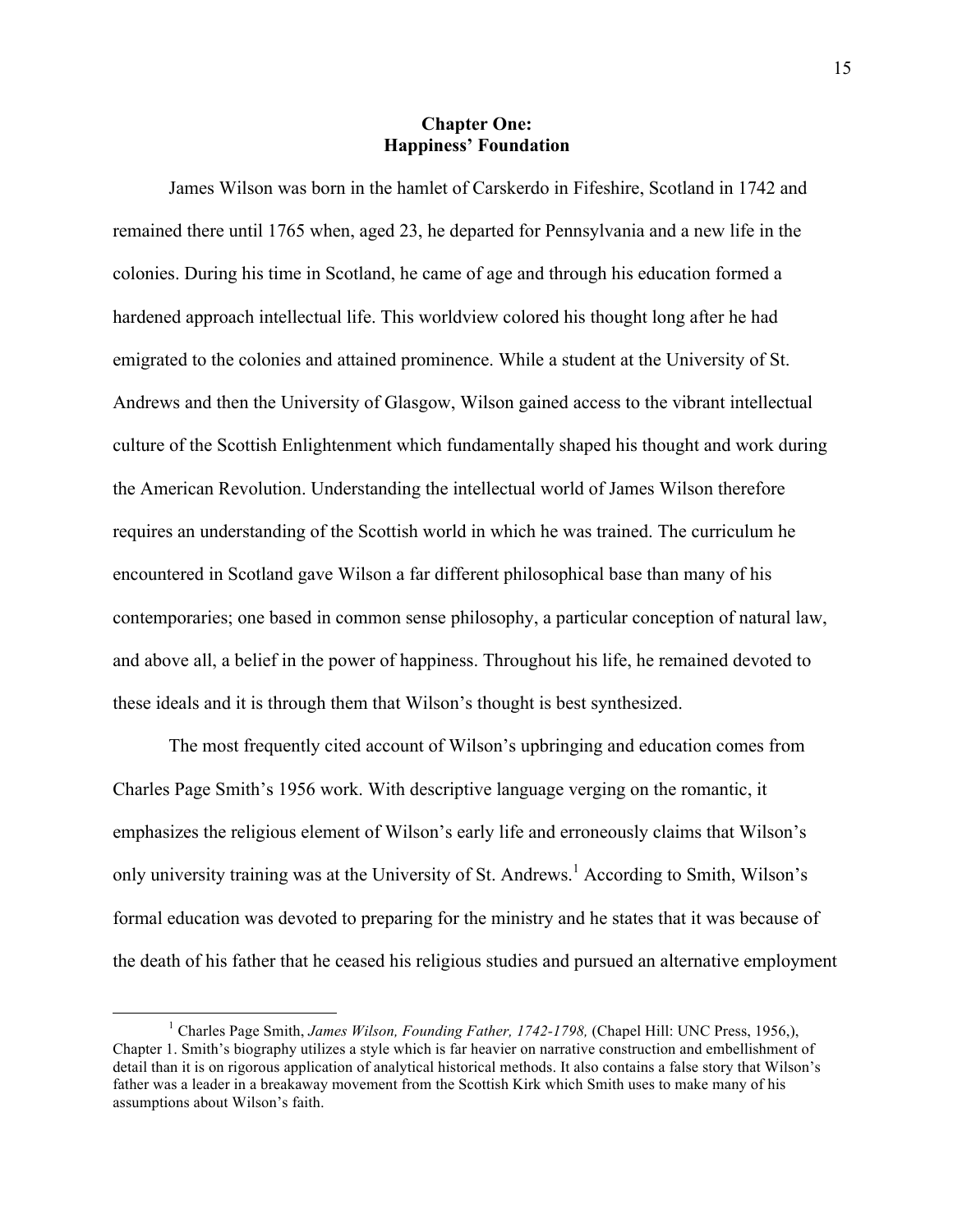## Chapter One: Happiness' Foundation

James Wilson was born in the hamlet of Carskerdo in Fifeshire, Scotland in 1742 and remained there until 1765 when, aged 23, he departed for Pennsylvania and a new life in the colonies. During his time in Scotland, he came of age and through his education formed a hardened approach intellectual life. This worldview colored his thought long after he had emigrated to the colonies and attained prominence. While a student at the University of St. Andrews and then the University of Glasgow, Wilson gained access to the vibrant intellectual culture of the Scottish Enlightenment which fundamentally shaped his thought and work during the American Revolution. Understanding the intellectual world of James Wilson therefore requires an understanding of the Scottish world in which he was trained. The curriculum he encountered in Scotland gave Wilson a far different philosophical base than many of his contemporaries; one based in common sense philosophy, a particular conception of natural law, and above all, a belief in the power of happiness. Throughout his life, he remained devoted to these ideals and it is through them that Wilson's thought is best synthesized.

The most frequently cited account of Wilson's upbringing and education comes from Charles Page Smith's 1956 work. With descriptive language verging on the romantic, it emphasizes the religious element of Wilson's early life and erroneously claims that Wilson's only university training was at the University of St. Andrews.[1] According to Smith, Wilson's formal education was devoted to preparing for the ministry and he states that it was because of the death of his father that he ceased his religious studies and pursued an alternative employment

---

[1] Charles Page Smith, *James Wilson, Founding Father, 1742-1798,* (Chapel Hill: UNC Press, 1956,), Chapter 1. Smith's biography utilizes a style which is far heavier on narrative construction and embellishment of detail than it is on rigorous application of analytical historical methods. It also contains a false story that Wilson's father was a leader in a breakaway movement from the Scottish Kirk which Smith uses to make many of his assumptions about Wilson's faith.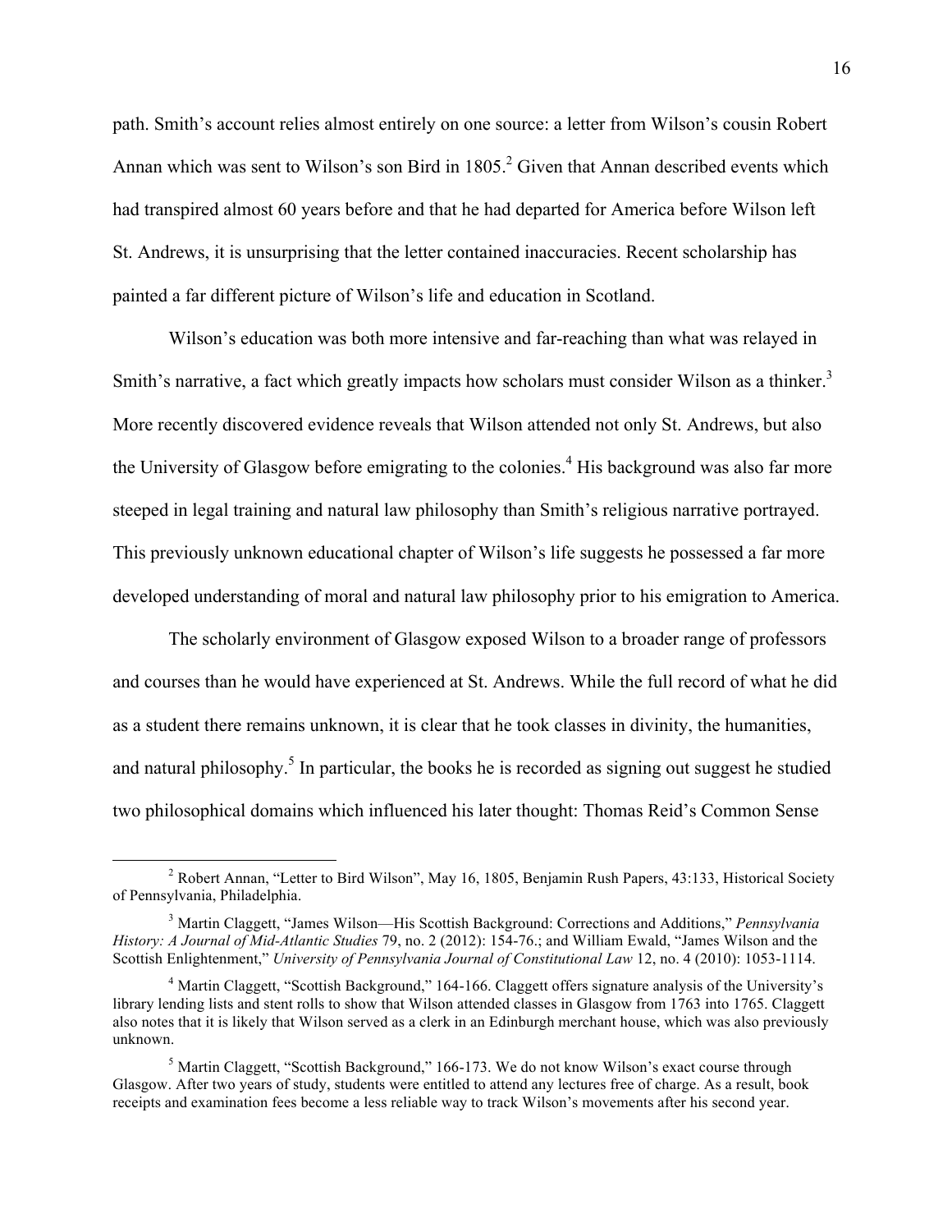path. Smith's account relies almost entirely on one source: a letter from Wilson's cousin Robert Annan which was sent to Wilson's son Bird in 1805.[2] Given that Annan described events which had transpired almost 60 years before and that he had departed for America before Wilson left St. Andrews, it is unsurprising that the letter contained inaccuracies. Recent scholarship has painted a far different picture of Wilson's life and education in Scotland.

Wilson's education was both more intensive and far-reaching than what was relayed in Smith's narrative, a fact which greatly impacts how scholars must consider Wilson as a thinker.[3] More recently discovered evidence reveals that Wilson attended not only St. Andrews, but also the University of Glasgow before emigrating to the colonies.[4] His background was also far more steeped in legal training and natural law philosophy than Smith's religious narrative portrayed. This previously unknown educational chapter of Wilson's life suggests he possessed a far more developed understanding of moral and natural law philosophy prior to his emigration to America.

The scholarly environment of Glasgow exposed Wilson to a broader range of professors and courses than he would have experienced at St. Andrews. While the full record of what he did as a student there remains unknown, it is clear that he took classes in divinity, the humanities, and natural philosophy.[5] In particular, the books he is recorded as signing out suggest he studied two philosophical domains which influenced his later thought: Thomas Reid's Common Sense

---

[2] Robert Annan, "Letter to Bird Wilson", May 16, 1805, Benjamin Rush Papers, 43:133, Historical Society of Pennsylvania, Philadelphia.

[3] Martin Claggett, "James Wilson—His Scottish Background: Corrections and Additions," *Pennsylvania History: A Journal of Mid-Atlantic Studies* 79, no. 2 (2012): 154-76.; and William Ewald, "James Wilson and the Scottish Enlightenment," *University of Pennsylvania Journal of Constitutional Law* 12, no. 4 (2010): 1053-1114.

[4] Martin Claggett, "Scottish Background," 164-166. Claggett offers signature analysis of the University's library lending lists and stent rolls to show that Wilson attended classes in Glasgow from 1763 into 1765. Claggett also notes that it is likely that Wilson served as a clerk in an Edinburgh merchant house, which was also previously unknown.

[5] Martin Claggett, "Scottish Background," 166-173. We do not know Wilson's exact course through Glasgow. After two years of study, students were entitled to attend any lectures free of charge. As a result, book receipts and examination fees become a less reliable way to track Wilson's movements after his second year.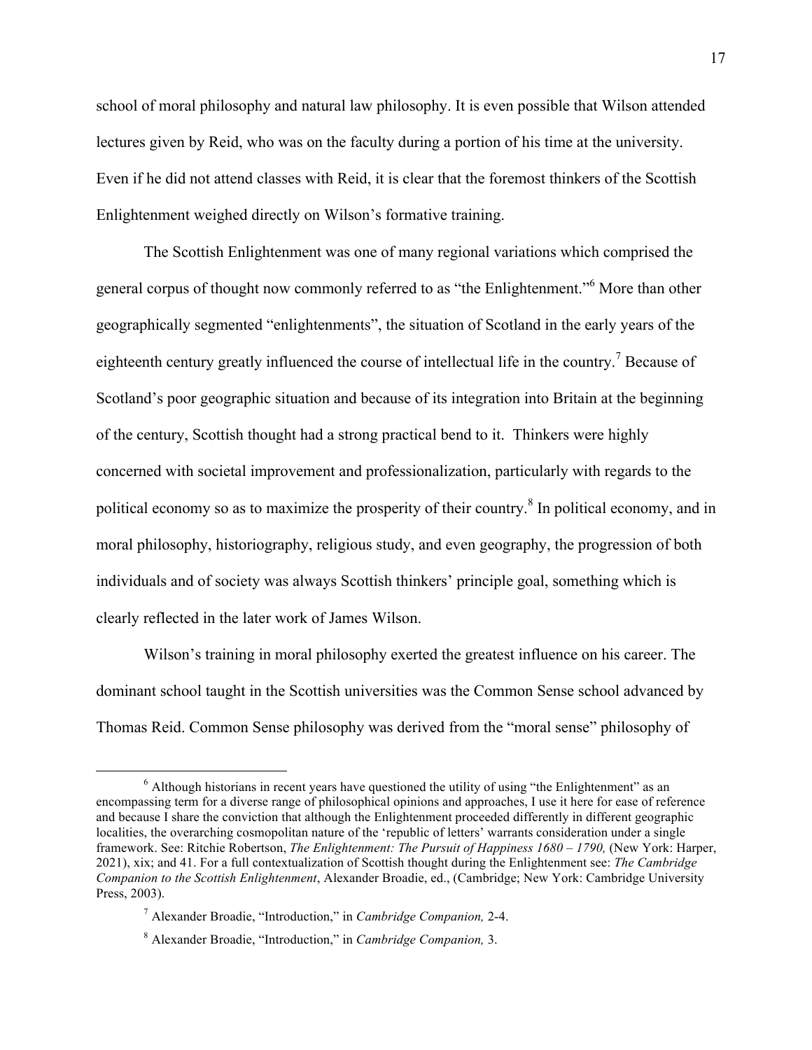school of moral philosophy and natural law philosophy. It is even possible that Wilson attended lectures given by Reid, who was on the faculty during a portion of his time at the university. Even if he did not attend classes with Reid, it is clear that the foremost thinkers of the Scottish Enlightenment weighed directly on Wilson's formative training.

The Scottish Enlightenment was one of many regional variations which comprised the general corpus of thought now commonly referred to as "the Enlightenment."[6] More than other geographically segmented "enlightenments", the situation of Scotland in the early years of the eighteenth century greatly influenced the course of intellectual life in the country.[7] Because of Scotland's poor geographic situation and because of its integration into Britain at the beginning of the century, Scottish thought had a strong practical bend to it. Thinkers were highly concerned with societal improvement and professionalization, particularly with regards to the political economy so as to maximize the prosperity of their country.[8] In political economy, and in moral philosophy, historiography, religious study, and even geography, the progression of both individuals and of society was always Scottish thinkers' principle goal, something which is clearly reflected in the later work of James Wilson.

Wilson's training in moral philosophy exerted the greatest influence on his career. The dominant school taught in the Scottish universities was the Common Sense school advanced by Thomas Reid. Common Sense philosophy was derived from the "moral sense" philosophy of

---

[6] Although historians in recent years have questioned the utility of using "the Enlightenment" as an encompassing term for a diverse range of philosophical opinions and approaches, I use it here for ease of reference and because I share the conviction that although the Enlightenment proceeded differently in different geographic localities, the overarching cosmopolitan nature of the 'republic of letters' warrants consideration under a single framework. See: Ritchie Robertson, *The Enlightenment: The Pursuit of Happiness 1680 – 1790,* (New York: Harper, 2021), xix; and 41. For a full contextualization of Scottish thought during the Enlightenment see: *The Cambridge Companion to the Scottish Enlightenment*, Alexander Broadie, ed., (Cambridge; New York: Cambridge University Press, 2003).

[7] Alexander Broadie, "Introduction," in *Cambridge Companion,* 2-4.

[8] Alexander Broadie, "Introduction," in *Cambridge Companion,* 3.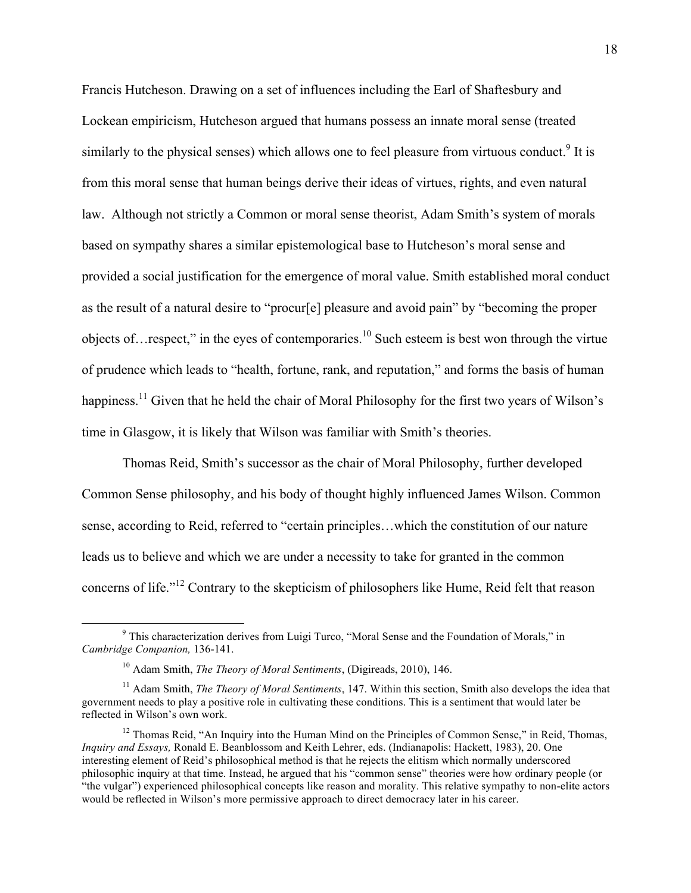Francis Hutcheson. Drawing on a set of influences including the Earl of Shaftesbury and Lockean empiricism, Hutcheson argued that humans possess an innate moral sense (treated similarly to the physical senses) which allows one to feel pleasure from virtuous conduct.[9] It is from this moral sense that human beings derive their ideas of virtues, rights, and even natural law. Although not strictly a Common or moral sense theorist, Adam Smith's system of morals based on sympathy shares a similar epistemological base to Hutcheson's moral sense and provided a social justification for the emergence of moral value. Smith established moral conduct as the result of a natural desire to "procur[e] pleasure and avoid pain" by "becoming the proper objects of…respect," in the eyes of contemporaries.[10] Such esteem is best won through the virtue of prudence which leads to "health, fortune, rank, and reputation," and forms the basis of human happiness.[11] Given that he held the chair of Moral Philosophy for the first two years of Wilson's time in Glasgow, it is likely that Wilson was familiar with Smith's theories.

Thomas Reid, Smith's successor as the chair of Moral Philosophy, further developed Common Sense philosophy, and his body of thought highly influenced James Wilson. Common sense, according to Reid, referred to "certain principles…which the constitution of our nature leads us to believe and which we are under a necessity to take for granted in the common concerns of life."[12] Contrary to the skepticism of philosophers like Hume, Reid felt that reason

---

[9] This characterization derives from Luigi Turco, "Moral Sense and the Foundation of Morals," in *Cambridge Companion,* 136-141.

[10] Adam Smith, *The Theory of Moral Sentiments*, (Digireads, 2010), 146.

[11] Adam Smith, *The Theory of Moral Sentiments*, 147. Within this section, Smith also develops the idea that government needs to play a positive role in cultivating these conditions. This is a sentiment that would later be reflected in Wilson's own work.

[12] Thomas Reid, "An Inquiry into the Human Mind on the Principles of Common Sense," in Reid, Thomas, *Inquiry and Essays,* Ronald E. Beanblossom and Keith Lehrer, eds. (Indianapolis: Hackett, 1983), 20. One interesting element of Reid's philosophical method is that he rejects the elitism which normally underscored philosophic inquiry at that time. Instead, he argued that his "common sense" theories were how ordinary people (or "the vulgar") experienced philosophical concepts like reason and morality. This relative sympathy to non-elite actors would be reflected in Wilson's more permissive approach to direct democracy later in his career.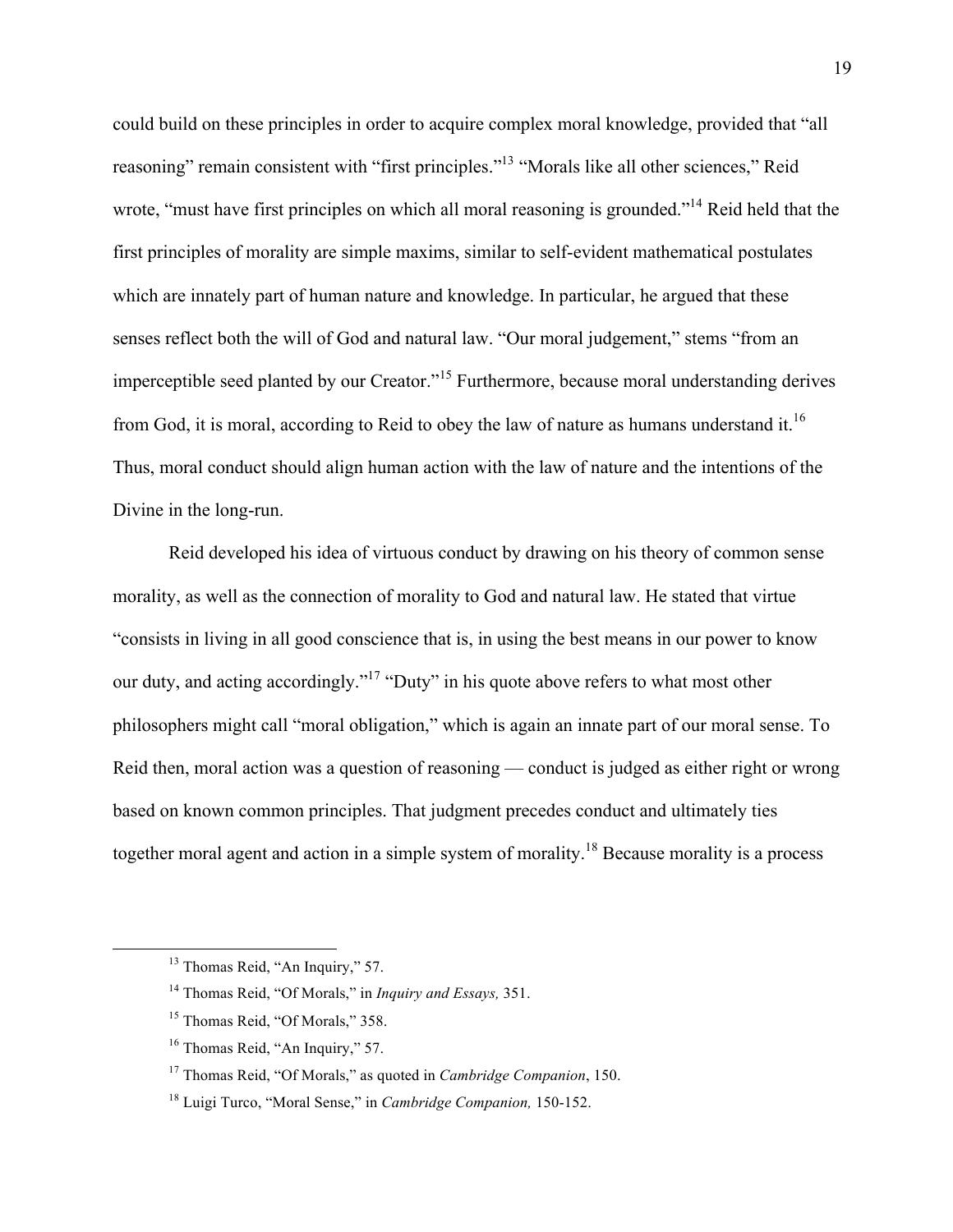could build on these principles in order to acquire complex moral knowledge, provided that "all reasoning" remain consistent with "first principles."[13] "Morals like all other sciences," Reid wrote, "must have first principles on which all moral reasoning is grounded."[14] Reid held that the first principles of morality are simple maxims, similar to self-evident mathematical postulates which are innately part of human nature and knowledge. In particular, he argued that these senses reflect both the will of God and natural law. "Our moral judgement," stems "from an imperceptible seed planted by our Creator."[15] Furthermore, because moral understanding derives from God, it is moral, according to Reid to obey the law of nature as humans understand it.[16] Thus, moral conduct should align human action with the law of nature and the intentions of the Divine in the long-run.

Reid developed his idea of virtuous conduct by drawing on his theory of common sense morality, as well as the connection of morality to God and natural law. He stated that virtue "consists in living in all good conscience that is, in using the best means in our power to know our duty, and acting accordingly."[17] "Duty" in his quote above refers to what most other philosophers might call "moral obligation," which is again an innate part of our moral sense. To Reid then, moral action was a question of reasoning — conduct is judged as either right or wrong based on known common principles. That judgment precedes conduct and ultimately ties together moral agent and action in a simple system of morality.[18] Because morality is a process

---

[13] Thomas Reid, "An Inquiry," 57.

[14] Thomas Reid, "Of Morals," in *Inquiry and Essays,* 351.

[15] Thomas Reid, "Of Morals," 358.

[16] Thomas Reid, "An Inquiry," 57.

[17] Thomas Reid, "Of Morals," as quoted in *Cambridge Companion*, 150.

[18] Luigi Turco, "Moral Sense," in *Cambridge Companion,* 150-152.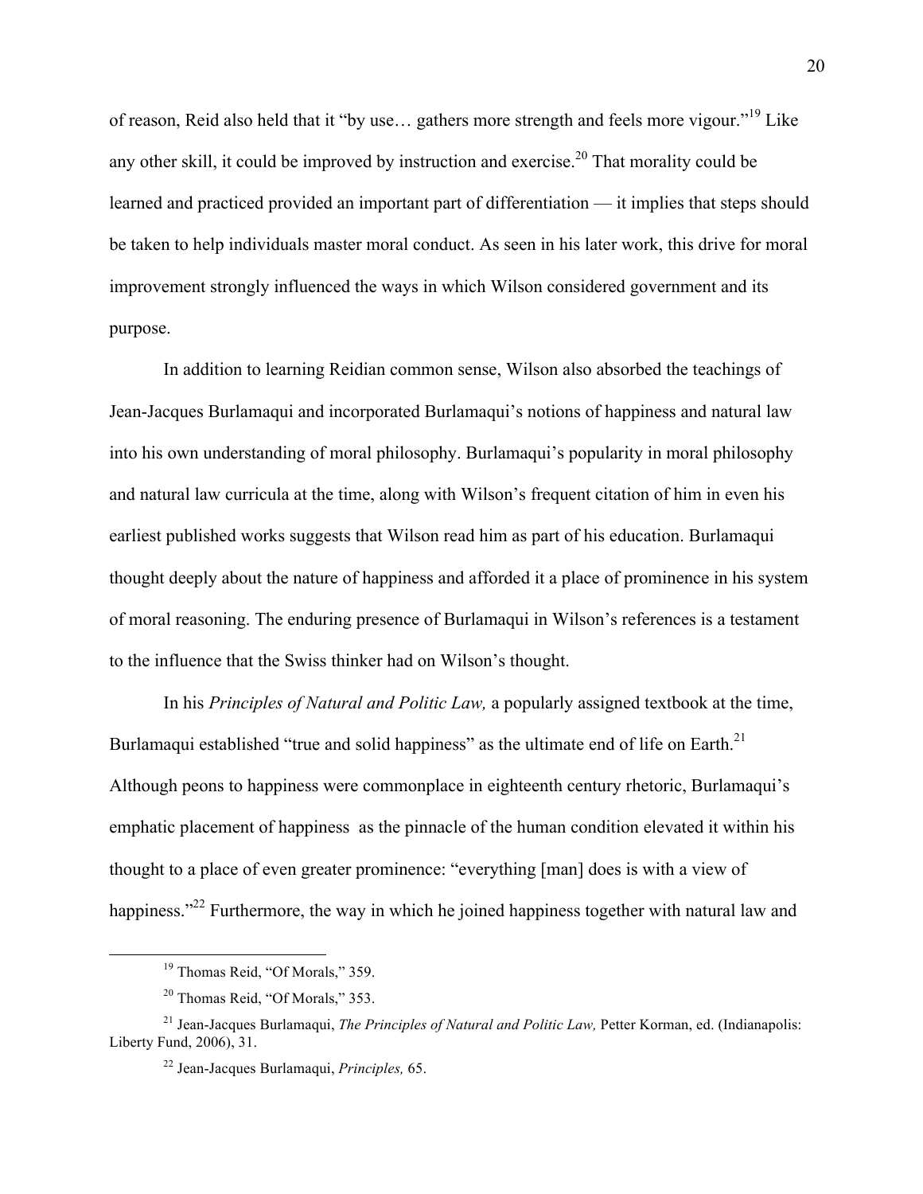of reason, Reid also held that it "by use… gathers more strength and feels more vigour."[19] Like any other skill, it could be improved by instruction and exercise.[20] That morality could be learned and practiced provided an important part of differentiation — it implies that steps should be taken to help individuals master moral conduct. As seen in his later work, this drive for moral improvement strongly influenced the ways in which Wilson considered government and its purpose.

In addition to learning Reidian common sense, Wilson also absorbed the teachings of Jean-Jacques Burlamaqui and incorporated Burlamaqui's notions of happiness and natural law into his own understanding of moral philosophy. Burlamaqui's popularity in moral philosophy and natural law curricula at the time, along with Wilson's frequent citation of him in even his earliest published works suggests that Wilson read him as part of his education. Burlamaqui thought deeply about the nature of happiness and afforded it a place of prominence in his system of moral reasoning. The enduring presence of Burlamaqui in Wilson's references is a testament to the influence that the Swiss thinker had on Wilson's thought.

In his *Principles of Natural and Politic Law,* a popularly assigned textbook at the time, Burlamaqui established "true and solid happiness" as the ultimate end of life on Earth.[21] Although peons to happiness were commonplace in eighteenth century rhetoric, Burlamaqui's emphatic placement of happiness as the pinnacle of the human condition elevated it within his thought to a place of even greater prominence: "everything [man] does is with a view of happiness."[22] Furthermore, the way in which he joined happiness together with natural law and

[19] Thomas Reid, "Of Morals," 359.

[20] Thomas Reid, "Of Morals," 353.

[21] Jean-Jacques Burlamaqui, *The Principles of Natural and Politic Law,* Petter Korman, ed. (Indianapolis: Liberty Fund, 2006), 31.

[22] Jean-Jacques Burlamaqui, *Principles,* 65.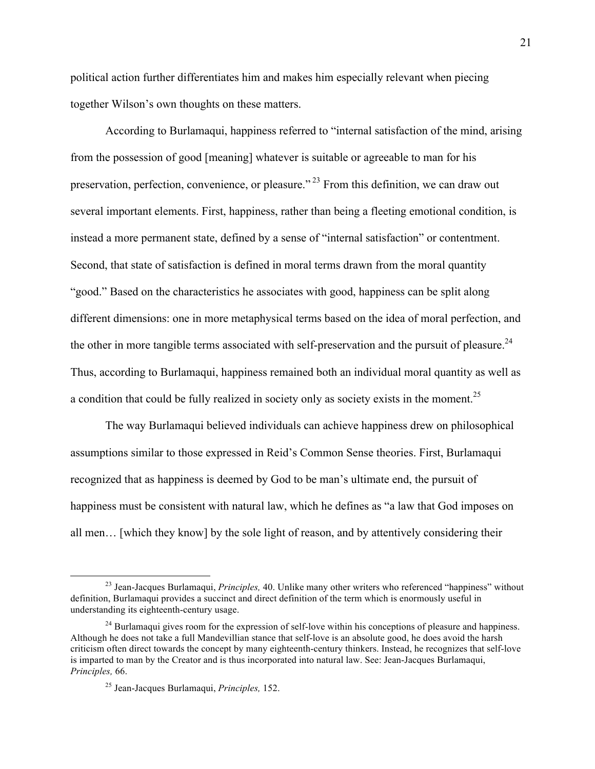political action further differentiates him and makes him especially relevant when piecing together Wilson's own thoughts on these matters.

According to Burlamaqui, happiness referred to "internal satisfaction of the mind, arising from the possession of good [meaning] whatever is suitable or agreeable to man for his preservation, perfection, convenience, or pleasure."[23] From this definition, we can draw out several important elements. First, happiness, rather than being a fleeting emotional condition, is instead a more permanent state, defined by a sense of "internal satisfaction" or contentment. Second, that state of satisfaction is defined in moral terms drawn from the moral quantity "good." Based on the characteristics he associates with good, happiness can be split along different dimensions: one in more metaphysical terms based on the idea of moral perfection, and the other in more tangible terms associated with self-preservation and the pursuit of pleasure.[24] Thus, according to Burlamaqui, happiness remained both an individual moral quantity as well as a condition that could be fully realized in society only as society exists in the moment.[25]

The way Burlamaqui believed individuals can achieve happiness drew on philosophical assumptions similar to those expressed in Reid's Common Sense theories. First, Burlamaqui recognized that as happiness is deemed by God to be man's ultimate end, the pursuit of happiness must be consistent with natural law, which he defines as "a law that God imposes on all men… [which they know] by the sole light of reason, and by attentively considering their

---

[23] Jean-Jacques Burlamaqui, *Principles,* 40. Unlike many other writers who referenced "happiness" without definition, Burlamaqui provides a succinct and direct definition of the term which is enormously useful in understanding its eighteenth-century usage.

[24] Burlamaqui gives room for the expression of self-love within his conceptions of pleasure and happiness. Although he does not take a full Mandevillian stance that self-love is an absolute good, he does avoid the harsh criticism often direct towards the concept by many eighteenth-century thinkers. Instead, he recognizes that self-love is imparted to man by the Creator and is thus incorporated into natural law. See: Jean-Jacques Burlamaqui, *Principles,* 66.

[25] Jean-Jacques Burlamaqui, *Principles,* 152.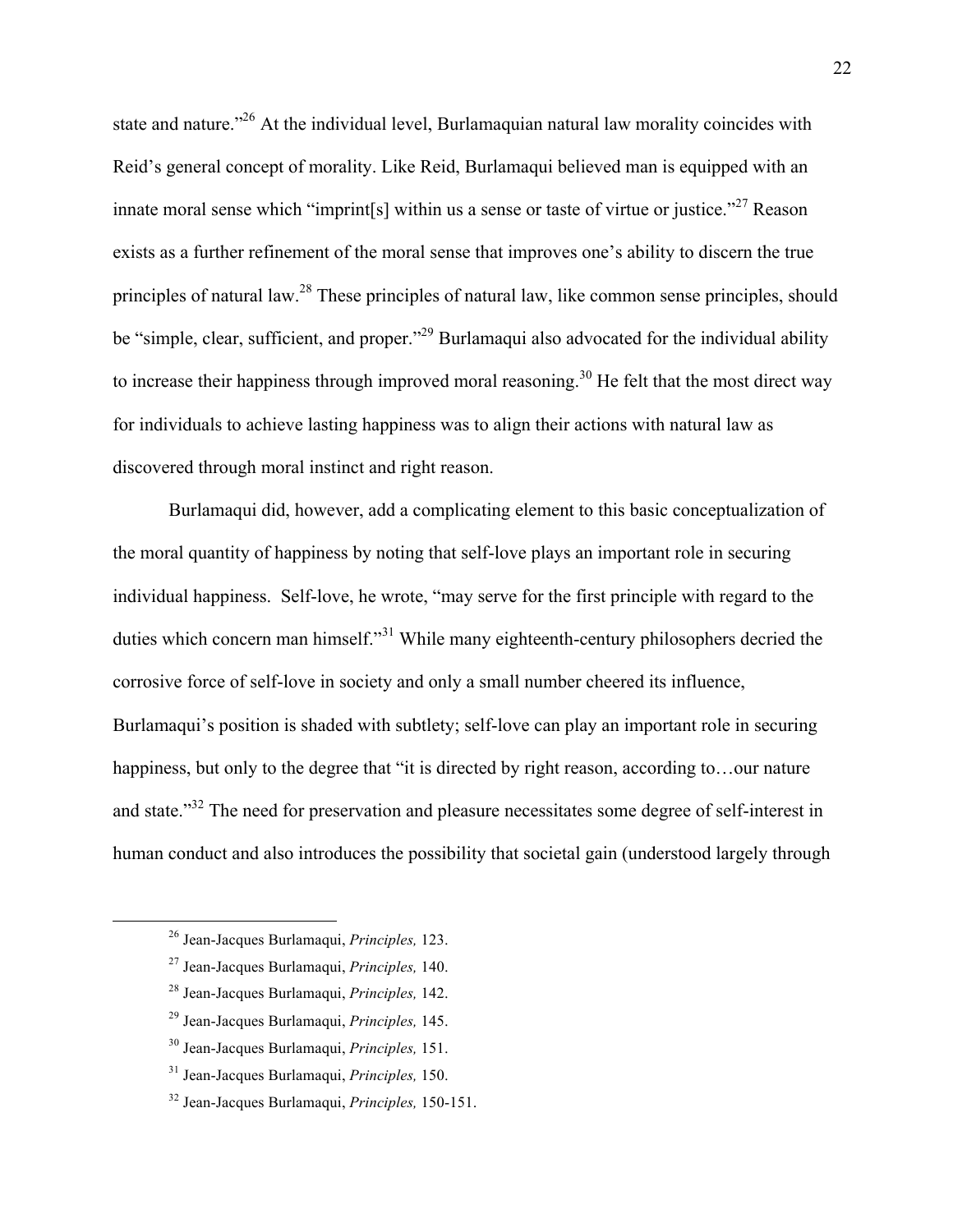state and nature."[26] At the individual level, Burlamaquian natural law morality coincides with Reid's general concept of morality. Like Reid, Burlamaqui believed man is equipped with an innate moral sense which "imprint[s] within us a sense or taste of virtue or justice."[27] Reason exists as a further refinement of the moral sense that improves one's ability to discern the true principles of natural law.[28] These principles of natural law, like common sense principles, should be "simple, clear, sufficient, and proper."[29] Burlamaqui also advocated for the individual ability to increase their happiness through improved moral reasoning.[30] He felt that the most direct way for individuals to achieve lasting happiness was to align their actions with natural law as discovered through moral instinct and right reason.

Burlamaqui did, however, add a complicating element to this basic conceptualization of the moral quantity of happiness by noting that self-love plays an important role in securing individual happiness. Self-love, he wrote, "may serve for the first principle with regard to the duties which concern man himself."[31] While many eighteenth-century philosophers decried the corrosive force of self-love in society and only a small number cheered its influence, Burlamaqui's position is shaded with subtlety; self-love can play an important role in securing happiness, but only to the degree that "it is directed by right reason, according to…our nature and state."[32] The need for preservation and pleasure necessitates some degree of self-interest in human conduct and also introduces the possibility that societal gain (understood largely through

---

[26] Jean-Jacques Burlamaqui, *Principles,* 123.

[27] Jean-Jacques Burlamaqui, *Principles,* 140.

[28] Jean-Jacques Burlamaqui, *Principles,* 142.

[29] Jean-Jacques Burlamaqui, *Principles,* 145.

[30] Jean-Jacques Burlamaqui, *Principles,* 151.

[31] Jean-Jacques Burlamaqui, *Principles,* 150.

[32] Jean-Jacques Burlamaqui, *Principles,* 150-151.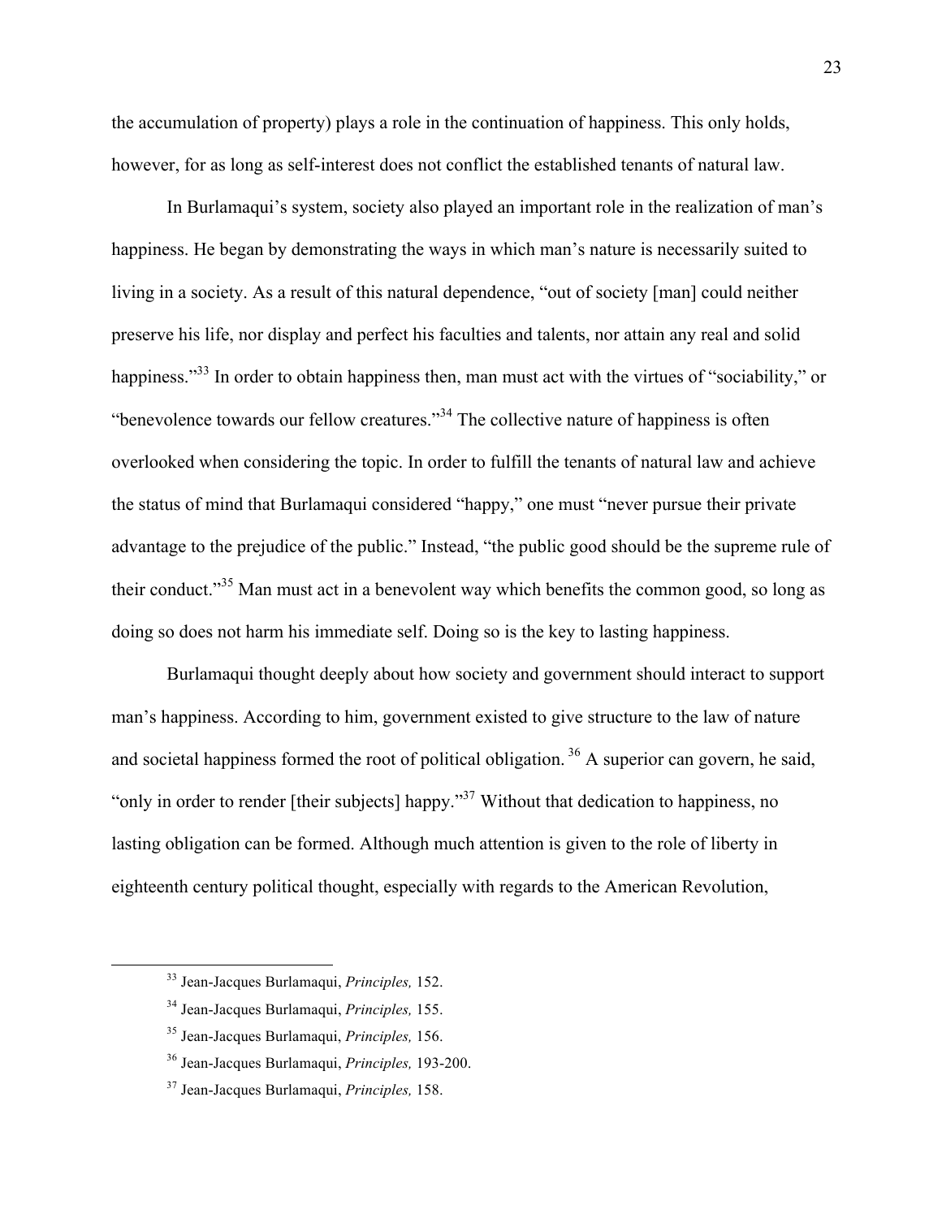the accumulation of property) plays a role in the continuation of happiness. This only holds, however, for as long as self-interest does not conflict the established tenants of natural law.

In Burlamaqui's system, society also played an important role in the realization of man's happiness. He began by demonstrating the ways in which man's nature is necessarily suited to living in a society. As a result of this natural dependence, "out of society [man] could neither preserve his life, nor display and perfect his faculties and talents, nor attain any real and solid happiness."[33] In order to obtain happiness then, man must act with the virtues of "sociability," or "benevolence towards our fellow creatures."[34] The collective nature of happiness is often overlooked when considering the topic. In order to fulfill the tenants of natural law and achieve the status of mind that Burlamaqui considered "happy," one must "never pursue their private advantage to the prejudice of the public." Instead, "the public good should be the supreme rule of their conduct."[35] Man must act in a benevolent way which benefits the common good, so long as doing so does not harm his immediate self. Doing so is the key to lasting happiness.

Burlamaqui thought deeply about how society and government should interact to support man's happiness. According to him, government existed to give structure to the law of nature and societal happiness formed the root of political obligation.[36] A superior can govern, he said, "only in order to render [their subjects] happy."[37] Without that dedication to happiness, no lasting obligation can be formed. Although much attention is given to the role of liberty in eighteenth century political thought, especially with regards to the American Revolution,

---

[33] Jean-Jacques Burlamaqui, *Principles,* 152.

[34] Jean-Jacques Burlamaqui, *Principles,* 155.

[35] Jean-Jacques Burlamaqui, *Principles,* 156.

[36] Jean-Jacques Burlamaqui, *Principles,* 193-200.

[37] Jean-Jacques Burlamaqui, *Principles,* 158.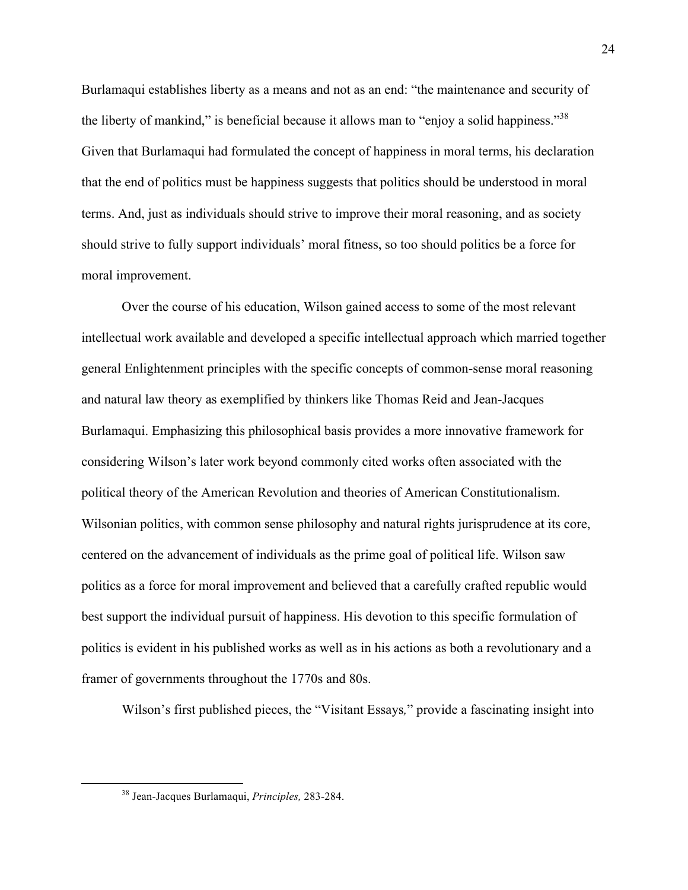Burlamaqui establishes liberty as a means and not as an end: "the maintenance and security of the liberty of mankind," is beneficial because it allows man to "enjoy a solid happiness."[38] Given that Burlamaqui had formulated the concept of happiness in moral terms, his declaration that the end of politics must be happiness suggests that politics should be understood in moral terms. And, just as individuals should strive to improve their moral reasoning, and as society should strive to fully support individuals' moral fitness, so too should politics be a force for moral improvement.

Over the course of his education, Wilson gained access to some of the most relevant intellectual work available and developed a specific intellectual approach which married together general Enlightenment principles with the specific concepts of common-sense moral reasoning and natural law theory as exemplified by thinkers like Thomas Reid and Jean-Jacques Burlamaqui. Emphasizing this philosophical basis provides a more innovative framework for considering Wilson's later work beyond commonly cited works often associated with the political theory of the American Revolution and theories of American Constitutionalism. Wilsonian politics, with common sense philosophy and natural rights jurisprudence at its core, centered on the advancement of individuals as the prime goal of political life. Wilson saw politics as a force for moral improvement and believed that a carefully crafted republic would best support the individual pursuit of happiness. His devotion to this specific formulation of politics is evident in his published works as well as in his actions as both a revolutionary and a framer of governments throughout the 1770s and 80s.

Wilson's first published pieces, the "Visitant Essays," provide a fascinating insight into

[38] Jean-Jacques Burlamaqui, *Principles,* 283-284.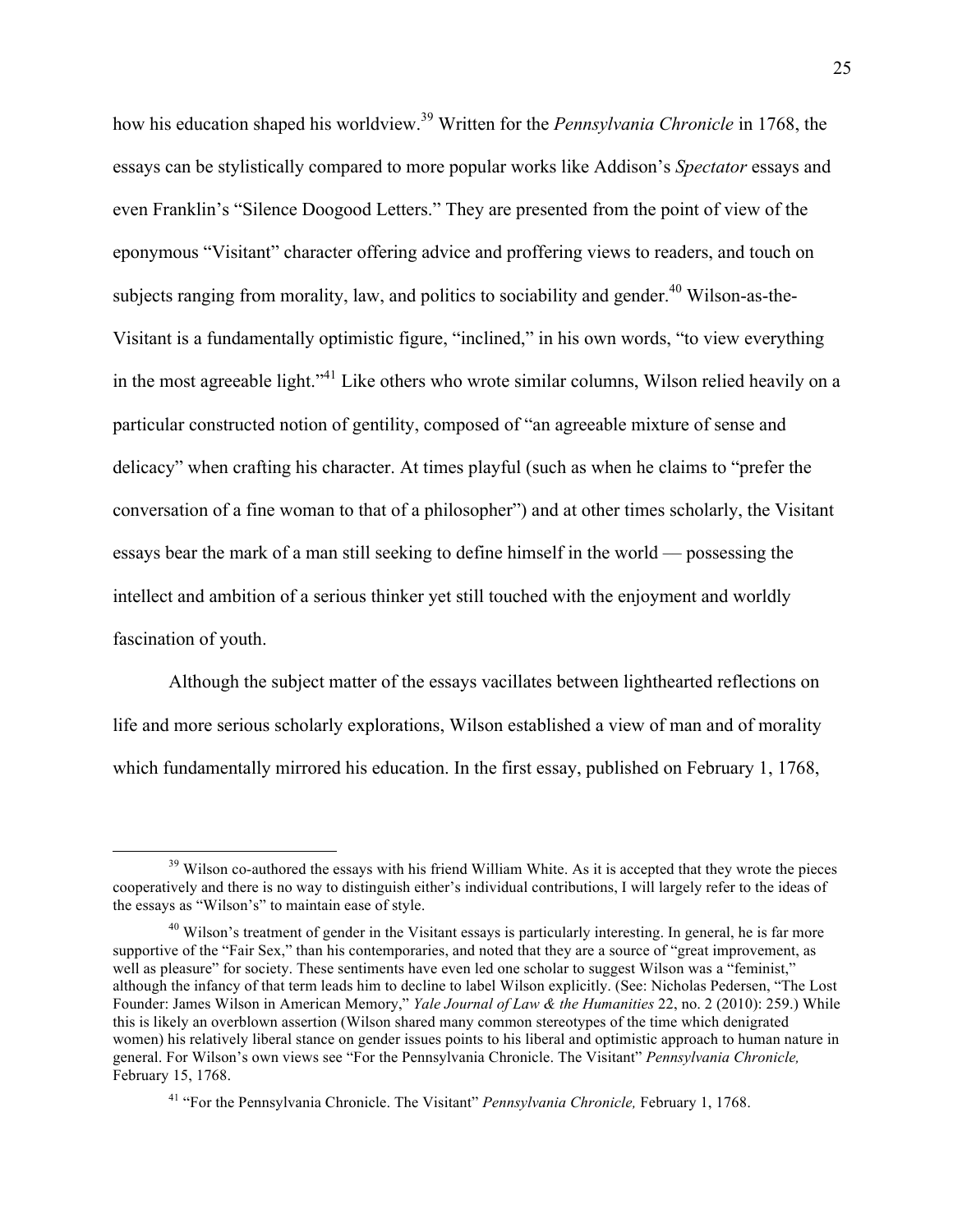how his education shaped his worldview.[39] Written for the *Pennsylvania Chronicle* in 1768, the essays can be stylistically compared to more popular works like Addison's *Spectator* essays and even Franklin's "Silence Doogood Letters." They are presented from the point of view of the eponymous "Visitant" character offering advice and proffering views to readers, and touch on subjects ranging from morality, law, and politics to sociability and gender.[40] Wilson-as-the-Visitant is a fundamentally optimistic figure, "inclined," in his own words, "to view everything in the most agreeable light."[41] Like others who wrote similar columns, Wilson relied heavily on a particular constructed notion of gentility, composed of "an agreeable mixture of sense and delicacy" when crafting his character. At times playful (such as when he claims to "prefer the conversation of a fine woman to that of a philosopher") and at other times scholarly, the Visitant essays bear the mark of a man still seeking to define himself in the world — possessing the intellect and ambition of a serious thinker yet still touched with the enjoyment and worldly fascination of youth.

Although the subject matter of the essays vacillates between lighthearted reflections on life and more serious scholarly explorations, Wilson established a view of man and of morality which fundamentally mirrored his education. In the first essay, published on February 1, 1768,

---

[39] Wilson co-authored the essays with his friend William White. As it is accepted that they wrote the pieces cooperatively and there is no way to distinguish either's individual contributions, I will largely refer to the ideas of the essays as "Wilson's" to maintain ease of style.

[40] Wilson's treatment of gender in the Visitant essays is particularly interesting. In general, he is far more supportive of the "Fair Sex," than his contemporaries, and noted that they are a source of "great improvement, as well as pleasure" for society. These sentiments have even led one scholar to suggest Wilson was a "feminist," although the infancy of that term leads him to decline to label Wilson explicitly. (See: Nicholas Pedersen, "The Lost Founder: James Wilson in American Memory," *Yale Journal of Law & the Humanities* 22, no. 2 (2010): 259.) While this is likely an overblown assertion (Wilson shared many common stereotypes of the time which denigrated women) his relatively liberal stance on gender issues points to his liberal and optimistic approach to human nature in general. For Wilson's own views see "For the Pennsylvania Chronicle. The Visitant" *Pennsylvania Chronicle,* February 15, 1768.

[41] "For the Pennsylvania Chronicle. The Visitant" *Pennsylvania Chronicle,* February 1, 1768.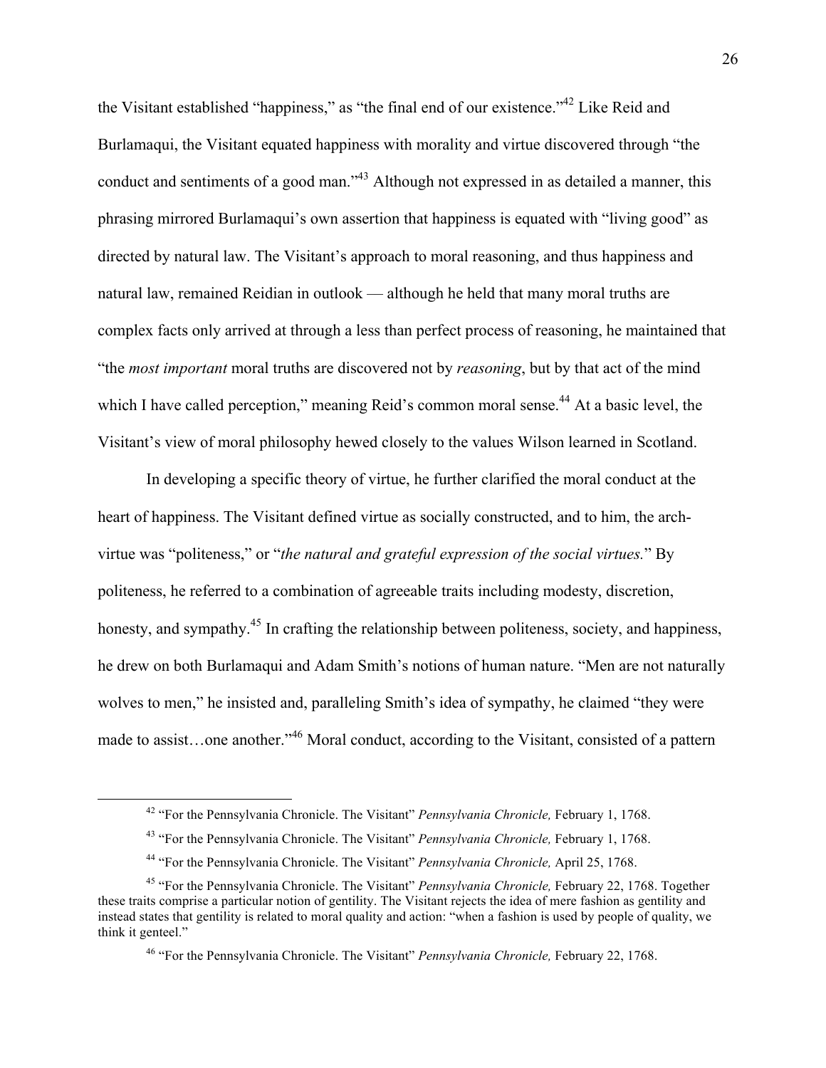the Visitant established "happiness," as "the final end of our existence."[42] Like Reid and Burlamaqui, the Visitant equated happiness with morality and virtue discovered through "the conduct and sentiments of a good man."[43] Although not expressed in as detailed a manner, this phrasing mirrored Burlamaqui's own assertion that happiness is equated with "living good" as directed by natural law. The Visitant's approach to moral reasoning, and thus happiness and natural law, remained Reidian in outlook — although he held that many moral truths are complex facts only arrived at through a less than perfect process of reasoning, he maintained that "the *most important* moral truths are discovered not by *reasoning*, but by that act of the mind which I have called perception," meaning Reid's common moral sense.[44] At a basic level, the Visitant's view of moral philosophy hewed closely to the values Wilson learned in Scotland.

In developing a specific theory of virtue, he further clarified the moral conduct at the heart of happiness. The Visitant defined virtue as socially constructed, and to him, the arch-virtue was "politeness," or "*the natural and grateful expression of the social virtues.*" By politeness, he referred to a combination of agreeable traits including modesty, discretion, honesty, and sympathy.[45] In crafting the relationship between politeness, society, and happiness, he drew on both Burlamaqui and Adam Smith's notions of human nature. "Men are not naturally wolves to men," he insisted and, paralleling Smith's idea of sympathy, he claimed "they were made to assist…one another."[46] Moral conduct, according to the Visitant, consisted of a pattern

[42] "For the Pennsylvania Chronicle. The Visitant" *Pennsylvania Chronicle,* February 1, 1768.

[43] "For the Pennsylvania Chronicle. The Visitant" *Pennsylvania Chronicle,* February 1, 1768.

[44] "For the Pennsylvania Chronicle. The Visitant" *Pennsylvania Chronicle,* April 25, 1768.

[45] "For the Pennsylvania Chronicle. The Visitant" *Pennsylvania Chronicle,* February 22, 1768. Together these traits comprise a particular notion of gentility. The Visitant rejects the idea of mere fashion as gentility and instead states that gentility is related to moral quality and action: "when a fashion is used by people of quality, we think it genteel."

[46] "For the Pennsylvania Chronicle. The Visitant" *Pennsylvania Chronicle,* February 22, 1768.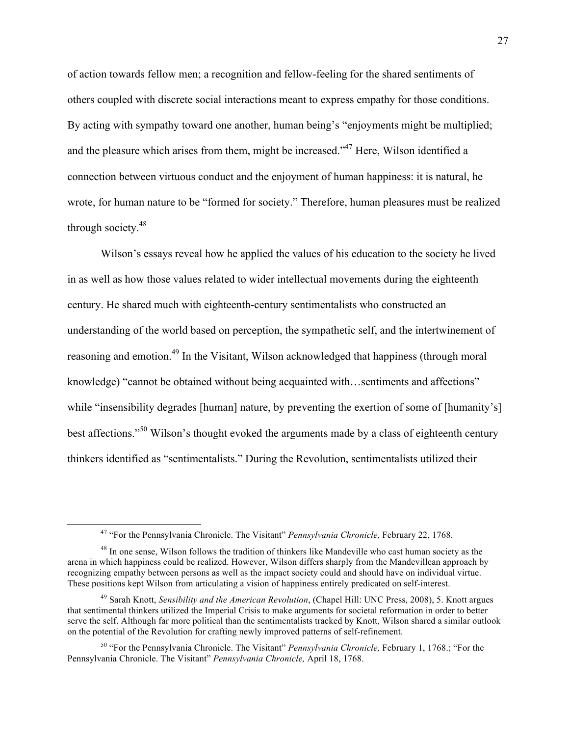of action towards fellow men; a recognition and fellow-feeling for the shared sentiments of others coupled with discrete social interactions meant to express empathy for those conditions. By acting with sympathy toward one another, human being's "enjoyments might be multiplied; and the pleasure which arises from them, might be increased."[47] Here, Wilson identified a connection between virtuous conduct and the enjoyment of human happiness: it is natural, he wrote, for human nature to be "formed for society." Therefore, human pleasures must be realized through society.[48]

Wilson's essays reveal how he applied the values of his education to the society he lived in as well as how those values related to wider intellectual movements during the eighteenth century. He shared much with eighteenth-century sentimentalists who constructed an understanding of the world based on perception, the sympathetic self, and the intertwinement of reasoning and emotion.[49] In the Visitant, Wilson acknowledged that happiness (through moral knowledge) "cannot be obtained without being acquainted with…sentiments and affections" while "insensibility degrades [human] nature, by preventing the exertion of some of [humanity's] best affections."[50] Wilson's thought evoked the arguments made by a class of eighteenth century thinkers identified as "sentimentalists." During the Revolution, sentimentalists utilized their

---

[47] "For the Pennsylvania Chronicle. The Visitant" *Pennsylvania Chronicle,* February 22, 1768.

[48] In one sense, Wilson follows the tradition of thinkers like Mandeville who cast human society as the arena in which happiness could be realized. However, Wilson differs sharply from the Mandevillean approach by recognizing empathy between persons as well as the impact society could and should have on individual virtue. These positions kept Wilson from articulating a vision of happiness entirely predicated on self-interest.

[49] Sarah Knott, *Sensibility and the American Revolution*, (Chapel Hill: UNC Press, 2008), 5. Knott argues that sentimental thinkers utilized the Imperial Crisis to make arguments for societal reformation in order to better serve the self. Although far more political than the sentimentalists tracked by Knott, Wilson shared a similar outlook on the potential of the Revolution for crafting newly improved patterns of self-refinement.

[50] "For the Pennsylvania Chronicle. The Visitant" *Pennsylvania Chronicle,* February 1, 1768.; "For the Pennsylvania Chronicle. The Visitant" *Pennsylvania Chronicle,* April 18, 1768.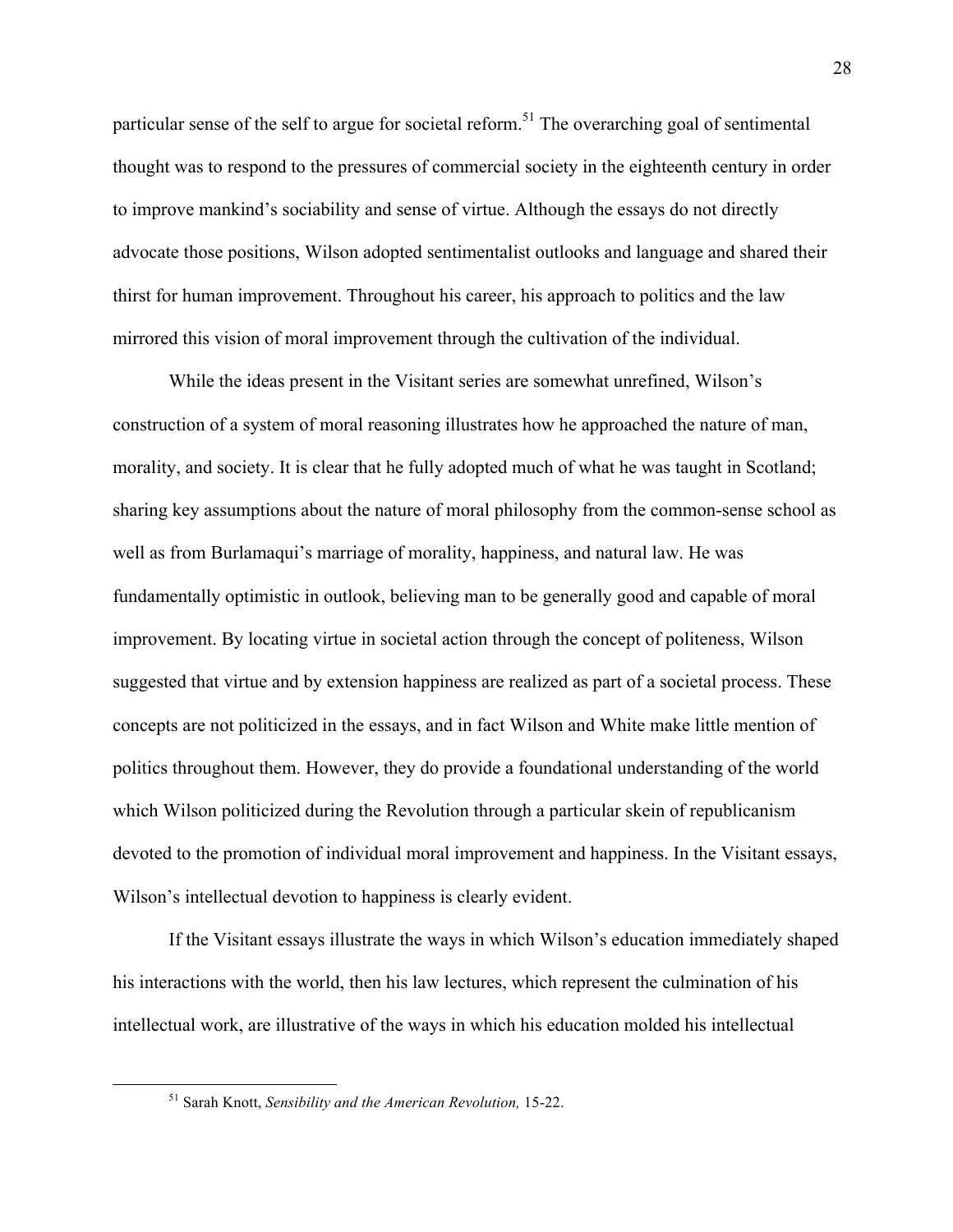particular sense of the self to argue for societal reform.[51] The overarching goal of sentimental thought was to respond to the pressures of commercial society in the eighteenth century in order to improve mankind's sociability and sense of virtue. Although the essays do not directly advocate those positions, Wilson adopted sentimentalist outlooks and language and shared their thirst for human improvement. Throughout his career, his approach to politics and the law mirrored this vision of moral improvement through the cultivation of the individual.

While the ideas present in the Visitant series are somewhat unrefined, Wilson's construction of a system of moral reasoning illustrates how he approached the nature of man, morality, and society. It is clear that he fully adopted much of what he was taught in Scotland; sharing key assumptions about the nature of moral philosophy from the common-sense school as well as from Burlamaqui's marriage of morality, happiness, and natural law. He was fundamentally optimistic in outlook, believing man to be generally good and capable of moral improvement. By locating virtue in societal action through the concept of politeness, Wilson suggested that virtue and by extension happiness are realized as part of a societal process. These concepts are not politicized in the essays, and in fact Wilson and White make little mention of politics throughout them. However, they do provide a foundational understanding of the world which Wilson politicized during the Revolution through a particular skein of republicanism devoted to the promotion of individual moral improvement and happiness. In the Visitant essays, Wilson's intellectual devotion to happiness is clearly evident.

If the Visitant essays illustrate the ways in which Wilson's education immediately shaped his interactions with the world, then his law lectures, which represent the culmination of his intellectual work, are illustrative of the ways in which his education molded his intellectual

[51] Sarah Knott, *Sensibility and the American Revolution,* 15-22.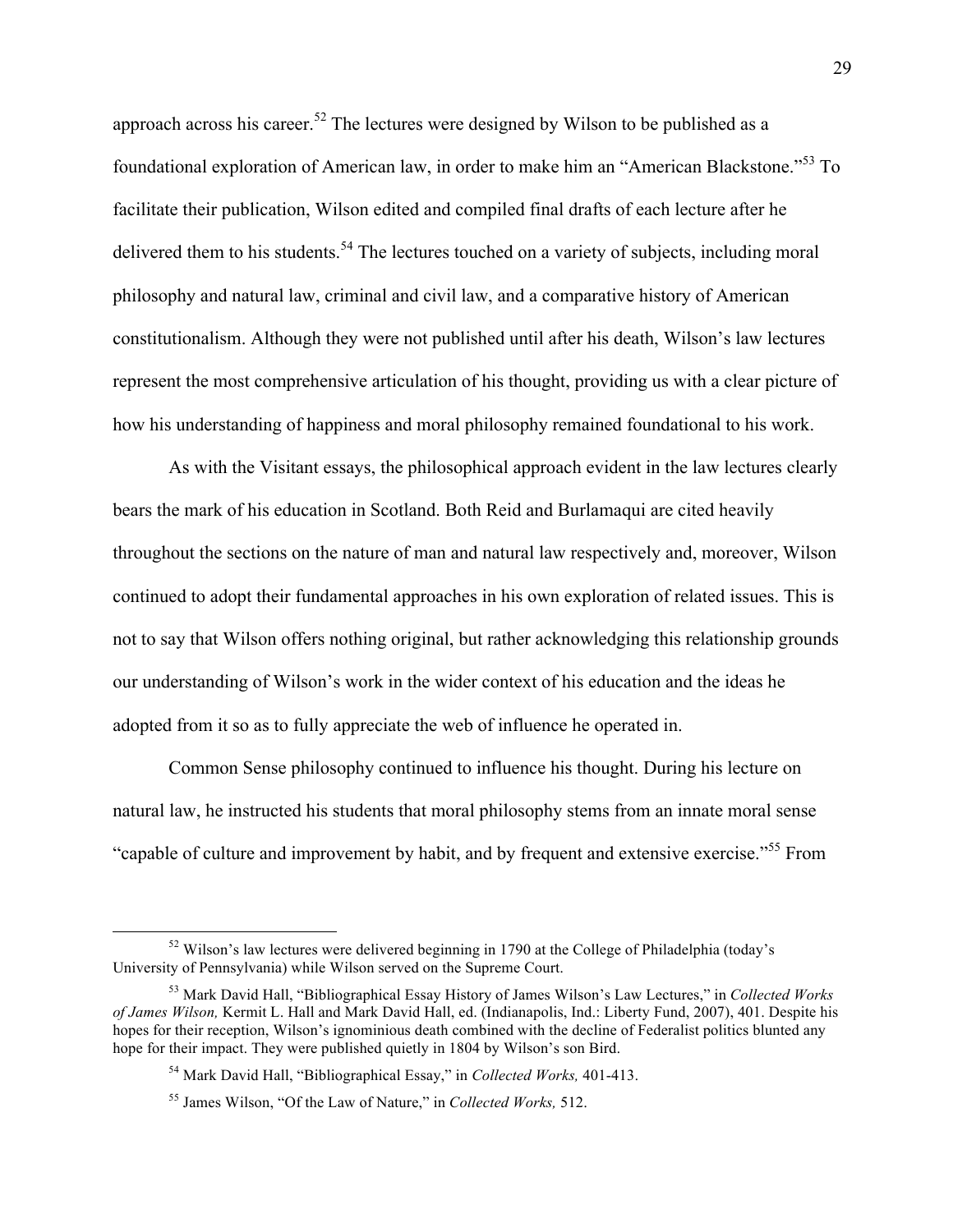approach across his career.[52] The lectures were designed by Wilson to be published as a foundational exploration of American law, in order to make him an "American Blackstone."[53] To facilitate their publication, Wilson edited and compiled final drafts of each lecture after he delivered them to his students.[54] The lectures touched on a variety of subjects, including moral philosophy and natural law, criminal and civil law, and a comparative history of American constitutionalism. Although they were not published until after his death, Wilson's law lectures represent the most comprehensive articulation of his thought, providing us with a clear picture of how his understanding of happiness and moral philosophy remained foundational to his work.

As with the Visitant essays, the philosophical approach evident in the law lectures clearly bears the mark of his education in Scotland. Both Reid and Burlamaqui are cited heavily throughout the sections on the nature of man and natural law respectively and, moreover, Wilson continued to adopt their fundamental approaches in his own exploration of related issues. This is not to say that Wilson offers nothing original, but rather acknowledging this relationship grounds our understanding of Wilson's work in the wider context of his education and the ideas he adopted from it so as to fully appreciate the web of influence he operated in.

Common Sense philosophy continued to influence his thought. During his lecture on natural law, he instructed his students that moral philosophy stems from an innate moral sense "capable of culture and improvement by habit, and by frequent and extensive exercise."[55] From

---

[52] Wilson's law lectures were delivered beginning in 1790 at the College of Philadelphia (today's University of Pennsylvania) while Wilson served on the Supreme Court.

[53] Mark David Hall, "Bibliographical Essay History of James Wilson's Law Lectures," in *Collected Works of James Wilson,* Kermit L. Hall and Mark David Hall, ed. (Indianapolis, Ind.: Liberty Fund, 2007), 401. Despite his hopes for their reception, Wilson's ignominious death combined with the decline of Federalist politics blunted any hope for their impact. They were published quietly in 1804 by Wilson's son Bird.

[54] Mark David Hall, "Bibliographical Essay," in *Collected Works,* 401-413.

[55] James Wilson, "Of the Law of Nature," in *Collected Works,* 512.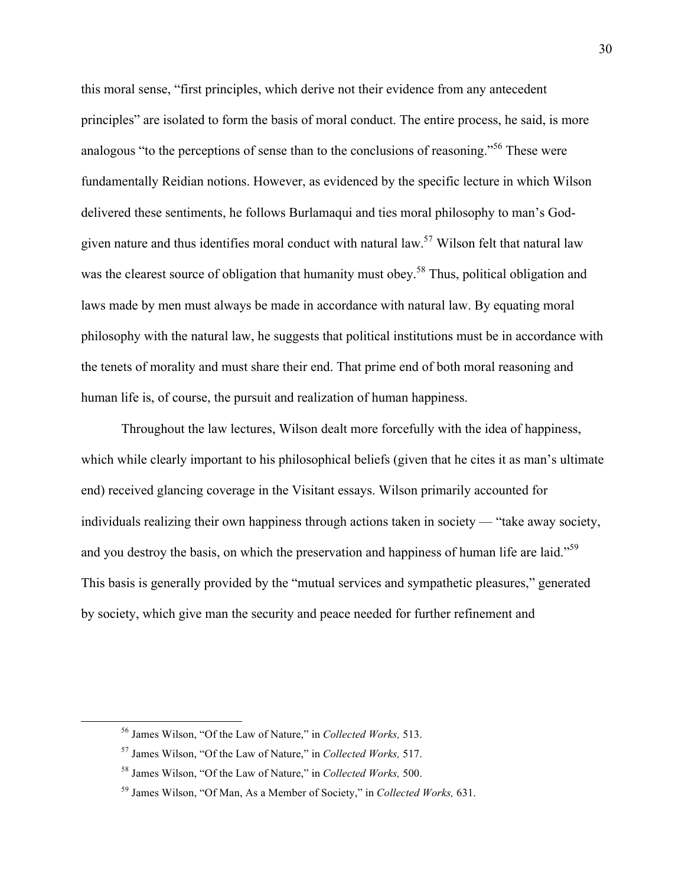this moral sense, "first principles, which derive not their evidence from any antecedent principles" are isolated to form the basis of moral conduct. The entire process, he said, is more analogous "to the perceptions of sense than to the conclusions of reasoning."[56] These were fundamentally Reidian notions. However, as evidenced by the specific lecture in which Wilson delivered these sentiments, he follows Burlamaqui and ties moral philosophy to man's God-given nature and thus identifies moral conduct with natural law.[57] Wilson felt that natural law was the clearest source of obligation that humanity must obey.[58] Thus, political obligation and laws made by men must always be made in accordance with natural law. By equating moral philosophy with the natural law, he suggests that political institutions must be in accordance with the tenets of morality and must share their end. That prime end of both moral reasoning and human life is, of course, the pursuit and realization of human happiness.

Throughout the law lectures, Wilson dealt more forcefully with the idea of happiness, which while clearly important to his philosophical beliefs (given that he cites it as man's ultimate end) received glancing coverage in the Visitant essays. Wilson primarily accounted for individuals realizing their own happiness through actions taken in society — "take away society, and you destroy the basis, on which the preservation and happiness of human life are laid."[59] This basis is generally provided by the "mutual services and sympathetic pleasures," generated by society, which give man the security and peace needed for further refinement and

[56] James Wilson, "Of the Law of Nature," in *Collected Works,* 513.

[57] James Wilson, "Of the Law of Nature," in *Collected Works,* 517.

[58] James Wilson, "Of the Law of Nature," in *Collected Works,* 500.

[59] James Wilson, "Of Man, As a Member of Society," in *Collected Works,* 631.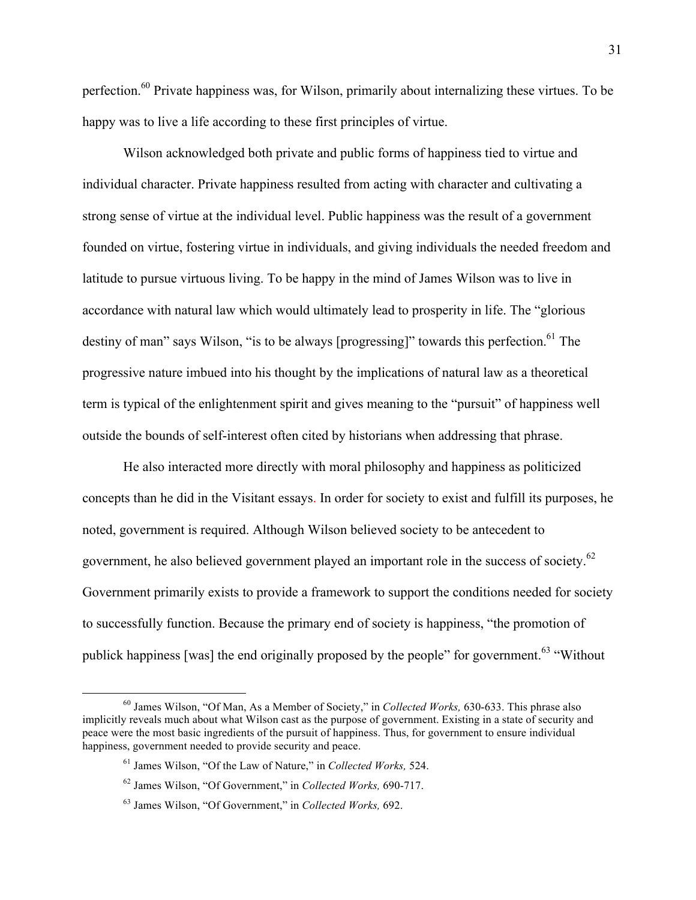perfection.[60] Private happiness was, for Wilson, primarily about internalizing these virtues. To be happy was to live a life according to these first principles of virtue.

Wilson acknowledged both private and public forms of happiness tied to virtue and individual character. Private happiness resulted from acting with character and cultivating a strong sense of virtue at the individual level. Public happiness was the result of a government founded on virtue, fostering virtue in individuals, and giving individuals the needed freedom and latitude to pursue virtuous living. To be happy in the mind of James Wilson was to live in accordance with natural law which would ultimately lead to prosperity in life. The "glorious destiny of man" says Wilson, "is to be always [progressing]" towards this perfection.[61] The progressive nature imbued into his thought by the implications of natural law as a theoretical term is typical of the enlightenment spirit and gives meaning to the "pursuit" of happiness well outside the bounds of self-interest often cited by historians when addressing that phrase.

He also interacted more directly with moral philosophy and happiness as politicized concepts than he did in the Visitant essays. In order for society to exist and fulfill its purposes, he noted, government is required. Although Wilson believed society to be antecedent to government, he also believed government played an important role in the success of society.[62] Government primarily exists to provide a framework to support the conditions needed for society to successfully function. Because the primary end of society is happiness, "the promotion of publick happiness [was] the end originally proposed by the people" for government.[63] "Without

---

[60] James Wilson, "Of Man, As a Member of Society," in *Collected Works,* 630-633. This phrase also implicitly reveals much about what Wilson cast as the purpose of government. Existing in a state of security and peace were the most basic ingredients of the pursuit of happiness. Thus, for government to ensure individual happiness, government needed to provide security and peace.

[61] James Wilson, "Of the Law of Nature," in *Collected Works,* 524.

[62] James Wilson, "Of Government," in *Collected Works,* 690-717.

[63] James Wilson, "Of Government," in *Collected Works,* 692.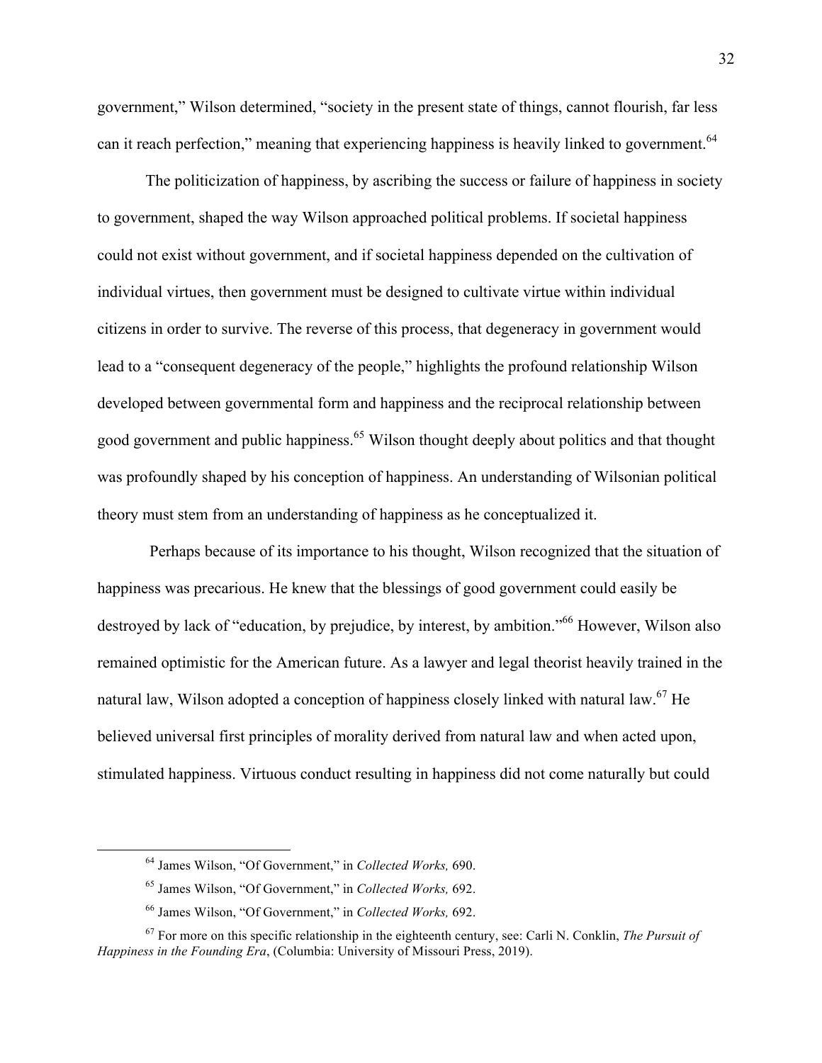government," Wilson determined, "society in the present state of things, cannot flourish, far less can it reach perfection," meaning that experiencing happiness is heavily linked to government.[64]

The politicization of happiness, by ascribing the success or failure of happiness in society to government, shaped the way Wilson approached political problems. If societal happiness could not exist without government, and if societal happiness depended on the cultivation of individual virtues, then government must be designed to cultivate virtue within individual citizens in order to survive. The reverse of this process, that degeneracy in government would lead to a "consequent degeneracy of the people," highlights the profound relationship Wilson developed between governmental form and happiness and the reciprocal relationship between good government and public happiness.[65] Wilson thought deeply about politics and that thought was profoundly shaped by his conception of happiness. An understanding of Wilsonian political theory must stem from an understanding of happiness as he conceptualized it.

Perhaps because of its importance to his thought, Wilson recognized that the situation of happiness was precarious. He knew that the blessings of good government could easily be destroyed by lack of "education, by prejudice, by interest, by ambition."[66] However, Wilson also remained optimistic for the American future. As a lawyer and legal theorist heavily trained in the natural law, Wilson adopted a conception of happiness closely linked with natural law.[67] He believed universal first principles of morality derived from natural law and when acted upon, stimulated happiness. Virtuous conduct resulting in happiness did not come naturally but could

---

[64] James Wilson, "Of Government," in *Collected Works,* 690.

[65] James Wilson, "Of Government," in *Collected Works,* 692.

[66] James Wilson, "Of Government," in *Collected Works,* 692.

[67] For more on this specific relationship in the eighteenth century, see: Carli N. Conklin, *The Pursuit of Happiness in the Founding Era*, (Columbia: University of Missouri Press, 2019).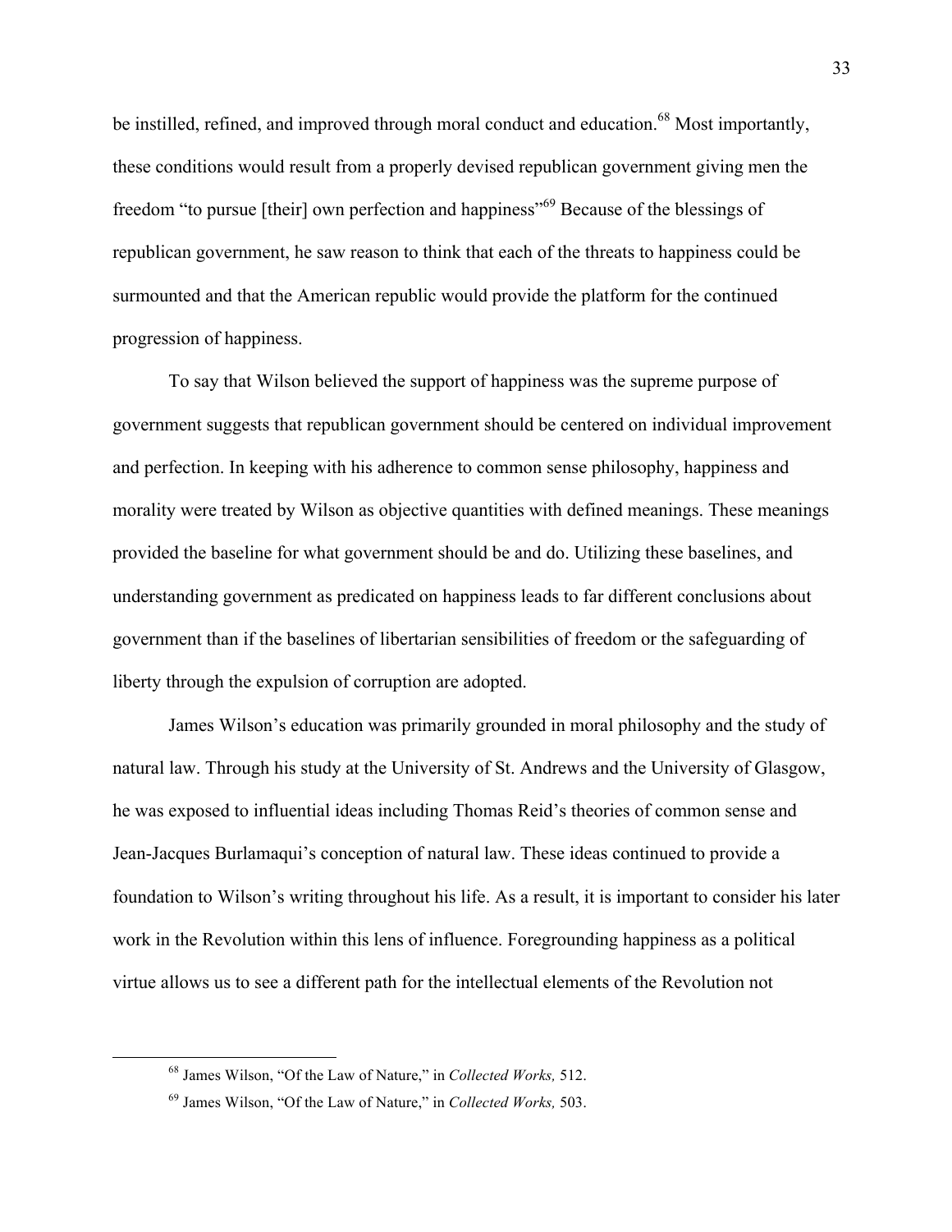be instilled, refined, and improved through moral conduct and education.[68] Most importantly, these conditions would result from a properly devised republican government giving men the freedom "to pursue [their] own perfection and happiness"[69] Because of the blessings of republican government, he saw reason to think that each of the threats to happiness could be surmounted and that the American republic would provide the platform for the continued progression of happiness.

To say that Wilson believed the support of happiness was the supreme purpose of government suggests that republican government should be centered on individual improvement and perfection. In keeping with his adherence to common sense philosophy, happiness and morality were treated by Wilson as objective quantities with defined meanings. These meanings provided the baseline for what government should be and do. Utilizing these baselines, and understanding government as predicated on happiness leads to far different conclusions about government than if the baselines of libertarian sensibilities of freedom or the safeguarding of liberty through the expulsion of corruption are adopted.

James Wilson's education was primarily grounded in moral philosophy and the study of natural law. Through his study at the University of St. Andrews and the University of Glasgow, he was exposed to influential ideas including Thomas Reid's theories of common sense and Jean-Jacques Burlamaqui's conception of natural law. These ideas continued to provide a foundation to Wilson's writing throughout his life. As a result, it is important to consider his later work in the Revolution within this lens of influence. Foregrounding happiness as a political virtue allows us to see a different path for the intellectual elements of the Revolution not

---

[68] James Wilson, "Of the Law of Nature," in *Collected Works,* 512.

[69] James Wilson, "Of the Law of Nature," in *Collected Works,* 503.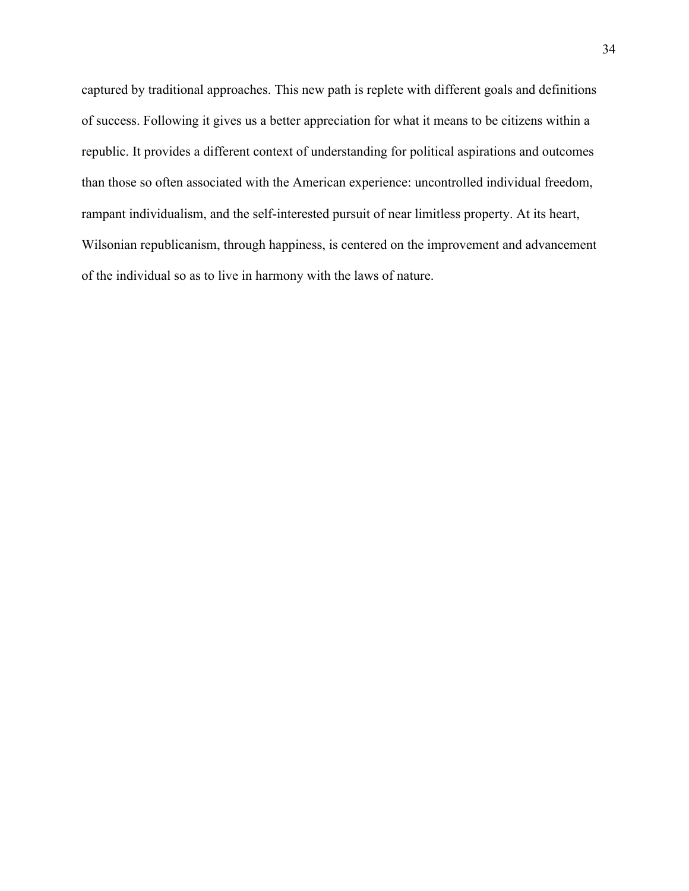captured by traditional approaches. This new path is replete with different goals and definitions of success. Following it gives us a better appreciation for what it means to be citizens within a republic. It provides a different context of understanding for political aspirations and outcomes than those so often associated with the American experience: uncontrolled individual freedom, rampant individualism, and the self-interested pursuit of near limitless property. At its heart, Wilsonian republicanism, through happiness, is centered on the improvement and advancement of the individual so as to live in harmony with the laws of nature.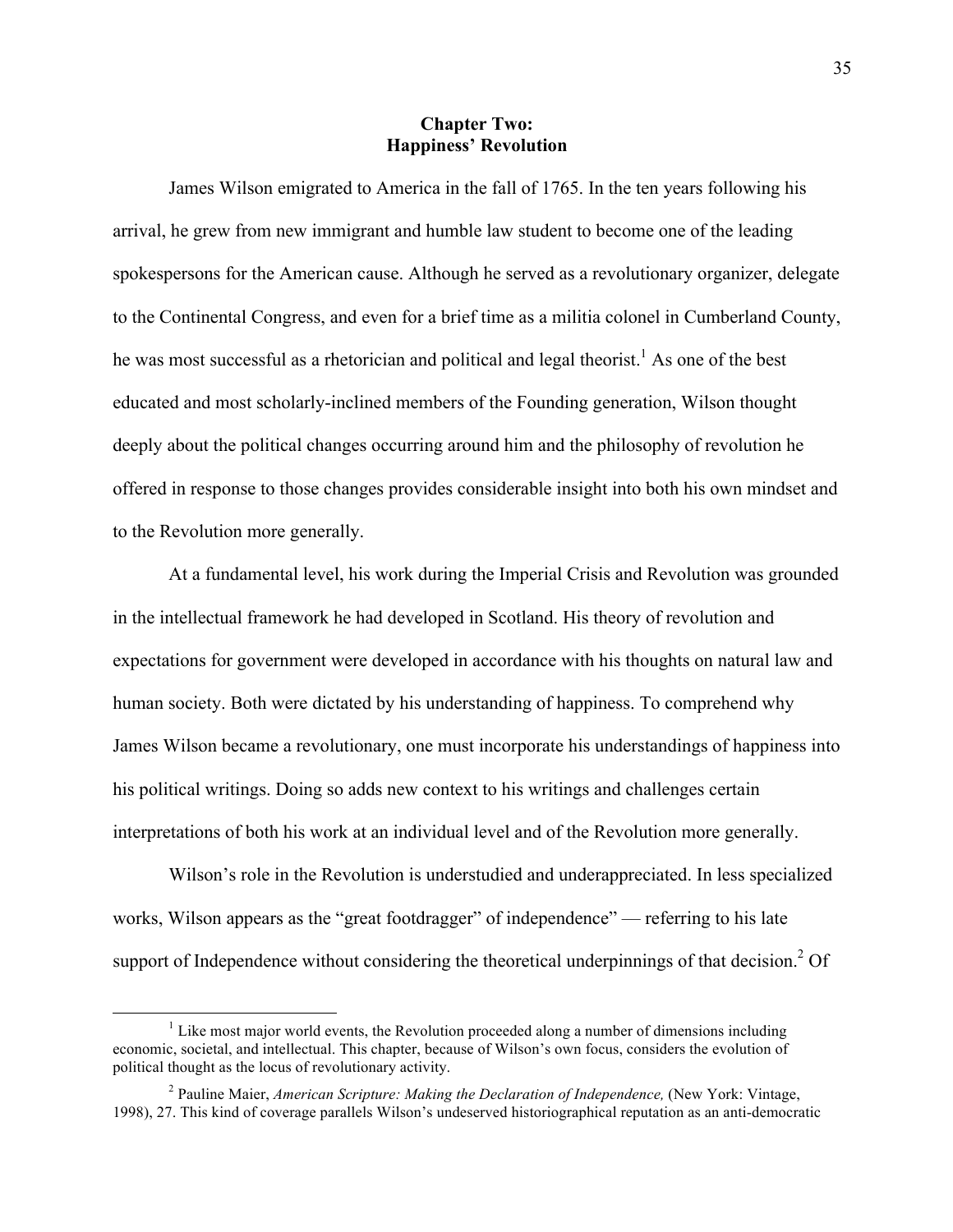## Chapter Two: Happiness' Revolution

James Wilson emigrated to America in the fall of 1765. In the ten years following his arrival, he grew from new immigrant and humble law student to become one of the leading spokespersons for the American cause. Although he served as a revolutionary organizer, delegate to the Continental Congress, and even for a brief time as a militia colonel in Cumberland County, he was most successful as a rhetorician and political and legal theorist.[1] As one of the best educated and most scholarly-inclined members of the Founding generation, Wilson thought deeply about the political changes occurring around him and the philosophy of revolution he offered in response to those changes provides considerable insight into both his own mindset and to the Revolution more generally.

At a fundamental level, his work during the Imperial Crisis and Revolution was grounded in the intellectual framework he had developed in Scotland. His theory of revolution and expectations for government were developed in accordance with his thoughts on natural law and human society. Both were dictated by his understanding of happiness. To comprehend why James Wilson became a revolutionary, one must incorporate his understandings of happiness into his political writings. Doing so adds new context to his writings and challenges certain interpretations of both his work at an individual level and of the Revolution more generally.

Wilson's role in the Revolution is understudied and underappreciated. In less specialized works, Wilson appears as the "great footdragger" of independence" — referring to his late support of Independence without considering the theoretical underpinnings of that decision.[2] Of

---

[1] Like most major world events, the Revolution proceeded along a number of dimensions including economic, societal, and intellectual. This chapter, because of Wilson's own focus, considers the evolution of political thought as the locus of revolutionary activity.

[2] Pauline Maier, *American Scripture: Making the Declaration of Independence,* (New York: Vintage, 1998), 27. This kind of coverage parallels Wilson's undeserved historiographical reputation as an anti-democratic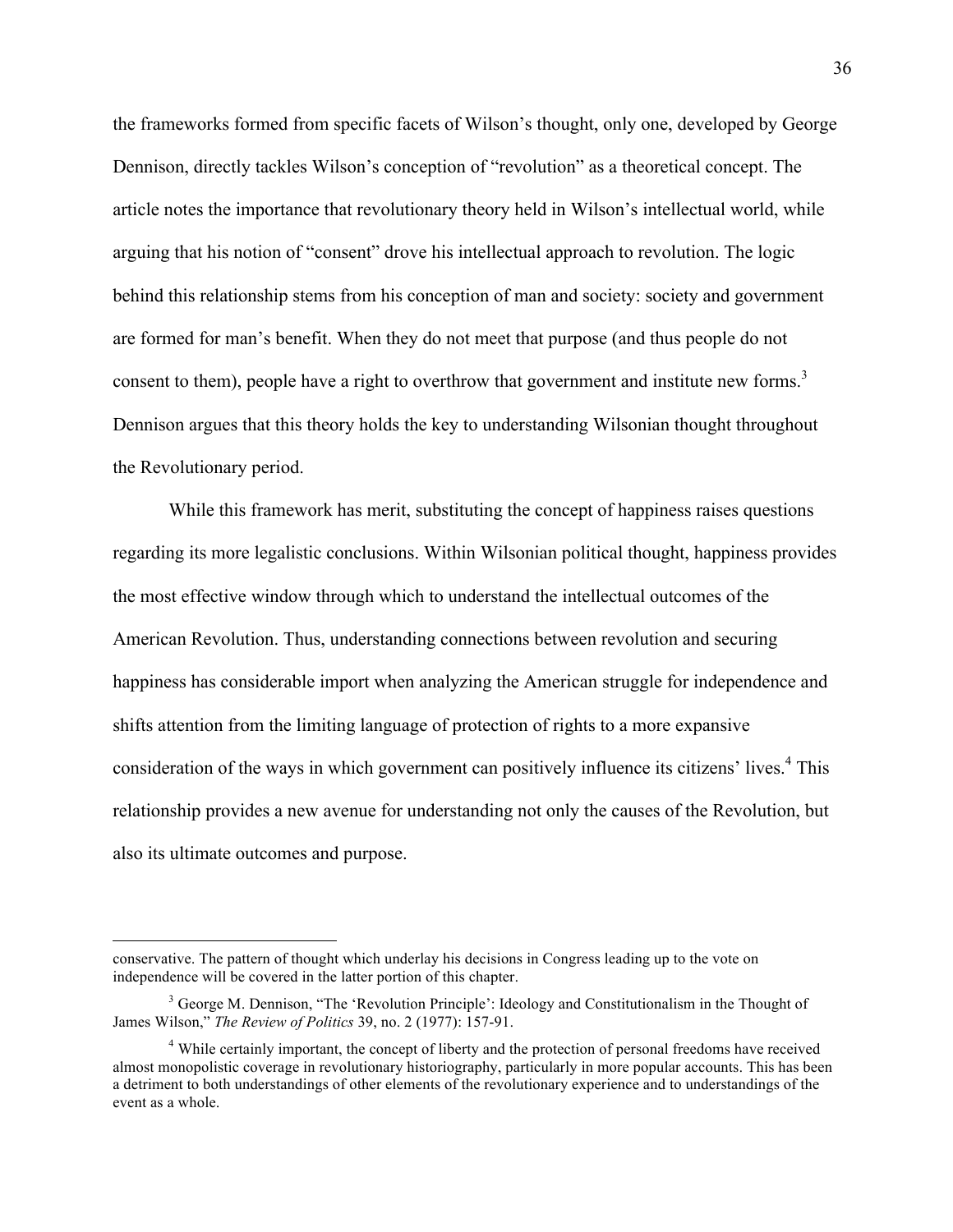the frameworks formed from specific facets of Wilson's thought, only one, developed by George Dennison, directly tackles Wilson's conception of "revolution" as a theoretical concept. The article notes the importance that revolutionary theory held in Wilson's intellectual world, while arguing that his notion of "consent" drove his intellectual approach to revolution. The logic behind this relationship stems from his conception of man and society: society and government are formed for man's benefit. When they do not meet that purpose (and thus people do not consent to them), people have a right to overthrow that government and institute new forms.[3] Dennison argues that this theory holds the key to understanding Wilsonian thought throughout the Revolutionary period.

While this framework has merit, substituting the concept of happiness raises questions regarding its more legalistic conclusions. Within Wilsonian political thought, happiness provides the most effective window through which to understand the intellectual outcomes of the American Revolution. Thus, understanding connections between revolution and securing happiness has considerable import when analyzing the American struggle for independence and shifts attention from the limiting language of protection of rights to a more expansive consideration of the ways in which government can positively influence its citizens' lives.[4] This relationship provides a new avenue for understanding not only the causes of the Revolution, but also its ultimate outcomes and purpose.

---

conservative. The pattern of thought which underlay his decisions in Congress leading up to the vote on independence will be covered in the latter portion of this chapter.

[3] George M. Dennison, "The 'Revolution Principle': Ideology and Constitutionalism in the Thought of James Wilson," *The Review of Politics* 39, no. 2 (1977): 157-91.

[4] While certainly important, the concept of liberty and the protection of personal freedoms have received almost monopolistic coverage in revolutionary historiography, particularly in more popular accounts. This has been a detriment to both understandings of other elements of the revolutionary experience and to understandings of the event as a whole.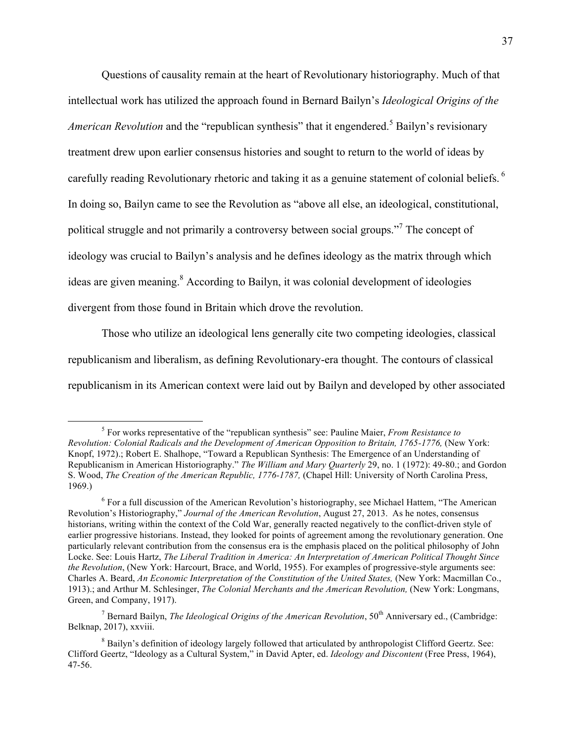Questions of causality remain at the heart of Revolutionary historiography. Much of that intellectual work has utilized the approach found in Bernard Bailyn's *Ideological Origins of the American Revolution* and the "republican synthesis" that it engendered.[5] Bailyn's revisionary treatment drew upon earlier consensus histories and sought to return to the world of ideas by carefully reading Revolutionary rhetoric and taking it as a genuine statement of colonial beliefs.[6] In doing so, Bailyn came to see the Revolution as "above all else, an ideological, constitutional, political struggle and not primarily a controversy between social groups."[7] The concept of ideology was crucial to Bailyn's analysis and he defines ideology as the matrix through which ideas are given meaning.[8] According to Bailyn, it was colonial development of ideologies divergent from those found in Britain which drove the revolution.

Those who utilize an ideological lens generally cite two competing ideologies, classical republicanism and liberalism, as defining Revolutionary-era thought. The contours of classical republicanism in its American context were laid out by Bailyn and developed by other associated

---

[5] For works representative of the "republican synthesis" see: Pauline Maier, *From Resistance to Revolution: Colonial Radicals and the Development of American Opposition to Britain, 1765-1776,* (New York: Knopf, 1972).; Robert E. Shalhope, "Toward a Republican Synthesis: The Emergence of an Understanding of Republicanism in American Historiography." *The William and Mary Quarterly* 29, no. 1 (1972): 49-80.; and Gordon S. Wood, *The Creation of the American Republic, 1776-1787,* (Chapel Hill: University of North Carolina Press, 1969.)

[6] For a full discussion of the American Revolution's historiography, see Michael Hattem, "The American Revolution's Historiography," *Journal of the American Revolution*, August 27, 2013. As he notes, consensus historians, writing within the context of the Cold War, generally reacted negatively to the conflict-driven style of earlier progressive historians. Instead, they looked for points of agreement among the revolutionary generation. One particularly relevant contribution from the consensus era is the emphasis placed on the political philosophy of John Locke. See: Louis Hartz, *The Liberal Tradition in America: An Interpretation of American Political Thought Since the Revolution*, (New York: Harcourt, Brace, and World, 1955). For examples of progressive-style arguments see: Charles A. Beard, *An Economic Interpretation of the Constitution of the United States,* (New York: Macmillan Co., 1913).; and Arthur M. Schlesinger, *The Colonial Merchants and the American Revolution,* (New York: Longmans, Green, and Company, 1917).

[7] Bernard Bailyn, *The Ideological Origins of the American Revolution*, 50th Anniversary ed., (Cambridge: Belknap, 2017), xxviii.

[8] Bailyn's definition of ideology largely followed that articulated by anthropologist Clifford Geertz. See: Clifford Geertz, "Ideology as a Cultural System," in David Apter, ed. *Ideology and Discontent* (Free Press, 1964), 47-56.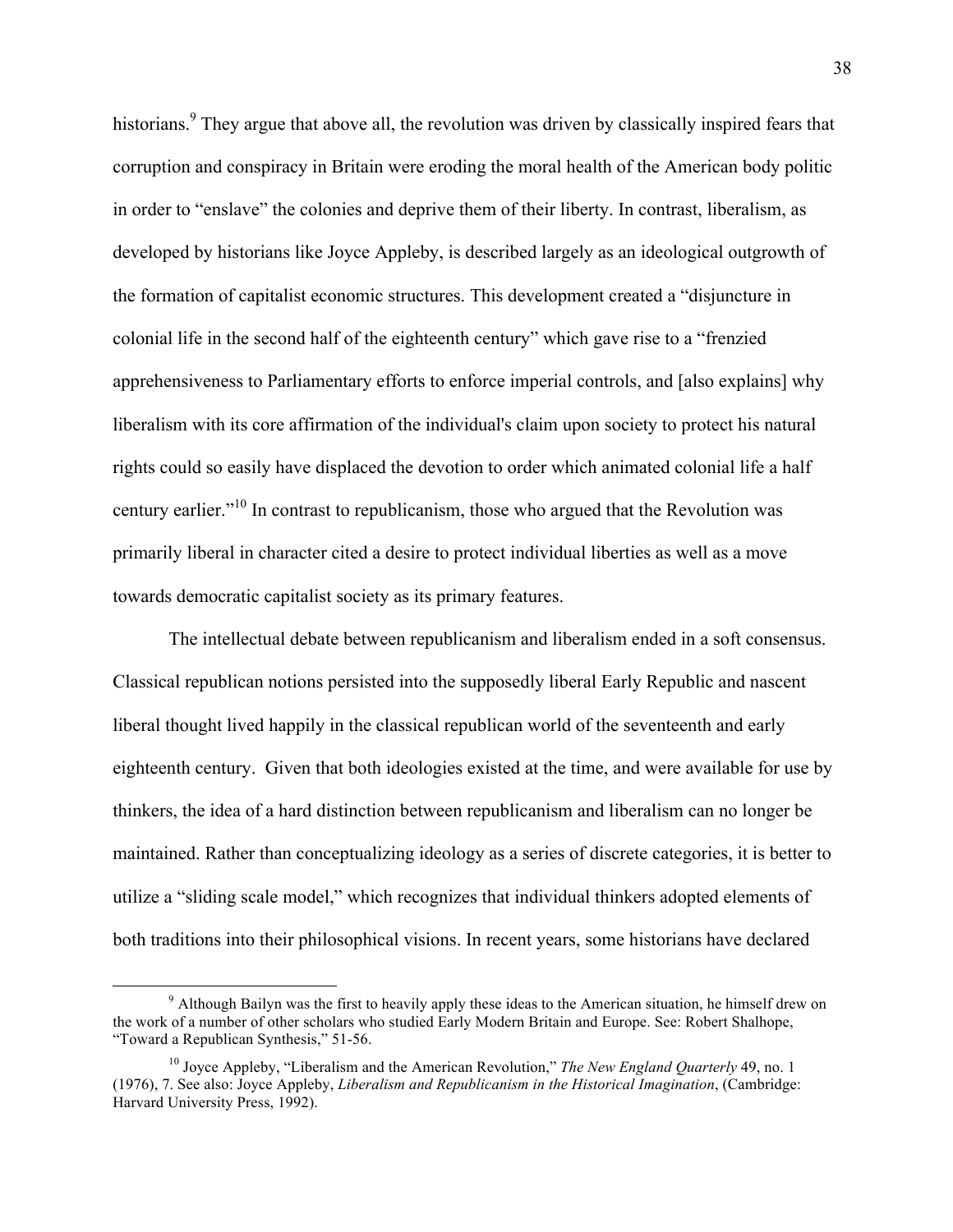historians.[9] They argue that above all, the revolution was driven by classically inspired fears that corruption and conspiracy in Britain were eroding the moral health of the American body politic in order to "enslave" the colonies and deprive them of their liberty. In contrast, liberalism, as developed by historians like Joyce Appleby, is described largely as an ideological outgrowth of the formation of capitalist economic structures. This development created a "disjuncture in colonial life in the second half of the eighteenth century" which gave rise to a "frenzied apprehensiveness to Parliamentary efforts to enforce imperial controls, and [also explains] why liberalism with its core affirmation of the individual's claim upon society to protect his natural rights could so easily have displaced the devotion to order which animated colonial life a half century earlier."[10] In contrast to republicanism, those who argued that the Revolution was primarily liberal in character cited a desire to protect individual liberties as well as a move towards democratic capitalist society as its primary features.

The intellectual debate between republicanism and liberalism ended in a soft consensus. Classical republican notions persisted into the supposedly liberal Early Republic and nascent liberal thought lived happily in the classical republican world of the seventeenth and early eighteenth century. Given that both ideologies existed at the time, and were available for use by thinkers, the idea of a hard distinction between republicanism and liberalism can no longer be maintained. Rather than conceptualizing ideology as a series of discrete categories, it is better to utilize a "sliding scale model," which recognizes that individual thinkers adopted elements of both traditions into their philosophical visions. In recent years, some historians have declared

---

[9] Although Bailyn was the first to heavily apply these ideas to the American situation, he himself drew on the work of a number of other scholars who studied Early Modern Britain and Europe. See: Robert Shalhope, "Toward a Republican Synthesis," 51-56.

[10] Joyce Appleby, "Liberalism and the American Revolution," *The New England Quarterly* 49, no. 1 (1976), 7. See also: Joyce Appleby, *Liberalism and Republicanism in the Historical Imagination*, (Cambridge: Harvard University Press, 1992).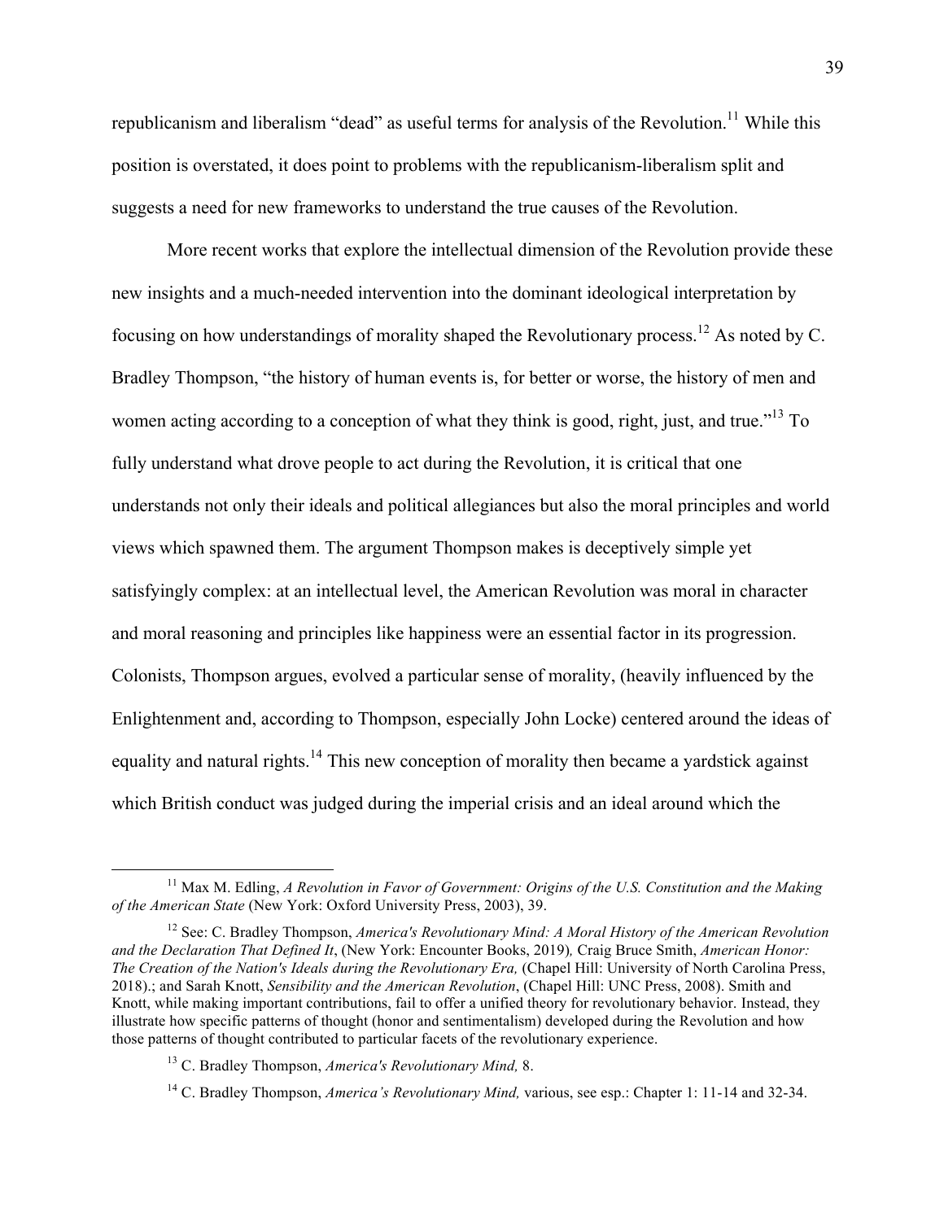republicanism and liberalism "dead" as useful terms for analysis of the Revolution.[11] While this position is overstated, it does point to problems with the republicanism-liberalism split and suggests a need for new frameworks to understand the true causes of the Revolution.

More recent works that explore the intellectual dimension of the Revolution provide these new insights and a much-needed intervention into the dominant ideological interpretation by focusing on how understandings of morality shaped the Revolutionary process.[12] As noted by C. Bradley Thompson, "the history of human events is, for better or worse, the history of men and women acting according to a conception of what they think is good, right, just, and true."[13] To fully understand what drove people to act during the Revolution, it is critical that one understands not only their ideals and political allegiances but also the moral principles and world views which spawned them. The argument Thompson makes is deceptively simple yet satisfyingly complex: at an intellectual level, the American Revolution was moral in character and moral reasoning and principles like happiness were an essential factor in its progression. Colonists, Thompson argues, evolved a particular sense of morality, (heavily influenced by the Enlightenment and, according to Thompson, especially John Locke) centered around the ideas of equality and natural rights.[14] This new conception of morality then became a yardstick against which British conduct was judged during the imperial crisis and an ideal around which the

---

[11] Max M. Edling, *A Revolution in Favor of Government: Origins of the U.S. Constitution and the Making of the American State* (New York: Oxford University Press, 2003), 39.

[12] See: C. Bradley Thompson, *America's Revolutionary Mind: A Moral History of the American Revolution and the Declaration That Defined It*, (New York: Encounter Books, 2019), Craig Bruce Smith, *American Honor: The Creation of the Nation's Ideals during the Revolutionary Era,* (Chapel Hill: University of North Carolina Press, 2018).; and Sarah Knott, *Sensibility and the American Revolution*, (Chapel Hill: UNC Press, 2008). Smith and Knott, while making important contributions, fail to offer a unified theory for revolutionary behavior. Instead, they illustrate how specific patterns of thought (honor and sentimentalism) developed during the Revolution and how those patterns of thought contributed to particular facets of the revolutionary experience.

[13] C. Bradley Thompson, *America's Revolutionary Mind,* 8.

[14] C. Bradley Thompson, *America's Revolutionary Mind,* various, see esp.: Chapter 1: 11-14 and 32-34.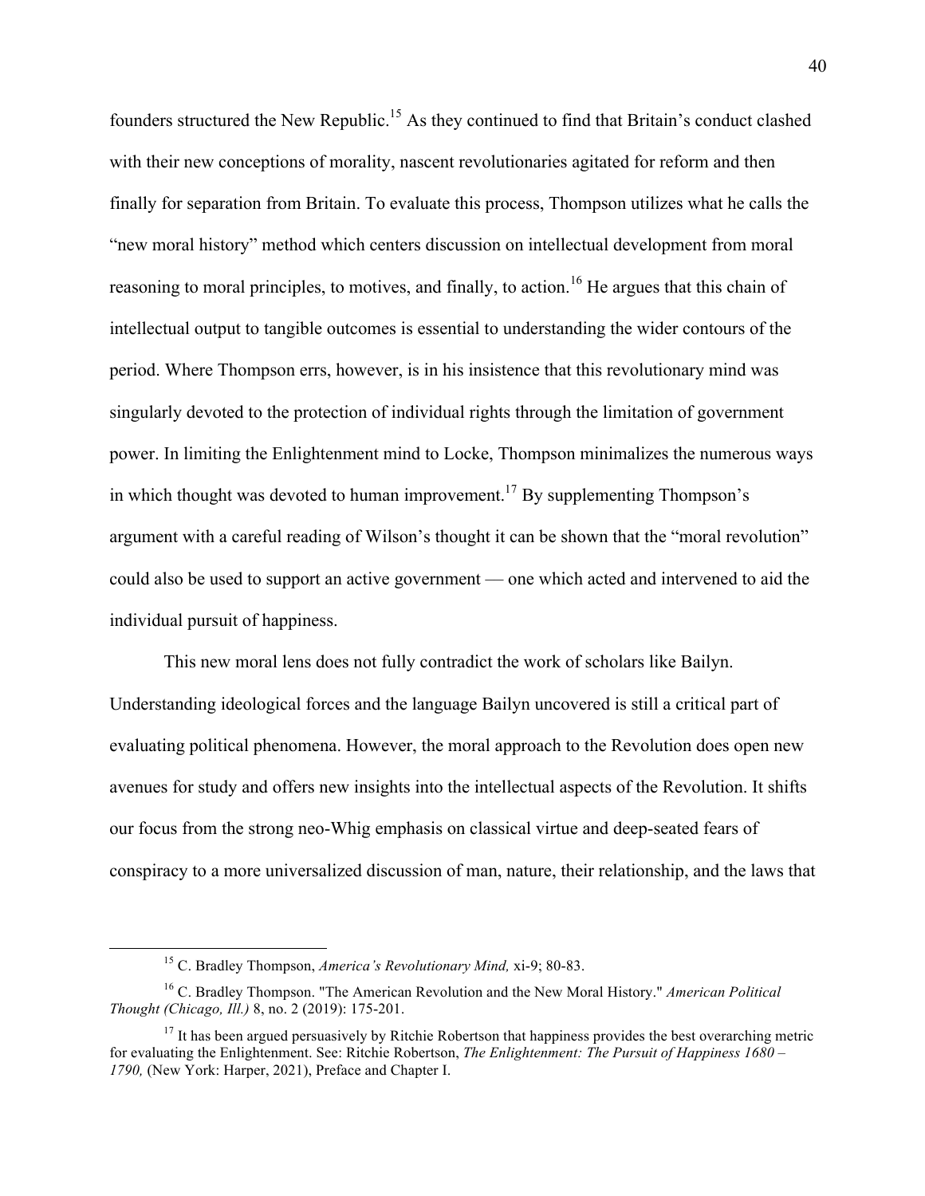founders structured the New Republic.[15] As they continued to find that Britain's conduct clashed with their new conceptions of morality, nascent revolutionaries agitated for reform and then finally for separation from Britain. To evaluate this process, Thompson utilizes what he calls the "new moral history" method which centers discussion on intellectual development from moral reasoning to moral principles, to motives, and finally, to action.[16] He argues that this chain of intellectual output to tangible outcomes is essential to understanding the wider contours of the period. Where Thompson errs, however, is in his insistence that this revolutionary mind was singularly devoted to the protection of individual rights through the limitation of government power. In limiting the Enlightenment mind to Locke, Thompson minimalizes the numerous ways in which thought was devoted to human improvement.[17] By supplementing Thompson's argument with a careful reading of Wilson's thought it can be shown that the "moral revolution" could also be used to support an active government — one which acted and intervened to aid the individual pursuit of happiness.

This new moral lens does not fully contradict the work of scholars like Bailyn. Understanding ideological forces and the language Bailyn uncovered is still a critical part of evaluating political phenomena. However, the moral approach to the Revolution does open new avenues for study and offers new insights into the intellectual aspects of the Revolution. It shifts our focus from the strong neo-Whig emphasis on classical virtue and deep-seated fears of conspiracy to a more universalized discussion of man, nature, their relationship, and the laws that

---

[15] C. Bradley Thompson, *America's Revolutionary Mind,* xi-9; 80-83.

[16] C. Bradley Thompson. "The American Revolution and the New Moral History." *American Political Thought (Chicago, Ill.)* 8, no. 2 (2019): 175-201.

[17] It has been argued persuasively by Ritchie Robertson that happiness provides the best overarching metric for evaluating the Enlightenment. See: Ritchie Robertson, *The Enlightenment: The Pursuit of Happiness 1680 – 1790,* (New York: Harper, 2021), Preface and Chapter I.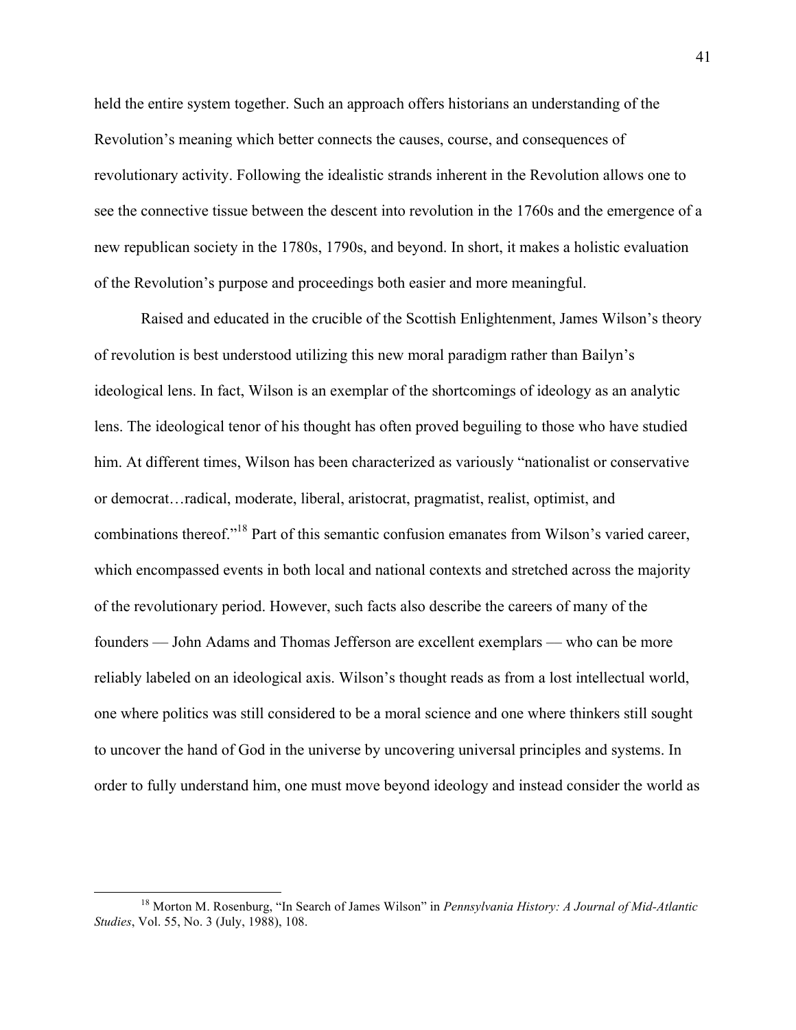held the entire system together. Such an approach offers historians an understanding of the Revolution's meaning which better connects the causes, course, and consequences of revolutionary activity. Following the idealistic strands inherent in the Revolution allows one to see the connective tissue between the descent into revolution in the 1760s and the emergence of a new republican society in the 1780s, 1790s, and beyond. In short, it makes a holistic evaluation of the Revolution's purpose and proceedings both easier and more meaningful.

Raised and educated in the crucible of the Scottish Enlightenment, James Wilson's theory of revolution is best understood utilizing this new moral paradigm rather than Bailyn's ideological lens. In fact, Wilson is an exemplar of the shortcomings of ideology as an analytic lens. The ideological tenor of his thought has often proved beguiling to those who have studied him. At different times, Wilson has been characterized as variously "nationalist or conservative or democrat…radical, moderate, liberal, aristocrat, pragmatist, realist, optimist, and combinations thereof."[18] Part of this semantic confusion emanates from Wilson's varied career, which encompassed events in both local and national contexts and stretched across the majority of the revolutionary period. However, such facts also describe the careers of many of the founders — John Adams and Thomas Jefferson are excellent exemplars — who can be more reliably labeled on an ideological axis. Wilson's thought reads as from a lost intellectual world, one where politics was still considered to be a moral science and one where thinkers still sought to uncover the hand of God in the universe by uncovering universal principles and systems. In order to fully understand him, one must move beyond ideology and instead consider the world as

[18] Morton M. Rosenburg, "In Search of James Wilson" in *Pennsylvania History: A Journal of Mid-Atlantic Studies*, Vol. 55, No. 3 (July, 1988), 108.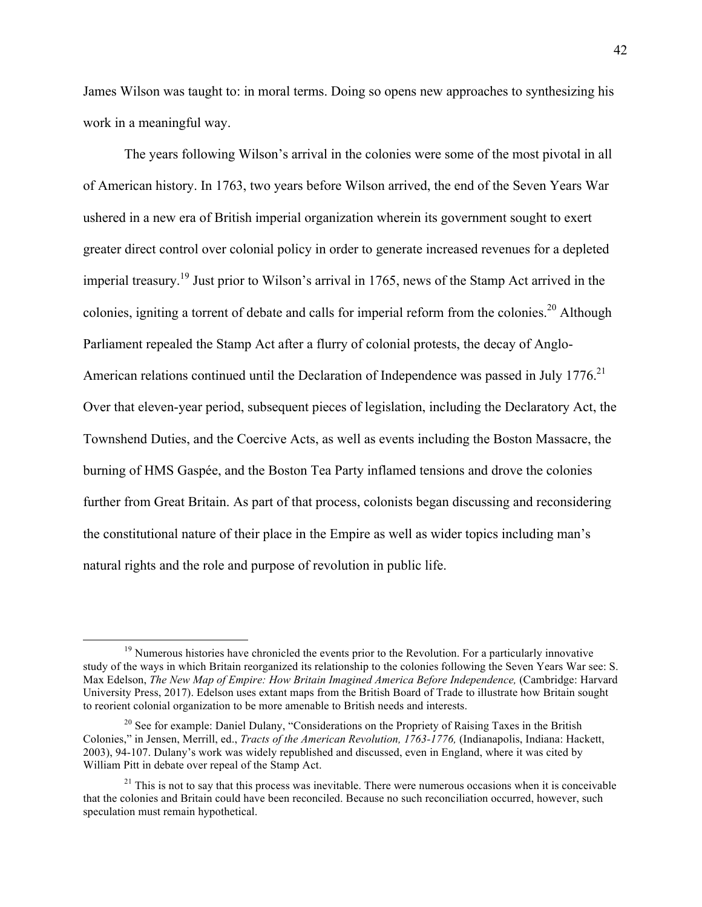James Wilson was taught to: in moral terms. Doing so opens new approaches to synthesizing his work in a meaningful way.

The years following Wilson's arrival in the colonies were some of the most pivotal in all of American history. In 1763, two years before Wilson arrived, the end of the Seven Years War ushered in a new era of British imperial organization wherein its government sought to exert greater direct control over colonial policy in order to generate increased revenues for a depleted imperial treasury.[19] Just prior to Wilson's arrival in 1765, news of the Stamp Act arrived in the colonies, igniting a torrent of debate and calls for imperial reform from the colonies.[20] Although Parliament repealed the Stamp Act after a flurry of colonial protests, the decay of Anglo-American relations continued until the Declaration of Independence was passed in July 1776.[21] Over that eleven-year period, subsequent pieces of legislation, including the Declaratory Act, the Townshend Duties, and the Coercive Acts, as well as events including the Boston Massacre, the burning of HMS Gaspée, and the Boston Tea Party inflamed tensions and drove the colonies further from Great Britain. As part of that process, colonists began discussing and reconsidering the constitutional nature of their place in the Empire as well as wider topics including man's natural rights and the role and purpose of revolution in public life.

---

[19] Numerous histories have chronicled the events prior to the Revolution. For a particularly innovative study of the ways in which Britain reorganized its relationship to the colonies following the Seven Years War see: S. Max Edelson, *The New Map of Empire: How Britain Imagined America Before Independence,* (Cambridge: Harvard University Press, 2017). Edelson uses extant maps from the British Board of Trade to illustrate how Britain sought to reorient colonial organization to be more amenable to British needs and interests.

[20] See for example: Daniel Dulany, "Considerations on the Propriety of Raising Taxes in the British Colonies," in Jensen, Merrill, ed., *Tracts of the American Revolution, 1763-1776,* (Indianapolis, Indiana: Hackett, 2003), 94-107. Dulany's work was widely republished and discussed, even in England, where it was cited by William Pitt in debate over repeal of the Stamp Act.

[21] This is not to say that this process was inevitable. There were numerous occasions when it is conceivable that the colonies and Britain could have been reconciled. Because no such reconciliation occurred, however, such speculation must remain hypothetical.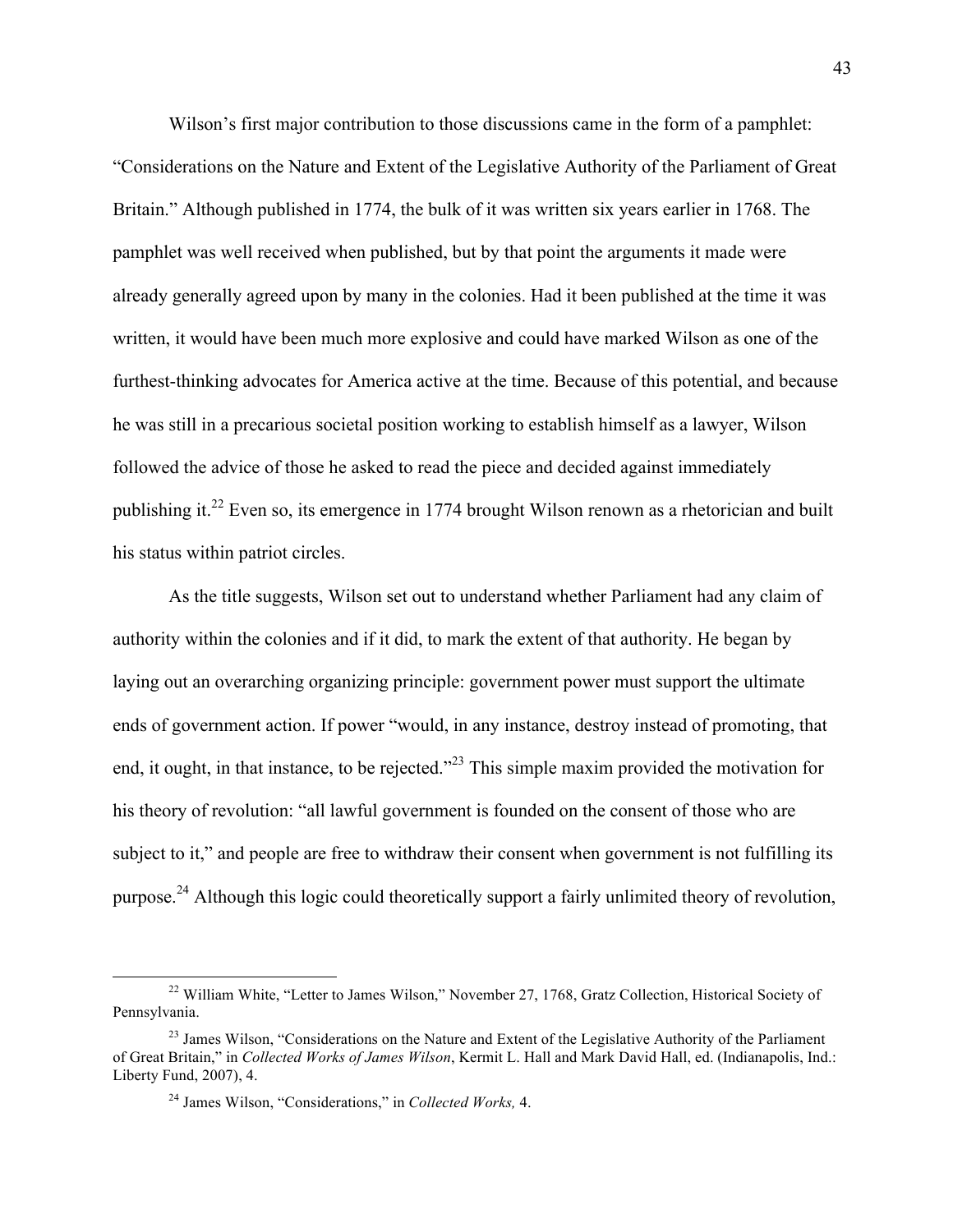Wilson's first major contribution to those discussions came in the form of a pamphlet: "Considerations on the Nature and Extent of the Legislative Authority of the Parliament of Great Britain." Although published in 1774, the bulk of it was written six years earlier in 1768. The pamphlet was well received when published, but by that point the arguments it made were already generally agreed upon by many in the colonies. Had it been published at the time it was written, it would have been much more explosive and could have marked Wilson as one of the furthest-thinking advocates for America active at the time. Because of this potential, and because he was still in a precarious societal position working to establish himself as a lawyer, Wilson followed the advice of those he asked to read the piece and decided against immediately publishing it.[22] Even so, its emergence in 1774 brought Wilson renown as a rhetorician and built his status within patriot circles.

As the title suggests, Wilson set out to understand whether Parliament had any claim of authority within the colonies and if it did, to mark the extent of that authority. He began by laying out an overarching organizing principle: government power must support the ultimate ends of government action. If power "would, in any instance, destroy instead of promoting, that end, it ought, in that instance, to be rejected."[23] This simple maxim provided the motivation for his theory of revolution: "all lawful government is founded on the consent of those who are subject to it," and people are free to withdraw their consent when government is not fulfilling its purpose.[24] Although this logic could theoretically support a fairly unlimited theory of revolution,

---

[22] William White, "Letter to James Wilson," November 27, 1768, Gratz Collection, Historical Society of Pennsylvania.

[23] James Wilson, "Considerations on the Nature and Extent of the Legislative Authority of the Parliament of Great Britain," in *Collected Works of James Wilson*, Kermit L. Hall and Mark David Hall, ed. (Indianapolis, Ind.: Liberty Fund, 2007), 4.

[24] James Wilson, "Considerations," in *Collected Works,* 4.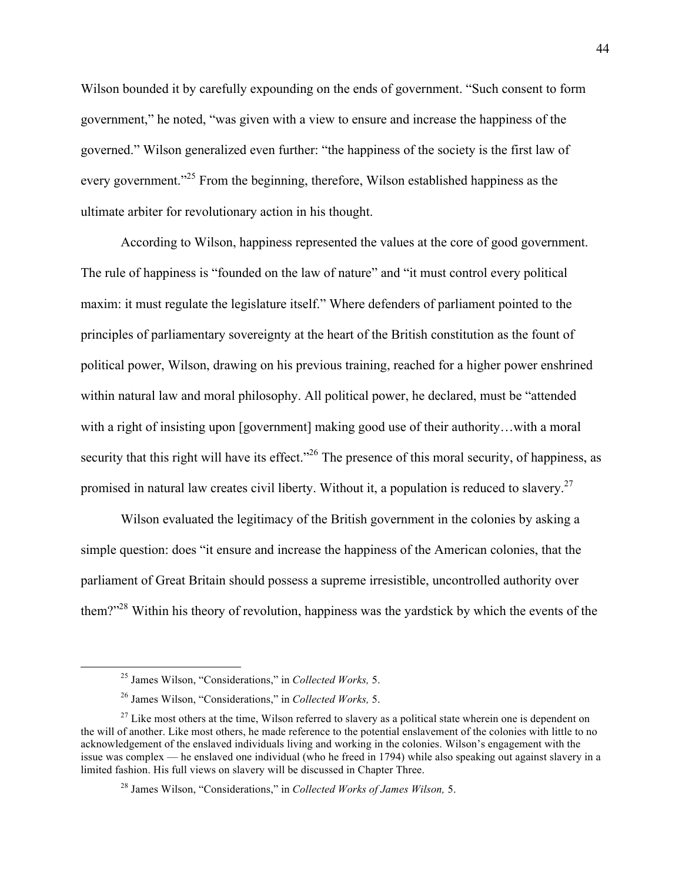Wilson bounded it by carefully expounding on the ends of government. "Such consent to form government," he noted, "was given with a view to ensure and increase the happiness of the governed." Wilson generalized even further: "the happiness of the society is the first law of every government."[25] From the beginning, therefore, Wilson established happiness as the ultimate arbiter for revolutionary action in his thought.

According to Wilson, happiness represented the values at the core of good government. The rule of happiness is "founded on the law of nature" and "it must control every political maxim: it must regulate the legislature itself." Where defenders of parliament pointed to the principles of parliamentary sovereignty at the heart of the British constitution as the fount of political power, Wilson, drawing on his previous training, reached for a higher power enshrined within natural law and moral philosophy. All political power, he declared, must be "attended with a right of insisting upon [government] making good use of their authority…with a moral security that this right will have its effect."[26] The presence of this moral security, of happiness, as promised in natural law creates civil liberty. Without it, a population is reduced to slavery.[27]

Wilson evaluated the legitimacy of the British government in the colonies by asking a simple question: does "it ensure and increase the happiness of the American colonies, that the parliament of Great Britain should possess a supreme irresistible, uncontrolled authority over them?"[28] Within his theory of revolution, happiness was the yardstick by which the events of the

---

[25] James Wilson, "Considerations," in *Collected Works,* 5.

[26] James Wilson, "Considerations," in *Collected Works,* 5.

[27] Like most others at the time, Wilson referred to slavery as a political state wherein one is dependent on the will of another. Like most others, he made reference to the potential enslavement of the colonies with little to no acknowledgement of the enslaved individuals living and working in the colonies. Wilson's engagement with the issue was complex — he enslaved one individual (who he freed in 1794) while also speaking out against slavery in a limited fashion. His full views on slavery will be discussed in Chapter Three.

[28] James Wilson, "Considerations," in *Collected Works of James Wilson,* 5.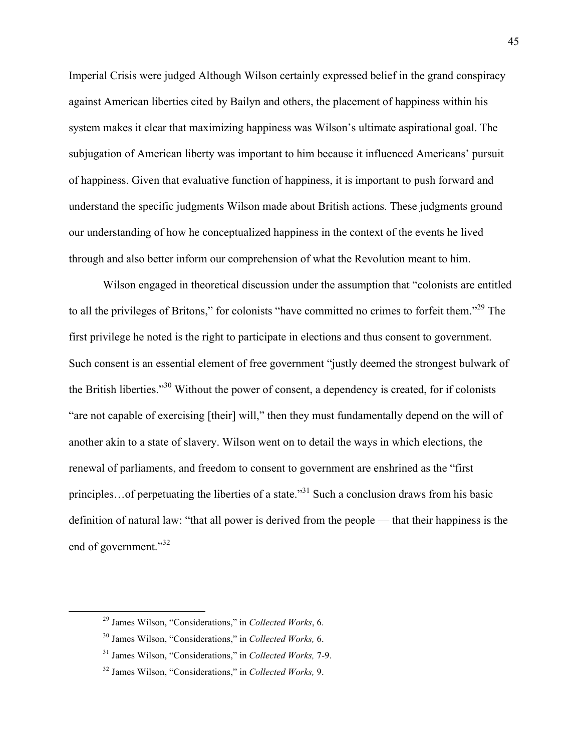Imperial Crisis were judged Although Wilson certainly expressed belief in the grand conspiracy against American liberties cited by Bailyn and others, the placement of happiness within his system makes it clear that maximizing happiness was Wilson's ultimate aspirational goal. The subjugation of American liberty was important to him because it influenced Americans' pursuit of happiness. Given that evaluative function of happiness, it is important to push forward and understand the specific judgments Wilson made about British actions. These judgments ground our understanding of how he conceptualized happiness in the context of the events he lived through and also better inform our comprehension of what the Revolution meant to him.

Wilson engaged in theoretical discussion under the assumption that "colonists are entitled to all the privileges of Britons," for colonists "have committed no crimes to forfeit them."[29] The first privilege he noted is the right to participate in elections and thus consent to government. Such consent is an essential element of free government "justly deemed the strongest bulwark of the British liberties."[30] Without the power of consent, a dependency is created, for if colonists "are not capable of exercising [their] will," then they must fundamentally depend on the will of another akin to a state of slavery. Wilson went on to detail the ways in which elections, the renewal of parliaments, and freedom to consent to government are enshrined as the "first principles…of perpetuating the liberties of a state."[31] Such a conclusion draws from his basic definition of natural law: "that all power is derived from the people — that their happiness is the end of government."[32]

---

[29] James Wilson, "Considerations," in *Collected Works*, 6.

[30] James Wilson, "Considerations," in *Collected Works,* 6.

[31] James Wilson, "Considerations," in *Collected Works,* 7-9.

[32] James Wilson, "Considerations," in *Collected Works,* 9.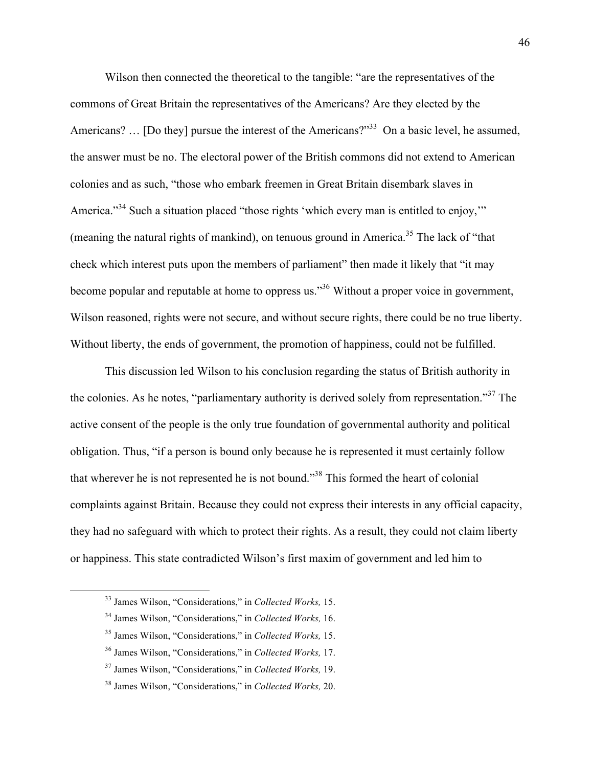Wilson then connected the theoretical to the tangible: "are the representatives of the commons of Great Britain the representatives of the Americans? Are they elected by the Americans? … [Do they] pursue the interest of the Americans?"[33] On a basic level, he assumed, the answer must be no. The electoral power of the British commons did not extend to American colonies and as such, "those who embark freemen in Great Britain disembark slaves in America."[34] Such a situation placed "those rights 'which every man is entitled to enjoy,'" (meaning the natural rights of mankind), on tenuous ground in America.[35] The lack of "that check which interest puts upon the members of parliament" then made it likely that "it may become popular and reputable at home to oppress us."[36] Without a proper voice in government, Wilson reasoned, rights were not secure, and without secure rights, there could be no true liberty. Without liberty, the ends of government, the promotion of happiness, could not be fulfilled.

This discussion led Wilson to his conclusion regarding the status of British authority in the colonies. As he notes, "parliamentary authority is derived solely from representation."[37] The active consent of the people is the only true foundation of governmental authority and political obligation. Thus, "if a person is bound only because he is represented it must certainly follow that wherever he is not represented he is not bound."[38] This formed the heart of colonial complaints against Britain. Because they could not express their interests in any official capacity, they had no safeguard with which to protect their rights. As a result, they could not claim liberty or happiness. This state contradicted Wilson's first maxim of government and led him to

---

[33] James Wilson, "Considerations," in *Collected Works,* 15.

[34] James Wilson, "Considerations," in *Collected Works,* 16.

[35] James Wilson, "Considerations," in *Collected Works,* 15.

[36] James Wilson, "Considerations," in *Collected Works,* 17.

[37] James Wilson, "Considerations," in *Collected Works,* 19.

[38] James Wilson, "Considerations," in *Collected Works,* 20.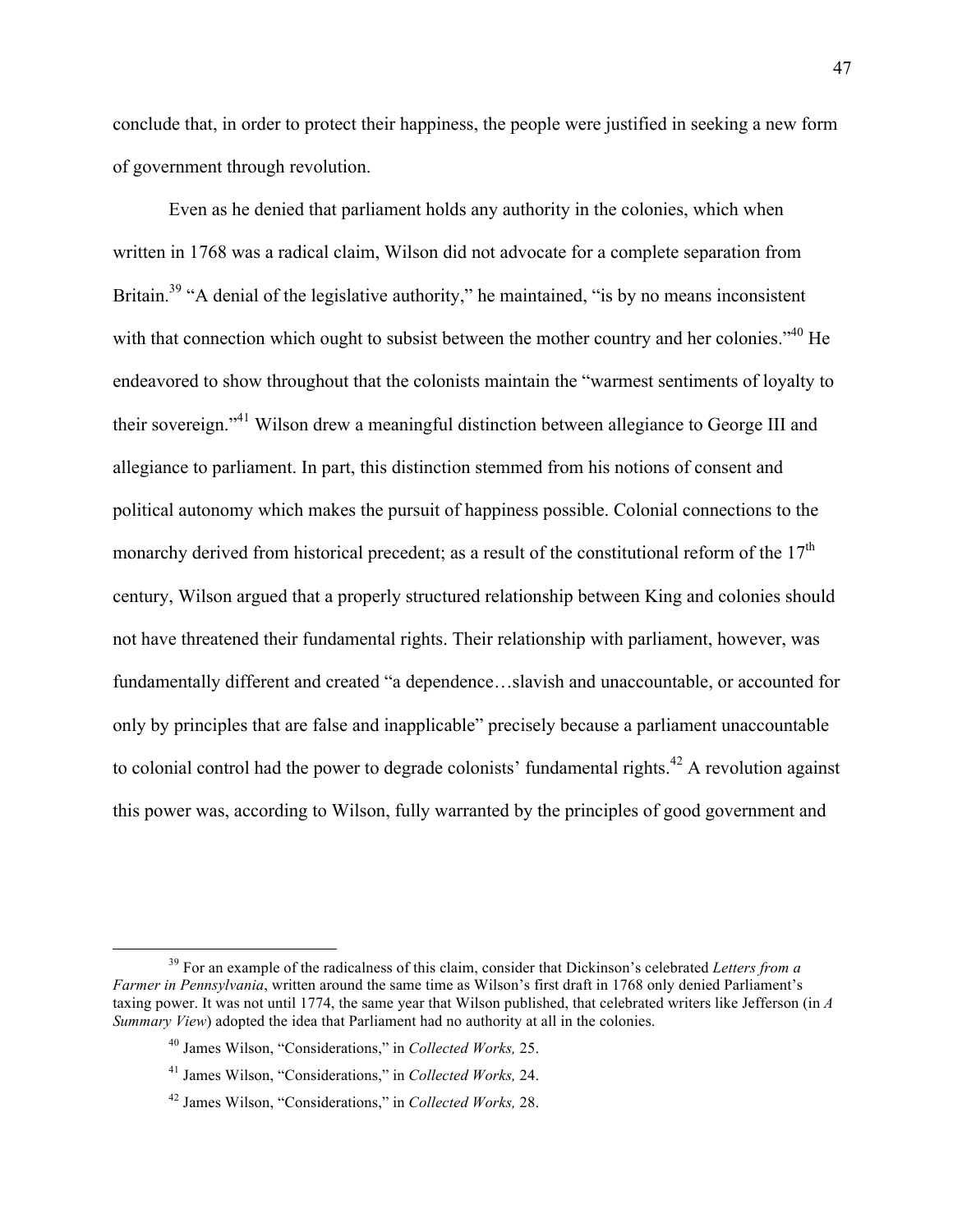conclude that, in order to protect their happiness, the people were justified in seeking a new form of government through revolution.

Even as he denied that parliament holds any authority in the colonies, which when written in 1768 was a radical claim, Wilson did not advocate for a complete separation from Britain.[39] "A denial of the legislative authority," he maintained, "is by no means inconsistent with that connection which ought to subsist between the mother country and her colonies."[40] He endeavored to show throughout that the colonists maintain the "warmest sentiments of loyalty to their sovereign."[41] Wilson drew a meaningful distinction between allegiance to George III and allegiance to parliament. In part, this distinction stemmed from his notions of consent and political autonomy which makes the pursuit of happiness possible. Colonial connections to the monarchy derived from historical precedent; as a result of the constitutional reform of the 17th century, Wilson argued that a properly structured relationship between King and colonies should not have threatened their fundamental rights. Their relationship with parliament, however, was fundamentally different and created "a dependence…slavish and unaccountable, or accounted for only by principles that are false and inapplicable" precisely because a parliament unaccountable to colonial control had the power to degrade colonists' fundamental rights.[42] A revolution against this power was, according to Wilson, fully warranted by the principles of good government and

---

[39] For an example of the radicalness of this claim, consider that Dickinson's celebrated *Letters from a Farmer in Pennsylvania*, written around the same time as Wilson's first draft in 1768 only denied Parliament's taxing power. It was not until 1774, the same year that Wilson published, that celebrated writers like Jefferson (in *A Summary View*) adopted the idea that Parliament had no authority at all in the colonies.

[40] James Wilson, "Considerations," in *Collected Works,* 25.

[41] James Wilson, "Considerations," in *Collected Works,* 24.

[42] James Wilson, "Considerations," in *Collected Works,* 28.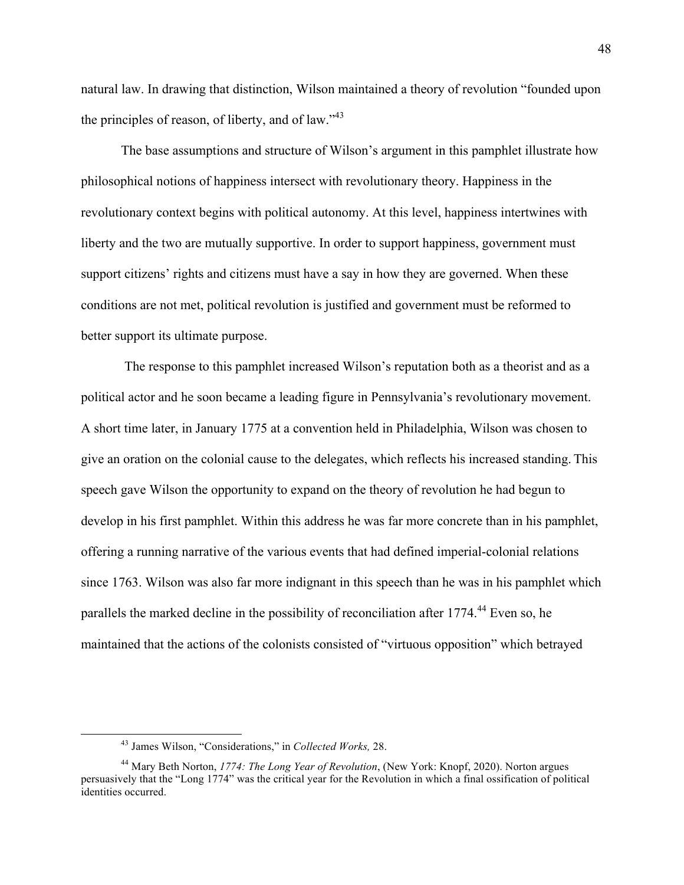natural law. In drawing that distinction, Wilson maintained a theory of revolution "founded upon the principles of reason, of liberty, and of law."[43]

The base assumptions and structure of Wilson's argument in this pamphlet illustrate how philosophical notions of happiness intersect with revolutionary theory. Happiness in the revolutionary context begins with political autonomy. At this level, happiness intertwines with liberty and the two are mutually supportive. In order to support happiness, government must support citizens' rights and citizens must have a say in how they are governed. When these conditions are not met, political revolution is justified and government must be reformed to better support its ultimate purpose.

The response to this pamphlet increased Wilson's reputation both as a theorist and as a political actor and he soon became a leading figure in Pennsylvania's revolutionary movement. A short time later, in January 1775 at a convention held in Philadelphia, Wilson was chosen to give an oration on the colonial cause to the delegates, which reflects his increased standing. This speech gave Wilson the opportunity to expand on the theory of revolution he had begun to develop in his first pamphlet. Within this address he was far more concrete than in his pamphlet, offering a running narrative of the various events that had defined imperial-colonial relations since 1763. Wilson was also far more indignant in this speech than he was in his pamphlet which parallels the marked decline in the possibility of reconciliation after 1774.[44] Even so, he maintained that the actions of the colonists consisted of "virtuous opposition" which betrayed

---

[43] James Wilson, "Considerations," in *Collected Works,* 28.

[44] Mary Beth Norton, *1774: The Long Year of Revolution*, (New York: Knopf, 2020). Norton argues persuasively that the "Long 1774" was the critical year for the Revolution in which a final ossification of political identities occurred.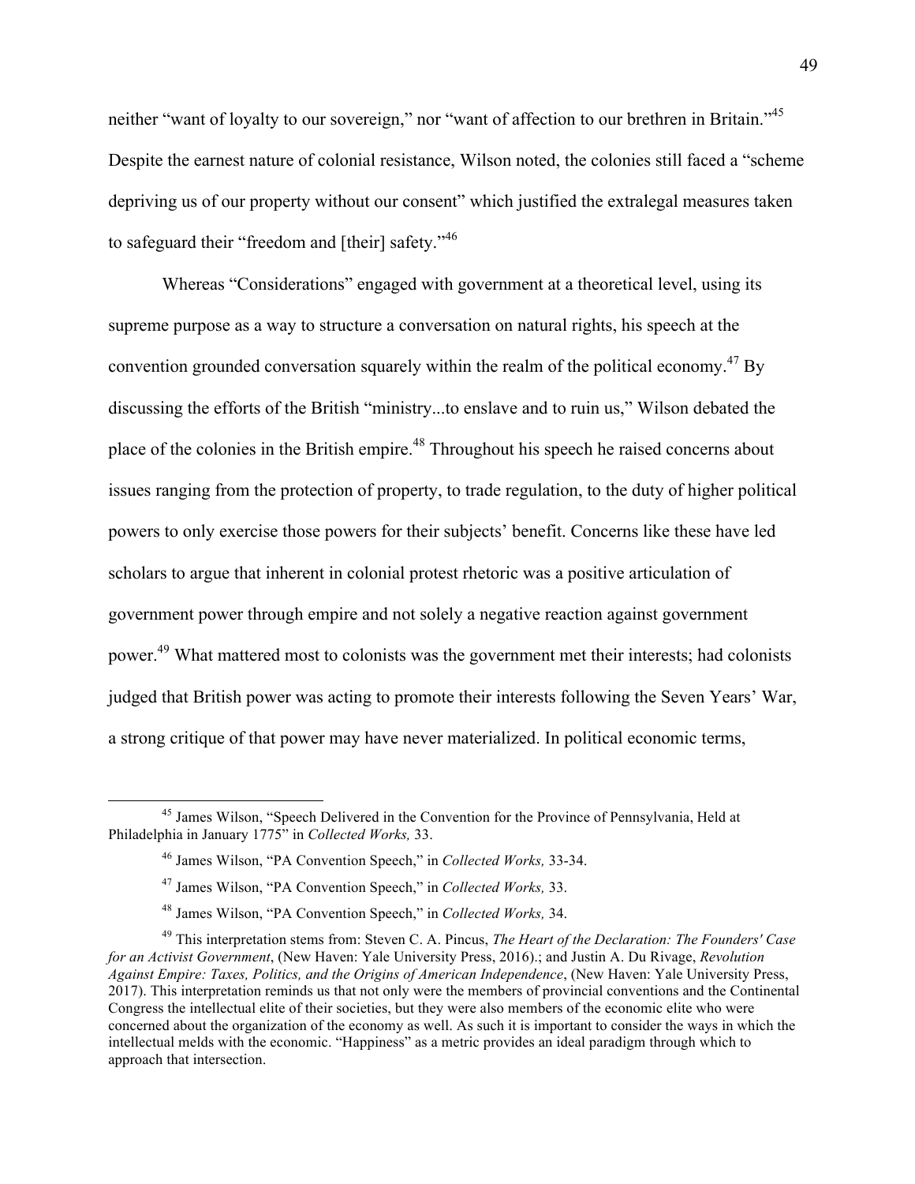neither "want of loyalty to our sovereign," nor "want of affection to our brethren in Britain."[45] Despite the earnest nature of colonial resistance, Wilson noted, the colonies still faced a "scheme depriving us of our property without our consent" which justified the extralegal measures taken to safeguard their "freedom and [their] safety."[46]

Whereas "Considerations" engaged with government at a theoretical level, using its supreme purpose as a way to structure a conversation on natural rights, his speech at the convention grounded conversation squarely within the realm of the political economy.[47] By discussing the efforts of the British "ministry...to enslave and to ruin us," Wilson debated the place of the colonies in the British empire.[48] Throughout his speech he raised concerns about issues ranging from the protection of property, to trade regulation, to the duty of higher political powers to only exercise those powers for their subjects' benefit. Concerns like these have led scholars to argue that inherent in colonial protest rhetoric was a positive articulation of government power through empire and not solely a negative reaction against government power.[49] What mattered most to colonists was the government met their interests; had colonists judged that British power was acting to promote their interests following the Seven Years' War, a strong critique of that power may have never materialized. In political economic terms,

[45] James Wilson, "Speech Delivered in the Convention for the Province of Pennsylvania, Held at Philadelphia in January 1775" in *Collected Works,* 33.

[46] James Wilson, "PA Convention Speech," in *Collected Works,* 33-34.

[47] James Wilson, "PA Convention Speech," in *Collected Works,* 33.

[48] James Wilson, "PA Convention Speech," in *Collected Works,* 34.

[49] This interpretation stems from: Steven C. A. Pincus, *The Heart of the Declaration: The Founders' Case for an Activist Government*, (New Haven: Yale University Press, 2016).; and Justin A. Du Rivage, *Revolution Against Empire: Taxes, Politics, and the Origins of American Independence*, (New Haven: Yale University Press, 2017). This interpretation reminds us that not only were the members of provincial conventions and the Continental Congress the intellectual elite of their societies, but they were also members of the economic elite who were concerned about the organization of the economy as well. As such it is important to consider the ways in which the intellectual melds with the economic. "Happiness" as a metric provides an ideal paradigm through which to approach that intersection.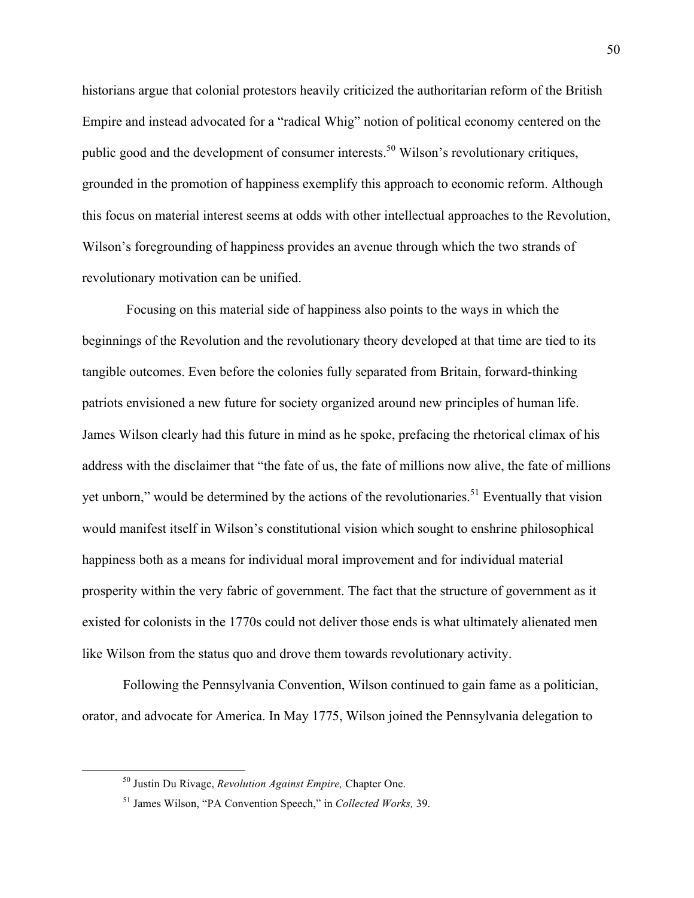historians argue that colonial protestors heavily criticized the authoritarian reform of the British Empire and instead advocated for a "radical Whig" notion of political economy centered on the public good and the development of consumer interests.[50] Wilson's revolutionary critiques, grounded in the promotion of happiness exemplify this approach to economic reform. Although this focus on material interest seems at odds with other intellectual approaches to the Revolution, Wilson's foregrounding of happiness provides an avenue through which the two strands of revolutionary motivation can be unified.

Focusing on this material side of happiness also points to the ways in which the beginnings of the Revolution and the revolutionary theory developed at that time are tied to its tangible outcomes. Even before the colonies fully separated from Britain, forward-thinking patriots envisioned a new future for society organized around new principles of human life. James Wilson clearly had this future in mind as he spoke, prefacing the rhetorical climax of his address with the disclaimer that "the fate of us, the fate of millions now alive, the fate of millions yet unborn," would be determined by the actions of the revolutionaries.[51] Eventually that vision would manifest itself in Wilson's constitutional vision which sought to enshrine philosophical happiness both as a means for individual moral improvement and for individual material prosperity within the very fabric of government. The fact that the structure of government as it existed for colonists in the 1770s could not deliver those ends is what ultimately alienated men like Wilson from the status quo and drove them towards revolutionary activity.

Following the Pennsylvania Convention, Wilson continued to gain fame as a politician, orator, and advocate for America. In May 1775, Wilson joined the Pennsylvania delegation to

---

[50] Justin Du Rivage, *Revolution Against Empire,* Chapter One.

[51] James Wilson, "PA Convention Speech," in *Collected Works,* 39.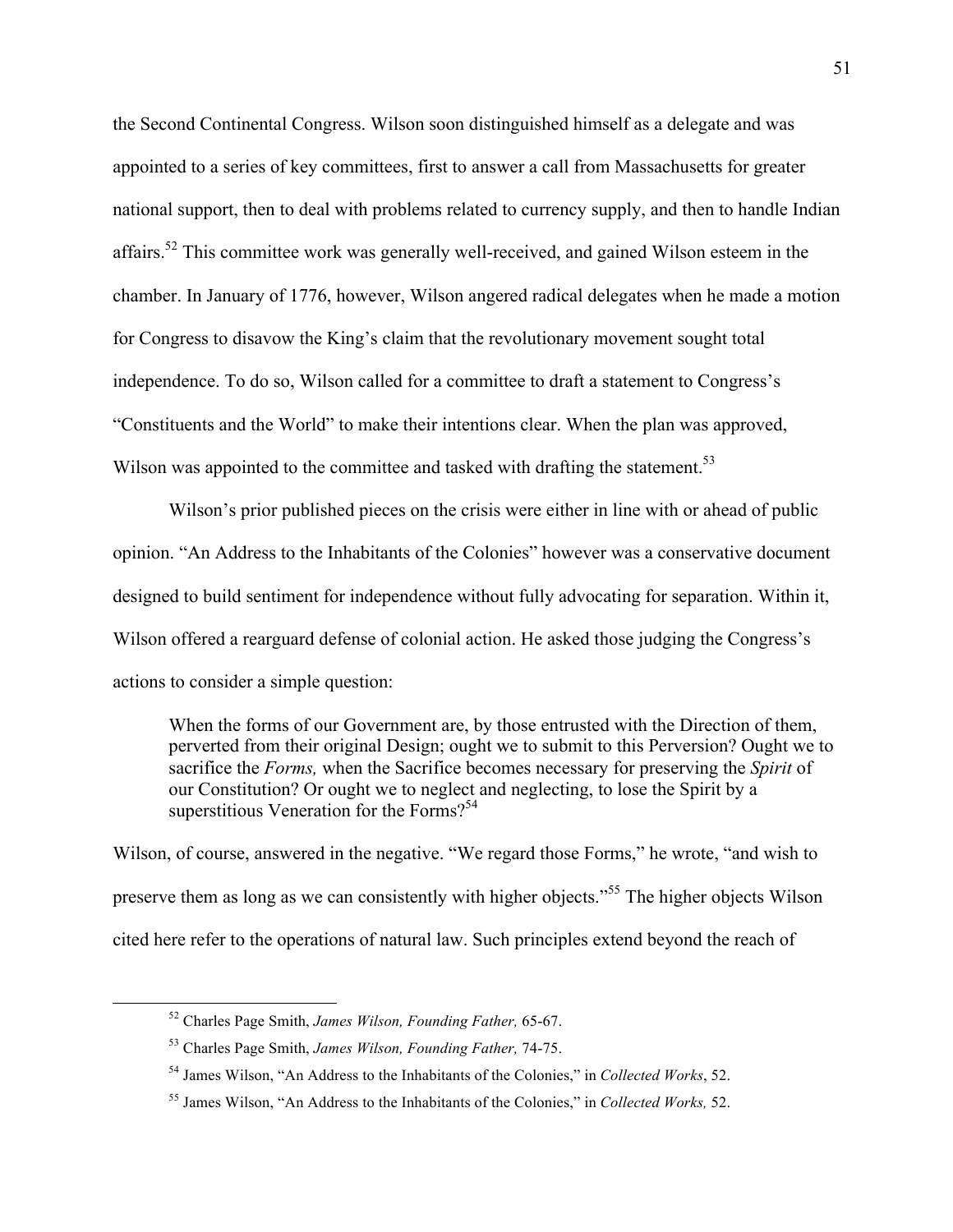the Second Continental Congress. Wilson soon distinguished himself as a delegate and was appointed to a series of key committees, first to answer a call from Massachusetts for greater national support, then to deal with problems related to currency supply, and then to handle Indian affairs.[52] This committee work was generally well-received, and gained Wilson esteem in the chamber. In January of 1776, however, Wilson angered radical delegates when he made a motion for Congress to disavow the King's claim that the revolutionary movement sought total independence. To do so, Wilson called for a committee to draft a statement to Congress's "Constituents and the World" to make their intentions clear. When the plan was approved, Wilson was appointed to the committee and tasked with drafting the statement.[53]

Wilson's prior published pieces on the crisis were either in line with or ahead of public opinion. "An Address to the Inhabitants of the Colonies" however was a conservative document designed to build sentiment for independence without fully advocating for separation. Within it, Wilson offered a rearguard defense of colonial action. He asked those judging the Congress's actions to consider a simple question:

> When the forms of our Government are, by those entrusted with the Direction of them, perverted from their original Design; ought we to submit to this Perversion? Ought we to sacrifice the *Forms,* when the Sacrifice becomes necessary for preserving the *Spirit* of our Constitution? Or ought we to neglect and neglecting, to lose the Spirit by a superstitious Veneration for the Forms?[54]

Wilson, of course, answered in the negative. "We regard those Forms," he wrote, "and wish to preserve them as long as we can consistently with higher objects."[55] The higher objects Wilson cited here refer to the operations of natural law. Such principles extend beyond the reach of

---

[52] Charles Page Smith, *James Wilson, Founding Father,* 65-67.

[53] Charles Page Smith, *James Wilson, Founding Father,* 74-75.

[54] James Wilson, "An Address to the Inhabitants of the Colonies," in *Collected Works*, 52.

[55] James Wilson, "An Address to the Inhabitants of the Colonies," in *Collected Works,* 52.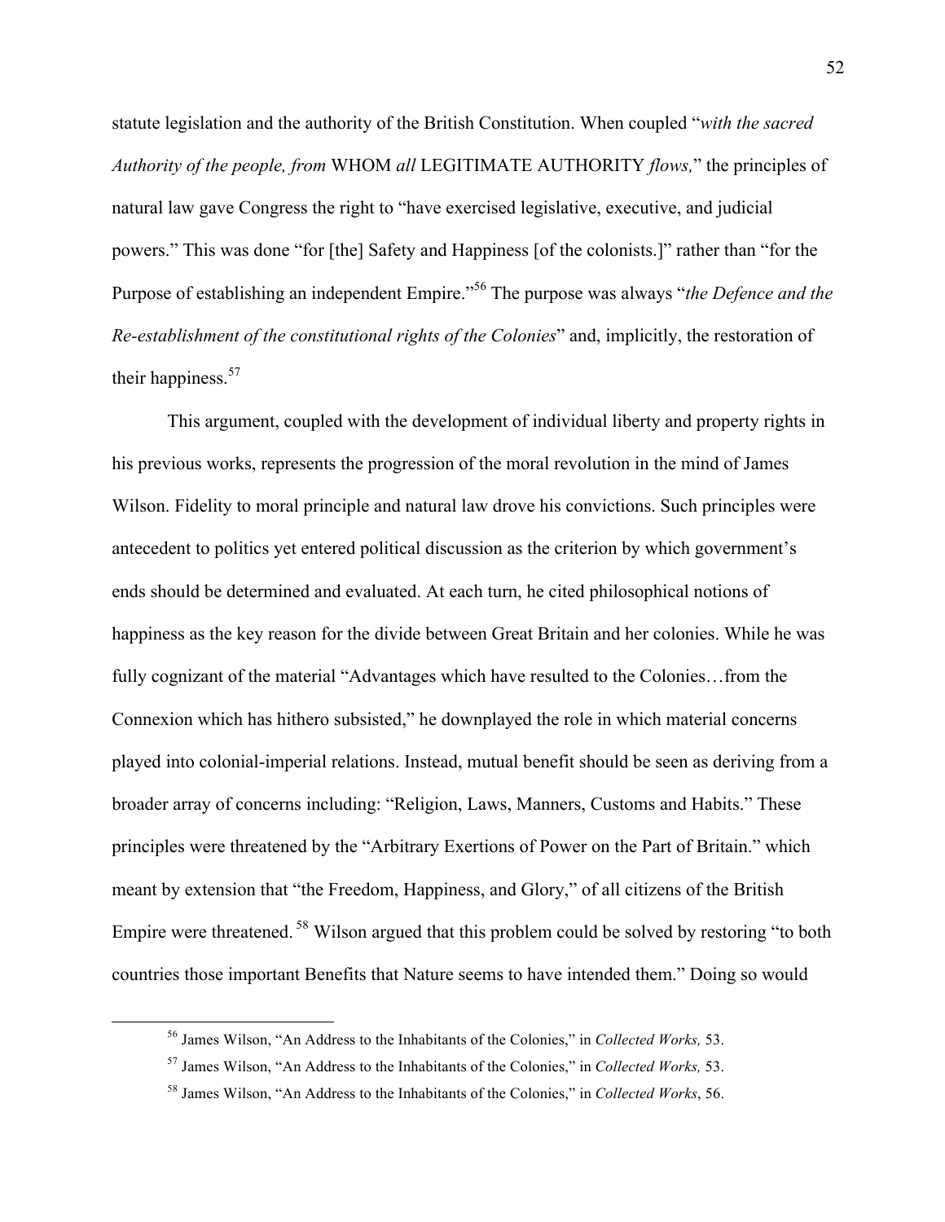statute legislation and the authority of the British Constitution. When coupled "*with the sacred Authority of the people, from* WHOM *all* LEGITIMATE AUTHORITY *flows,*" the principles of natural law gave Congress the right to "have exercised legislative, executive, and judicial powers." This was done "for [the] Safety and Happiness [of the colonists.]" rather than "for the Purpose of establishing an independent Empire."[56] The purpose was always "*the Defence and the Re-establishment of the constitutional rights of the Colonies*" and, implicitly, the restoration of their happiness.[57]

This argument, coupled with the development of individual liberty and property rights in his previous works, represents the progression of the moral revolution in the mind of James Wilson. Fidelity to moral principle and natural law drove his convictions. Such principles were antecedent to politics yet entered political discussion as the criterion by which government's ends should be determined and evaluated. At each turn, he cited philosophical notions of happiness as the key reason for the divide between Great Britain and her colonies. While he was fully cognizant of the material "Advantages which have resulted to the Colonies…from the Connexion which has hithero subsisted," he downplayed the role in which material concerns played into colonial-imperial relations. Instead, mutual benefit should be seen as deriving from a broader array of concerns including: "Religion, Laws, Manners, Customs and Habits." These principles were threatened by the "Arbitrary Exertions of Power on the Part of Britain." which meant by extension that "the Freedom, Happiness, and Glory," of all citizens of the British Empire were threatened.[58] Wilson argued that this problem could be solved by restoring "to both countries those important Benefits that Nature seems to have intended them." Doing so would

---

[56] James Wilson, "An Address to the Inhabitants of the Colonies," in *Collected Works,* 53.

[57] James Wilson, "An Address to the Inhabitants of the Colonies," in *Collected Works,* 53.

[58] James Wilson, "An Address to the Inhabitants of the Colonies," in *Collected Works*, 56.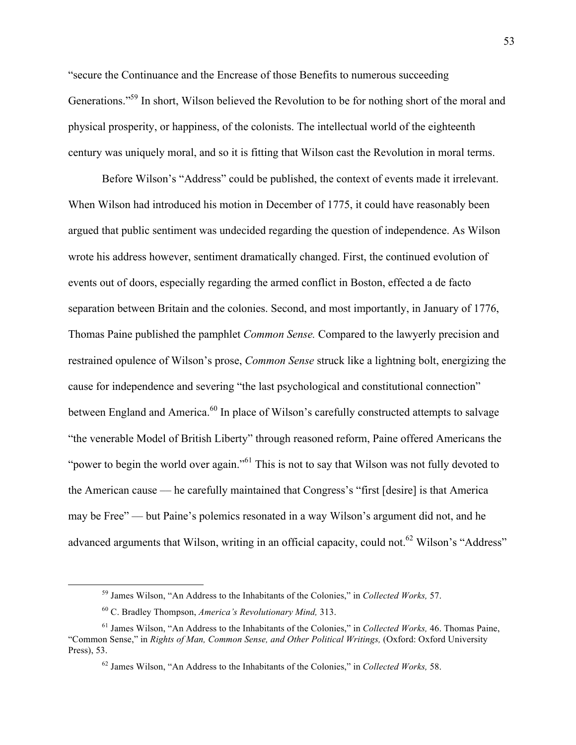"secure the Continuance and the Encrease of those Benefits to numerous succeeding Generations."[59] In short, Wilson believed the Revolution to be for nothing short of the moral and physical prosperity, or happiness, of the colonists. The intellectual world of the eighteenth century was uniquely moral, and so it is fitting that Wilson cast the Revolution in moral terms.

Before Wilson's "Address" could be published, the context of events made it irrelevant. When Wilson had introduced his motion in December of 1775, it could have reasonably been argued that public sentiment was undecided regarding the question of independence. As Wilson wrote his address however, sentiment dramatically changed. First, the continued evolution of events out of doors, especially regarding the armed conflict in Boston, effected a de facto separation between Britain and the colonies. Second, and most importantly, in January of 1776, Thomas Paine published the pamphlet *Common Sense.* Compared to the lawyerly precision and restrained opulence of Wilson's prose, *Common Sense* struck like a lightning bolt, energizing the cause for independence and severing "the last psychological and constitutional connection" between England and America.[60] In place of Wilson's carefully constructed attempts to salvage "the venerable Model of British Liberty" through reasoned reform, Paine offered Americans the "power to begin the world over again."[61] This is not to say that Wilson was not fully devoted to the American cause — he carefully maintained that Congress's "first [desire] is that America may be Free" — but Paine's polemics resonated in a way Wilson's argument did not, and he advanced arguments that Wilson, writing in an official capacity, could not.[62] Wilson's "Address"

---

[59] James Wilson, "An Address to the Inhabitants of the Colonies," in *Collected Works,* 57.

[60] C. Bradley Thompson, *America's Revolutionary Mind,* 313.

[61] James Wilson, "An Address to the Inhabitants of the Colonies," in *Collected Works,* 46. Thomas Paine, "Common Sense," in *Rights of Man, Common Sense, and Other Political Writings,* (Oxford: Oxford University Press), 53.

[62] James Wilson, "An Address to the Inhabitants of the Colonies," in *Collected Works,* 58.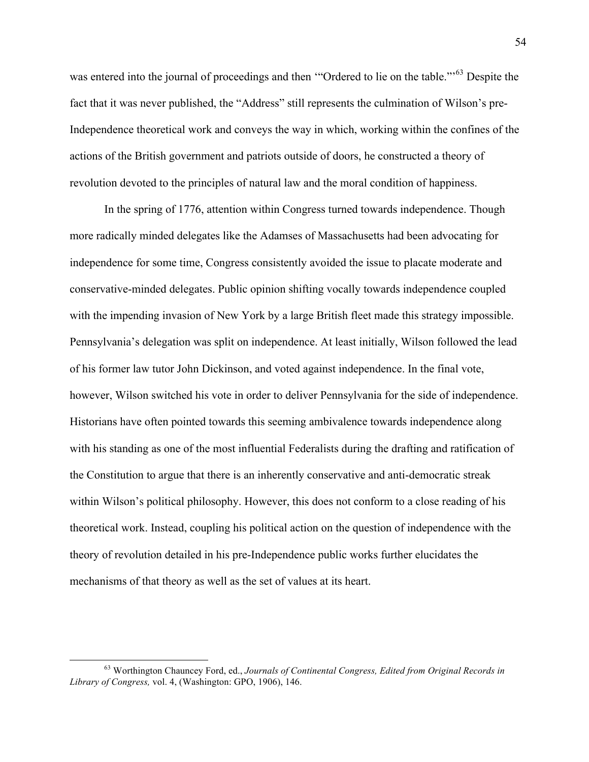was entered into the journal of proceedings and then '"Ordered to lie on the table."'[63] Despite the fact that it was never published, the "Address" still represents the culmination of Wilson's pre-Independence theoretical work and conveys the way in which, working within the confines of the actions of the British government and patriots outside of doors, he constructed a theory of revolution devoted to the principles of natural law and the moral condition of happiness.

In the spring of 1776, attention within Congress turned towards independence. Though more radically minded delegates like the Adamses of Massachusetts had been advocating for independence for some time, Congress consistently avoided the issue to placate moderate and conservative-minded delegates. Public opinion shifting vocally towards independence coupled with the impending invasion of New York by a large British fleet made this strategy impossible. Pennsylvania's delegation was split on independence. At least initially, Wilson followed the lead of his former law tutor John Dickinson, and voted against independence. In the final vote, however, Wilson switched his vote in order to deliver Pennsylvania for the side of independence. Historians have often pointed towards this seeming ambivalence towards independence along with his standing as one of the most influential Federalists during the drafting and ratification of the Constitution to argue that there is an inherently conservative and anti-democratic streak within Wilson's political philosophy. However, this does not conform to a close reading of his theoretical work. Instead, coupling his political action on the question of independence with the theory of revolution detailed in his pre-Independence public works further elucidates the mechanisms of that theory as well as the set of values at its heart.

---

[63] Worthington Chauncey Ford, ed., *Journals of Continental Congress, Edited from Original Records in Library of Congress,* vol. 4, (Washington: GPO, 1906), 146.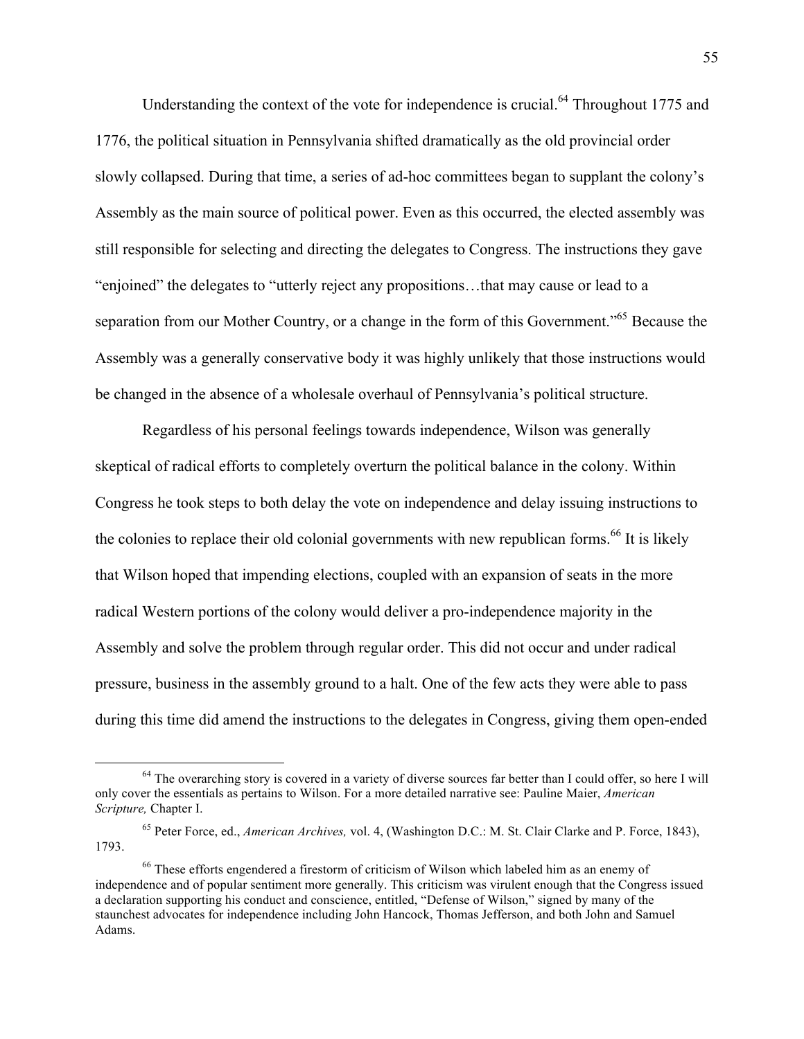Understanding the context of the vote for independence is crucial.[64] Throughout 1775 and 1776, the political situation in Pennsylvania shifted dramatically as the old provincial order slowly collapsed. During that time, a series of ad-hoc committees began to supplant the colony's Assembly as the main source of political power. Even as this occurred, the elected assembly was still responsible for selecting and directing the delegates to Congress. The instructions they gave "enjoined" the delegates to "utterly reject any propositions…that may cause or lead to a separation from our Mother Country, or a change in the form of this Government."[65] Because the Assembly was a generally conservative body it was highly unlikely that those instructions would be changed in the absence of a wholesale overhaul of Pennsylvania's political structure.

Regardless of his personal feelings towards independence, Wilson was generally skeptical of radical efforts to completely overturn the political balance in the colony. Within Congress he took steps to both delay the vote on independence and delay issuing instructions to the colonies to replace their old colonial governments with new republican forms.[66] It is likely that Wilson hoped that impending elections, coupled with an expansion of seats in the more radical Western portions of the colony would deliver a pro-independence majority in the Assembly and solve the problem through regular order. This did not occur and under radical pressure, business in the assembly ground to a halt. One of the few acts they were able to pass during this time did amend the instructions to the delegates in Congress, giving them open-ended

---

[64] The overarching story is covered in a variety of diverse sources far better than I could offer, so here I will only cover the essentials as pertains to Wilson. For a more detailed narrative see: Pauline Maier, *American Scripture,* Chapter I.

[65] Peter Force, ed., *American Archives,* vol. 4, (Washington D.C.: M. St. Clair Clarke and P. Force, 1843), 1793.

[66] These efforts engendered a firestorm of criticism of Wilson which labeled him as an enemy of independence and of popular sentiment more generally. This criticism was virulent enough that the Congress issued a declaration supporting his conduct and conscience, entitled, "Defense of Wilson," signed by many of the staunchest advocates for independence including John Hancock, Thomas Jefferson, and both John and Samuel Adams.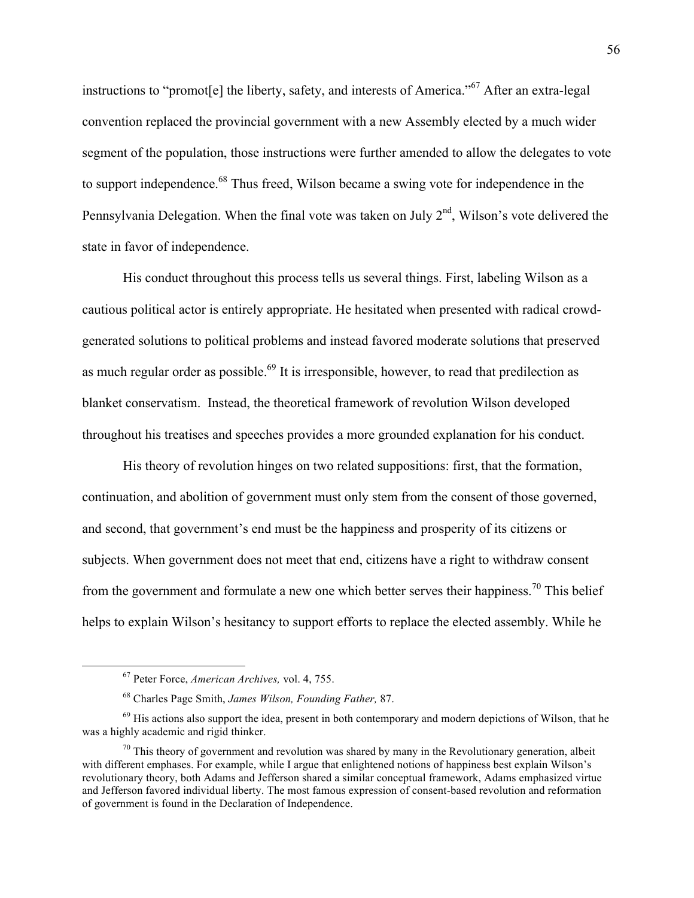instructions to "promot[e] the liberty, safety, and interests of America."[67] After an extra-legal convention replaced the provincial government with a new Assembly elected by a much wider segment of the population, those instructions were further amended to allow the delegates to vote to support independence.[68] Thus freed, Wilson became a swing vote for independence in the Pennsylvania Delegation. When the final vote was taken on July 2nd, Wilson's vote delivered the state in favor of independence.

His conduct throughout this process tells us several things. First, labeling Wilson as a cautious political actor is entirely appropriate. He hesitated when presented with radical crowd-generated solutions to political problems and instead favored moderate solutions that preserved as much regular order as possible.[69] It is irresponsible, however, to read that predilection as blanket conservatism. Instead, the theoretical framework of revolution Wilson developed throughout his treatises and speeches provides a more grounded explanation for his conduct.

His theory of revolution hinges on two related suppositions: first, that the formation, continuation, and abolition of government must only stem from the consent of those governed, and second, that government's end must be the happiness and prosperity of its citizens or subjects. When government does not meet that end, citizens have a right to withdraw consent from the government and formulate a new one which better serves their happiness.[70] This belief helps to explain Wilson's hesitancy to support efforts to replace the elected assembly. While he

---

[67] Peter Force, *American Archives,* vol. 4, 755.

[68] Charles Page Smith, *James Wilson, Founding Father,* 87.

[69] His actions also support the idea, present in both contemporary and modern depictions of Wilson, that he was a highly academic and rigid thinker.

[70] This theory of government and revolution was shared by many in the Revolutionary generation, albeit with different emphases. For example, while I argue that enlightened notions of happiness best explain Wilson's revolutionary theory, both Adams and Jefferson shared a similar conceptual framework, Adams emphasized virtue and Jefferson favored individual liberty. The most famous expression of consent-based revolution and reformation of government is found in the Declaration of Independence.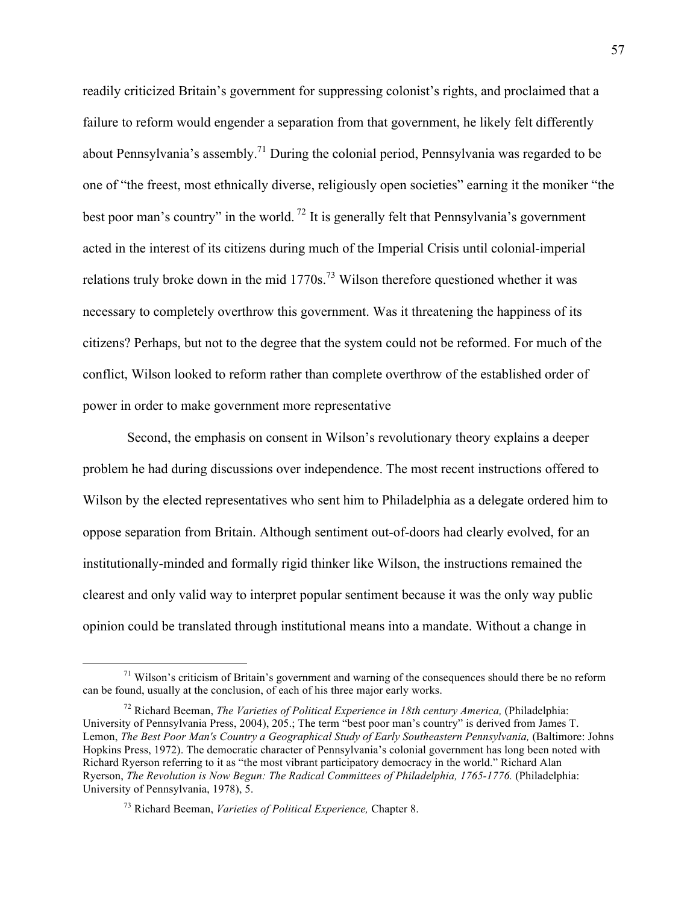readily criticized Britain's government for suppressing colonist's rights, and proclaimed that a failure to reform would engender a separation from that government, he likely felt differently about Pennsylvania's assembly.[71] During the colonial period, Pennsylvania was regarded to be one of "the freest, most ethnically diverse, religiously open societies" earning it the moniker "the best poor man's country" in the world. [72] It is generally felt that Pennsylvania's government acted in the interest of its citizens during much of the Imperial Crisis until colonial-imperial relations truly broke down in the mid 1770s.[73] Wilson therefore questioned whether it was necessary to completely overthrow this government. Was it threatening the happiness of its citizens? Perhaps, but not to the degree that the system could not be reformed. For much of the conflict, Wilson looked to reform rather than complete overthrow of the established order of power in order to make government more representative

Second, the emphasis on consent in Wilson's revolutionary theory explains a deeper problem he had during discussions over independence. The most recent instructions offered to Wilson by the elected representatives who sent him to Philadelphia as a delegate ordered him to oppose separation from Britain. Although sentiment out-of-doors had clearly evolved, for an institutionally-minded and formally rigid thinker like Wilson, the instructions remained the clearest and only valid way to interpret popular sentiment because it was the only way public opinion could be translated through institutional means into a mandate. Without a change in

---

[71] Wilson's criticism of Britain's government and warning of the consequences should there be no reform can be found, usually at the conclusion, of each of his three major early works.

[72] Richard Beeman, *The Varieties of Political Experience in 18th century America,* (Philadelphia: University of Pennsylvania Press, 2004), 205.; The term "best poor man's country" is derived from James T. Lemon, *The Best Poor Man's Country a Geographical Study of Early Southeastern Pennsylvania,* (Baltimore: Johns Hopkins Press, 1972). The democratic character of Pennsylvania's colonial government has long been noted with Richard Ryerson referring to it as "the most vibrant participatory democracy in the world." Richard Alan Ryerson, *The Revolution is Now Begun: The Radical Committees of Philadelphia, 1765-1776.* (Philadelphia: University of Pennsylvania, 1978), 5.

[73] Richard Beeman, *Varieties of Political Experience,* Chapter 8.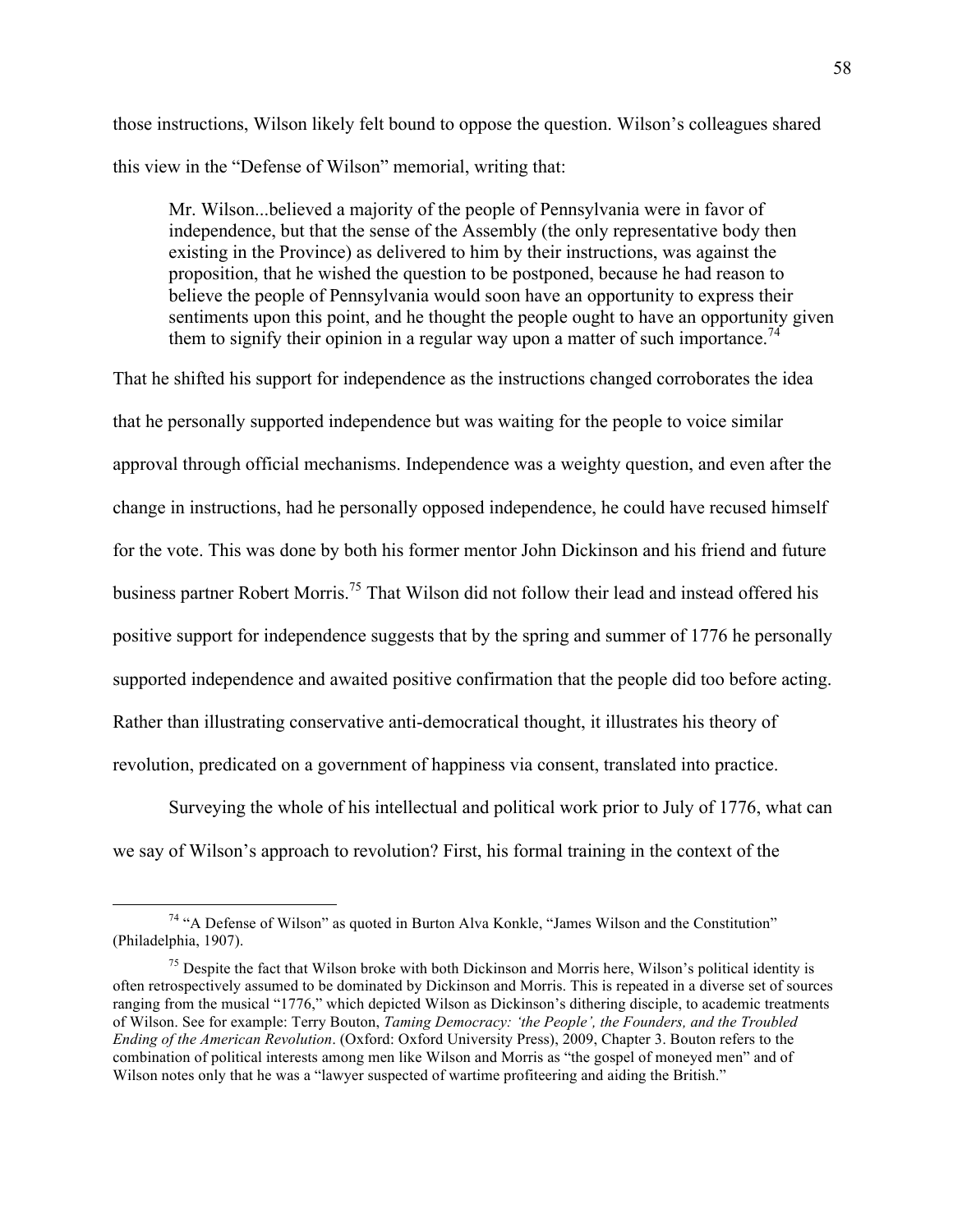those instructions, Wilson likely felt bound to oppose the question. Wilson's colleagues shared this view in the "Defense of Wilson" memorial, writing that:

> Mr. Wilson...believed a majority of the people of Pennsylvania were in favor of independence, but that the sense of the Assembly (the only representative body then existing in the Province) as delivered to him by their instructions, was against the proposition, that he wished the question to be postponed, because he had reason to believe the people of Pennsylvania would soon have an opportunity to express their sentiments upon this point, and he thought the people ought to have an opportunity given them to signify their opinion in a regular way upon a matter of such importance.[74]

That he shifted his support for independence as the instructions changed corroborates the idea that he personally supported independence but was waiting for the people to voice similar approval through official mechanisms. Independence was a weighty question, and even after the change in instructions, had he personally opposed independence, he could have recused himself for the vote. This was done by both his former mentor John Dickinson and his friend and future business partner Robert Morris.[75] That Wilson did not follow their lead and instead offered his positive support for independence suggests that by the spring and summer of 1776 he personally supported independence and awaited positive confirmation that the people did too before acting. Rather than illustrating conservative anti-democratical thought, it illustrates his theory of revolution, predicated on a government of happiness via consent, translated into practice.

Surveying the whole of his intellectual and political work prior to July of 1776, what can we say of Wilson's approach to revolution? First, his formal training in the context of the

---

[74] "A Defense of Wilson" as quoted in Burton Alva Konkle, "James Wilson and the Constitution" (Philadelphia, 1907).

[75] Despite the fact that Wilson broke with both Dickinson and Morris here, Wilson's political identity is often retrospectively assumed to be dominated by Dickinson and Morris. This is repeated in a diverse set of sources ranging from the musical "1776," which depicted Wilson as Dickinson's dithering disciple, to academic treatments of Wilson. See for example: Terry Bouton, *Taming Democracy: 'the People', the Founders, and the Troubled Ending of the American Revolution*. (Oxford: Oxford University Press), 2009, Chapter 3. Bouton refers to the combination of political interests among men like Wilson and Morris as "the gospel of moneyed men" and of Wilson notes only that he was a "lawyer suspected of wartime profiteering and aiding the British."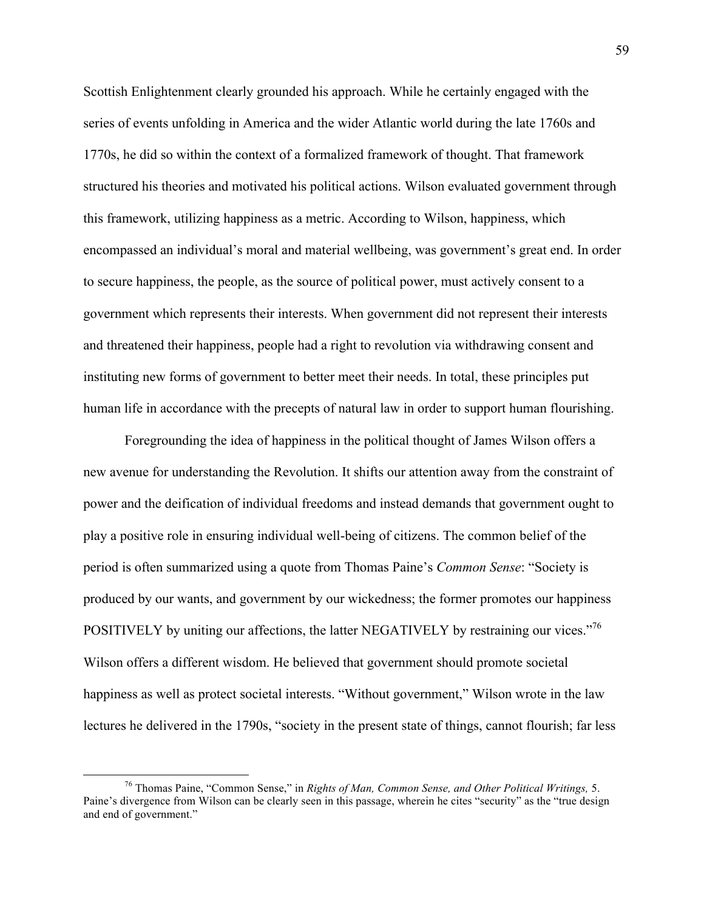Scottish Enlightenment clearly grounded his approach. While he certainly engaged with the series of events unfolding in America and the wider Atlantic world during the late 1760s and 1770s, he did so within the context of a formalized framework of thought. That framework structured his theories and motivated his political actions. Wilson evaluated government through this framework, utilizing happiness as a metric. According to Wilson, happiness, which encompassed an individual's moral and material wellbeing, was government's great end. In order to secure happiness, the people, as the source of political power, must actively consent to a government which represents their interests. When government did not represent their interests and threatened their happiness, people had a right to revolution via withdrawing consent and instituting new forms of government to better meet their needs. In total, these principles put human life in accordance with the precepts of natural law in order to support human flourishing.

Foregrounding the idea of happiness in the political thought of James Wilson offers a new avenue for understanding the Revolution. It shifts our attention away from the constraint of power and the deification of individual freedoms and instead demands that government ought to play a positive role in ensuring individual well-being of citizens. The common belief of the period is often summarized using a quote from Thomas Paine's *Common Sense*: "Society is produced by our wants, and government by our wickedness; the former promotes our happiness POSITIVELY by uniting our affections, the latter NEGATIVELY by restraining our vices."[76] Wilson offers a different wisdom. He believed that government should promote societal happiness as well as protect societal interests. "Without government," Wilson wrote in the law lectures he delivered in the 1790s, "society in the present state of things, cannot flourish; far less

---

[76] Thomas Paine, "Common Sense," in *Rights of Man, Common Sense, and Other Political Writings,* 5. Paine's divergence from Wilson can be clearly seen in this passage, wherein he cites "security" as the "true design and end of government."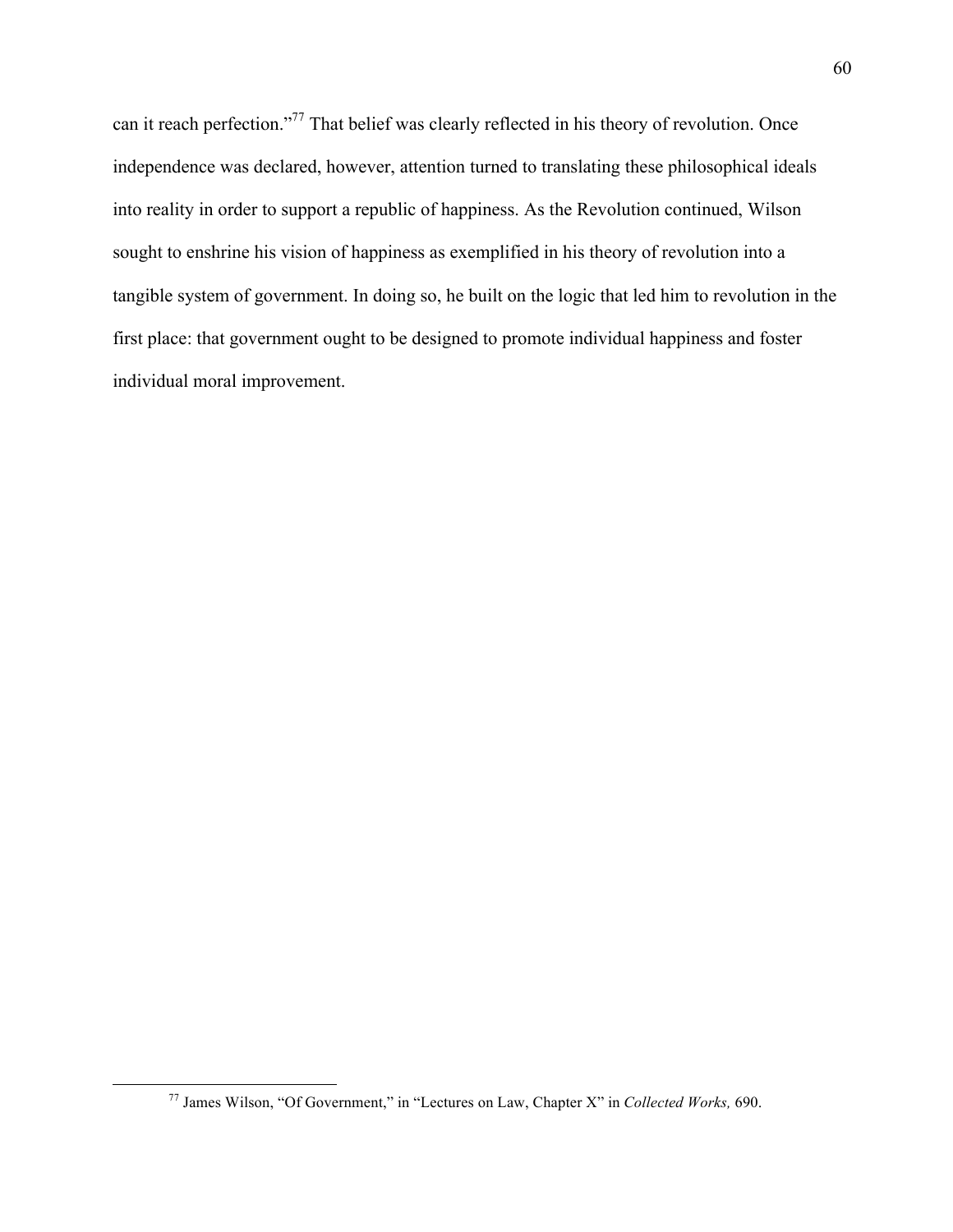can it reach perfection."[77] That belief was clearly reflected in his theory of revolution. Once independence was declared, however, attention turned to translating these philosophical ideals into reality in order to support a republic of happiness. As the Revolution continued, Wilson sought to enshrine his vision of happiness as exemplified in his theory of revolution into a tangible system of government. In doing so, he built on the logic that led him to revolution in the first place: that government ought to be designed to promote individual happiness and foster individual moral improvement.

---

[77] James Wilson, "Of Government," in "Lectures on Law, Chapter X" in *Collected Works,* 690.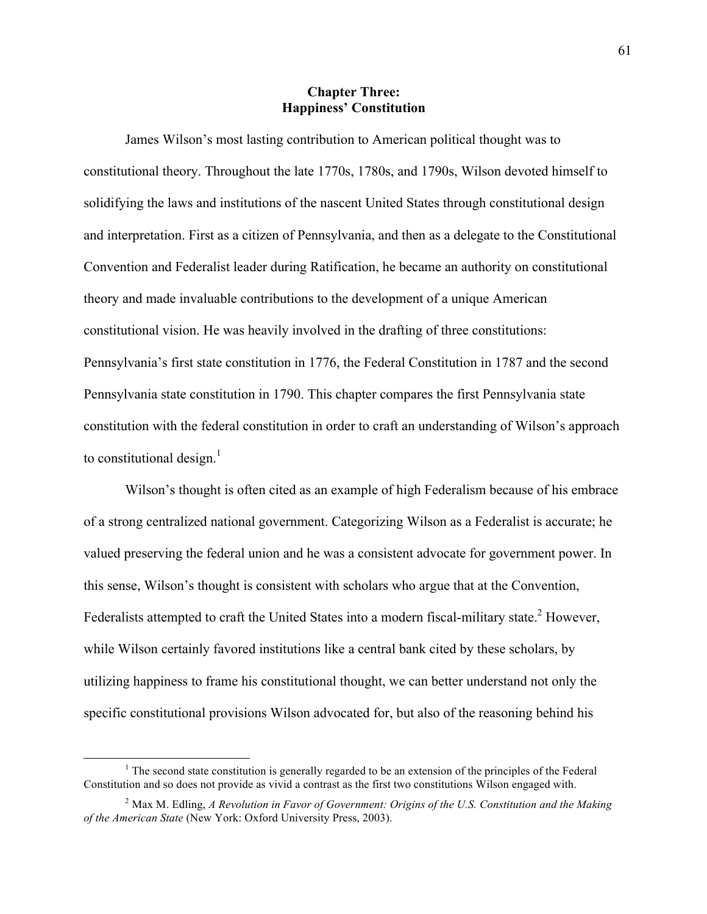# Chapter Three:
# Happiness' Constitution

James Wilson's most lasting contribution to American political thought was to constitutional theory. Throughout the late 1770s, 1780s, and 1790s, Wilson devoted himself to solidifying the laws and institutions of the nascent United States through constitutional design and interpretation. First as a citizen of Pennsylvania, and then as a delegate to the Constitutional Convention and Federalist leader during Ratification, he became an authority on constitutional theory and made invaluable contributions to the development of a unique American constitutional vision. He was heavily involved in the drafting of three constitutions: Pennsylvania's first state constitution in 1776, the Federal Constitution in 1787 and the second Pennsylvania state constitution in 1790. This chapter compares the first Pennsylvania state constitution with the federal constitution in order to craft an understanding of Wilson's approach to constitutional design.[1]

Wilson's thought is often cited as an example of high Federalism because of his embrace of a strong centralized national government. Categorizing Wilson as a Federalist is accurate; he valued preserving the federal union and he was a consistent advocate for government power. In this sense, Wilson's thought is consistent with scholars who argue that at the Convention, Federalists attempted to craft the United States into a modern fiscal-military state.[2] However, while Wilson certainly favored institutions like a central bank cited by these scholars, by utilizing happiness to frame his constitutional thought, we can better understand not only the specific constitutional provisions Wilson advocated for, but also of the reasoning behind his

---

[1] The second state constitution is generally regarded to be an extension of the principles of the Federal Constitution and so does not provide as vivid a contrast as the first two constitutions Wilson engaged with.

[2] Max M. Edling, *A Revolution in Favor of Government: Origins of the U.S. Constitution and the Making of the American State* (New York: Oxford University Press, 2003).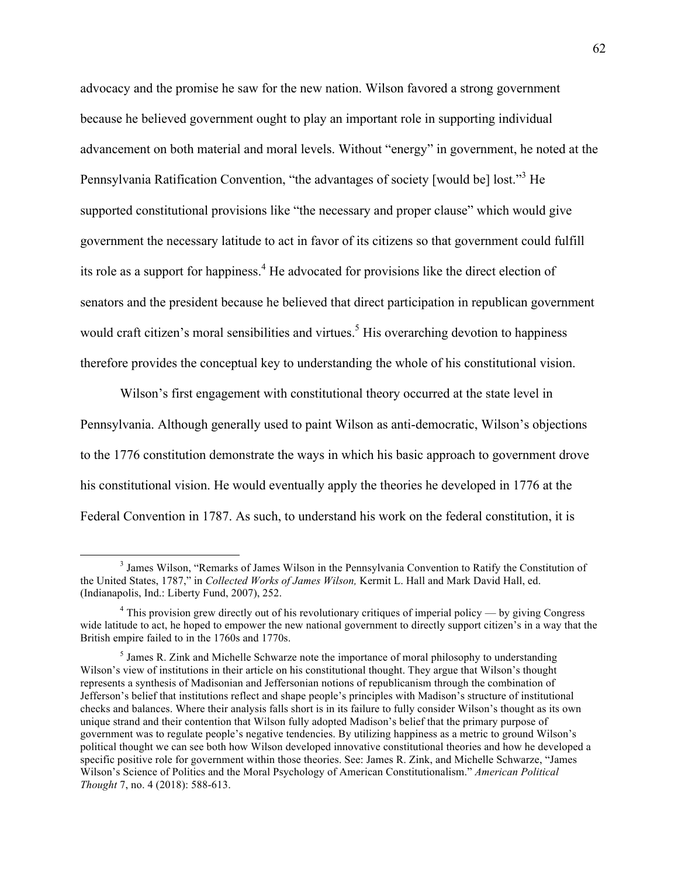advocacy and the promise he saw for the new nation. Wilson favored a strong government because he believed government ought to play an important role in supporting individual advancement on both material and moral levels. Without "energy" in government, he noted at the Pennsylvania Ratification Convention, "the advantages of society [would be] lost."[3] He supported constitutional provisions like "the necessary and proper clause" which would give government the necessary latitude to act in favor of its citizens so that government could fulfill its role as a support for happiness.[4] He advocated for provisions like the direct election of senators and the president because he believed that direct participation in republican government would craft citizen's moral sensibilities and virtues.[5] His overarching devotion to happiness therefore provides the conceptual key to understanding the whole of his constitutional vision.

Wilson's first engagement with constitutional theory occurred at the state level in Pennsylvania. Although generally used to paint Wilson as anti-democratic, Wilson's objections to the 1776 constitution demonstrate the ways in which his basic approach to government drove his constitutional vision. He would eventually apply the theories he developed in 1776 at the Federal Convention in 1787. As such, to understand his work on the federal constitution, it is

---

[3] James Wilson, "Remarks of James Wilson in the Pennsylvania Convention to Ratify the Constitution of the United States, 1787," in *Collected Works of James Wilson,* Kermit L. Hall and Mark David Hall, ed. (Indianapolis, Ind.: Liberty Fund, 2007), 252.

[4] This provision grew directly out of his revolutionary critiques of imperial policy — by giving Congress wide latitude to act, he hoped to empower the new national government to directly support citizen's in a way that the British empire failed to in the 1760s and 1770s.

[5] James R. Zink and Michelle Schwarze note the importance of moral philosophy to understanding Wilson's view of institutions in their article on his constitutional thought. They argue that Wilson's thought represents a synthesis of Madisonian and Jeffersonian notions of republicanism through the combination of Jefferson's belief that institutions reflect and shape people's principles with Madison's structure of institutional checks and balances. Where their analysis falls short is in its failure to fully consider Wilson's thought as its own unique strand and their contention that Wilson fully adopted Madison's belief that the primary purpose of government was to regulate people's negative tendencies. By utilizing happiness as a metric to ground Wilson's political thought we can see both how Wilson developed innovative constitutional theories and how he developed a specific positive role for government within those theories. See: James R. Zink, and Michelle Schwarze, "James Wilson's Science of Politics and the Moral Psychology of American Constitutionalism." *American Political Thought* 7, no. 4 (2018): 588-613.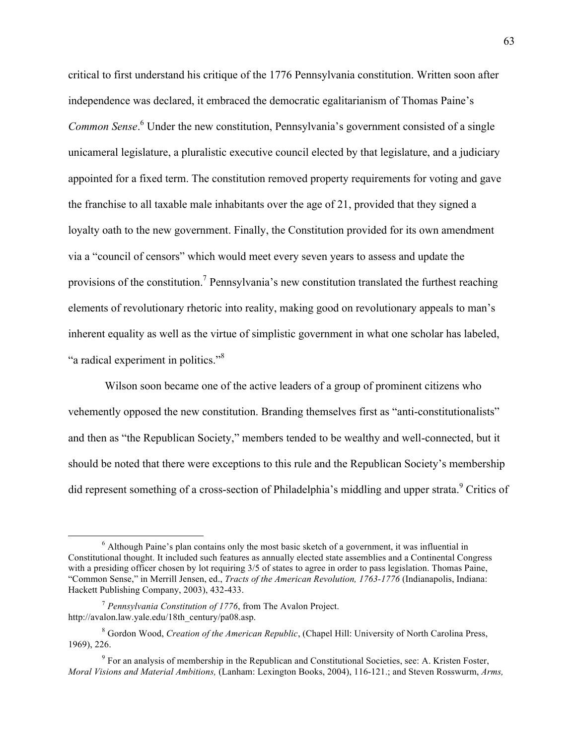critical to first understand his critique of the 1776 Pennsylvania constitution. Written soon after independence was declared, it embraced the democratic egalitarianism of Thomas Paine's *Common Sense*.[6] Under the new constitution, Pennsylvania's government consisted of a single unicameral legislature, a pluralistic executive council elected by that legislature, and a judiciary appointed for a fixed term. The constitution removed property requirements for voting and gave the franchise to all taxable male inhabitants over the age of 21, provided that they signed a loyalty oath to the new government. Finally, the Constitution provided for its own amendment via a "council of censors" which would meet every seven years to assess and update the provisions of the constitution.[7] Pennsylvania's new constitution translated the furthest reaching elements of revolutionary rhetoric into reality, making good on revolutionary appeals to man's inherent equality as well as the virtue of simplistic government in what one scholar has labeled, "a radical experiment in politics."[8]

Wilson soon became one of the active leaders of a group of prominent citizens who vehemently opposed the new constitution. Branding themselves first as "anti-constitutionalists" and then as "the Republican Society," members tended to be wealthy and well-connected, but it should be noted that there were exceptions to this rule and the Republican Society's membership did represent something of a cross-section of Philadelphia's middling and upper strata.[9] Critics of

---

[6] Although Paine's plan contains only the most basic sketch of a government, it was influential in Constitutional thought. It included such features as annually elected state assemblies and a Continental Congress with a presiding officer chosen by lot requiring 3/5 of states to agree in order to pass legislation. Thomas Paine, "Common Sense," in Merrill Jensen, ed., *Tracts of the American Revolution, 1763-1776* (Indianapolis, Indiana: Hackett Publishing Company, 2003), 432-433.

[7] *Pennsylvania Constitution of 1776*, from The Avalon Project. http://avalon.law.yale.edu/18th_century/pa08.asp.

[8] Gordon Wood, *Creation of the American Republic*, (Chapel Hill: University of North Carolina Press, 1969), 226.

[9] For an analysis of membership in the Republican and Constitutional Societies, see: A. Kristen Foster, *Moral Visions and Material Ambitions,* (Lanham: Lexington Books, 2004), 116-121.; and Steven Rosswurm, *Arms,*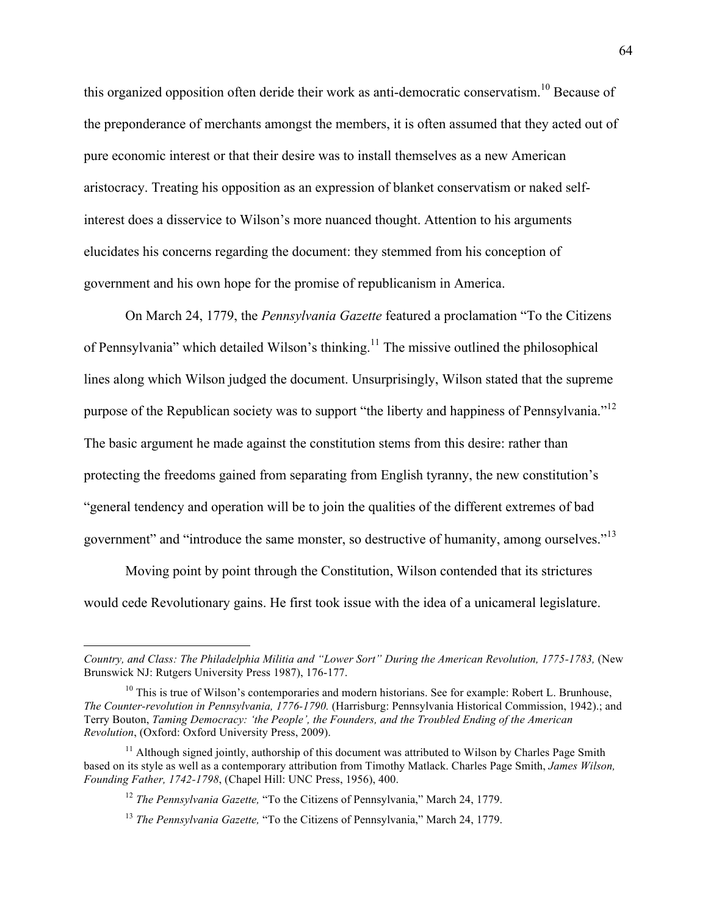this organized opposition often deride their work as anti-democratic conservatism.[10] Because of the preponderance of merchants amongst the members, it is often assumed that they acted out of pure economic interest or that their desire was to install themselves as a new American aristocracy. Treating his opposition as an expression of blanket conservatism or naked self-interest does a disservice to Wilson's more nuanced thought. Attention to his arguments elucidates his concerns regarding the document: they stemmed from his conception of government and his own hope for the promise of republicanism in America.

On March 24, 1779, the *Pennsylvania Gazette* featured a proclamation "To the Citizens of Pennsylvania" which detailed Wilson's thinking.[11] The missive outlined the philosophical lines along which Wilson judged the document. Unsurprisingly, Wilson stated that the supreme purpose of the Republican society was to support "the liberty and happiness of Pennsylvania."[12] The basic argument he made against the constitution stems from this desire: rather than protecting the freedoms gained from separating from English tyranny, the new constitution's "general tendency and operation will be to join the qualities of the different extremes of bad government" and "introduce the same monster, so destructive of humanity, among ourselves."[13]

Moving point by point through the Constitution, Wilson contended that its strictures would cede Revolutionary gains. He first took issue with the idea of a unicameral legislature.

---

*Country, and Class: The Philadelphia Militia and "Lower Sort" During the American Revolution, 1775-1783,* (New Brunswick NJ: Rutgers University Press 1987), 176-177.

[10] This is true of Wilson's contemporaries and modern historians. See for example: Robert L. Brunhouse, *The Counter-revolution in Pennsylvania, 1776-1790.* (Harrisburg: Pennsylvania Historical Commission, 1942).; and Terry Bouton, *Taming Democracy: 'the People', the Founders, and the Troubled Ending of the American Revolution*, (Oxford: Oxford University Press, 2009).

[11] Although signed jointly, authorship of this document was attributed to Wilson by Charles Page Smith based on its style as well as a contemporary attribution from Timothy Matlack. Charles Page Smith, *James Wilson, Founding Father, 1742-1798*, (Chapel Hill: UNC Press, 1956), 400.

[12] *The Pennsylvania Gazette,* "To the Citizens of Pennsylvania," March 24, 1779.

[13] *The Pennsylvania Gazette,* "To the Citizens of Pennsylvania," March 24, 1779.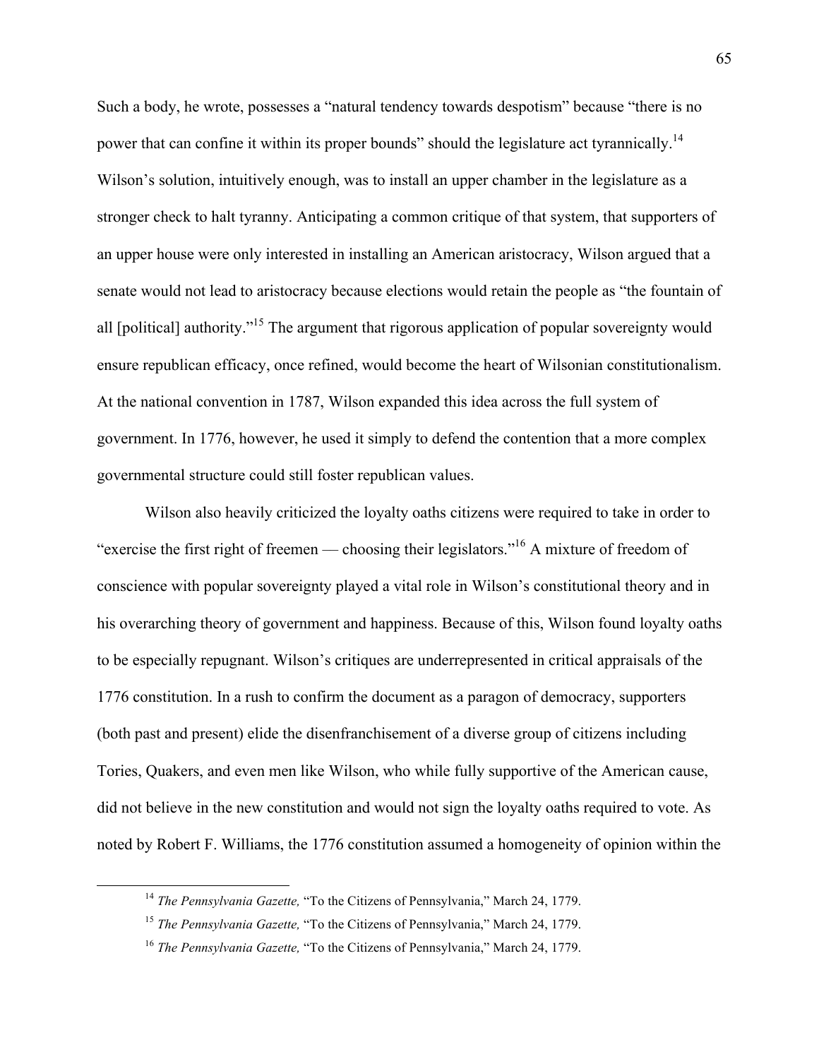Such a body, he wrote, possesses a "natural tendency towards despotism" because "there is no power that can confine it within its proper bounds" should the legislature act tyrannically.[14] Wilson's solution, intuitively enough, was to install an upper chamber in the legislature as a stronger check to halt tyranny. Anticipating a common critique of that system, that supporters of an upper house were only interested in installing an American aristocracy, Wilson argued that a senate would not lead to aristocracy because elections would retain the people as "the fountain of all [political] authority."[15] The argument that rigorous application of popular sovereignty would ensure republican efficacy, once refined, would become the heart of Wilsonian constitutionalism. At the national convention in 1787, Wilson expanded this idea across the full system of government. In 1776, however, he used it simply to defend the contention that a more complex governmental structure could still foster republican values.

Wilson also heavily criticized the loyalty oaths citizens were required to take in order to "exercise the first right of freemen — choosing their legislators."[16] A mixture of freedom of conscience with popular sovereignty played a vital role in Wilson's constitutional theory and in his overarching theory of government and happiness. Because of this, Wilson found loyalty oaths to be especially repugnant. Wilson's critiques are underrepresented in critical appraisals of the 1776 constitution. In a rush to confirm the document as a paragon of democracy, supporters (both past and present) elide the disenfranchisement of a diverse group of citizens including Tories, Quakers, and even men like Wilson, who while fully supportive of the American cause, did not believe in the new constitution and would not sign the loyalty oaths required to vote. As noted by Robert F. Williams, the 1776 constitution assumed a homogeneity of opinion within the

---

[14] *The Pennsylvania Gazette,* "To the Citizens of Pennsylvania," March 24, 1779.

[15] *The Pennsylvania Gazette,* "To the Citizens of Pennsylvania," March 24, 1779.

[16] *The Pennsylvania Gazette,* "To the Citizens of Pennsylvania," March 24, 1779.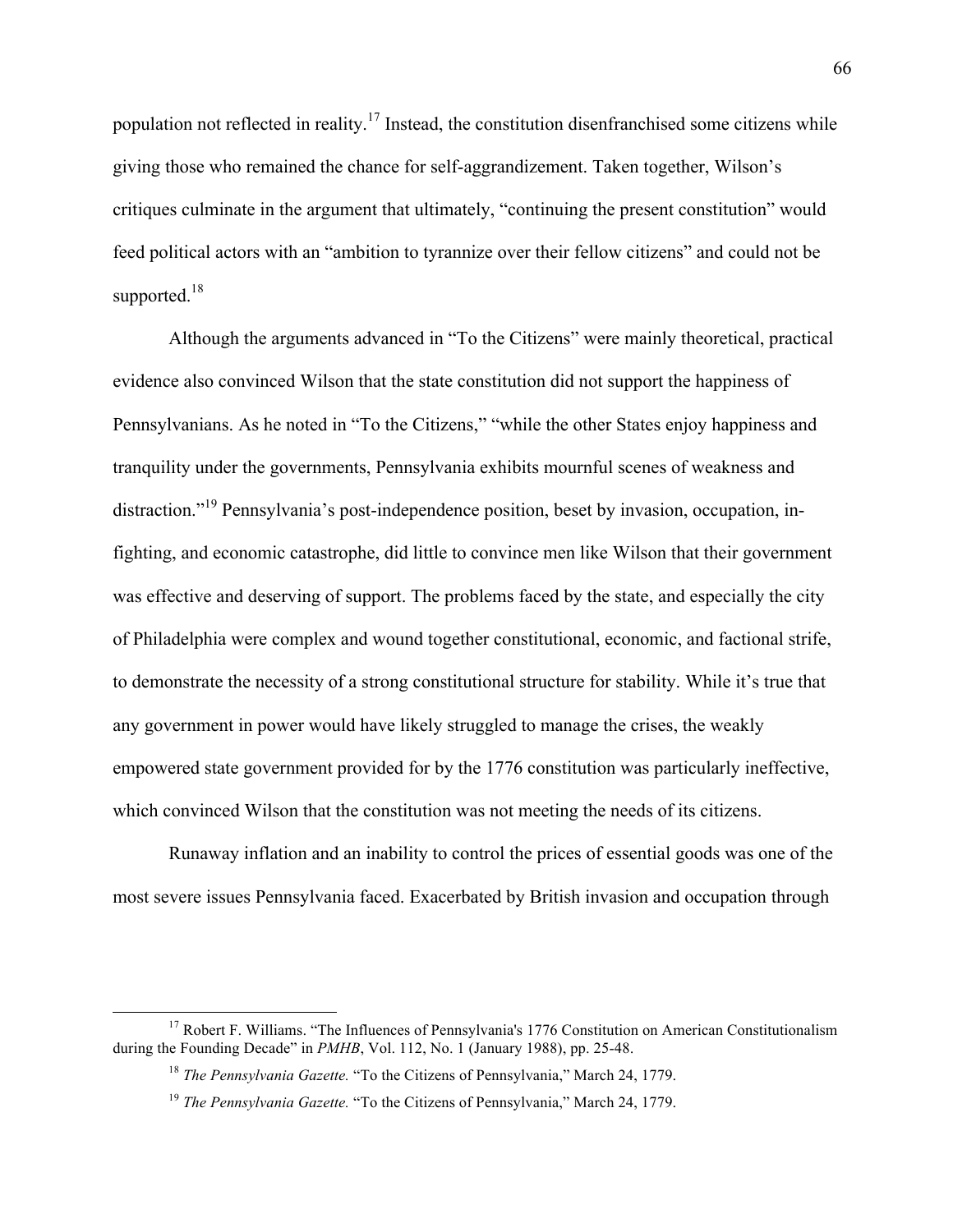population not reflected in reality.[17] Instead, the constitution disenfranchised some citizens while giving those who remained the chance for self-aggrandizement. Taken together, Wilson's critiques culminate in the argument that ultimately, "continuing the present constitution" would feed political actors with an "ambition to tyrannize over their fellow citizens" and could not be supported.[18]

Although the arguments advanced in "To the Citizens" were mainly theoretical, practical evidence also convinced Wilson that the state constitution did not support the happiness of Pennsylvanians. As he noted in "To the Citizens," "while the other States enjoy happiness and tranquility under the governments, Pennsylvania exhibits mournful scenes of weakness and distraction."[19] Pennsylvania's post-independence position, beset by invasion, occupation, in-fighting, and economic catastrophe, did little to convince men like Wilson that their government was effective and deserving of support. The problems faced by the state, and especially the city of Philadelphia were complex and wound together constitutional, economic, and factional strife, to demonstrate the necessity of a strong constitutional structure for stability. While it's true that any government in power would have likely struggled to manage the crises, the weakly empowered state government provided for by the 1776 constitution was particularly ineffective, which convinced Wilson that the constitution was not meeting the needs of its citizens.

Runaway inflation and an inability to control the prices of essential goods was one of the most severe issues Pennsylvania faced. Exacerbated by British invasion and occupation through

---

[17] Robert F. Williams. "The Influences of Pennsylvania's 1776 Constitution on American Constitutionalism during the Founding Decade" in *PMHB*, Vol. 112, No. 1 (January 1988), pp. 25-48.

[18] *The Pennsylvania Gazette.* "To the Citizens of Pennsylvania," March 24, 1779.

[19] *The Pennsylvania Gazette.* "To the Citizens of Pennsylvania," March 24, 1779.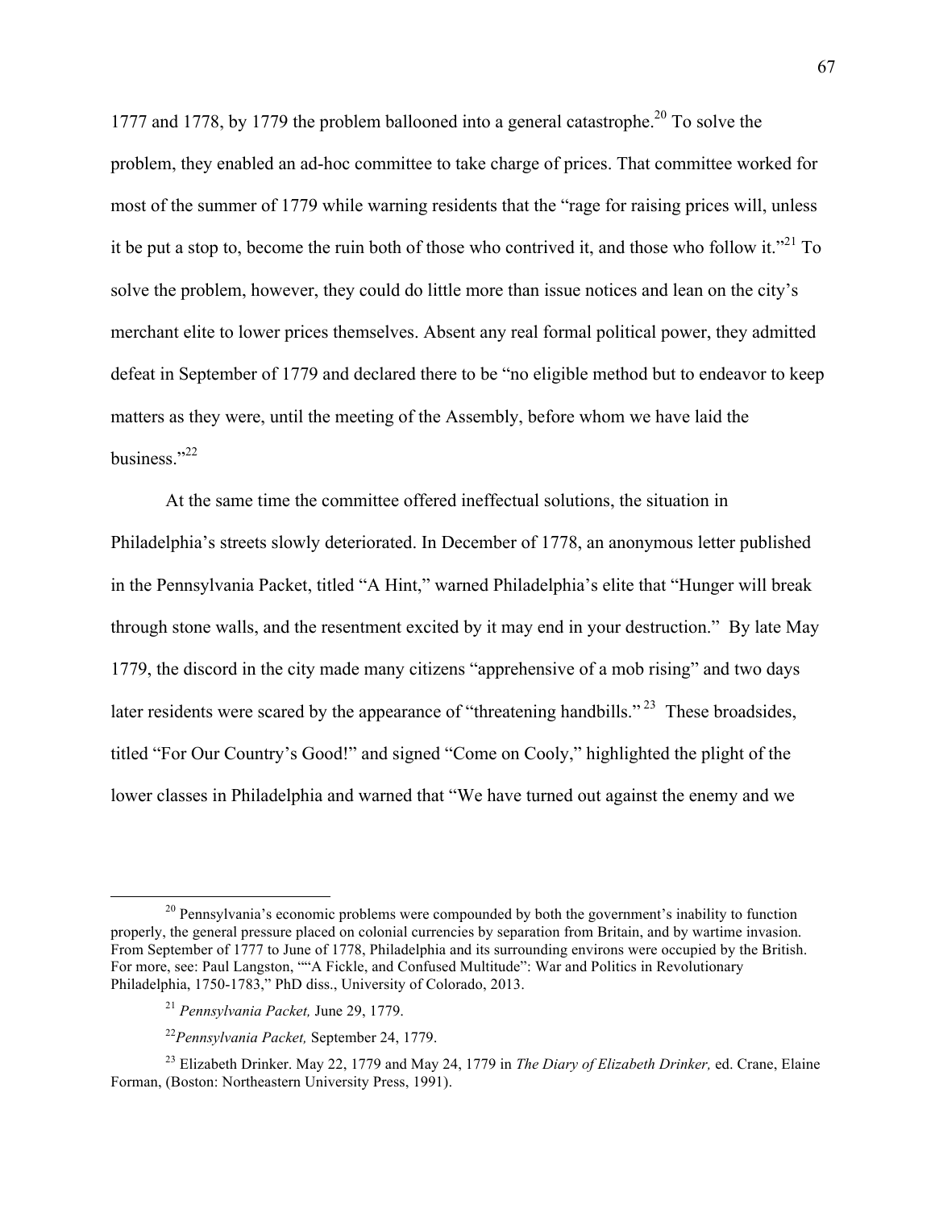1777 and 1778, by 1779 the problem ballooned into a general catastrophe.[20] To solve the problem, they enabled an ad-hoc committee to take charge of prices. That committee worked for most of the summer of 1779 while warning residents that the "rage for raising prices will, unless it be put a stop to, become the ruin both of those who contrived it, and those who follow it."[21] To solve the problem, however, they could do little more than issue notices and lean on the city's merchant elite to lower prices themselves. Absent any real formal political power, they admitted defeat in September of 1779 and declared there to be "no eligible method but to endeavor to keep matters as they were, until the meeting of the Assembly, before whom we have laid the business."[22]

At the same time the committee offered ineffectual solutions, the situation in Philadelphia's streets slowly deteriorated. In December of 1778, an anonymous letter published in the Pennsylvania Packet, titled "A Hint," warned Philadelphia's elite that "Hunger will break through stone walls, and the resentment excited by it may end in your destruction." By late May 1779, the discord in the city made many citizens "apprehensive of a mob rising" and two days later residents were scared by the appearance of "threatening handbills." [23] These broadsides, titled "For Our Country's Good!" and signed "Come on Cooly," highlighted the plight of the lower classes in Philadelphia and warned that "We have turned out against the enemy and we

---

[20] Pennsylvania's economic problems were compounded by both the government's inability to function properly, the general pressure placed on colonial currencies by separation from Britain, and by wartime invasion. From September of 1777 to June of 1778, Philadelphia and its surrounding environs were occupied by the British. For more, see: Paul Langston, ""A Fickle, and Confused Multitude": War and Politics in Revolutionary Philadelphia, 1750-1783," PhD diss., University of Colorado, 2013.

[21] *Pennsylvania Packet,* June 29, 1779.

[22] *Pennsylvania Packet,* September 24, 1779.

[23] Elizabeth Drinker. May 22, 1779 and May 24, 1779 in *The Diary of Elizabeth Drinker,* ed. Crane, Elaine Forman, (Boston: Northeastern University Press, 1991).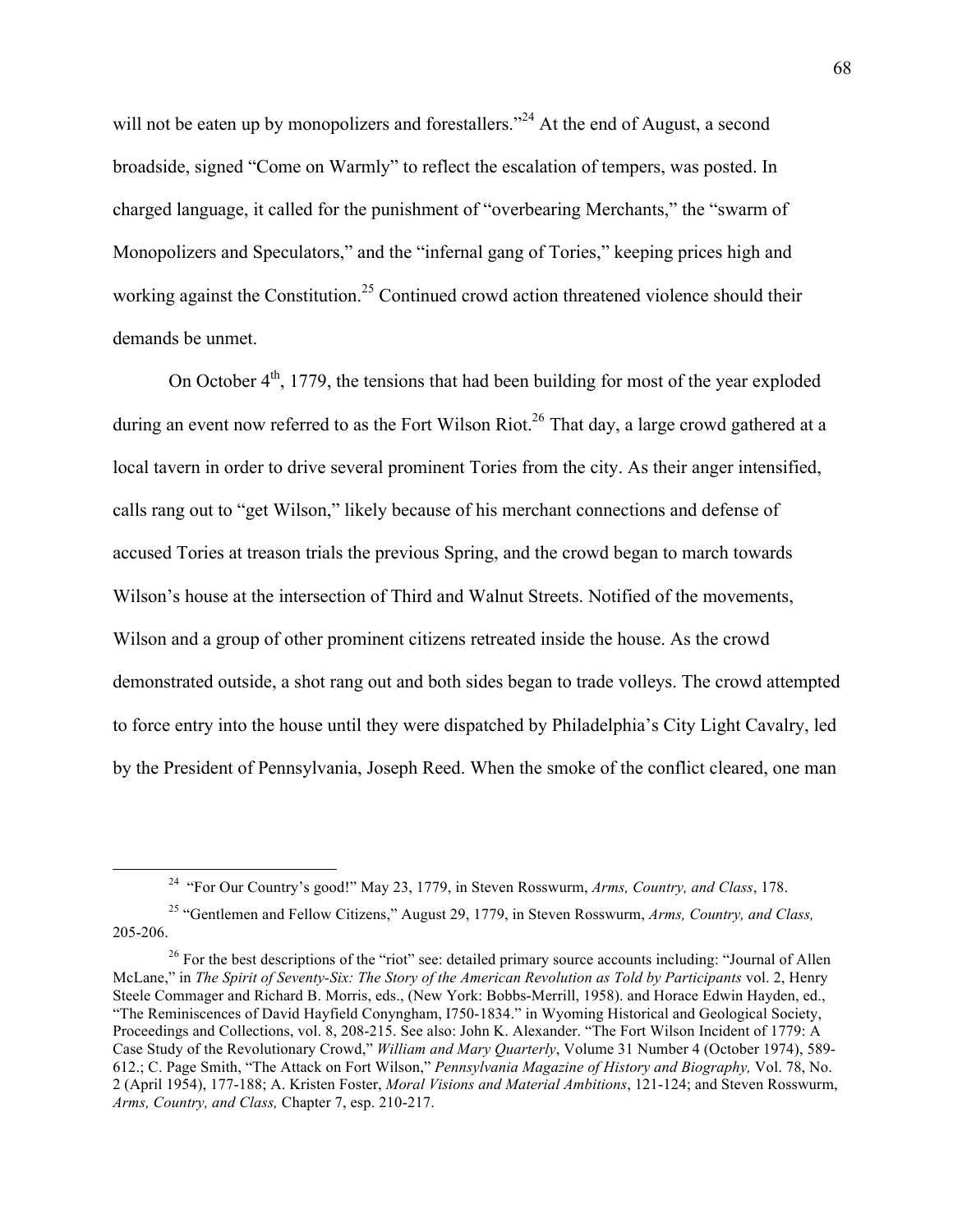will not be eaten up by monopolizers and forestallers."[24] At the end of August, a second broadside, signed "Come on Warmly" to reflect the escalation of tempers, was posted. In charged language, it called for the punishment of "overbearing Merchants," the "swarm of Monopolizers and Speculators," and the "infernal gang of Tories," keeping prices high and working against the Constitution.[25] Continued crowd action threatened violence should their demands be unmet.

On October 4th, 1779, the tensions that had been building for most of the year exploded during an event now referred to as the Fort Wilson Riot.[26] That day, a large crowd gathered at a local tavern in order to drive several prominent Tories from the city. As their anger intensified, calls rang out to "get Wilson," likely because of his merchant connections and defense of accused Tories at treason trials the previous Spring, and the crowd began to march towards Wilson's house at the intersection of Third and Walnut Streets. Notified of the movements, Wilson and a group of other prominent citizens retreated inside the house. As the crowd demonstrated outside, a shot rang out and both sides began to trade volleys. The crowd attempted to force entry into the house until they were dispatched by Philadelphia's City Light Cavalry, led by the President of Pennsylvania, Joseph Reed. When the smoke of the conflict cleared, one man

---

[24] "For Our Country's good!" May 23, 1779, in Steven Rosswurm, *Arms, Country, and Class*, 178.

[25] "Gentlemen and Fellow Citizens," August 29, 1779, in Steven Rosswurm, *Arms, Country, and Class,* 205-206.

[26] For the best descriptions of the "riot" see: detailed primary source accounts including: "Journal of Allen McLane," in *The Spirit of Seventy-Six: The Story of the American Revolution as Told by Participants* vol. 2, Henry Steele Commager and Richard B. Morris, eds., (New York: Bobbs-Merrill, 1958). and Horace Edwin Hayden, ed., "The Reminiscences of David Hayfield Conyngham, I750-1834." in Wyoming Historical and Geological Society, Proceedings and Collections, vol. 8, 208-215. See also: John K. Alexander. "The Fort Wilson Incident of 1779: A Case Study of the Revolutionary Crowd," *William and Mary Quarterly*, Volume 31 Number 4 (October 1974), 589-612.; C. Page Smith, "The Attack on Fort Wilson," *Pennsylvania Magazine of History and Biography,* Vol. 78, No. 2 (April 1954), 177-188; A. Kristen Foster, *Moral Visions and Material Ambitions*, 121-124; and Steven Rosswurm, *Arms, Country, and Class,* Chapter 7, esp. 210-217.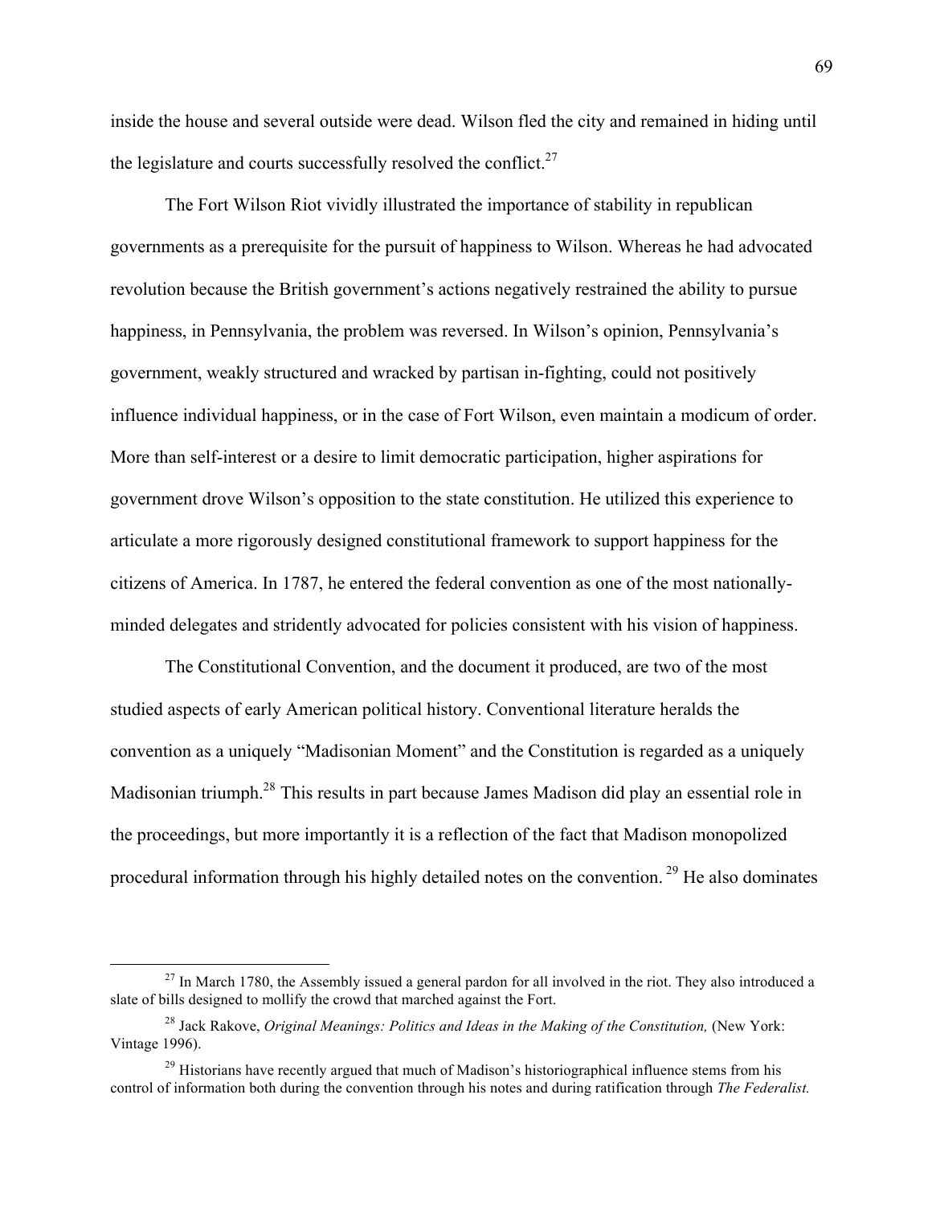inside the house and several outside were dead. Wilson fled the city and remained in hiding until the legislature and courts successfully resolved the conflict.[27]

The Fort Wilson Riot vividly illustrated the importance of stability in republican governments as a prerequisite for the pursuit of happiness to Wilson. Whereas he had advocated revolution because the British government's actions negatively restrained the ability to pursue happiness, in Pennsylvania, the problem was reversed. In Wilson's opinion, Pennsylvania's government, weakly structured and wracked by partisan in-fighting, could not positively influence individual happiness, or in the case of Fort Wilson, even maintain a modicum of order. More than self-interest or a desire to limit democratic participation, higher aspirations for government drove Wilson's opposition to the state constitution. He utilized this experience to articulate a more rigorously designed constitutional framework to support happiness for the citizens of America. In 1787, he entered the federal convention as one of the most nationally-minded delegates and stridently advocated for policies consistent with his vision of happiness.

The Constitutional Convention, and the document it produced, are two of the most studied aspects of early American political history. Conventional literature heralds the convention as a uniquely "Madisonian Moment" and the Constitution is regarded as a uniquely Madisonian triumph.[28] This results in part because James Madison did play an essential role in the proceedings, but more importantly it is a reflection of the fact that Madison monopolized procedural information through his highly detailed notes on the convention.[29] He also dominates

[27] In March 1780, the Assembly issued a general pardon for all involved in the riot. They also introduced a slate of bills designed to mollify the crowd that marched against the Fort.

[28] Jack Rakove, *Original Meanings: Politics and Ideas in the Making of the Constitution,* (New York: Vintage 1996).

[29] Historians have recently argued that much of Madison's historiographical influence stems from his control of information both during the convention through his notes and during ratification through *The Federalist.*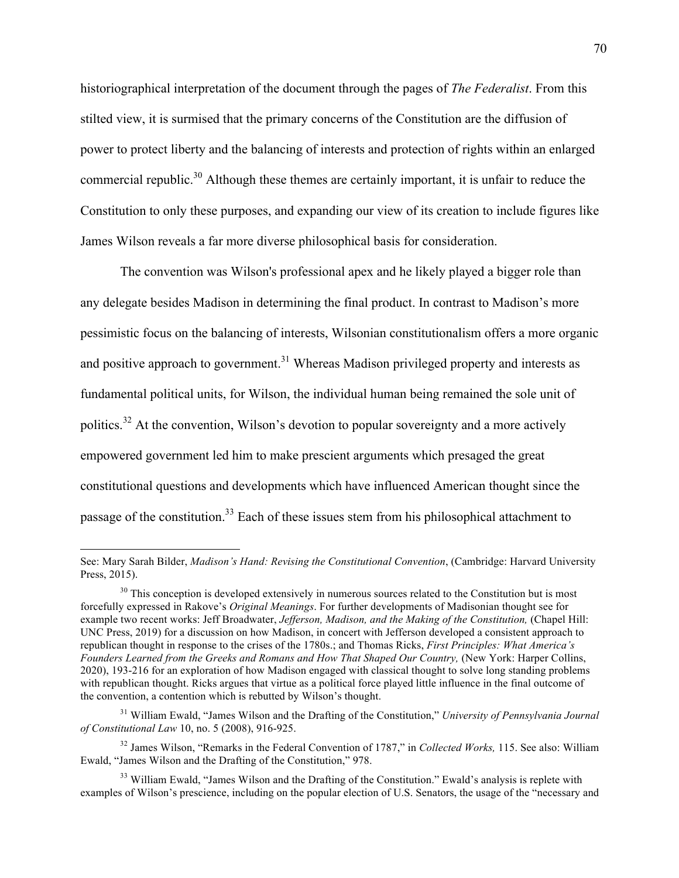historiographical interpretation of the document through the pages of *The Federalist*. From this stilted view, it is surmised that the primary concerns of the Constitution are the diffusion of power to protect liberty and the balancing of interests and protection of rights within an enlarged commercial republic.[30] Although these themes are certainly important, it is unfair to reduce the Constitution to only these purposes, and expanding our view of its creation to include figures like James Wilson reveals a far more diverse philosophical basis for consideration.

The convention was Wilson's professional apex and he likely played a bigger role than any delegate besides Madison in determining the final product. In contrast to Madison's more pessimistic focus on the balancing of interests, Wilsonian constitutionalism offers a more organic and positive approach to government.[31] Whereas Madison privileged property and interests as fundamental political units, for Wilson, the individual human being remained the sole unit of politics.[32] At the convention, Wilson's devotion to popular sovereignty and a more actively empowered government led him to make prescient arguments which presaged the great constitutional questions and developments which have influenced American thought since the passage of the constitution.[33] Each of these issues stem from his philosophical attachment to

---

See: Mary Sarah Bilder, *Madison's Hand: Revising the Constitutional Convention*, (Cambridge: Harvard University Press, 2015).

[30] This conception is developed extensively in numerous sources related to the Constitution but is most forcefully expressed in Rakove's *Original Meanings*. For further developments of Madisonian thought see for example two recent works: Jeff Broadwater, *Jefferson, Madison, and the Making of the Constitution,* (Chapel Hill: UNC Press, 2019) for a discussion on how Madison, in concert with Jefferson developed a consistent approach to republican thought in response to the crises of the 1780s.; and Thomas Ricks, *First Principles: What America's Founders Learned from the Greeks and Romans and How That Shaped Our Country,* (New York: Harper Collins, 2020), 193-216 for an exploration of how Madison engaged with classical thought to solve long standing problems with republican thought. Ricks argues that virtue as a political force played little influence in the final outcome of the convention, a contention which is rebutted by Wilson's thought.

[31] William Ewald, "James Wilson and the Drafting of the Constitution," *University of Pennsylvania Journal of Constitutional Law* 10, no. 5 (2008), 916-925.

[32] James Wilson, "Remarks in the Federal Convention of 1787," in *Collected Works,* 115. See also: William Ewald, "James Wilson and the Drafting of the Constitution," 978.

[33] William Ewald, "James Wilson and the Drafting of the Constitution." Ewald's analysis is replete with examples of Wilson's prescience, including on the popular election of U.S. Senators, the usage of the "necessary and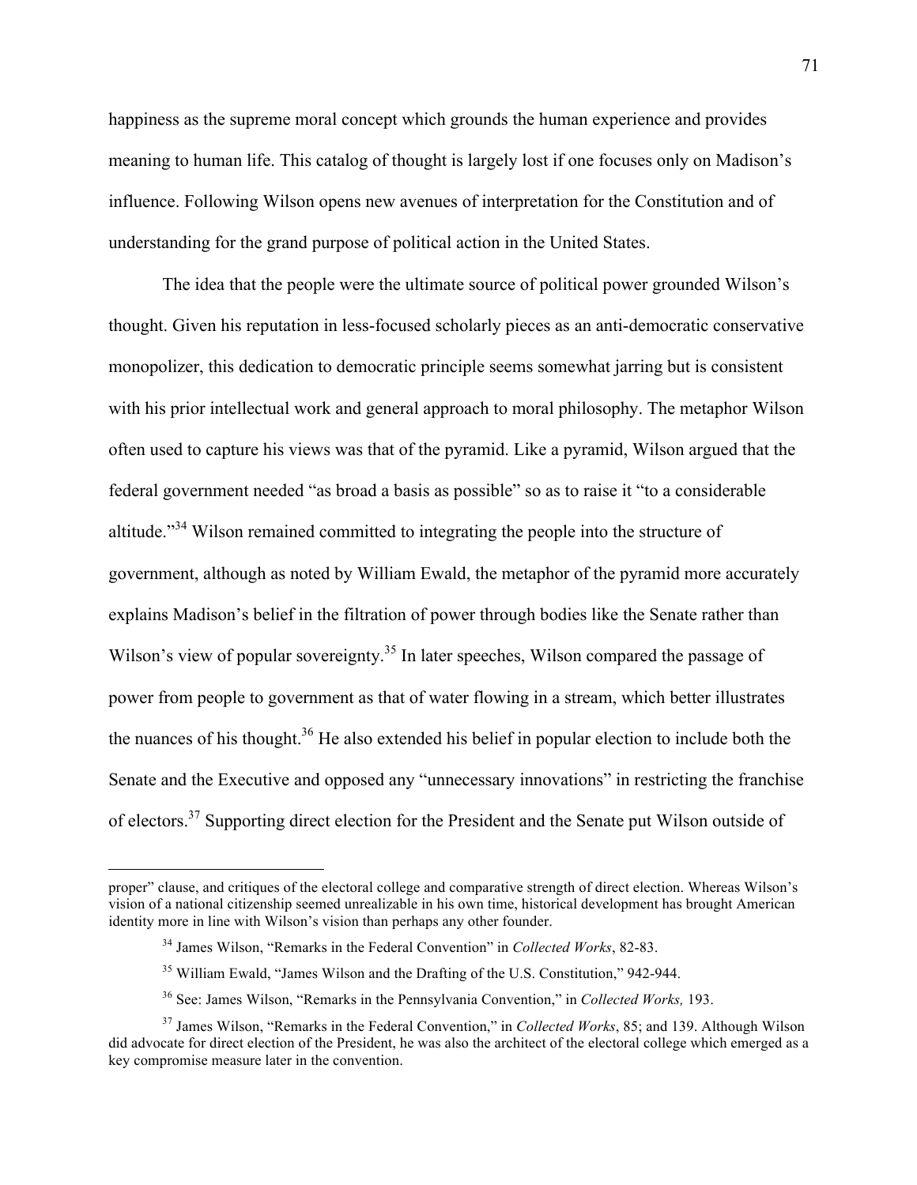happiness as the supreme moral concept which grounds the human experience and provides meaning to human life. This catalog of thought is largely lost if one focuses only on Madison's influence. Following Wilson opens new avenues of interpretation for the Constitution and of understanding for the grand purpose of political action in the United States.

The idea that the people were the ultimate source of political power grounded Wilson's thought. Given his reputation in less-focused scholarly pieces as an anti-democratic conservative monopolizer, this dedication to democratic principle seems somewhat jarring but is consistent with his prior intellectual work and general approach to moral philosophy. The metaphor Wilson often used to capture his views was that of the pyramid. Like a pyramid, Wilson argued that the federal government needed "as broad a basis as possible" so as to raise it "to a considerable altitude."[34] Wilson remained committed to integrating the people into the structure of government, although as noted by William Ewald, the metaphor of the pyramid more accurately explains Madison's belief in the filtration of power through bodies like the Senate rather than Wilson's view of popular sovereignty.[35] In later speeches, Wilson compared the passage of power from people to government as that of water flowing in a stream, which better illustrates the nuances of his thought.[36] He also extended his belief in popular election to include both the Senate and the Executive and opposed any "unnecessary innovations" in restricting the franchise of electors.[37] Supporting direct election for the President and the Senate put Wilson outside of

---

proper" clause, and critiques of the electoral college and comparative strength of direct election. Whereas Wilson's vision of a national citizenship seemed unrealizable in his own time, historical development has brought American identity more in line with Wilson's vision than perhaps any other founder.

[34] James Wilson, "Remarks in the Federal Convention" in *Collected Works*, 82-83.

[35] William Ewald, "James Wilson and the Drafting of the U.S. Constitution," 942-944.

[36] See: James Wilson, "Remarks in the Pennsylvania Convention," in *Collected Works,* 193.

[37] James Wilson, "Remarks in the Federal Convention," in *Collected Works*, 85; and 139. Although Wilson did advocate for direct election of the President, he was also the architect of the electoral college which emerged as a key compromise measure later in the convention.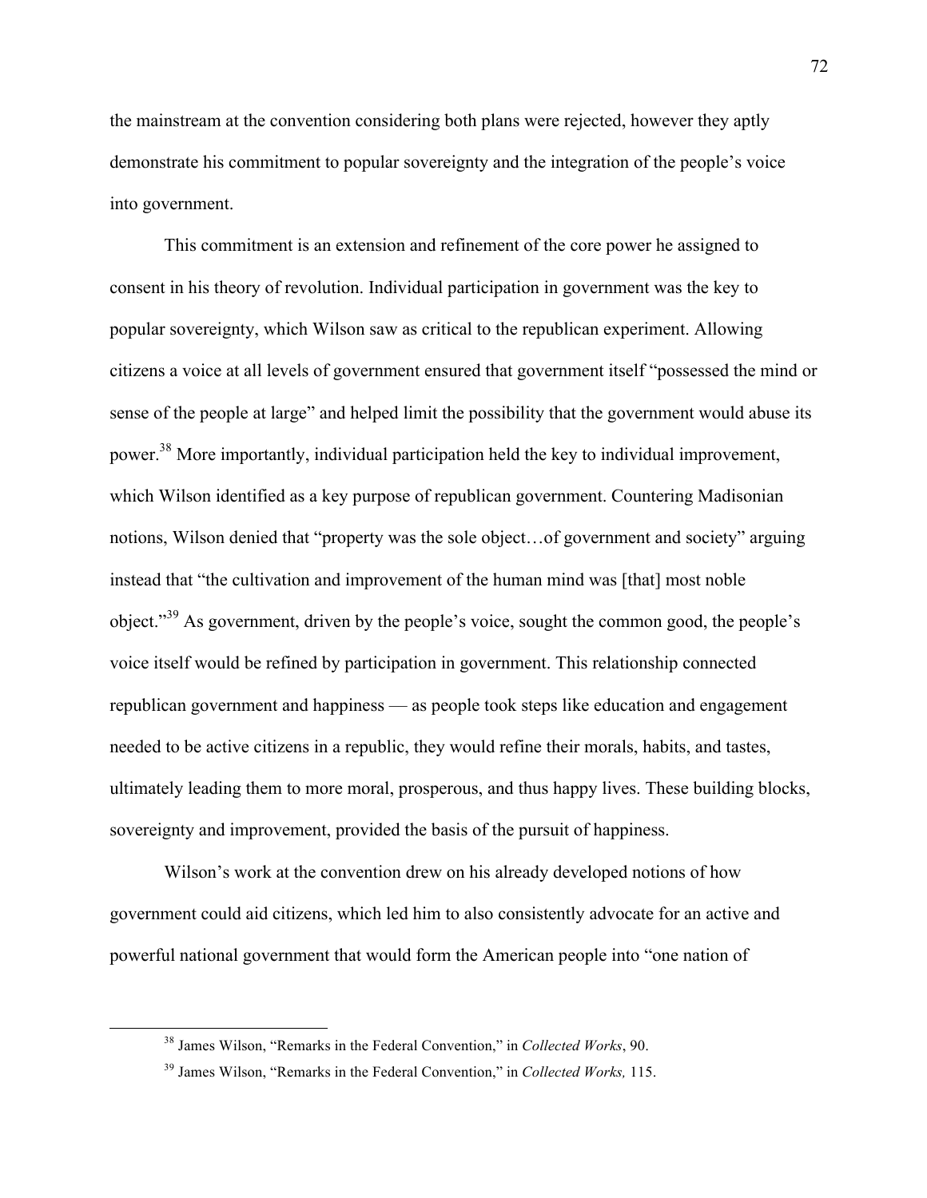the mainstream at the convention considering both plans were rejected, however they aptly demonstrate his commitment to popular sovereignty and the integration of the people's voice into government.

This commitment is an extension and refinement of the core power he assigned to consent in his theory of revolution. Individual participation in government was the key to popular sovereignty, which Wilson saw as critical to the republican experiment. Allowing citizens a voice at all levels of government ensured that government itself "possessed the mind or sense of the people at large" and helped limit the possibility that the government would abuse its power.[38] More importantly, individual participation held the key to individual improvement, which Wilson identified as a key purpose of republican government. Countering Madisonian notions, Wilson denied that "property was the sole object…of government and society" arguing instead that "the cultivation and improvement of the human mind was [that] most noble object."[39] As government, driven by the people's voice, sought the common good, the people's voice itself would be refined by participation in government. This relationship connected republican government and happiness — as people took steps like education and engagement needed to be active citizens in a republic, they would refine their morals, habits, and tastes, ultimately leading them to more moral, prosperous, and thus happy lives. These building blocks, sovereignty and improvement, provided the basis of the pursuit of happiness.

Wilson's work at the convention drew on his already developed notions of how government could aid citizens, which led him to also consistently advocate for an active and powerful national government that would form the American people into "one nation of

[38] James Wilson, "Remarks in the Federal Convention," in *Collected Works*, 90.

[39] James Wilson, "Remarks in the Federal Convention," in *Collected Works,* 115.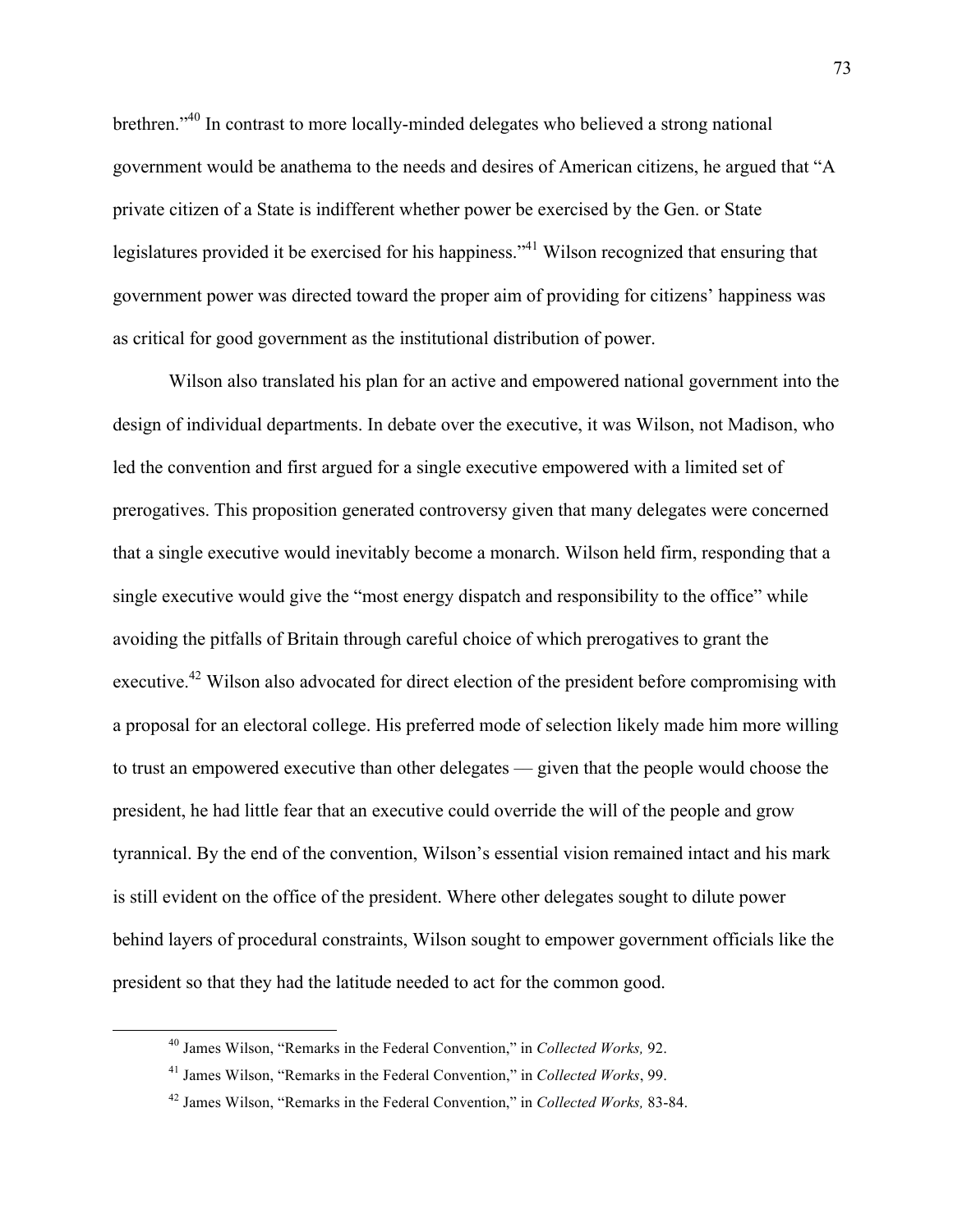brethren."[40] In contrast to more locally-minded delegates who believed a strong national government would be anathema to the needs and desires of American citizens, he argued that "A private citizen of a State is indifferent whether power be exercised by the Gen. or State legislatures provided it be exercised for his happiness."[41] Wilson recognized that ensuring that government power was directed toward the proper aim of providing for citizens' happiness was as critical for good government as the institutional distribution of power.

Wilson also translated his plan for an active and empowered national government into the design of individual departments. In debate over the executive, it was Wilson, not Madison, who led the convention and first argued for a single executive empowered with a limited set of prerogatives. This proposition generated controversy given that many delegates were concerned that a single executive would inevitably become a monarch. Wilson held firm, responding that a single executive would give the "most energy dispatch and responsibility to the office" while avoiding the pitfalls of Britain through careful choice of which prerogatives to grant the executive.[42] Wilson also advocated for direct election of the president before compromising with a proposal for an electoral college. His preferred mode of selection likely made him more willing to trust an empowered executive than other delegates — given that the people would choose the president, he had little fear that an executive could override the will of the people and grow tyrannical. By the end of the convention, Wilson's essential vision remained intact and his mark is still evident on the office of the president. Where other delegates sought to dilute power behind layers of procedural constraints, Wilson sought to empower government officials like the president so that they had the latitude needed to act for the common good.

---

[40] James Wilson, "Remarks in the Federal Convention," in *Collected Works,* 92.

[41] James Wilson, "Remarks in the Federal Convention," in *Collected Works*, 99.

[42] James Wilson, "Remarks in the Federal Convention," in *Collected Works,* 83-84.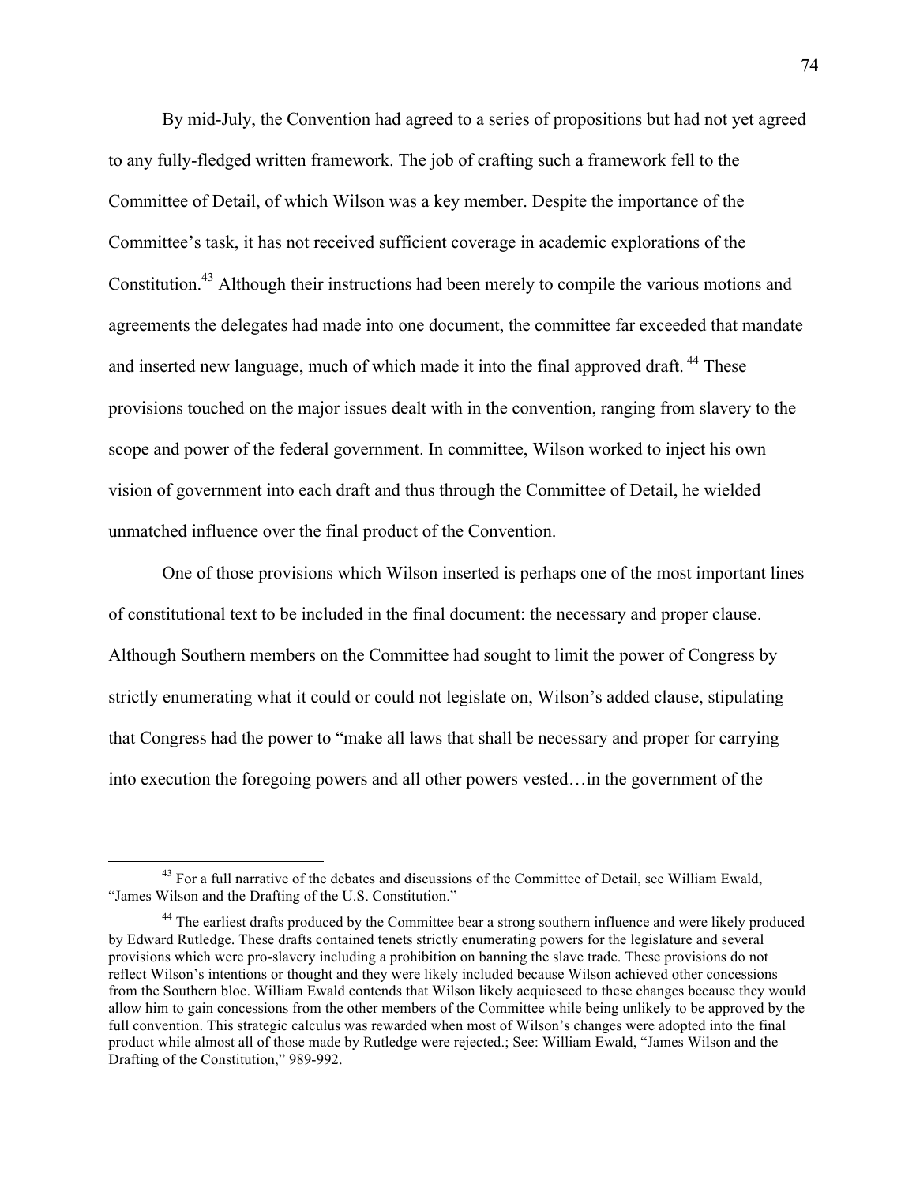By mid-July, the Convention had agreed to a series of propositions but had not yet agreed to any fully-fledged written framework. The job of crafting such a framework fell to the Committee of Detail, of which Wilson was a key member. Despite the importance of the Committee's task, it has not received sufficient coverage in academic explorations of the Constitution.[43] Although their instructions had been merely to compile the various motions and agreements the delegates had made into one document, the committee far exceeded that mandate and inserted new language, much of which made it into the final approved draft.[44] These provisions touched on the major issues dealt with in the convention, ranging from slavery to the scope and power of the federal government. In committee, Wilson worked to inject his own vision of government into each draft and thus through the Committee of Detail, he wielded unmatched influence over the final product of the Convention.

One of those provisions which Wilson inserted is perhaps one of the most important lines of constitutional text to be included in the final document: the necessary and proper clause. Although Southern members on the Committee had sought to limit the power of Congress by strictly enumerating what it could or could not legislate on, Wilson's added clause, stipulating that Congress had the power to "make all laws that shall be necessary and proper for carrying into execution the foregoing powers and all other powers vested…in the government of the

---

[43] For a full narrative of the debates and discussions of the Committee of Detail, see William Ewald, "James Wilson and the Drafting of the U.S. Constitution."

[44] The earliest drafts produced by the Committee bear a strong southern influence and were likely produced by Edward Rutledge. These drafts contained tenets strictly enumerating powers for the legislature and several provisions which were pro-slavery including a prohibition on banning the slave trade. These provisions do not reflect Wilson's intentions or thought and they were likely included because Wilson achieved other concessions from the Southern bloc. William Ewald contends that Wilson likely acquiesced to these changes because they would allow him to gain concessions from the other members of the Committee while being unlikely to be approved by the full convention. This strategic calculus was rewarded when most of Wilson's changes were adopted into the final product while almost all of those made by Rutledge were rejected.; See: William Ewald, "James Wilson and the Drafting of the Constitution," 989-992.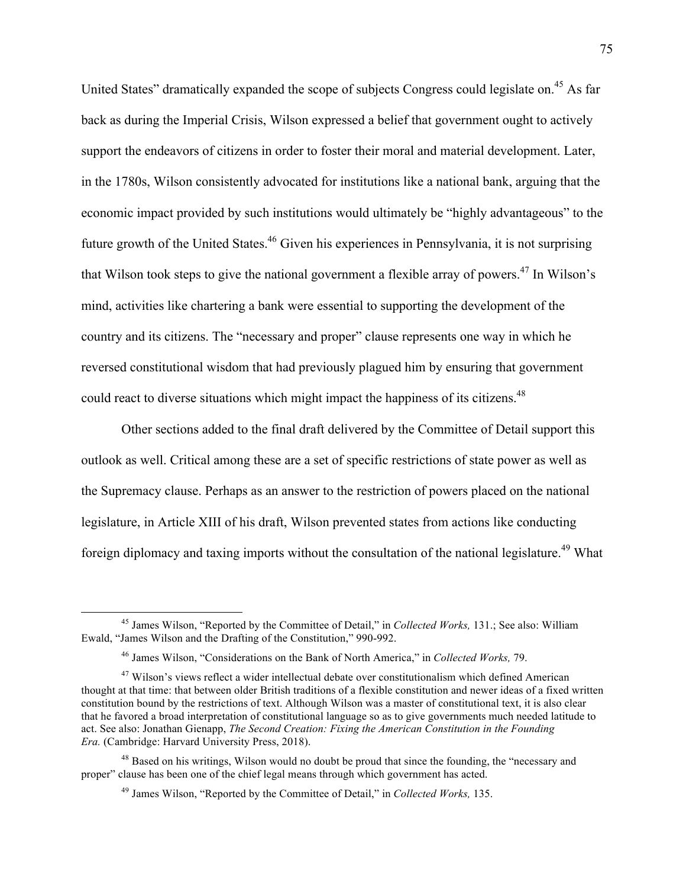United States" dramatically expanded the scope of subjects Congress could legislate on.[45] As far back as during the Imperial Crisis, Wilson expressed a belief that government ought to actively support the endeavors of citizens in order to foster their moral and material development. Later, in the 1780s, Wilson consistently advocated for institutions like a national bank, arguing that the economic impact provided by such institutions would ultimately be "highly advantageous" to the future growth of the United States.[46] Given his experiences in Pennsylvania, it is not surprising that Wilson took steps to give the national government a flexible array of powers.[47] In Wilson's mind, activities like chartering a bank were essential to supporting the development of the country and its citizens. The "necessary and proper" clause represents one way in which he reversed constitutional wisdom that had previously plagued him by ensuring that government could react to diverse situations which might impact the happiness of its citizens.[48]

Other sections added to the final draft delivered by the Committee of Detail support this outlook as well. Critical among these are a set of specific restrictions of state power as well as the Supremacy clause. Perhaps as an answer to the restriction of powers placed on the national legislature, in Article XIII of his draft, Wilson prevented states from actions like conducting foreign diplomacy and taxing imports without the consultation of the national legislature.[49] What

---

[45] James Wilson, "Reported by the Committee of Detail," in *Collected Works,* 131.; See also: William Ewald, "James Wilson and the Drafting of the Constitution," 990-992.

[46] James Wilson, "Considerations on the Bank of North America," in *Collected Works,* 79.

[47] Wilson's views reflect a wider intellectual debate over constitutionalism which defined American thought at that time: that between older British traditions of a flexible constitution and newer ideas of a fixed written constitution bound by the restrictions of text. Although Wilson was a master of constitutional text, it is also clear that he favored a broad interpretation of constitutional language so as to give governments much needed latitude to act. See also: Jonathan Gienapp, *The Second Creation: Fixing the American Constitution in the Founding Era.* (Cambridge: Harvard University Press, 2018).

[48] Based on his writings, Wilson would no doubt be proud that since the founding, the "necessary and proper" clause has been one of the chief legal means through which government has acted.

[49] James Wilson, "Reported by the Committee of Detail," in *Collected Works,* 135.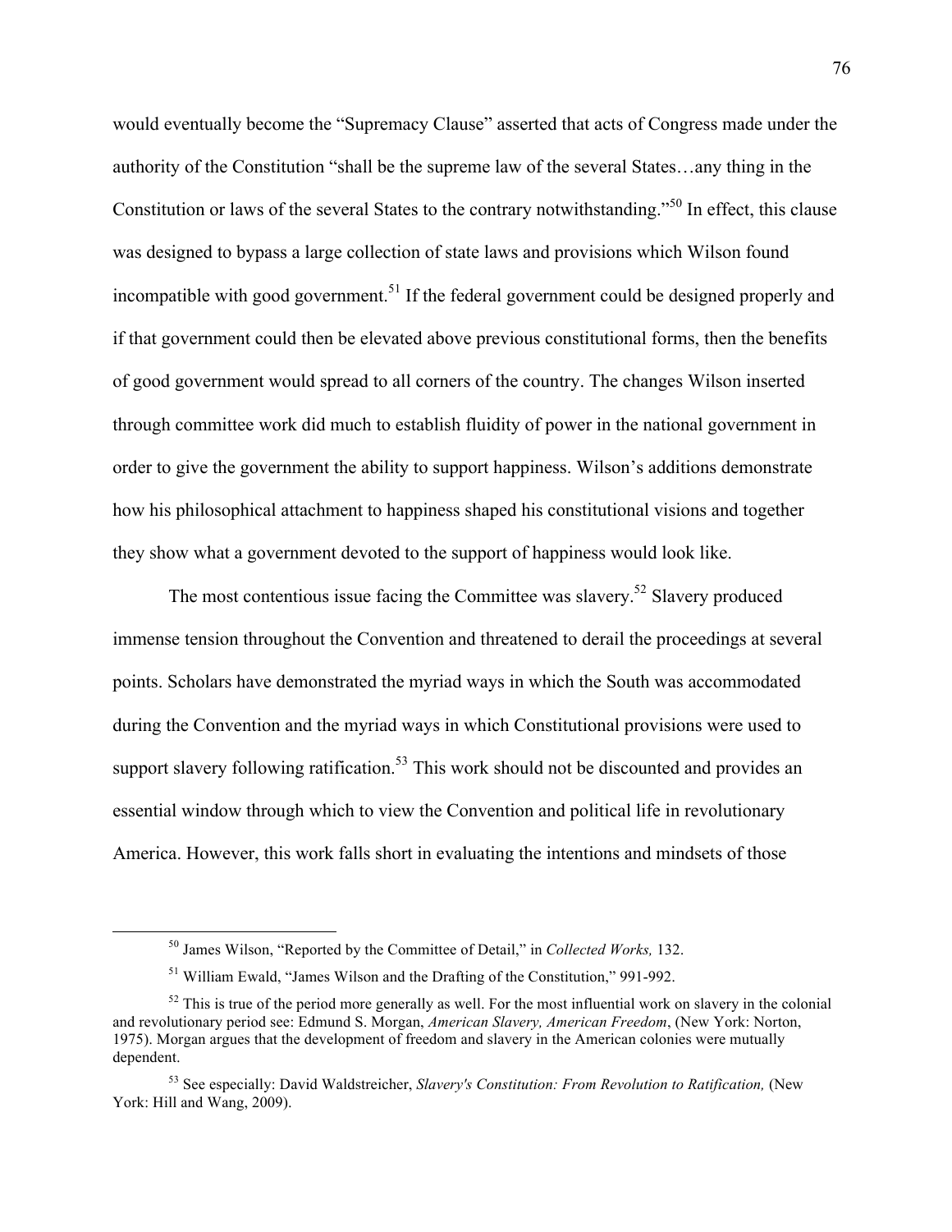would eventually become the "Supremacy Clause" asserted that acts of Congress made under the authority of the Constitution "shall be the supreme law of the several States…any thing in the Constitution or laws of the several States to the contrary notwithstanding."[50] In effect, this clause was designed to bypass a large collection of state laws and provisions which Wilson found incompatible with good government.[51] If the federal government could be designed properly and if that government could then be elevated above previous constitutional forms, then the benefits of good government would spread to all corners of the country. The changes Wilson inserted through committee work did much to establish fluidity of power in the national government in order to give the government the ability to support happiness. Wilson's additions demonstrate how his philosophical attachment to happiness shaped his constitutional visions and together they show what a government devoted to the support of happiness would look like.

The most contentious issue facing the Committee was slavery.[52] Slavery produced immense tension throughout the Convention and threatened to derail the proceedings at several points. Scholars have demonstrated the myriad ways in which the South was accommodated during the Convention and the myriad ways in which Constitutional provisions were used to support slavery following ratification.[53] This work should not be discounted and provides an essential window through which to view the Convention and political life in revolutionary America. However, this work falls short in evaluating the intentions and mindsets of those

---

[50] James Wilson, "Reported by the Committee of Detail," in *Collected Works,* 132.

[51] William Ewald, "James Wilson and the Drafting of the Constitution," 991-992.

[52] This is true of the period more generally as well. For the most influential work on slavery in the colonial and revolutionary period see: Edmund S. Morgan, *American Slavery, American Freedom*, (New York: Norton, 1975). Morgan argues that the development of freedom and slavery in the American colonies were mutually dependent.

[53] See especially: David Waldstreicher, *Slavery's Constitution: From Revolution to Ratification,* (New York: Hill and Wang, 2009).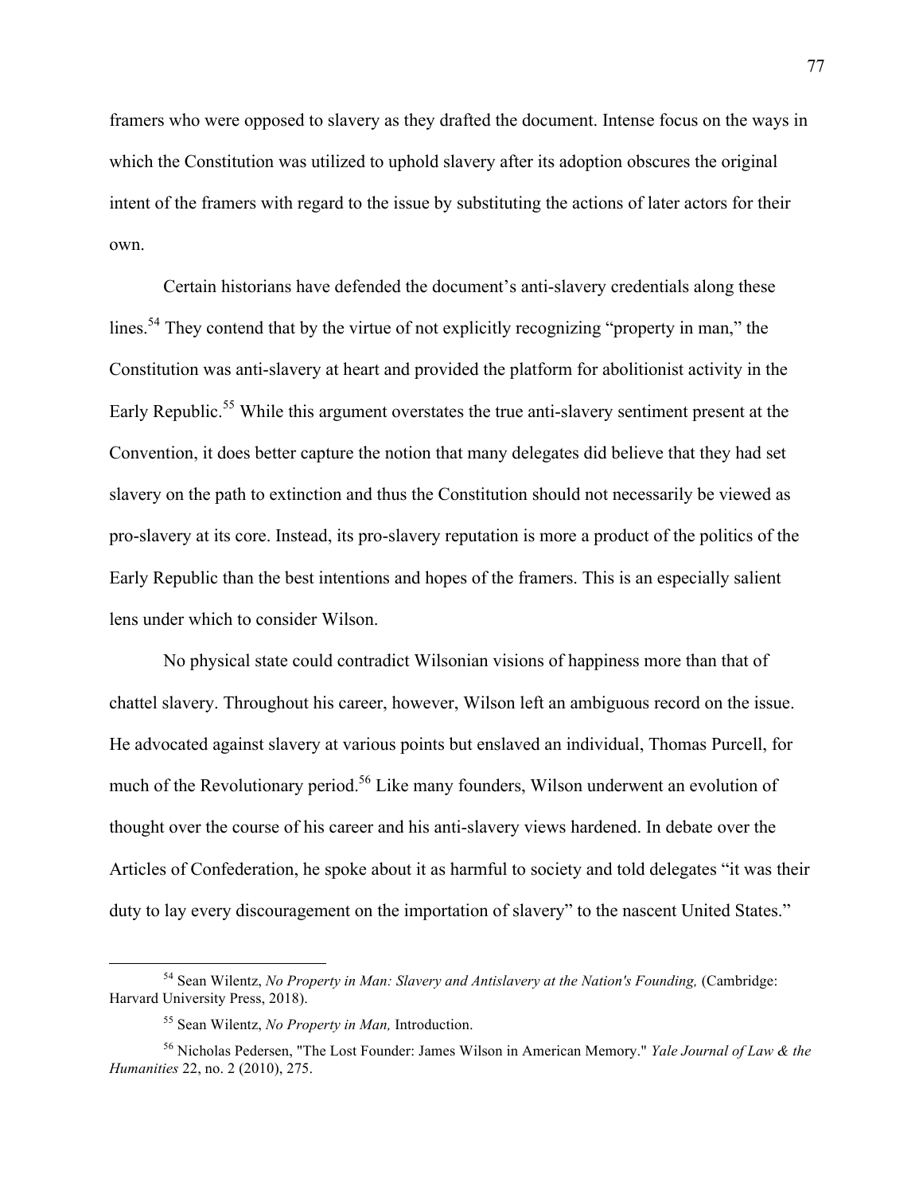framers who were opposed to slavery as they drafted the document. Intense focus on the ways in which the Constitution was utilized to uphold slavery after its adoption obscures the original intent of the framers with regard to the issue by substituting the actions of later actors for their own.

Certain historians have defended the document's anti-slavery credentials along these lines.[54] They contend that by the virtue of not explicitly recognizing "property in man," the Constitution was anti-slavery at heart and provided the platform for abolitionist activity in the Early Republic.[55] While this argument overstates the true anti-slavery sentiment present at the Convention, it does better capture the notion that many delegates did believe that they had set slavery on the path to extinction and thus the Constitution should not necessarily be viewed as pro-slavery at its core. Instead, its pro-slavery reputation is more a product of the politics of the Early Republic than the best intentions and hopes of the framers. This is an especially salient lens under which to consider Wilson.

No physical state could contradict Wilsonian visions of happiness more than that of chattel slavery. Throughout his career, however, Wilson left an ambiguous record on the issue. He advocated against slavery at various points but enslaved an individual, Thomas Purcell, for much of the Revolutionary period.[56] Like many founders, Wilson underwent an evolution of thought over the course of his career and his anti-slavery views hardened. In debate over the Articles of Confederation, he spoke about it as harmful to society and told delegates "it was their duty to lay every discouragement on the importation of slavery" to the nascent United States."

---

[54] Sean Wilentz, *No Property in Man: Slavery and Antislavery at the Nation's Founding,* (Cambridge: Harvard University Press, 2018).

[55] Sean Wilentz, *No Property in Man,* Introduction.

[56] Nicholas Pedersen, "The Lost Founder: James Wilson in American Memory." *Yale Journal of Law & the Humanities* 22, no. 2 (2010), 275.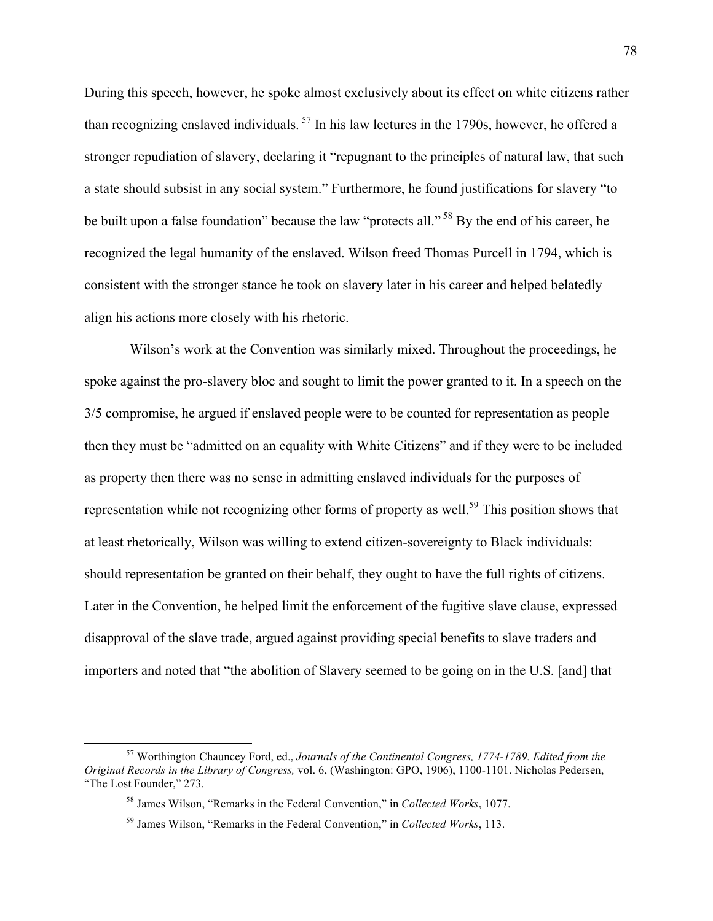During this speech, however, he spoke almost exclusively about its effect on white citizens rather than recognizing enslaved individuals.[57] In his law lectures in the 1790s, however, he offered a stronger repudiation of slavery, declaring it "repugnant to the principles of natural law, that such a state should subsist in any social system." Furthermore, he found justifications for slavery "to be built upon a false foundation" because the law "protects all."[58] By the end of his career, he recognized the legal humanity of the enslaved. Wilson freed Thomas Purcell in 1794, which is consistent with the stronger stance he took on slavery later in his career and helped belatedly align his actions more closely with his rhetoric.

Wilson's work at the Convention was similarly mixed. Throughout the proceedings, he spoke against the pro-slavery bloc and sought to limit the power granted to it. In a speech on the 3/5 compromise, he argued if enslaved people were to be counted for representation as people then they must be "admitted on an equality with White Citizens" and if they were to be included as property then there was no sense in admitting enslaved individuals for the purposes of representation while not recognizing other forms of property as well.[59] This position shows that at least rhetorically, Wilson was willing to extend citizen-sovereignty to Black individuals: should representation be granted on their behalf, they ought to have the full rights of citizens. Later in the Convention, he helped limit the enforcement of the fugitive slave clause, expressed disapproval of the slave trade, argued against providing special benefits to slave traders and importers and noted that "the abolition of Slavery seemed to be going on in the U.S. [and] that

---

[57] Worthington Chauncey Ford, ed., *Journals of the Continental Congress, 1774-1789. Edited from the Original Records in the Library of Congress,* vol. 6, (Washington: GPO, 1906), 1100-1101. Nicholas Pedersen, "The Lost Founder," 273.

[58] James Wilson, "Remarks in the Federal Convention," in *Collected Works*, 1077.

[59] James Wilson, "Remarks in the Federal Convention," in *Collected Works*, 113.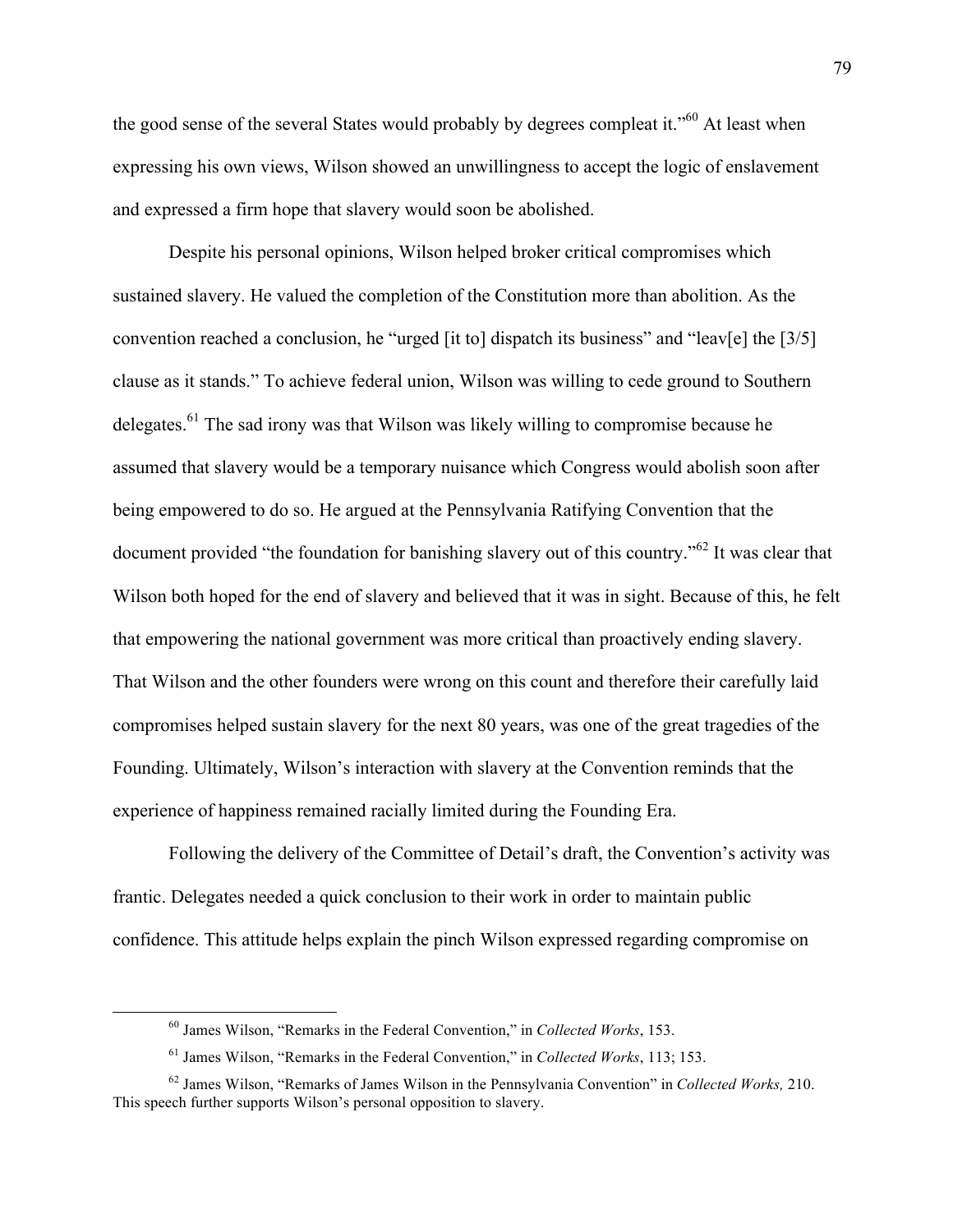the good sense of the several States would probably by degrees compleat it."[60] At least when expressing his own views, Wilson showed an unwillingness to accept the logic of enslavement and expressed a firm hope that slavery would soon be abolished.

Despite his personal opinions, Wilson helped broker critical compromises which sustained slavery. He valued the completion of the Constitution more than abolition. As the convention reached a conclusion, he "urged [it to] dispatch its business" and "leav[e] the [3/5] clause as it stands." To achieve federal union, Wilson was willing to cede ground to Southern delegates.[61] The sad irony was that Wilson was likely willing to compromise because he assumed that slavery would be a temporary nuisance which Congress would abolish soon after being empowered to do so. He argued at the Pennsylvania Ratifying Convention that the document provided "the foundation for banishing slavery out of this country."[62] It was clear that Wilson both hoped for the end of slavery and believed that it was in sight. Because of this, he felt that empowering the national government was more critical than proactively ending slavery. That Wilson and the other founders were wrong on this count and therefore their carefully laid compromises helped sustain slavery for the next 80 years, was one of the great tragedies of the Founding. Ultimately, Wilson's interaction with slavery at the Convention reminds that the experience of happiness remained racially limited during the Founding Era.

Following the delivery of the Committee of Detail's draft, the Convention's activity was frantic. Delegates needed a quick conclusion to their work in order to maintain public confidence. This attitude helps explain the pinch Wilson expressed regarding compromise on

---

[60] James Wilson, "Remarks in the Federal Convention," in *Collected Works*, 153.

[61] James Wilson, "Remarks in the Federal Convention," in *Collected Works*, 113; 153.

[62] James Wilson, "Remarks of James Wilson in the Pennsylvania Convention" in *Collected Works,* 210. This speech further supports Wilson's personal opposition to slavery.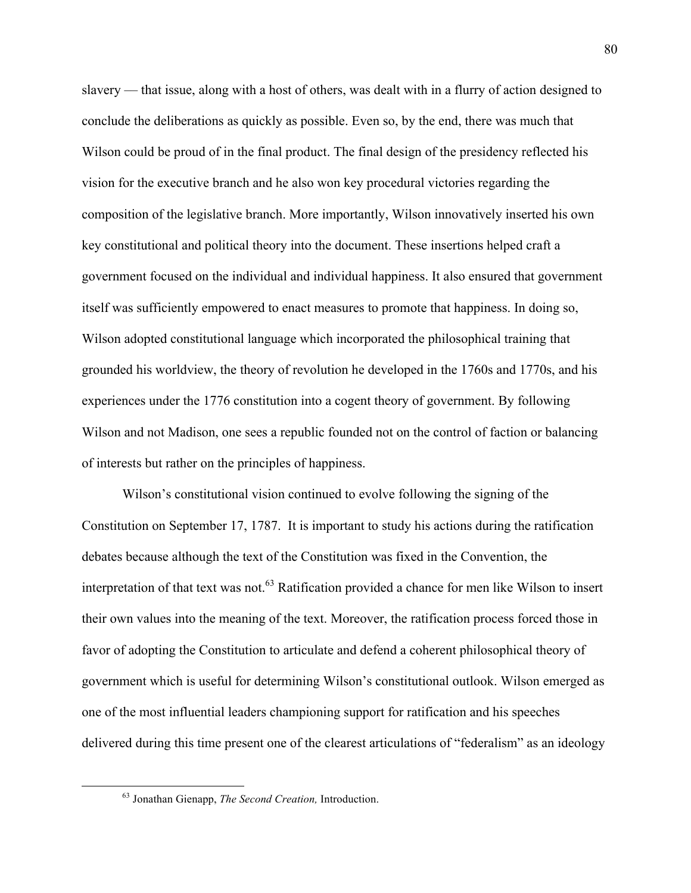slavery — that issue, along with a host of others, was dealt with in a flurry of action designed to conclude the deliberations as quickly as possible. Even so, by the end, there was much that Wilson could be proud of in the final product. The final design of the presidency reflected his vision for the executive branch and he also won key procedural victories regarding the composition of the legislative branch. More importantly, Wilson innovatively inserted his own key constitutional and political theory into the document. These insertions helped craft a government focused on the individual and individual happiness. It also ensured that government itself was sufficiently empowered to enact measures to promote that happiness. In doing so, Wilson adopted constitutional language which incorporated the philosophical training that grounded his worldview, the theory of revolution he developed in the 1760s and 1770s, and his experiences under the 1776 constitution into a cogent theory of government. By following Wilson and not Madison, one sees a republic founded not on the control of faction or balancing of interests but rather on the principles of happiness.

Wilson's constitutional vision continued to evolve following the signing of the Constitution on September 17, 1787. It is important to study his actions during the ratification debates because although the text of the Constitution was fixed in the Convention, the interpretation of that text was not.[63] Ratification provided a chance for men like Wilson to insert their own values into the meaning of the text. Moreover, the ratification process forced those in favor of adopting the Constitution to articulate and defend a coherent philosophical theory of government which is useful for determining Wilson's constitutional outlook. Wilson emerged as one of the most influential leaders championing support for ratification and his speeches delivered during this time present one of the clearest articulations of "federalism" as an ideology

---

[63] Jonathan Gienapp, *The Second Creation,* Introduction.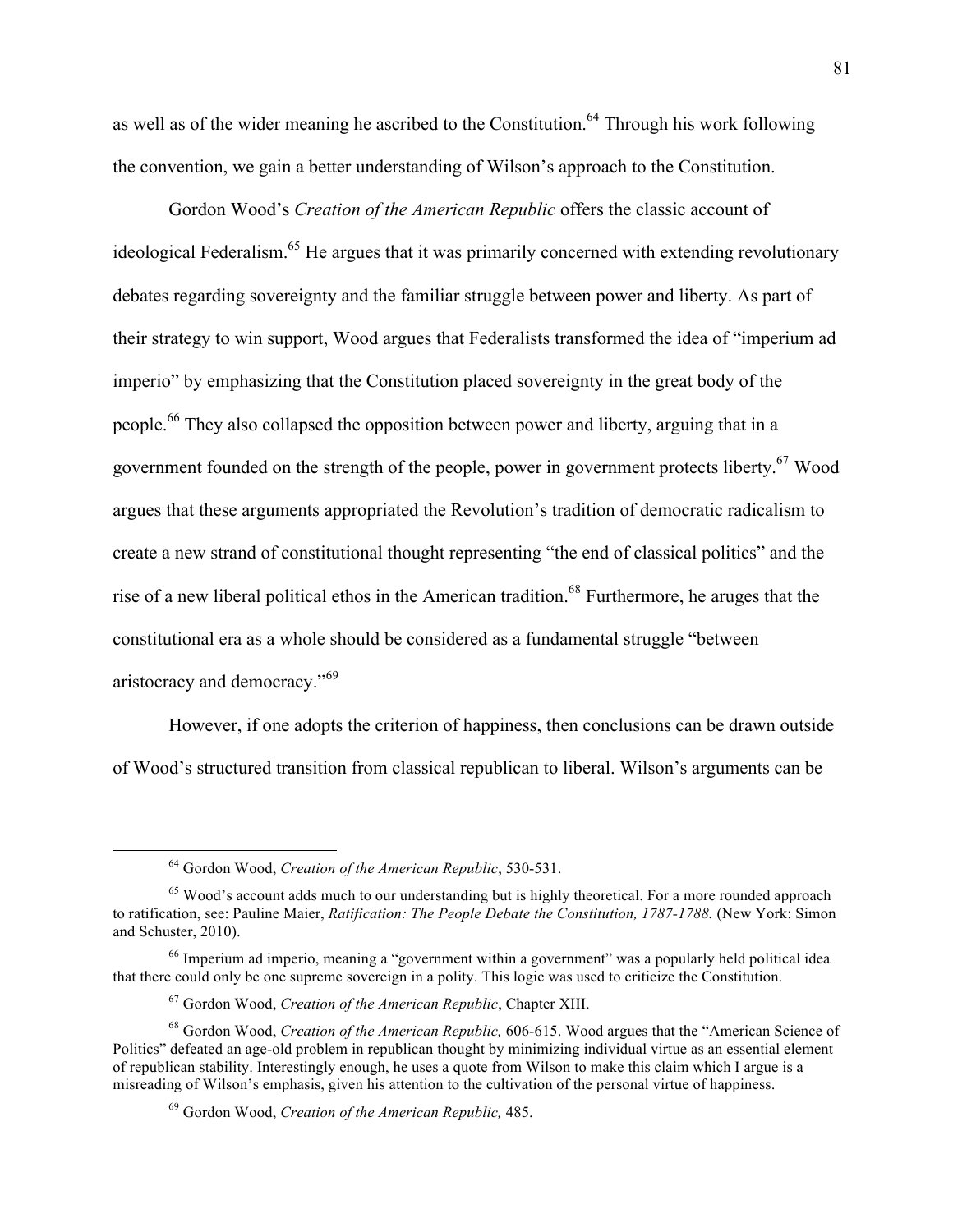as well as of the wider meaning he ascribed to the Constitution.[64] Through his work following the convention, we gain a better understanding of Wilson's approach to the Constitution.

Gordon Wood's *Creation of the American Republic* offers the classic account of ideological Federalism.[65] He argues that it was primarily concerned with extending revolutionary debates regarding sovereignty and the familiar struggle between power and liberty. As part of their strategy to win support, Wood argues that Federalists transformed the idea of "imperium ad imperio" by emphasizing that the Constitution placed sovereignty in the great body of the people.[66] They also collapsed the opposition between power and liberty, arguing that in a government founded on the strength of the people, power in government protects liberty.[67] Wood argues that these arguments appropriated the Revolution's tradition of democratic radicalism to create a new strand of constitutional thought representing "the end of classical politics" and the rise of a new liberal political ethos in the American tradition.[68] Furthermore, he aruges that the constitutional era as a whole should be considered as a fundamental struggle "between aristocracy and democracy."[69]

However, if one adopts the criterion of happiness, then conclusions can be drawn outside of Wood's structured transition from classical republican to liberal. Wilson's arguments can be

---

[64] Gordon Wood, *Creation of the American Republic*, 530-531.

[65] Wood's account adds much to our understanding but is highly theoretical. For a more rounded approach to ratification, see: Pauline Maier, *Ratification: The People Debate the Constitution, 1787-1788.* (New York: Simon and Schuster, 2010).

[66] Imperium ad imperio, meaning a "government within a government" was a popularly held political idea that there could only be one supreme sovereign in a polity. This logic was used to criticize the Constitution.

[67] Gordon Wood, *Creation of the American Republic*, Chapter XIII.

[68] Gordon Wood, *Creation of the American Republic,* 606-615. Wood argues that the "American Science of Politics" defeated an age-old problem in republican thought by minimizing individual virtue as an essential element of republican stability. Interestingly enough, he uses a quote from Wilson to make this claim which I argue is a misreading of Wilson's emphasis, given his attention to the cultivation of the personal virtue of happiness.

[69] Gordon Wood, *Creation of the American Republic,* 485.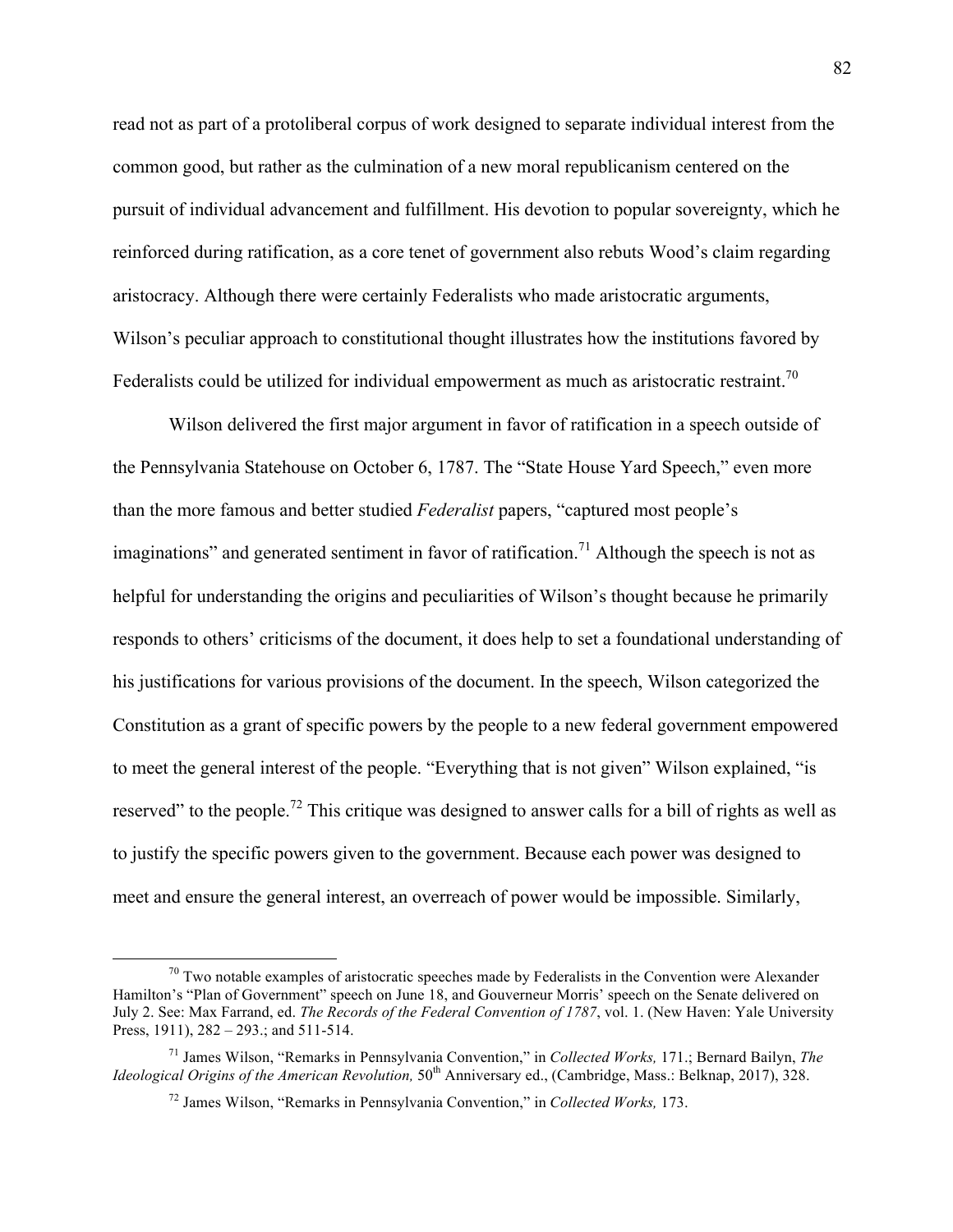read not as part of a protoliberal corpus of work designed to separate individual interest from the common good, but rather as the culmination of a new moral republicanism centered on the pursuit of individual advancement and fulfillment. His devotion to popular sovereignty, which he reinforced during ratification, as a core tenet of government also rebuts Wood's claim regarding aristocracy. Although there were certainly Federalists who made aristocratic arguments, Wilson's peculiar approach to constitutional thought illustrates how the institutions favored by Federalists could be utilized for individual empowerment as much as aristocratic restraint.[70]

Wilson delivered the first major argument in favor of ratification in a speech outside of the Pennsylvania Statehouse on October 6, 1787. The "State House Yard Speech," even more than the more famous and better studied *Federalist* papers, "captured most people's imaginations" and generated sentiment in favor of ratification.[71] Although the speech is not as helpful for understanding the origins and peculiarities of Wilson's thought because he primarily responds to others' criticisms of the document, it does help to set a foundational understanding of his justifications for various provisions of the document. In the speech, Wilson categorized the Constitution as a grant of specific powers by the people to a new federal government empowered to meet the general interest of the people. "Everything that is not given" Wilson explained, "is reserved" to the people.[72] This critique was designed to answer calls for a bill of rights as well as to justify the specific powers given to the government. Because each power was designed to meet and ensure the general interest, an overreach of power would be impossible. Similarly,

---

[70] Two notable examples of aristocratic speeches made by Federalists in the Convention were Alexander Hamilton's "Plan of Government" speech on June 18, and Gouverneur Morris' speech on the Senate delivered on July 2. See: Max Farrand, ed. *The Records of the Federal Convention of 1787*, vol. 1. (New Haven: Yale University Press, 1911), 282 – 293.; and 511-514.

[71] James Wilson, "Remarks in Pennsylvania Convention," in *Collected Works,* 171.; Bernard Bailyn, *The Ideological Origins of the American Revolution,* 50th Anniversary ed., (Cambridge, Mass.: Belknap, 2017), 328.

[72] James Wilson, "Remarks in Pennsylvania Convention," in *Collected Works,* 173.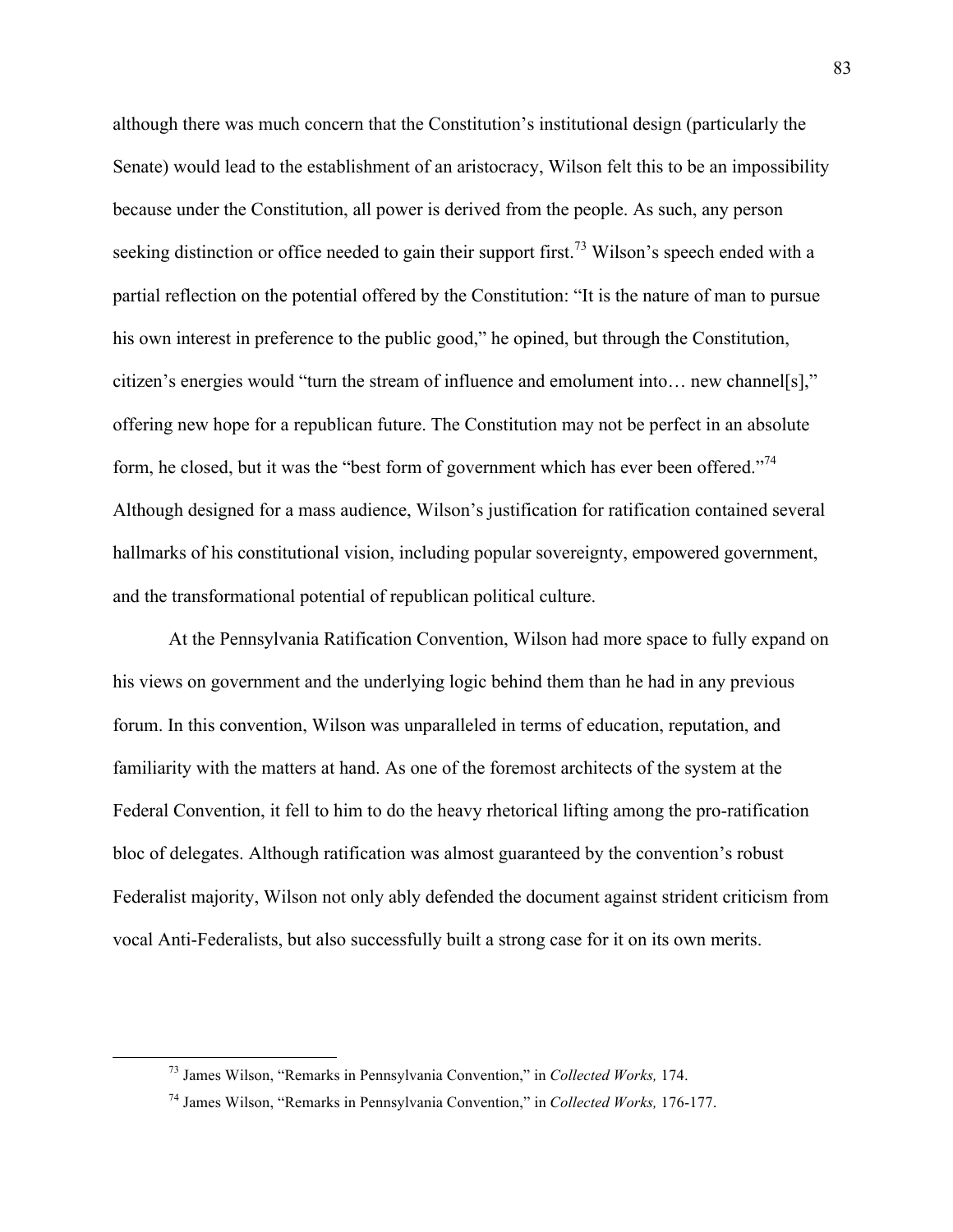although there was much concern that the Constitution's institutional design (particularly the Senate) would lead to the establishment of an aristocracy, Wilson felt this to be an impossibility because under the Constitution, all power is derived from the people. As such, any person seeking distinction or office needed to gain their support first.[73] Wilson's speech ended with a partial reflection on the potential offered by the Constitution: "It is the nature of man to pursue his own interest in preference to the public good," he opined, but through the Constitution, citizen's energies would "turn the stream of influence and emolument into… new channel[s]," offering new hope for a republican future. The Constitution may not be perfect in an absolute form, he closed, but it was the "best form of government which has ever been offered."[74] Although designed for a mass audience, Wilson's justification for ratification contained several hallmarks of his constitutional vision, including popular sovereignty, empowered government, and the transformational potential of republican political culture.

At the Pennsylvania Ratification Convention, Wilson had more space to fully expand on his views on government and the underlying logic behind them than he had in any previous forum. In this convention, Wilson was unparalleled in terms of education, reputation, and familiarity with the matters at hand. As one of the foremost architects of the system at the Federal Convention, it fell to him to do the heavy rhetorical lifting among the pro-ratification bloc of delegates. Although ratification was almost guaranteed by the convention's robust Federalist majority, Wilson not only ably defended the document against strident criticism from vocal Anti-Federalists, but also successfully built a strong case for it on its own merits.

---

[73] James Wilson, "Remarks in Pennsylvania Convention," in *Collected Works,* 174.

[74] James Wilson, "Remarks in Pennsylvania Convention," in *Collected Works,* 176-177.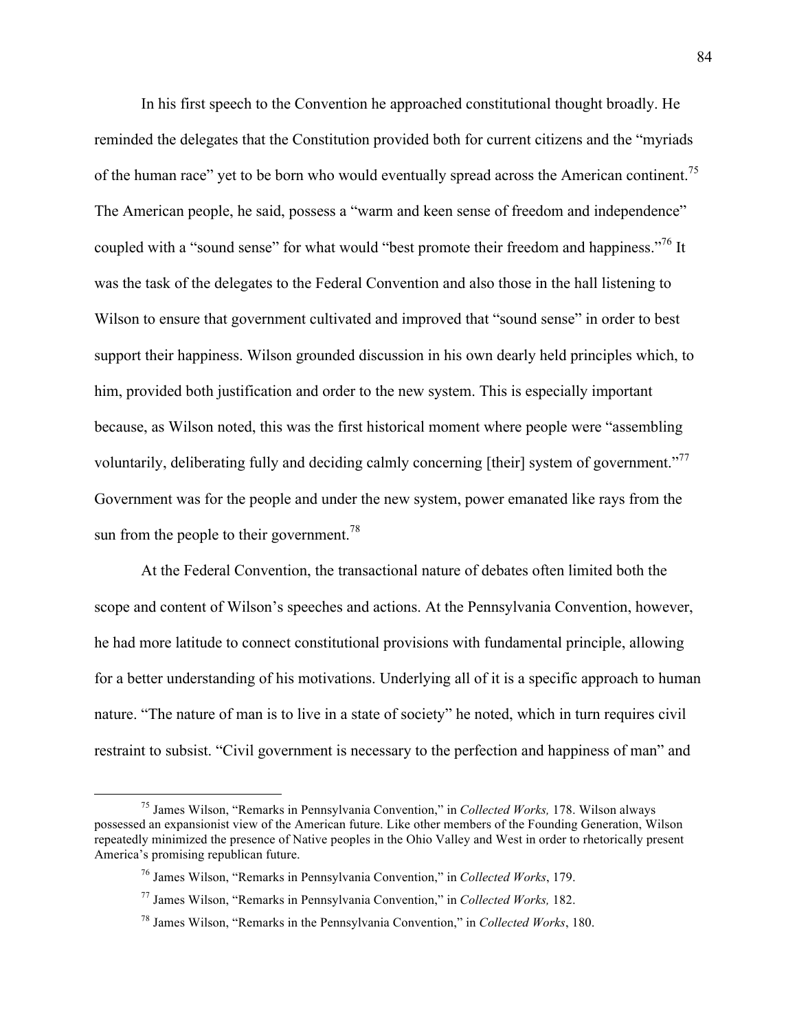In his first speech to the Convention he approached constitutional thought broadly. He reminded the delegates that the Constitution provided both for current citizens and the "myriads of the human race" yet to be born who would eventually spread across the American continent.[75] The American people, he said, possess a "warm and keen sense of freedom and independence" coupled with a "sound sense" for what would "best promote their freedom and happiness."[76] It was the task of the delegates to the Federal Convention and also those in the hall listening to Wilson to ensure that government cultivated and improved that "sound sense" in order to best support their happiness. Wilson grounded discussion in his own dearly held principles which, to him, provided both justification and order to the new system. This is especially important because, as Wilson noted, this was the first historical moment where people were "assembling voluntarily, deliberating fully and deciding calmly concerning [their] system of government."[77] Government was for the people and under the new system, power emanated like rays from the sun from the people to their government.[78]

At the Federal Convention, the transactional nature of debates often limited both the scope and content of Wilson's speeches and actions. At the Pennsylvania Convention, however, he had more latitude to connect constitutional provisions with fundamental principle, allowing for a better understanding of his motivations. Underlying all of it is a specific approach to human nature. "The nature of man is to live in a state of society" he noted, which in turn requires civil restraint to subsist. "Civil government is necessary to the perfection and happiness of man" and

---

[75] James Wilson, "Remarks in Pennsylvania Convention," in *Collected Works,* 178. Wilson always possessed an expansionist view of the American future. Like other members of the Founding Generation, Wilson repeatedly minimized the presence of Native peoples in the Ohio Valley and West in order to rhetorically present America's promising republican future.

[76] James Wilson, "Remarks in Pennsylvania Convention," in *Collected Works*, 179.

[77] James Wilson, "Remarks in Pennsylvania Convention," in *Collected Works,* 182.

[78] James Wilson, "Remarks in the Pennsylvania Convention," in *Collected Works*, 180.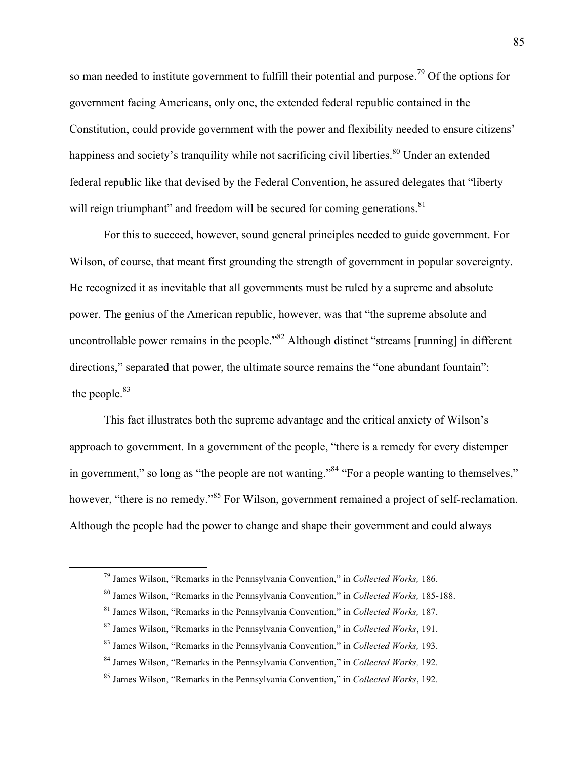so man needed to institute government to fulfill their potential and purpose.[79] Of the options for government facing Americans, only one, the extended federal republic contained in the Constitution, could provide government with the power and flexibility needed to ensure citizens' happiness and society's tranquility while not sacrificing civil liberties.[80] Under an extended federal republic like that devised by the Federal Convention, he assured delegates that "liberty will reign triumphant" and freedom will be secured for coming generations.[81]

For this to succeed, however, sound general principles needed to guide government. For Wilson, of course, that meant first grounding the strength of government in popular sovereignty. He recognized it as inevitable that all governments must be ruled by a supreme and absolute power. The genius of the American republic, however, was that "the supreme absolute and uncontrollable power remains in the people."[82] Although distinct "streams [running] in different directions," separated that power, the ultimate source remains the "one abundant fountain": the people.[83]

This fact illustrates both the supreme advantage and the critical anxiety of Wilson's approach to government. In a government of the people, "there is a remedy for every distemper in government," so long as "the people are not wanting."[84] "For a people wanting to themselves," however, "there is no remedy."[85] For Wilson, government remained a project of self-reclamation. Although the people had the power to change and shape their government and could always

---

[79] James Wilson, "Remarks in the Pennsylvania Convention," in *Collected Works,* 186.

[80] James Wilson, "Remarks in the Pennsylvania Convention," in *Collected Works,* 185-188.

[81] James Wilson, "Remarks in the Pennsylvania Convention," in *Collected Works,* 187.

[82] James Wilson, "Remarks in the Pennsylvania Convention," in *Collected Works*, 191.

[83] James Wilson, "Remarks in the Pennsylvania Convention," in *Collected Works,* 193.

[84] James Wilson, "Remarks in the Pennsylvania Convention," in *Collected Works,* 192.

[85] James Wilson, "Remarks in the Pennsylvania Convention," in *Collected Works*, 192.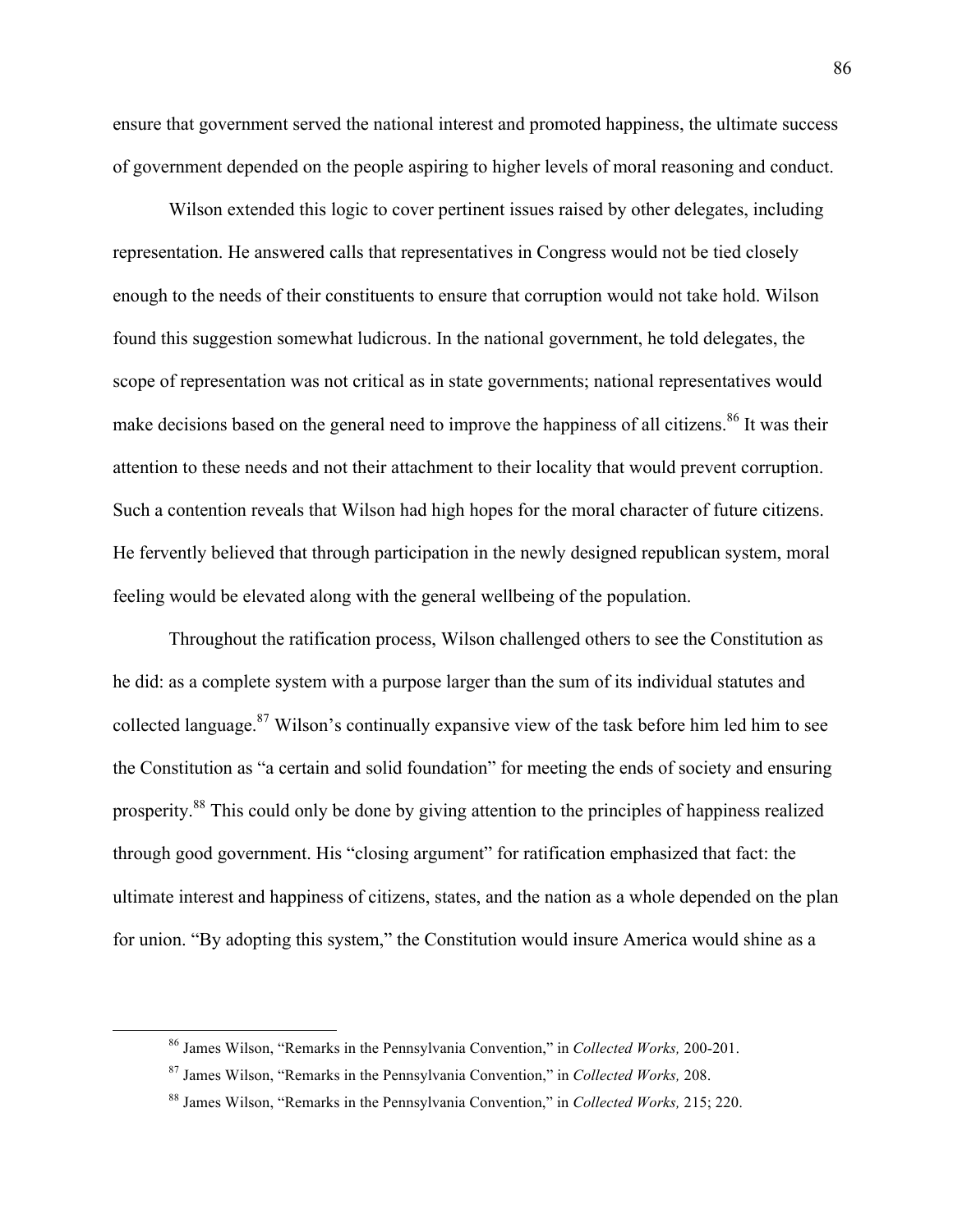ensure that government served the national interest and promoted happiness, the ultimate success of government depended on the people aspiring to higher levels of moral reasoning and conduct.

Wilson extended this logic to cover pertinent issues raised by other delegates, including representation. He answered calls that representatives in Congress would not be tied closely enough to the needs of their constituents to ensure that corruption would not take hold. Wilson found this suggestion somewhat ludicrous. In the national government, he told delegates, the scope of representation was not critical as in state governments; national representatives would make decisions based on the general need to improve the happiness of all citizens.[86] It was their attention to these needs and not their attachment to their locality that would prevent corruption. Such a contention reveals that Wilson had high hopes for the moral character of future citizens. He fervently believed that through participation in the newly designed republican system, moral feeling would be elevated along with the general wellbeing of the population.

Throughout the ratification process, Wilson challenged others to see the Constitution as he did: as a complete system with a purpose larger than the sum of its individual statutes and collected language.[87] Wilson's continually expansive view of the task before him led him to see the Constitution as "a certain and solid foundation" for meeting the ends of society and ensuring prosperity.[88] This could only be done by giving attention to the principles of happiness realized through good government. His "closing argument" for ratification emphasized that fact: the ultimate interest and happiness of citizens, states, and the nation as a whole depended on the plan for union. "By adopting this system," the Constitution would insure America would shine as a

---

[86] James Wilson, "Remarks in the Pennsylvania Convention," in *Collected Works,* 200-201.

[87] James Wilson, "Remarks in the Pennsylvania Convention," in *Collected Works,* 208.

[88] James Wilson, "Remarks in the Pennsylvania Convention," in *Collected Works,* 215; 220.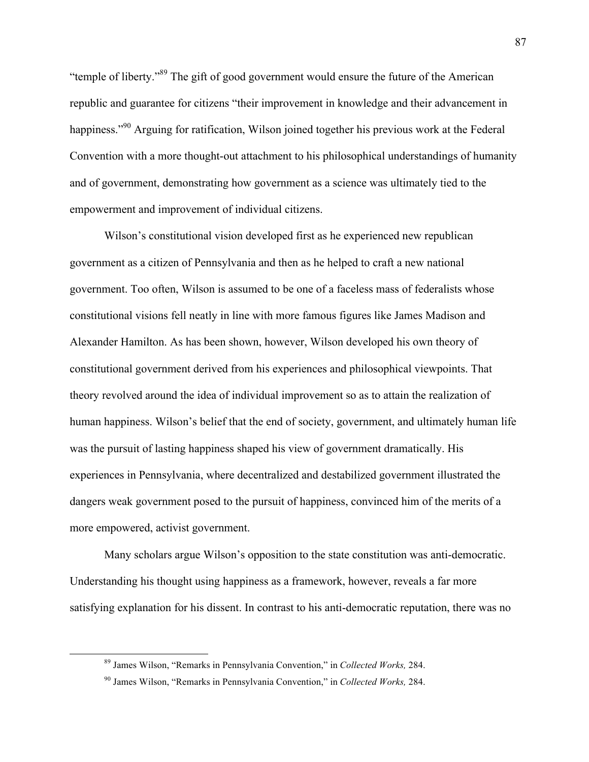"temple of liberty."[89] The gift of good government would ensure the future of the American republic and guarantee for citizens "their improvement in knowledge and their advancement in happiness."[90] Arguing for ratification, Wilson joined together his previous work at the Federal Convention with a more thought-out attachment to his philosophical understandings of humanity and of government, demonstrating how government as a science was ultimately tied to the empowerment and improvement of individual citizens.

Wilson's constitutional vision developed first as he experienced new republican government as a citizen of Pennsylvania and then as he helped to craft a new national government. Too often, Wilson is assumed to be one of a faceless mass of federalists whose constitutional visions fell neatly in line with more famous figures like James Madison and Alexander Hamilton. As has been shown, however, Wilson developed his own theory of constitutional government derived from his experiences and philosophical viewpoints. That theory revolved around the idea of individual improvement so as to attain the realization of human happiness. Wilson's belief that the end of society, government, and ultimately human life was the pursuit of lasting happiness shaped his view of government dramatically. His experiences in Pennsylvania, where decentralized and destabilized government illustrated the dangers weak government posed to the pursuit of happiness, convinced him of the merits of a more empowered, activist government.

Many scholars argue Wilson's opposition to the state constitution was anti-democratic. Understanding his thought using happiness as a framework, however, reveals a far more satisfying explanation for his dissent. In contrast to his anti-democratic reputation, there was no

---

[89] James Wilson, "Remarks in Pennsylvania Convention," in *Collected Works,* 284.

[90] James Wilson, "Remarks in Pennsylvania Convention," in *Collected Works,* 284.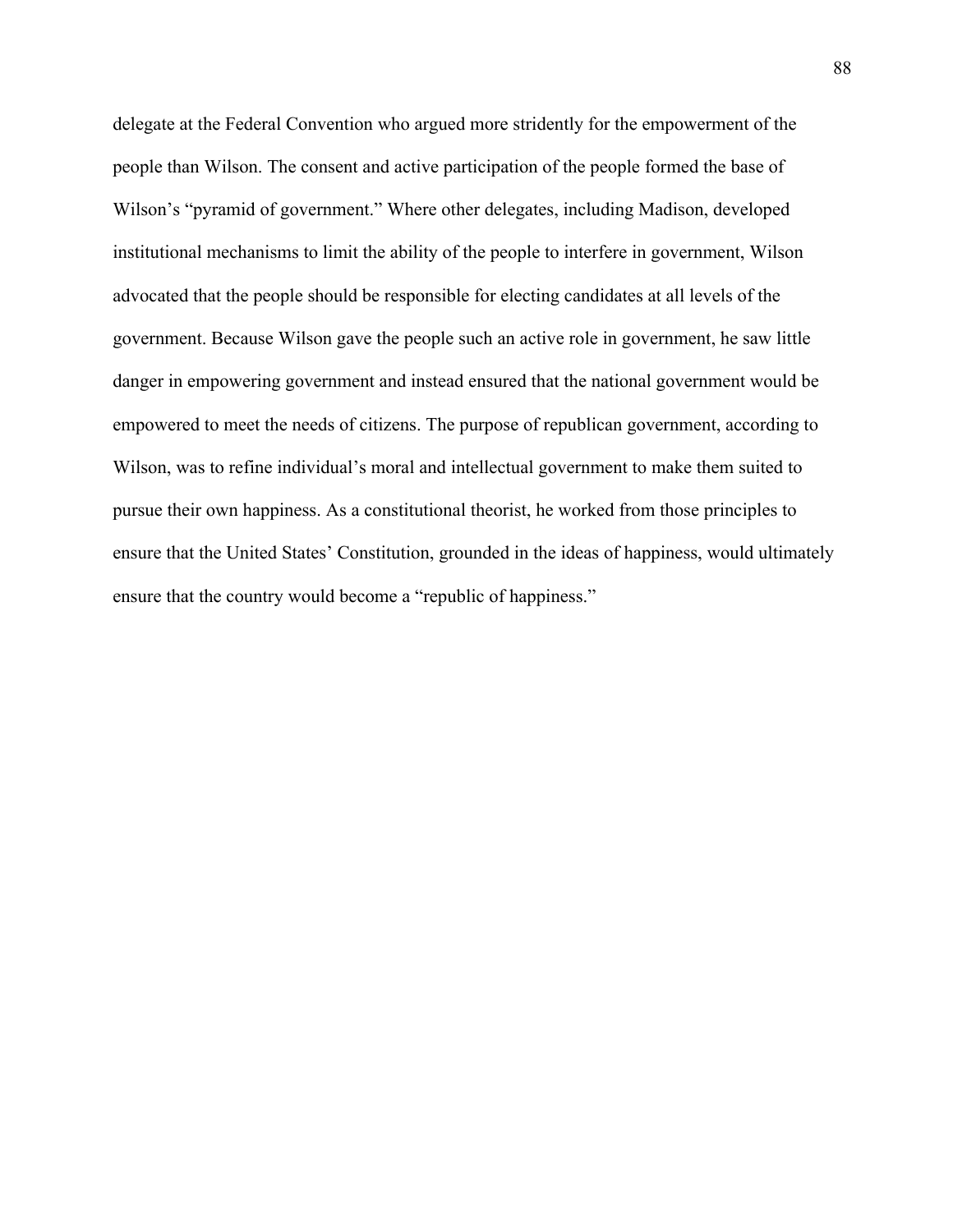delegate at the Federal Convention who argued more stridently for the empowerment of the people than Wilson. The consent and active participation of the people formed the base of Wilson's "pyramid of government." Where other delegates, including Madison, developed institutional mechanisms to limit the ability of the people to interfere in government, Wilson advocated that the people should be responsible for electing candidates at all levels of the government. Because Wilson gave the people such an active role in government, he saw little danger in empowering government and instead ensured that the national government would be empowered to meet the needs of citizens. The purpose of republican government, according to Wilson, was to refine individual's moral and intellectual government to make them suited to pursue their own happiness. As a constitutional theorist, he worked from those principles to ensure that the United States' Constitution, grounded in the ideas of happiness, would ultimately ensure that the country would become a "republic of happiness."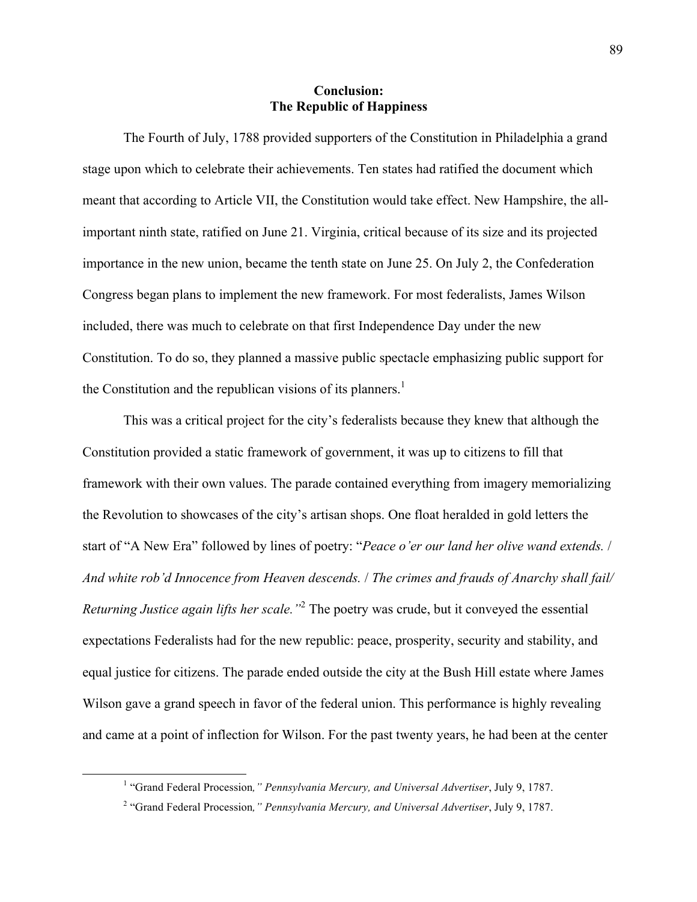# Conclusion:
# The Republic of Happiness

The Fourth of July, 1788 provided supporters of the Constitution in Philadelphia a grand stage upon which to celebrate their achievements. Ten states had ratified the document which meant that according to Article VII, the Constitution would take effect. New Hampshire, the all-important ninth state, ratified on June 21. Virginia, critical because of its size and its projected importance in the new union, became the tenth state on June 25. On July 2, the Confederation Congress began plans to implement the new framework. For most federalists, James Wilson included, there was much to celebrate on that first Independence Day under the new Constitution. To do so, they planned a massive public spectacle emphasizing public support for the Constitution and the republican visions of its planners.[1]

This was a critical project for the city's federalists because they knew that although the Constitution provided a static framework of government, it was up to citizens to fill that framework with their own values. The parade contained everything from imagery memorializing the Revolution to showcases of the city's artisan shops. One float heralded in gold letters the start of "A New Era" followed by lines of poetry: "*Peace o'er our land her olive wand extends.* / *And white rob'd Innocence from Heaven descends.* / *The crimes and frauds of Anarchy shall fail/ Returning Justice again lifts her scale."*[2] The poetry was crude, but it conveyed the essential expectations Federalists had for the new republic: peace, prosperity, security and stability, and equal justice for citizens. The parade ended outside the city at the Bush Hill estate where James Wilson gave a grand speech in favor of the federal union. This performance is highly revealing and came at a point of inflection for Wilson. For the past twenty years, he had been at the center

[1] "Grand Federal Procession*," Pennsylvania Mercury, and Universal Advertiser*, July 9, 1787.

[2] "Grand Federal Procession*," Pennsylvania Mercury, and Universal Advertiser*, July 9, 1787.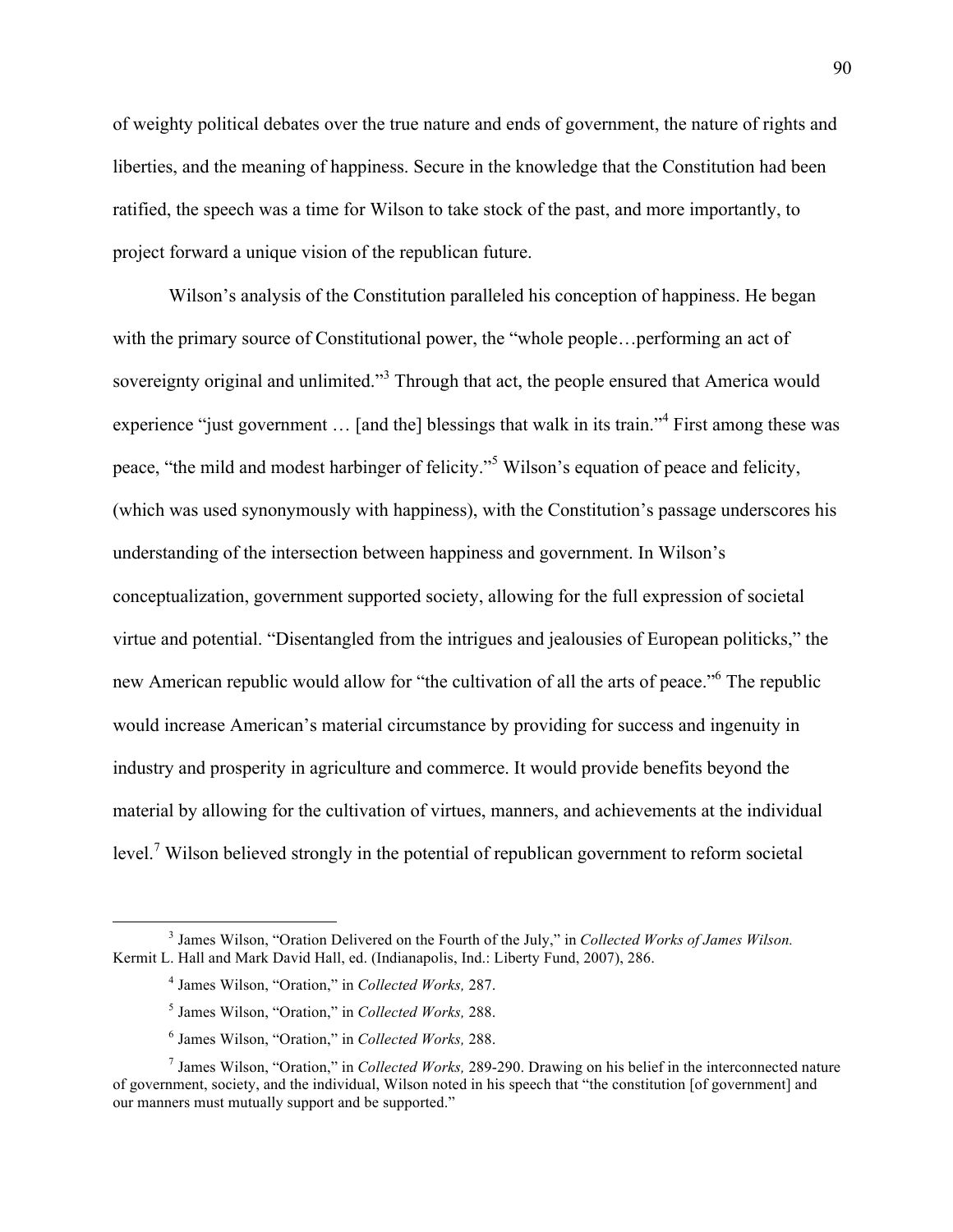of weighty political debates over the true nature and ends of government, the nature of rights and liberties, and the meaning of happiness. Secure in the knowledge that the Constitution had been ratified, the speech was a time for Wilson to take stock of the past, and more importantly, to project forward a unique vision of the republican future.

Wilson's analysis of the Constitution paralleled his conception of happiness. He began with the primary source of Constitutional power, the "whole people…performing an act of sovereignty original and unlimited."[3] Through that act, the people ensured that America would experience "just government … [and the] blessings that walk in its train."[4] First among these was peace, "the mild and modest harbinger of felicity."[5] Wilson's equation of peace and felicity, (which was used synonymously with happiness), with the Constitution's passage underscores his understanding of the intersection between happiness and government. In Wilson's conceptualization, government supported society, allowing for the full expression of societal virtue and potential. "Disentangled from the intrigues and jealousies of European politicks," the new American republic would allow for "the cultivation of all the arts of peace."[6] The republic would increase American's material circumstance by providing for success and ingenuity in industry and prosperity in agriculture and commerce. It would provide benefits beyond the material by allowing for the cultivation of virtues, manners, and achievements at the individual level.[7] Wilson believed strongly in the potential of republican government to reform societal

---

[3] James Wilson, "Oration Delivered on the Fourth of the July," in *Collected Works of James Wilson.* Kermit L. Hall and Mark David Hall, ed. (Indianapolis, Ind.: Liberty Fund, 2007), 286.

[4] James Wilson, "Oration," in *Collected Works,* 287.

[5] James Wilson, "Oration," in *Collected Works,* 288.

[6] James Wilson, "Oration," in *Collected Works,* 288.

[7] James Wilson, "Oration," in *Collected Works,* 289-290. Drawing on his belief in the interconnected nature of government, society, and the individual, Wilson noted in his speech that "the constitution [of government] and our manners must mutually support and be supported."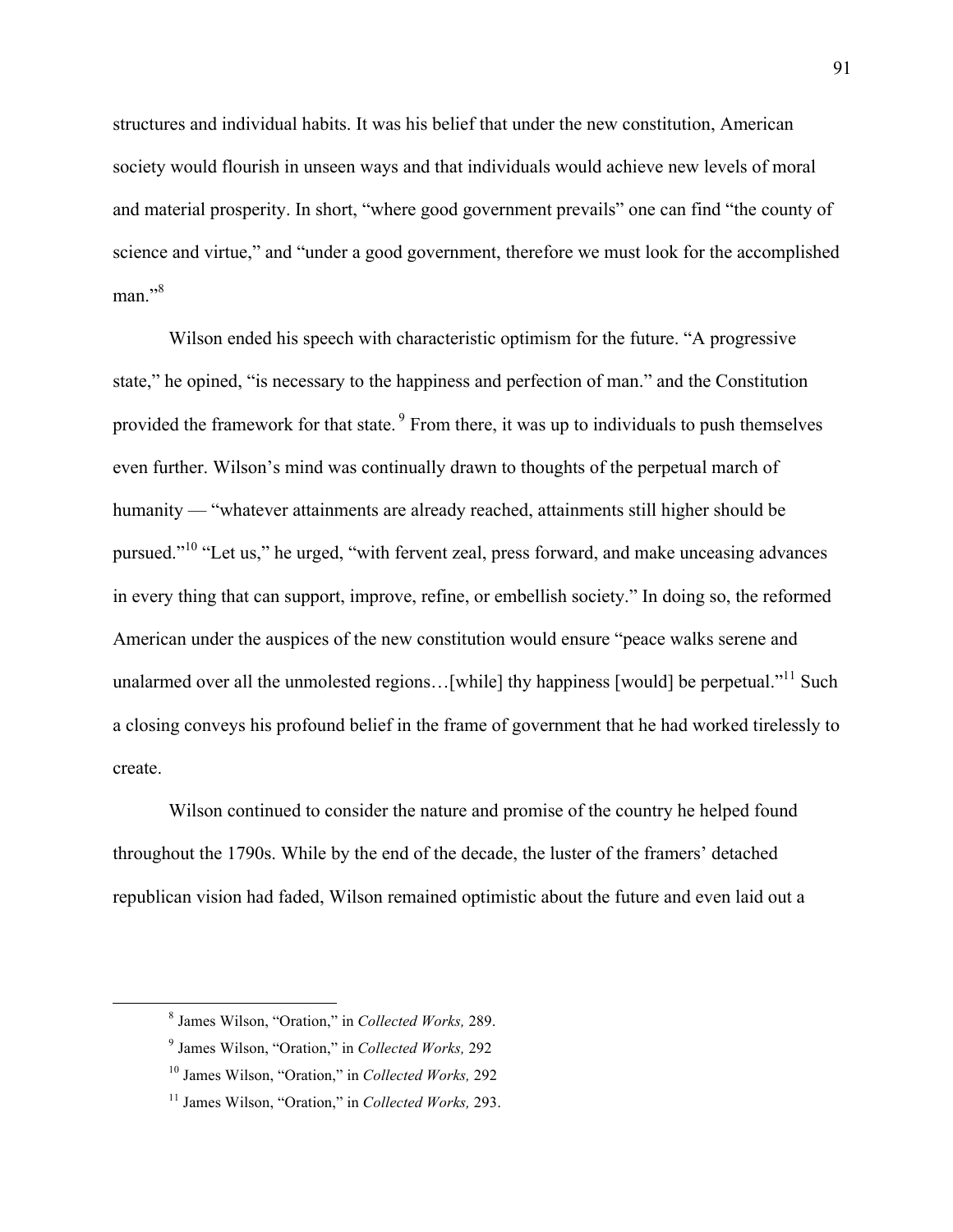structures and individual habits. It was his belief that under the new constitution, American society would flourish in unseen ways and that individuals would achieve new levels of moral and material prosperity. In short, "where good government prevails" one can find "the county of science and virtue," and "under a good government, therefore we must look for the accomplished man."[8]

Wilson ended his speech with characteristic optimism for the future. "A progressive state," he opined, "is necessary to the happiness and perfection of man." and the Constitution provided the framework for that state. [9] From there, it was up to individuals to push themselves even further. Wilson's mind was continually drawn to thoughts of the perpetual march of humanity — "whatever attainments are already reached, attainments still higher should be pursued."[10] "Let us," he urged, "with fervent zeal, press forward, and make unceasing advances in every thing that can support, improve, refine, or embellish society." In doing so, the reformed American under the auspices of the new constitution would ensure "peace walks serene and unalarmed over all the unmolested regions…[while] thy happiness [would] be perpetual."[11] Such a closing conveys his profound belief in the frame of government that he had worked tirelessly to create.

Wilson continued to consider the nature and promise of the country he helped found throughout the 1790s. While by the end of the decade, the luster of the framers' detached republican vision had faded, Wilson remained optimistic about the future and even laid out a

---

[8] James Wilson, "Oration," in *Collected Works,* 289.

[9] James Wilson, "Oration," in *Collected Works,* 292

[10] James Wilson, "Oration," in *Collected Works,* 292

[11] James Wilson, "Oration," in *Collected Works,* 293.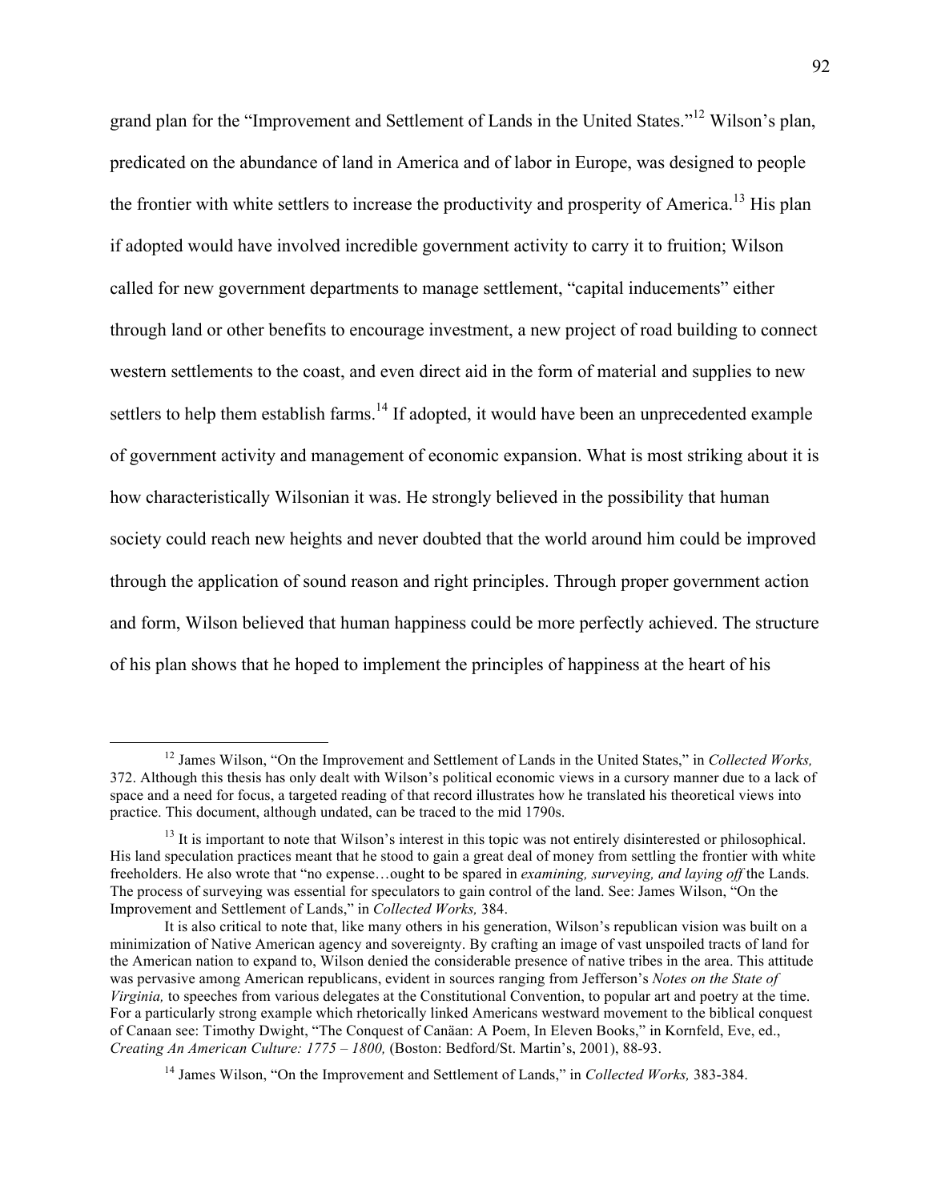grand plan for the "Improvement and Settlement of Lands in the United States."[12] Wilson's plan, predicated on the abundance of land in America and of labor in Europe, was designed to people the frontier with white settlers to increase the productivity and prosperity of America.[13] His plan if adopted would have involved incredible government activity to carry it to fruition; Wilson called for new government departments to manage settlement, "capital inducements" either through land or other benefits to encourage investment, a new project of road building to connect western settlements to the coast, and even direct aid in the form of material and supplies to new settlers to help them establish farms.[14] If adopted, it would have been an unprecedented example of government activity and management of economic expansion. What is most striking about it is how characteristically Wilsonian it was. He strongly believed in the possibility that human society could reach new heights and never doubted that the world around him could be improved through the application of sound reason and right principles. Through proper government action and form, Wilson believed that human happiness could be more perfectly achieved. The structure of his plan shows that he hoped to implement the principles of happiness at the heart of his

---

[12] James Wilson, "On the Improvement and Settlement of Lands in the United States," in *Collected Works,* 372. Although this thesis has only dealt with Wilson's political economic views in a cursory manner due to a lack of space and a need for focus, a targeted reading of that record illustrates how he translated his theoretical views into practice. This document, although undated, can be traced to the mid 1790s.

[13] It is important to note that Wilson's interest in this topic was not entirely disinterested or philosophical. His land speculation practices meant that he stood to gain a great deal of money from settling the frontier with white freeholders. He also wrote that "no expense…ought to be spared in *examining, surveying, and laying off* the Lands. The process of surveying was essential for speculators to gain control of the land. See: James Wilson, "On the Improvement and Settlement of Lands," in *Collected Works,* 384.

It is also critical to note that, like many others in his generation, Wilson's republican vision was built on a minimization of Native American agency and sovereignty. By crafting an image of vast unspoiled tracts of land for the American nation to expand to, Wilson denied the considerable presence of native tribes in the area. This attitude was pervasive among American republicans, evident in sources ranging from Jefferson's *Notes on the State of Virginia,* to speeches from various delegates at the Constitutional Convention, to popular art and poetry at the time. For a particularly strong example which rhetorically linked Americans westward movement to the biblical conquest of Canaan see: Timothy Dwight, "The Conquest of Canäan: A Poem, In Eleven Books," in Kornfeld, Eve, ed., *Creating An American Culture: 1775 – 1800,* (Boston: Bedford/St. Martin's, 2001), 88-93.

[14] James Wilson, "On the Improvement and Settlement of Lands," in *Collected Works,* 383-384.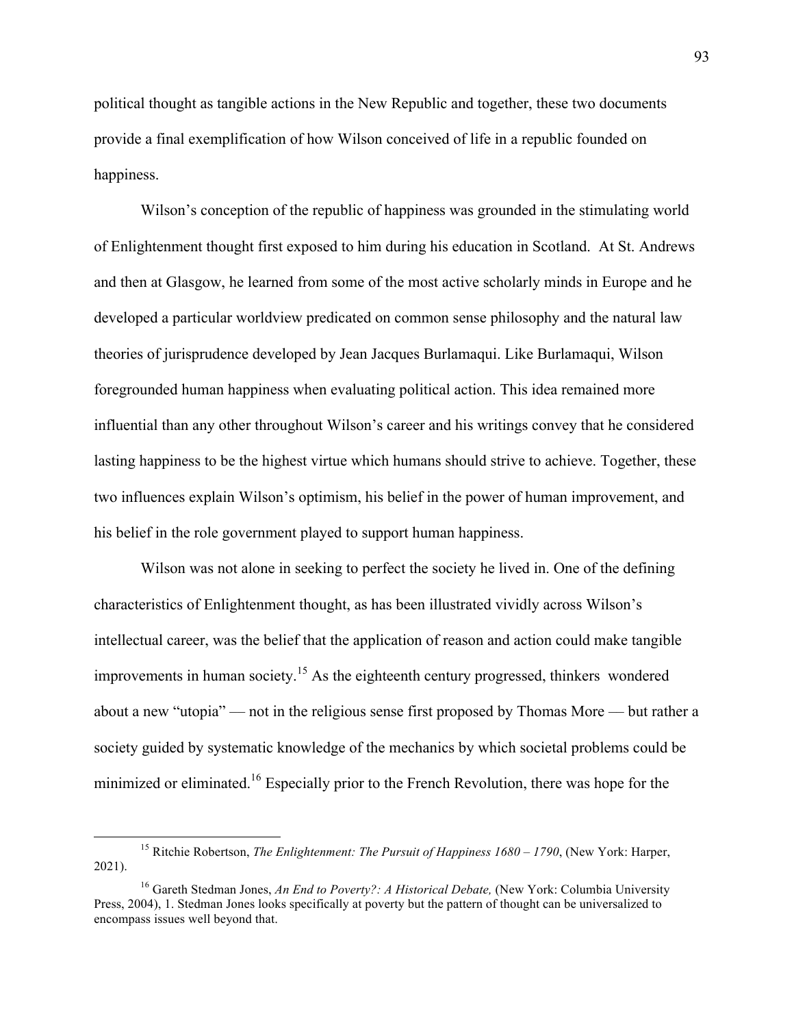political thought as tangible actions in the New Republic and together, these two documents provide a final exemplification of how Wilson conceived of life in a republic founded on happiness.

Wilson's conception of the republic of happiness was grounded in the stimulating world of Enlightenment thought first exposed to him during his education in Scotland. At St. Andrews and then at Glasgow, he learned from some of the most active scholarly minds in Europe and he developed a particular worldview predicated on common sense philosophy and the natural law theories of jurisprudence developed by Jean Jacques Burlamaqui. Like Burlamaqui, Wilson foregrounded human happiness when evaluating political action. This idea remained more influential than any other throughout Wilson's career and his writings convey that he considered lasting happiness to be the highest virtue which humans should strive to achieve. Together, these two influences explain Wilson's optimism, his belief in the power of human improvement, and his belief in the role government played to support human happiness.

Wilson was not alone in seeking to perfect the society he lived in. One of the defining characteristics of Enlightenment thought, as has been illustrated vividly across Wilson's intellectual career, was the belief that the application of reason and action could make tangible improvements in human society.[15] As the eighteenth century progressed, thinkers wondered about a new "utopia" — not in the religious sense first proposed by Thomas More — but rather a society guided by systematic knowledge of the mechanics by which societal problems could be minimized or eliminated.[16] Especially prior to the French Revolution, there was hope for the

---

[15] Ritchie Robertson, *The Enlightenment: The Pursuit of Happiness 1680 – 1790*, (New York: Harper, 2021).

[16] Gareth Stedman Jones, *An End to Poverty?: A Historical Debate,* (New York: Columbia University Press, 2004), 1. Stedman Jones looks specifically at poverty but the pattern of thought can be universalized to encompass issues well beyond that.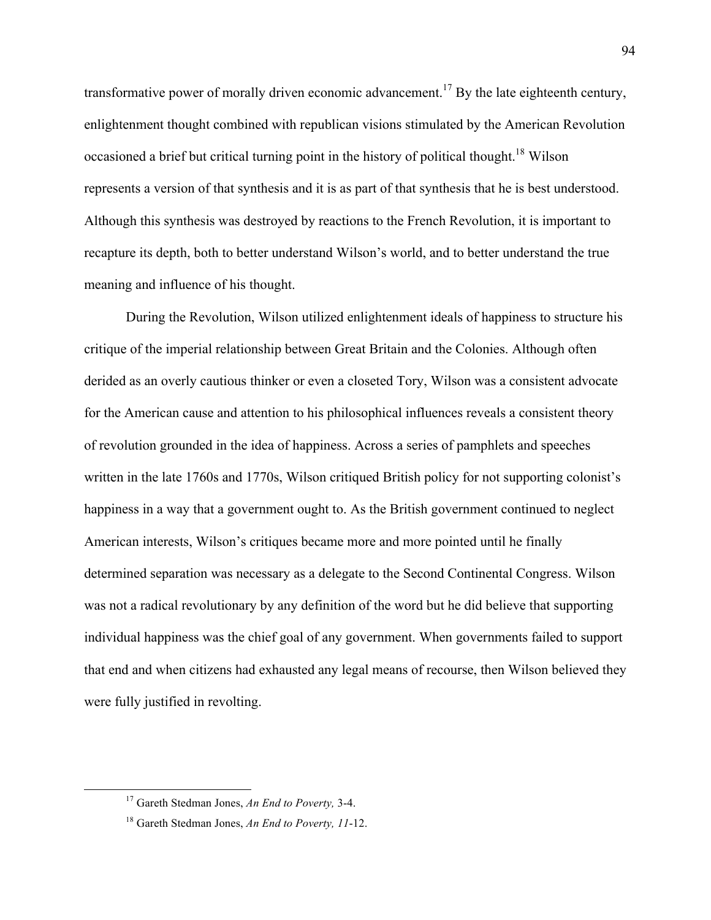transformative power of morally driven economic advancement.[17] By the late eighteenth century, enlightenment thought combined with republican visions stimulated by the American Revolution occasioned a brief but critical turning point in the history of political thought.[18] Wilson represents a version of that synthesis and it is as part of that synthesis that he is best understood. Although this synthesis was destroyed by reactions to the French Revolution, it is important to recapture its depth, both to better understand Wilson's world, and to better understand the true meaning and influence of his thought.

During the Revolution, Wilson utilized enlightenment ideals of happiness to structure his critique of the imperial relationship between Great Britain and the Colonies. Although often derided as an overly cautious thinker or even a closeted Tory, Wilson was a consistent advocate for the American cause and attention to his philosophical influences reveals a consistent theory of revolution grounded in the idea of happiness. Across a series of pamphlets and speeches written in the late 1760s and 1770s, Wilson critiqued British policy for not supporting colonist's happiness in a way that a government ought to. As the British government continued to neglect American interests, Wilson's critiques became more and more pointed until he finally determined separation was necessary as a delegate to the Second Continental Congress. Wilson was not a radical revolutionary by any definition of the word but he did believe that supporting individual happiness was the chief goal of any government. When governments failed to support that end and when citizens had exhausted any legal means of recourse, then Wilson believed they were fully justified in revolting.

---

[17] Gareth Stedman Jones, *An End to Poverty,* 3-4.

[18] Gareth Stedman Jones, *An End to Poverty, 11*-12.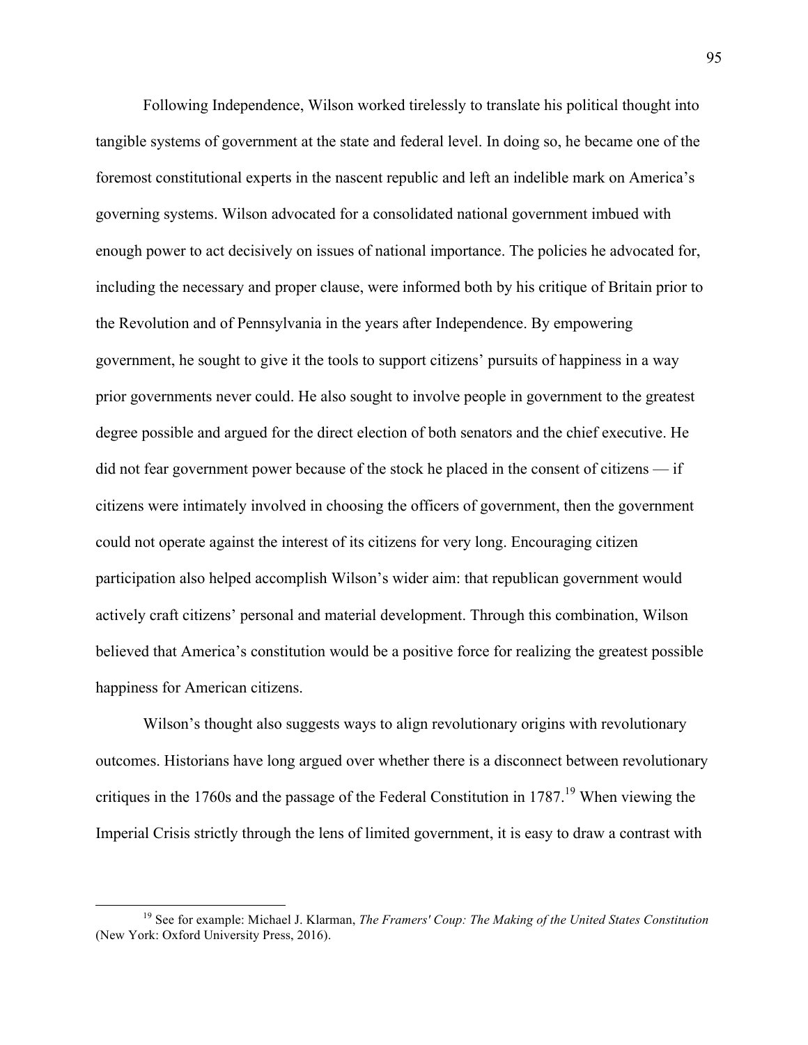Following Independence, Wilson worked tirelessly to translate his political thought into tangible systems of government at the state and federal level. In doing so, he became one of the foremost constitutional experts in the nascent republic and left an indelible mark on America's governing systems. Wilson advocated for a consolidated national government imbued with enough power to act decisively on issues of national importance. The policies he advocated for, including the necessary and proper clause, were informed both by his critique of Britain prior to the Revolution and of Pennsylvania in the years after Independence. By empowering government, he sought to give it the tools to support citizens' pursuits of happiness in a way prior governments never could. He also sought to involve people in government to the greatest degree possible and argued for the direct election of both senators and the chief executive. He did not fear government power because of the stock he placed in the consent of citizens — if citizens were intimately involved in choosing the officers of government, then the government could not operate against the interest of its citizens for very long. Encouraging citizen participation also helped accomplish Wilson's wider aim: that republican government would actively craft citizens' personal and material development. Through this combination, Wilson believed that America's constitution would be a positive force for realizing the greatest possible happiness for American citizens.

Wilson's thought also suggests ways to align revolutionary origins with revolutionary outcomes. Historians have long argued over whether there is a disconnect between revolutionary critiques in the 1760s and the passage of the Federal Constitution in 1787.[19] When viewing the Imperial Crisis strictly through the lens of limited government, it is easy to draw a contrast with

[19] See for example: Michael J. Klarman, *The Framers' Coup: The Making of the United States Constitution* (New York: Oxford University Press, 2016).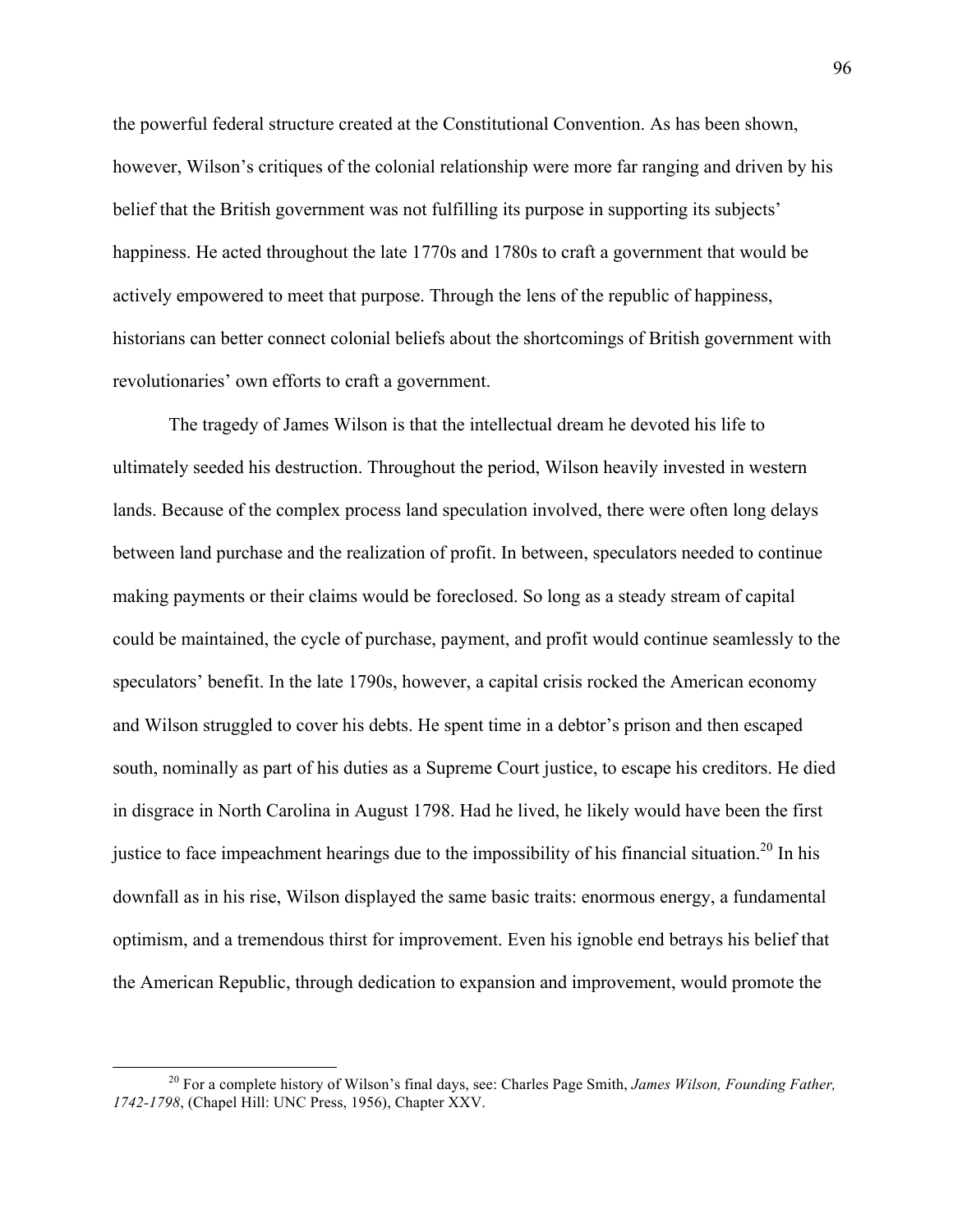the powerful federal structure created at the Constitutional Convention. As has been shown, however, Wilson's critiques of the colonial relationship were more far ranging and driven by his belief that the British government was not fulfilling its purpose in supporting its subjects' happiness. He acted throughout the late 1770s and 1780s to craft a government that would be actively empowered to meet that purpose. Through the lens of the republic of happiness, historians can better connect colonial beliefs about the shortcomings of British government with revolutionaries' own efforts to craft a government.

The tragedy of James Wilson is that the intellectual dream he devoted his life to ultimately seeded his destruction. Throughout the period, Wilson heavily invested in western lands. Because of the complex process land speculation involved, there were often long delays between land purchase and the realization of profit. In between, speculators needed to continue making payments or their claims would be foreclosed. So long as a steady stream of capital could be maintained, the cycle of purchase, payment, and profit would continue seamlessly to the speculators' benefit. In the late 1790s, however, a capital crisis rocked the American economy and Wilson struggled to cover his debts. He spent time in a debtor's prison and then escaped south, nominally as part of his duties as a Supreme Court justice, to escape his creditors. He died in disgrace in North Carolina in August 1798. Had he lived, he likely would have been the first justice to face impeachment hearings due to the impossibility of his financial situation.[20] In his downfall as in his rise, Wilson displayed the same basic traits: enormous energy, a fundamental optimism, and a tremendous thirst for improvement. Even his ignoble end betrays his belief that the American Republic, through dedication to expansion and improvement, would promote the

[20] For a complete history of Wilson's final days, see: Charles Page Smith, *James Wilson, Founding Father, 1742-1798*, (Chapel Hill: UNC Press, 1956), Chapter XXV.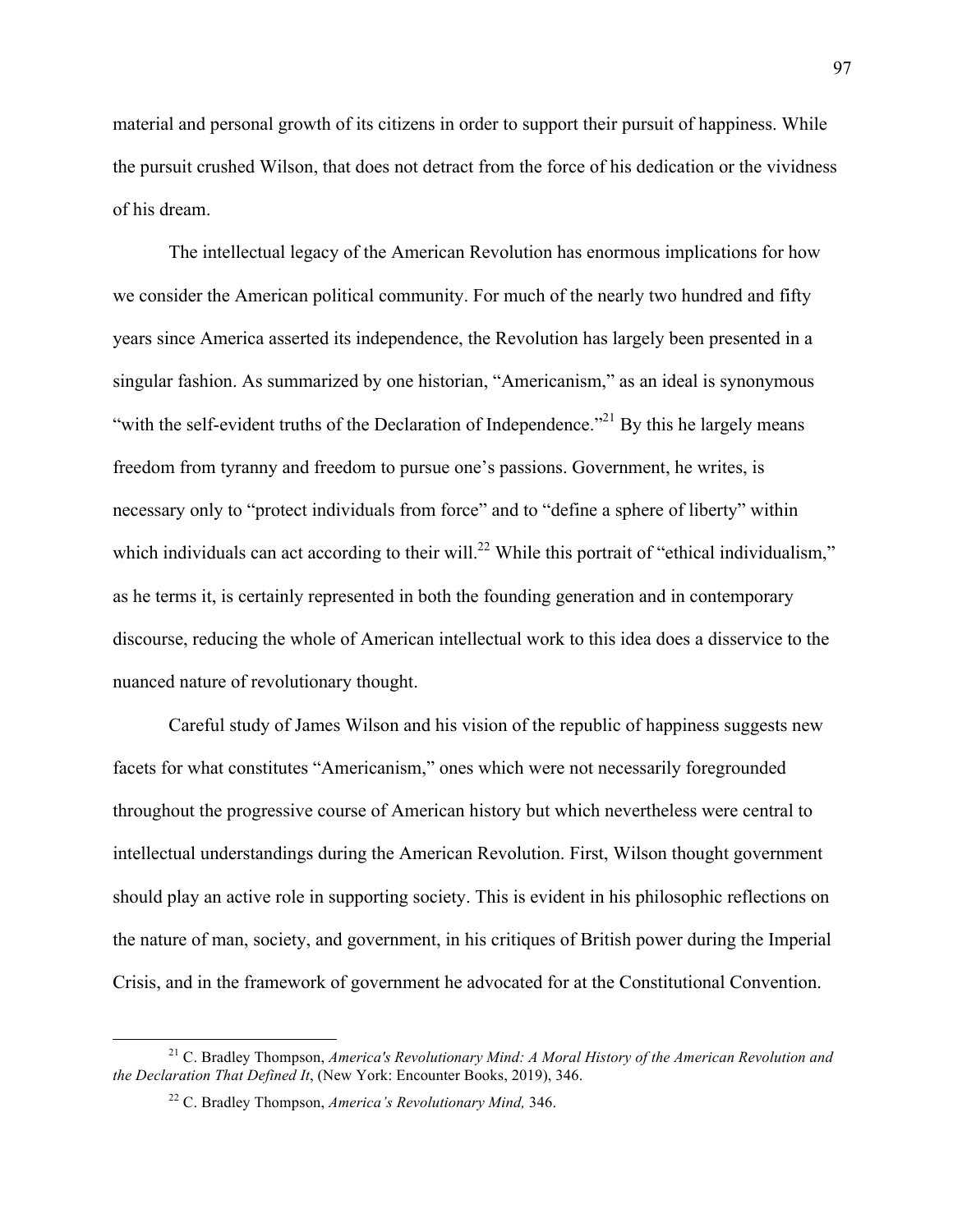material and personal growth of its citizens in order to support their pursuit of happiness. While the pursuit crushed Wilson, that does not detract from the force of his dedication or the vividness of his dream.

The intellectual legacy of the American Revolution has enormous implications for how we consider the American political community. For much of the nearly two hundred and fifty years since America asserted its independence, the Revolution has largely been presented in a singular fashion. As summarized by one historian, "Americanism," as an ideal is synonymous "with the self-evident truths of the Declaration of Independence."[21] By this he largely means freedom from tyranny and freedom to pursue one's passions. Government, he writes, is necessary only to "protect individuals from force" and to "define a sphere of liberty" within which individuals can act according to their will.[22] While this portrait of "ethical individualism," as he terms it, is certainly represented in both the founding generation and in contemporary discourse, reducing the whole of American intellectual work to this idea does a disservice to the nuanced nature of revolutionary thought.

Careful study of James Wilson and his vision of the republic of happiness suggests new facets for what constitutes "Americanism," ones which were not necessarily foregrounded throughout the progressive course of American history but which nevertheless were central to intellectual understandings during the American Revolution. First, Wilson thought government should play an active role in supporting society. This is evident in his philosophic reflections on the nature of man, society, and government, in his critiques of British power during the Imperial Crisis, and in the framework of government he advocated for at the Constitutional Convention.

---

[21] C. Bradley Thompson, *America's Revolutionary Mind: A Moral History of the American Revolution and the Declaration That Defined It*, (New York: Encounter Books, 2019), 346.

[22] C. Bradley Thompson, *America's Revolutionary Mind,* 346.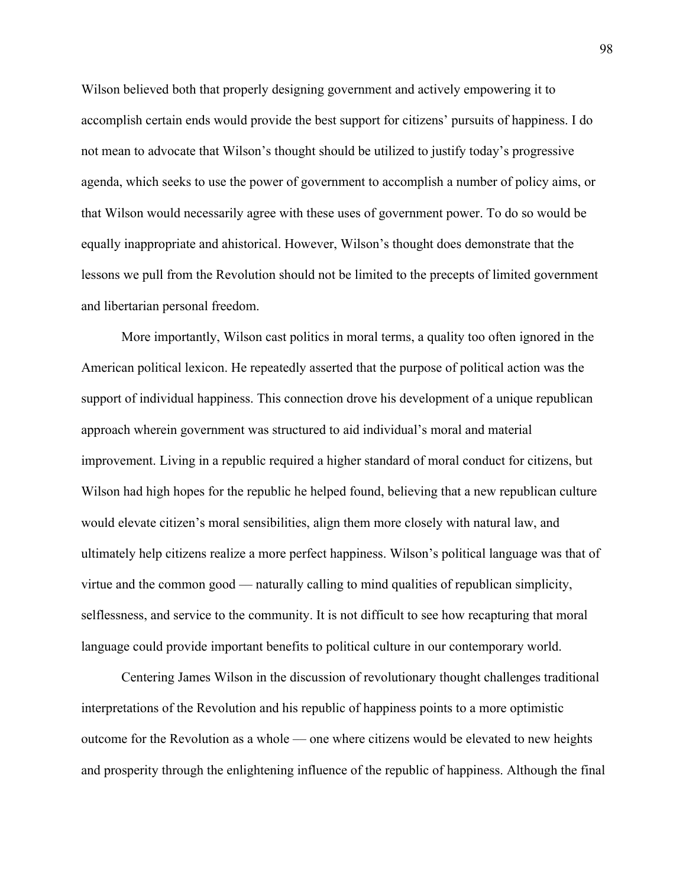Wilson believed both that properly designing government and actively empowering it to accomplish certain ends would provide the best support for citizens' pursuits of happiness. I do not mean to advocate that Wilson's thought should be utilized to justify today's progressive agenda, which seeks to use the power of government to accomplish a number of policy aims, or that Wilson would necessarily agree with these uses of government power. To do so would be equally inappropriate and ahistorical. However, Wilson's thought does demonstrate that the lessons we pull from the Revolution should not be limited to the precepts of limited government and libertarian personal freedom.

More importantly, Wilson cast politics in moral terms, a quality too often ignored in the American political lexicon. He repeatedly asserted that the purpose of political action was the support of individual happiness. This connection drove his development of a unique republican approach wherein government was structured to aid individual's moral and material improvement. Living in a republic required a higher standard of moral conduct for citizens, but Wilson had high hopes for the republic he helped found, believing that a new republican culture would elevate citizen's moral sensibilities, align them more closely with natural law, and ultimately help citizens realize a more perfect happiness. Wilson's political language was that of virtue and the common good — naturally calling to mind qualities of republican simplicity, selflessness, and service to the community. It is not difficult to see how recapturing that moral language could provide important benefits to political culture in our contemporary world.

Centering James Wilson in the discussion of revolutionary thought challenges traditional interpretations of the Revolution and his republic of happiness points to a more optimistic outcome for the Revolution as a whole — one where citizens would be elevated to new heights and prosperity through the enlightening influence of the republic of happiness. Although the final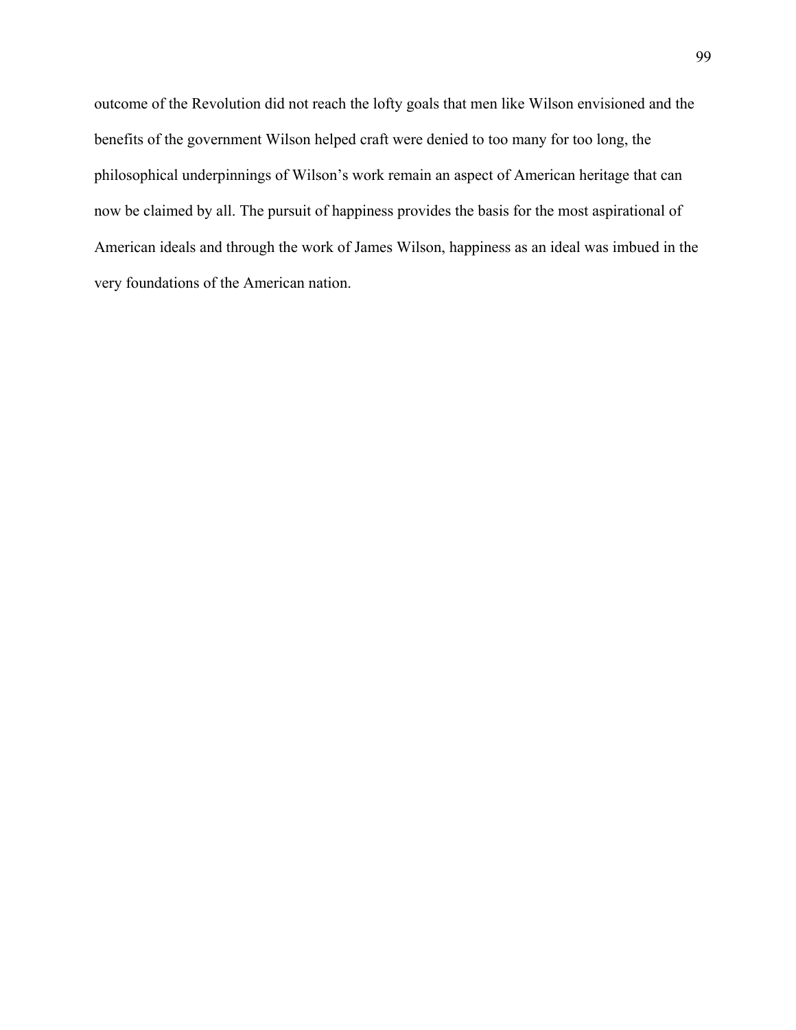outcome of the Revolution did not reach the lofty goals that men like Wilson envisioned and the benefits of the government Wilson helped craft were denied to too many for too long, the philosophical underpinnings of Wilson's work remain an aspect of American heritage that can now be claimed by all. The pursuit of happiness provides the basis for the most aspirational of American ideals and through the work of James Wilson, happiness as an ideal was imbued in the very foundations of the American nation.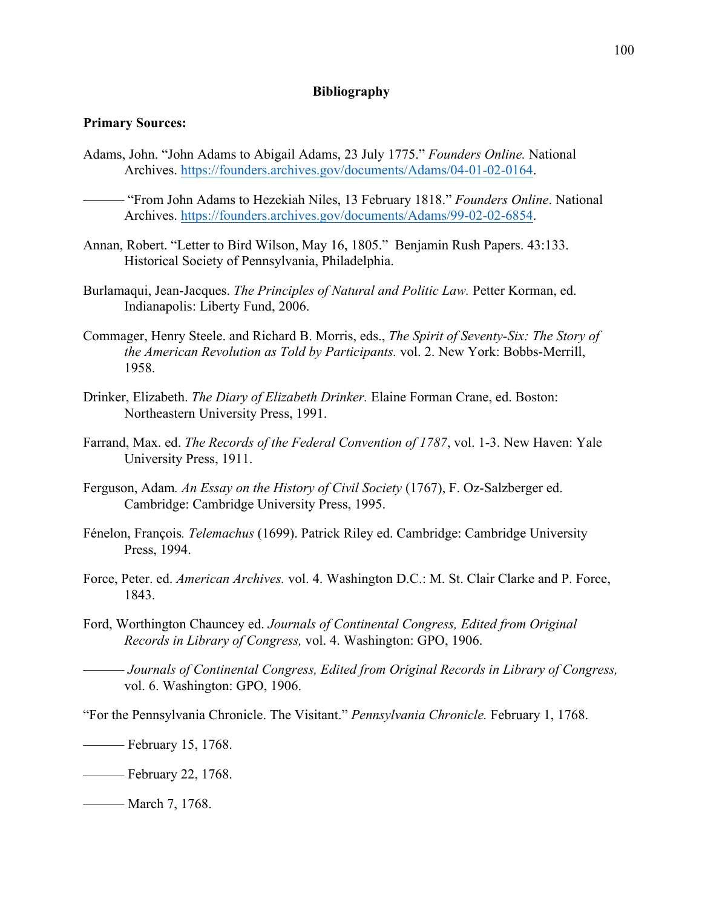**Bibliography**

**Primary Sources:**

Adams, John. "John Adams to Abigail Adams, 23 July 1775." *Founders Online.* National Archives. https://founders.archives.gov/documents/Adams/04-01-02-0164.

——— "From John Adams to Hezekiah Niles, 13 February 1818." *Founders Online*. National Archives. https://founders.archives.gov/documents/Adams/99-02-02-6854.

Annan, Robert. "Letter to Bird Wilson, May 16, 1805." Benjamin Rush Papers. 43:133. Historical Society of Pennsylvania, Philadelphia.

Burlamaqui, Jean-Jacques. *The Principles of Natural and Politic Law.* Petter Korman, ed. Indianapolis: Liberty Fund, 2006.

Commager, Henry Steele. and Richard B. Morris, eds., *The Spirit of Seventy-Six: The Story of the American Revolution as Told by Participants.* vol. 2. New York: Bobbs-Merrill, 1958.

Drinker, Elizabeth. *The Diary of Elizabeth Drinker.* Elaine Forman Crane, ed. Boston: Northeastern University Press, 1991.

Farrand, Max. ed. *The Records of the Federal Convention of 1787*, vol. 1-3. New Haven: Yale University Press, 1911.

Ferguson, Adam. *An Essay on the History of Civil Society* (1767), F. Oz-Salzberger ed. Cambridge: Cambridge University Press, 1995.

Fénelon, François. *Telemachus* (1699). Patrick Riley ed. Cambridge: Cambridge University Press, 1994.

Force, Peter. ed. *American Archives.* vol. 4. Washington D.C.: M. St. Clair Clarke and P. Force, 1843.

Ford, Worthington Chauncey ed. *Journals of Continental Congress, Edited from Original Records in Library of Congress,* vol. 4. Washington: GPO, 1906.

——— *Journals of Continental Congress, Edited from Original Records in Library of Congress,* vol. 6. Washington: GPO, 1906.

"For the Pennsylvania Chronicle. The Visitant." *Pennsylvania Chronicle.* February 1, 1768.

——— February 15, 1768.

——— February 22, 1768.

——— March 7, 1768.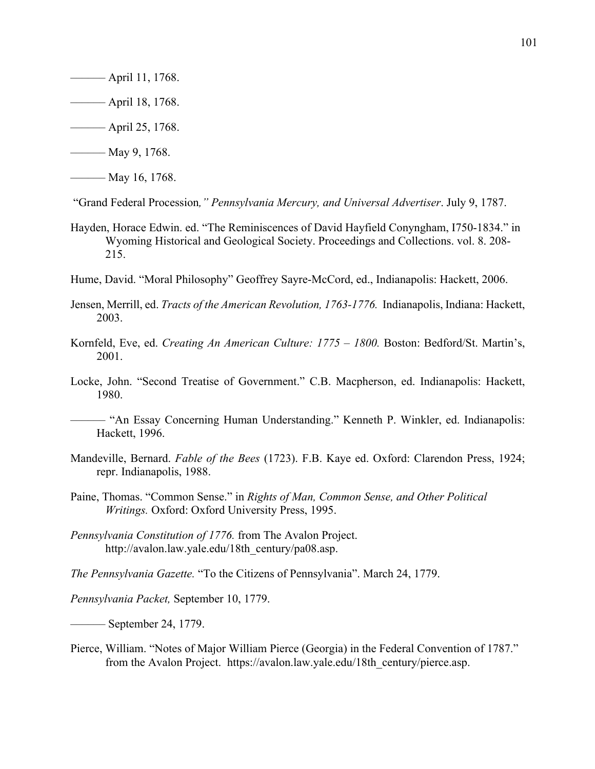——— April 11, 1768.

——— April 18, 1768.

——— April 25, 1768.

——— May 9, 1768.

——— May 16, 1768.

"Grand Federal Procession*," Pennsylvania Mercury, and Universal Advertiser*. July 9, 1787.

Hayden, Horace Edwin. ed. "The Reminiscences of David Hayfield Conyngham, I750-1834." in Wyoming Historical and Geological Society. Proceedings and Collections. vol. 8. 208-215.

Hume, David. "Moral Philosophy" Geoffrey Sayre-McCord, ed., Indianapolis: Hackett, 2006.

Jensen, Merrill, ed. *Tracts of the American Revolution, 1763-1776.* Indianapolis, Indiana: Hackett, 2003.

Kornfeld, Eve, ed. *Creating An American Culture: 1775 – 1800.* Boston: Bedford/St. Martin's, 2001.

Locke, John. "Second Treatise of Government." C.B. Macpherson, ed. Indianapolis: Hackett, 1980.

——— "An Essay Concerning Human Understanding." Kenneth P. Winkler, ed. Indianapolis: Hackett, 1996.

Mandeville, Bernard. *Fable of the Bees* (1723). F.B. Kaye ed. Oxford: Clarendon Press, 1924; repr. Indianapolis, 1988.

Paine, Thomas. "Common Sense." in *Rights of Man, Common Sense, and Other Political Writings.* Oxford: Oxford University Press, 1995.

*Pennsylvania Constitution of 1776.* from The Avalon Project. http://avalon.law.yale.edu/18th_century/pa08.asp.

*The Pennsylvania Gazette.* "To the Citizens of Pennsylvania". March 24, 1779.

*Pennsylvania Packet,* September 10, 1779.

——— September 24, 1779.

Pierce, William. "Notes of Major William Pierce (Georgia) in the Federal Convention of 1787." from the Avalon Project. https://avalon.law.yale.edu/18th_century/pierce.asp.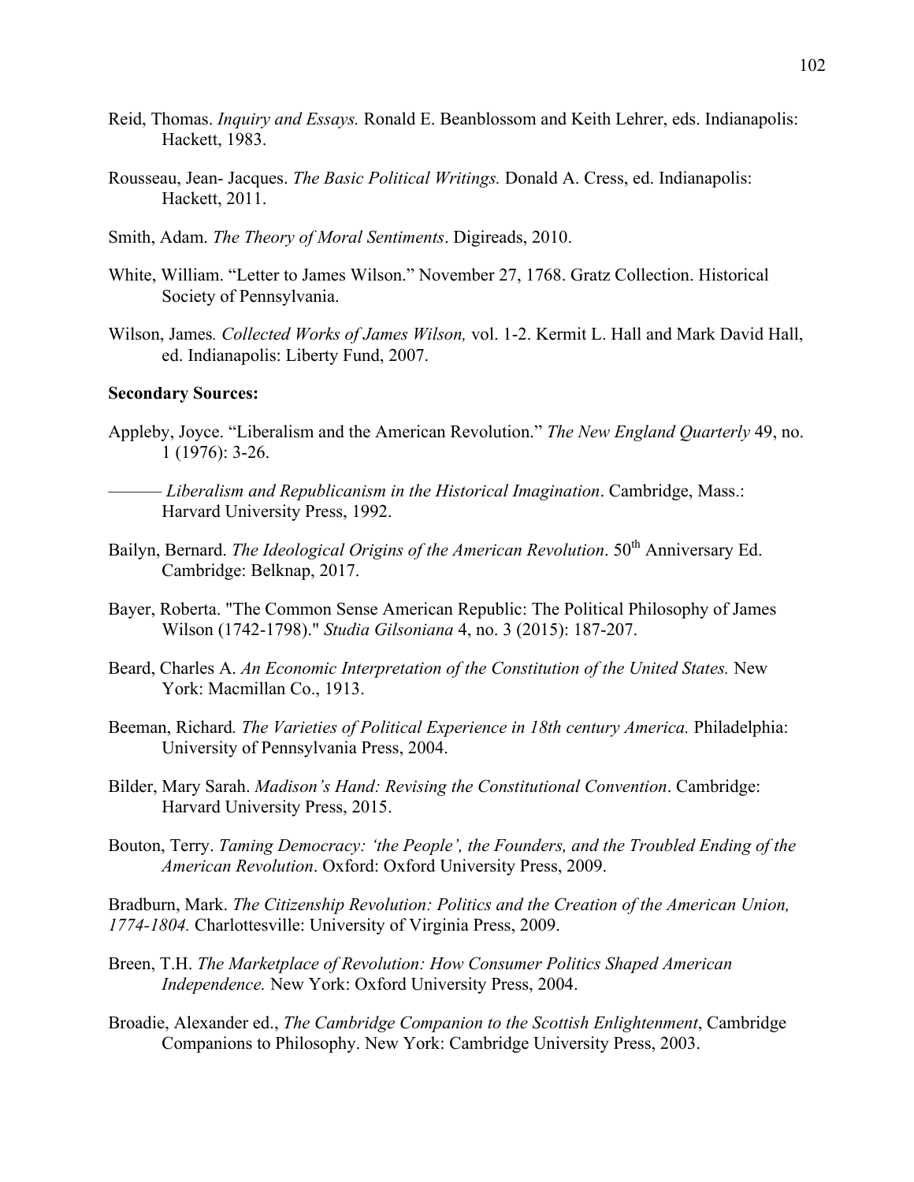Reid, Thomas. *Inquiry and Essays.* Ronald E. Beanblossom and Keith Lehrer, eds. Indianapolis: Hackett, 1983.

Rousseau, Jean- Jacques. *The Basic Political Writings.* Donald A. Cress, ed. Indianapolis: Hackett, 2011.

Smith, Adam. *The Theory of Moral Sentiments*. Digireads, 2010.

White, William. "Letter to James Wilson." November 27, 1768. Gratz Collection. Historical Society of Pennsylvania.

Wilson, James. *Collected Works of James Wilson,* vol. 1-2. Kermit L. Hall and Mark David Hall, ed. Indianapolis: Liberty Fund, 2007.

**Secondary Sources:**

Appleby, Joyce. "Liberalism and the American Revolution." *The New England Quarterly* 49, no. 1 (1976): 3-26.

——— *Liberalism and Republicanism in the Historical Imagination*. Cambridge, Mass.: Harvard University Press, 1992.

Bailyn, Bernard. *The Ideological Origins of the American Revolution*. 50th Anniversary Ed. Cambridge: Belknap, 2017.

Bayer, Roberta. "The Common Sense American Republic: The Political Philosophy of James Wilson (1742-1798)." *Studia Gilsoniana* 4, no. 3 (2015): 187-207.

Beard, Charles A. *An Economic Interpretation of the Constitution of the United States.* New York: Macmillan Co., 1913.

Beeman, Richard. *The Varieties of Political Experience in 18th century America.* Philadelphia: University of Pennsylvania Press, 2004.

Bilder, Mary Sarah. *Madison's Hand: Revising the Constitutional Convention*. Cambridge: Harvard University Press, 2015.

Bouton, Terry. *Taming Democracy: 'the People', the Founders, and the Troubled Ending of the American Revolution*. Oxford: Oxford University Press, 2009.

Bradburn, Mark. *The Citizenship Revolution: Politics and the Creation of the American Union, 1774-1804.* Charlottesville: University of Virginia Press, 2009.

Breen, T.H. *The Marketplace of Revolution: How Consumer Politics Shaped American Independence.* New York: Oxford University Press, 2004.

Broadie, Alexander ed., *The Cambridge Companion to the Scottish Enlightenment*, Cambridge Companions to Philosophy. New York: Cambridge University Press, 2003.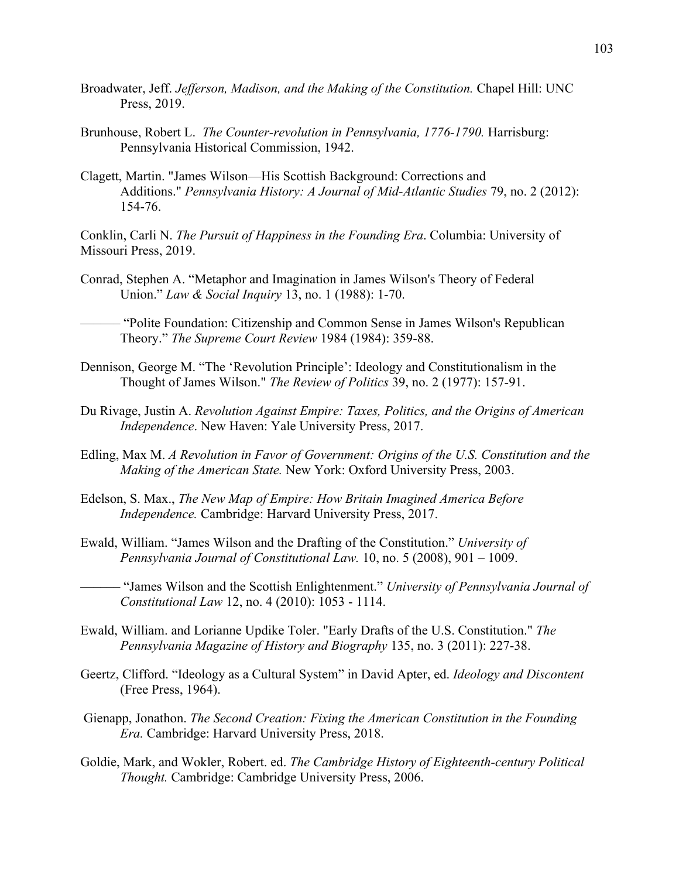Broadwater, Jeff. *Jefferson, Madison, and the Making of the Constitution.* Chapel Hill: UNC Press, 2019.

Brunhouse, Robert L. *The Counter-revolution in Pennsylvania, 1776-1790.* Harrisburg: Pennsylvania Historical Commission, 1942.

Clagett, Martin. "James Wilson—His Scottish Background: Corrections and Additions." *Pennsylvania History: A Journal of Mid-Atlantic Studies* 79, no. 2 (2012): 154-76.

Conklin, Carli N. *The Pursuit of Happiness in the Founding Era*. Columbia: University of Missouri Press, 2019.

Conrad, Stephen A. "Metaphor and Imagination in James Wilson's Theory of Federal Union." *Law & Social Inquiry* 13, no. 1 (1988): 1-70.

——— "Polite Foundation: Citizenship and Common Sense in James Wilson's Republican Theory." *The Supreme Court Review* 1984 (1984): 359-88.

Dennison, George M. "The 'Revolution Principle': Ideology and Constitutionalism in the Thought of James Wilson." *The Review of Politics* 39, no. 2 (1977): 157-91.

Du Rivage, Justin A. *Revolution Against Empire: Taxes, Politics, and the Origins of American Independence*. New Haven: Yale University Press, 2017.

Edling, Max M. *A Revolution in Favor of Government: Origins of the U.S. Constitution and the Making of the American State.* New York: Oxford University Press, 2003.

Edelson, S. Max., *The New Map of Empire: How Britain Imagined America Before Independence.* Cambridge: Harvard University Press, 2017.

Ewald, William. "James Wilson and the Drafting of the Constitution." *University of Pennsylvania Journal of Constitutional Law.* 10, no. 5 (2008), 901 – 1009.

——— "James Wilson and the Scottish Enlightenment." *University of Pennsylvania Journal of Constitutional Law* 12, no. 4 (2010): 1053 - 1114.

Ewald, William. and Lorianne Updike Toler. "Early Drafts of the U.S. Constitution." *The Pennsylvania Magazine of History and Biography* 135, no. 3 (2011): 227-38.

Geertz, Clifford. "Ideology as a Cultural System" in David Apter, ed. *Ideology and Discontent* (Free Press, 1964).

Gienapp, Jonathon. *The Second Creation: Fixing the American Constitution in the Founding Era.* Cambridge: Harvard University Press, 2018.

Goldie, Mark, and Wokler, Robert. ed. *The Cambridge History of Eighteenth-century Political Thought.* Cambridge: Cambridge University Press, 2006.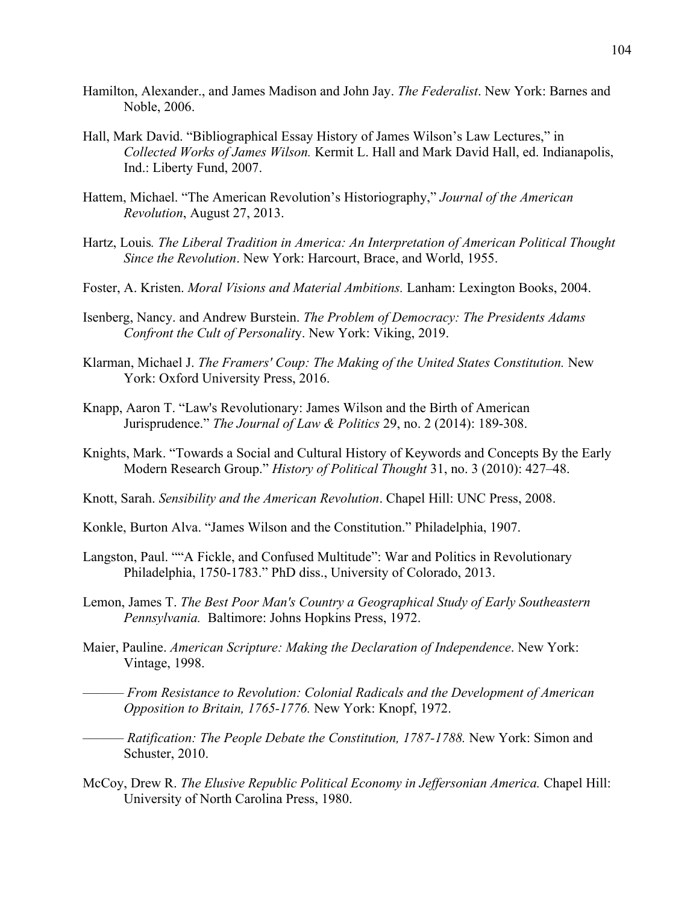Hamilton, Alexander., and James Madison and John Jay. *The Federalist*. New York: Barnes and Noble, 2006.

Hall, Mark David. "Bibliographical Essay History of James Wilson's Law Lectures," in *Collected Works of James Wilson.* Kermit L. Hall and Mark David Hall, ed. Indianapolis, Ind.: Liberty Fund, 2007.

Hattem, Michael. "The American Revolution's Historiography," *Journal of the American Revolution*, August 27, 2013.

Hartz, Louis*. The Liberal Tradition in America: An Interpretation of American Political Thought Since the Revolution*. New York: Harcourt, Brace, and World, 1955.

Foster, A. Kristen. *Moral Visions and Material Ambitions.* Lanham: Lexington Books, 2004.

Isenberg, Nancy. and Andrew Burstein. *The Problem of Democracy: The Presidents Adams Confront the Cult of Personalit*y. New York: Viking, 2019.

Klarman, Michael J. *The Framers' Coup: The Making of the United States Constitution.* New York: Oxford University Press, 2016.

Knapp, Aaron T. "Law's Revolutionary: James Wilson and the Birth of American Jurisprudence." *The Journal of Law & Politics* 29, no. 2 (2014): 189-308.

Knights, Mark. "Towards a Social and Cultural History of Keywords and Concepts By the Early Modern Research Group." *History of Political Thought* 31, no. 3 (2010): 427–48.

Knott, Sarah. *Sensibility and the American Revolution*. Chapel Hill: UNC Press, 2008.

Konkle, Burton Alva. "James Wilson and the Constitution." Philadelphia, 1907.

Langston, Paul. ""A Fickle, and Confused Multitude": War and Politics in Revolutionary Philadelphia, 1750-1783." PhD diss., University of Colorado, 2013.

Lemon, James T. *The Best Poor Man's Country a Geographical Study of Early Southeastern Pennsylvania.* Baltimore: Johns Hopkins Press, 1972.

Maier, Pauline. *American Scripture: Making the Declaration of Independence*. New York: Vintage, 1998.

——— *From Resistance to Revolution: Colonial Radicals and the Development of American Opposition to Britain, 1765-1776.* New York: Knopf, 1972.

——— *Ratification: The People Debate the Constitution, 1787-1788.* New York: Simon and Schuster, 2010.

McCoy, Drew R. *The Elusive Republic Political Economy in Jeffersonian America.* Chapel Hill: University of North Carolina Press, 1980.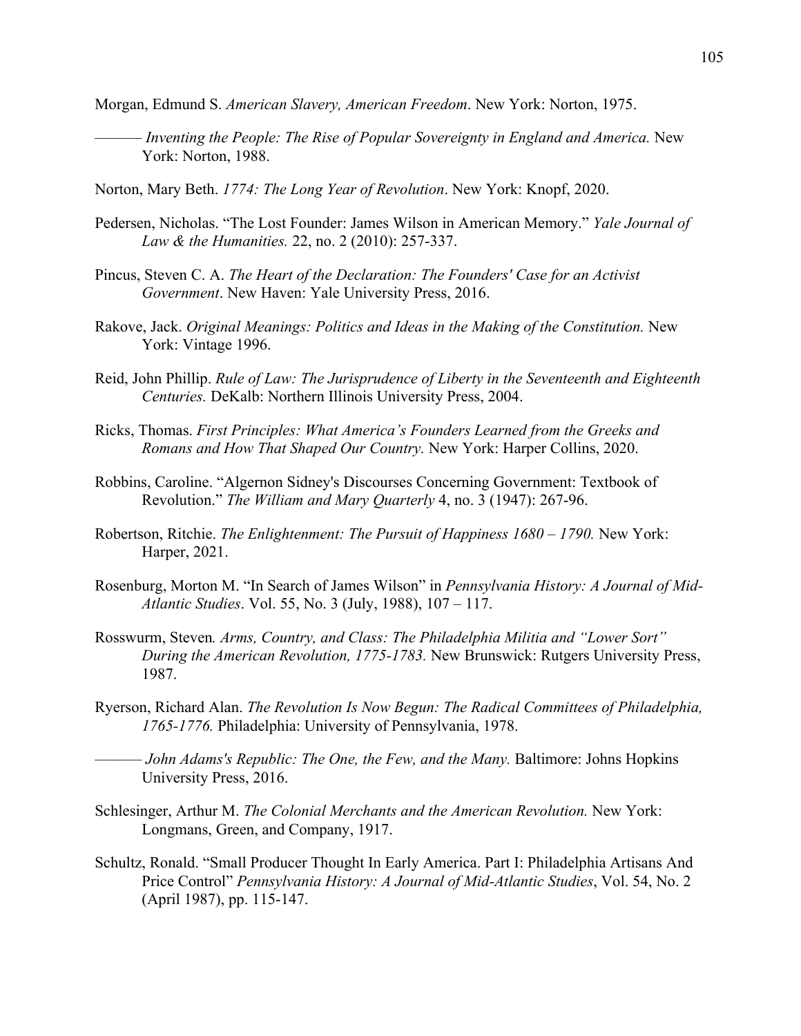Morgan, Edmund S. *American Slavery, American Freedom*. New York: Norton, 1975.

——— *Inventing the People: The Rise of Popular Sovereignty in England and America.* New York: Norton, 1988.

Norton, Mary Beth. *1774: The Long Year of Revolution*. New York: Knopf, 2020.

Pedersen, Nicholas. "The Lost Founder: James Wilson in American Memory." *Yale Journal of Law & the Humanities.* 22, no. 2 (2010): 257-337.

Pincus, Steven C. A. *The Heart of the Declaration: The Founders' Case for an Activist Government*. New Haven: Yale University Press, 2016.

Rakove, Jack. *Original Meanings: Politics and Ideas in the Making of the Constitution.* New York: Vintage 1996.

Reid, John Phillip. *Rule of Law: The Jurisprudence of Liberty in the Seventeenth and Eighteenth Centuries.* DeKalb: Northern Illinois University Press, 2004.

Ricks, Thomas. *First Principles: What America's Founders Learned from the Greeks and Romans and How That Shaped Our Country.* New York: Harper Collins, 2020.

Robbins, Caroline. "Algernon Sidney's Discourses Concerning Government: Textbook of Revolution." *The William and Mary Quarterly* 4, no. 3 (1947): 267-96.

Robertson, Ritchie. *The Enlightenment: The Pursuit of Happiness 1680 – 1790.* New York: Harper, 2021.

Rosenburg, Morton M. "In Search of James Wilson" in *Pennsylvania History: A Journal of Mid-Atlantic Studies*. Vol. 55, No. 3 (July, 1988), 107 – 117.

Rosswurm, Steven*. Arms, Country, and Class: The Philadelphia Militia and "Lower Sort" During the American Revolution, 1775-1783.* New Brunswick: Rutgers University Press, 1987.

Ryerson, Richard Alan. *The Revolution Is Now Begun: The Radical Committees of Philadelphia, 1765-1776.* Philadelphia: University of Pennsylvania, 1978.

——— *John Adams's Republic: The One, the Few, and the Many.* Baltimore: Johns Hopkins University Press, 2016.

Schlesinger, Arthur M. *The Colonial Merchants and the American Revolution.* New York: Longmans, Green, and Company, 1917.

Schultz, Ronald. "Small Producer Thought In Early America. Part I: Philadelphia Artisans And Price Control" *Pennsylvania History: A Journal of Mid-Atlantic Studies*, Vol. 54, No. 2 (April 1987), pp. 115-147.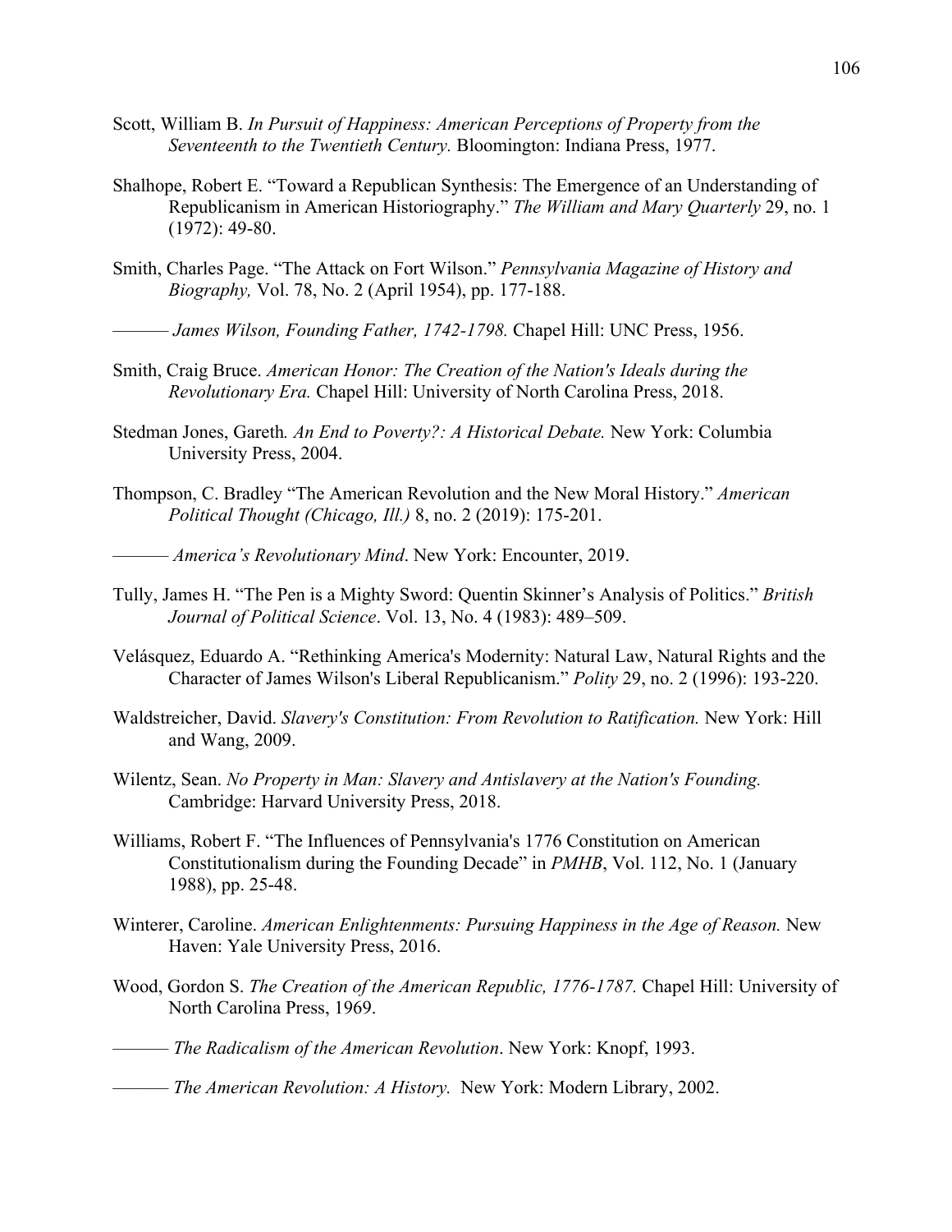Scott, William B. *In Pursuit of Happiness: American Perceptions of Property from the Seventeenth to the Twentieth Century.* Bloomington: Indiana Press, 1977.

Shalhope, Robert E. "Toward a Republican Synthesis: The Emergence of an Understanding of Republicanism in American Historiography." *The William and Mary Quarterly* 29, no. 1 (1972): 49-80.

Smith, Charles Page. "The Attack on Fort Wilson." *Pennsylvania Magazine of History and Biography,* Vol. 78, No. 2 (April 1954), pp. 177-188.

——— *James Wilson, Founding Father, 1742-1798.* Chapel Hill: UNC Press, 1956.

Smith, Craig Bruce. *American Honor: The Creation of the Nation's Ideals during the Revolutionary Era.* Chapel Hill: University of North Carolina Press, 2018.

Stedman Jones, Gareth*. An End to Poverty?: A Historical Debate.* New York: Columbia University Press, 2004.

Thompson, C. Bradley "The American Revolution and the New Moral History." *American Political Thought (Chicago, Ill.)* 8, no. 2 (2019): 175-201.

——— *America's Revolutionary Mind*. New York: Encounter, 2019.

Tully, James H. "The Pen is a Mighty Sword: Quentin Skinner's Analysis of Politics." *British Journal of Political Science*. Vol. 13, No. 4 (1983): 489–509.

Velásquez, Eduardo A. "Rethinking America's Modernity: Natural Law, Natural Rights and the Character of James Wilson's Liberal Republicanism." *Polity* 29, no. 2 (1996): 193-220.

Waldstreicher, David. *Slavery's Constitution: From Revolution to Ratification.* New York: Hill and Wang, 2009.

Wilentz, Sean. *No Property in Man: Slavery and Antislavery at the Nation's Founding.* Cambridge: Harvard University Press, 2018.

Williams, Robert F. "The Influences of Pennsylvania's 1776 Constitution on American Constitutionalism during the Founding Decade" in *PMHB*, Vol. 112, No. 1 (January 1988), pp. 25-48.

Winterer, Caroline. *American Enlightenments: Pursuing Happiness in the Age of Reason.* New Haven: Yale University Press, 2016.

Wood, Gordon S. *The Creation of the American Republic, 1776-1787.* Chapel Hill: University of North Carolina Press, 1969.

——— *The Radicalism of the American Revolution*. New York: Knopf, 1993.

——— *The American Revolution: A History.* New York: Modern Library, 2002.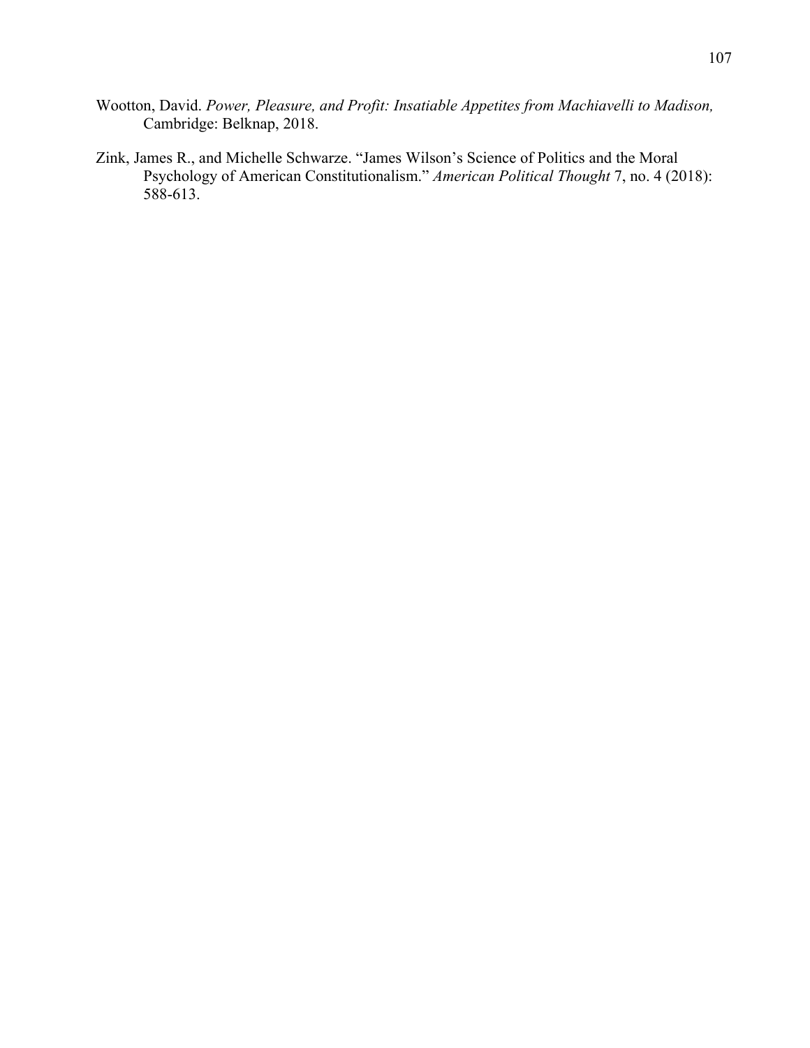Wootton, David. *Power, Pleasure, and Profit: Insatiable Appetites from Machiavelli to Madison,* Cambridge: Belknap, 2018.

Zink, James R., and Michelle Schwarze. "James Wilson's Science of Politics and the Moral Psychology of American Constitutionalism." *American Political Thought* 7, no. 4 (2018): 588-613.